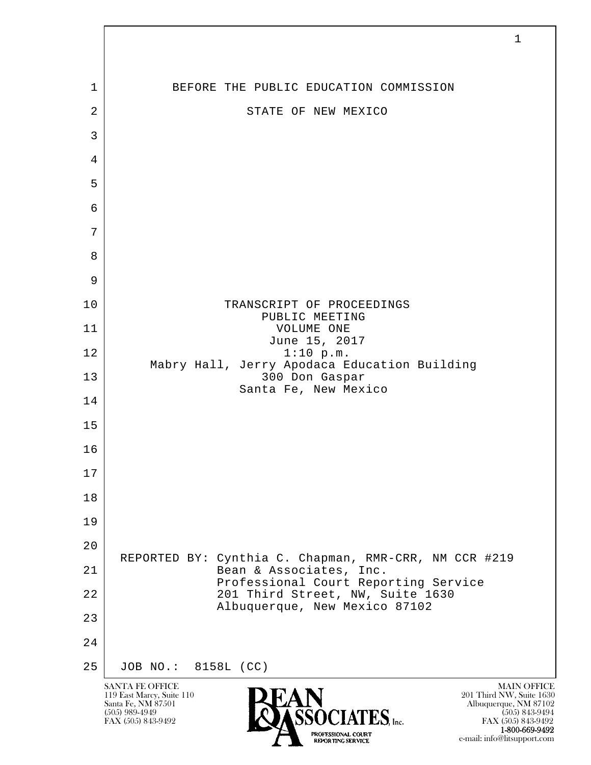BEFORE THE PUBLIC EDUCATION COMMISSION

STATE OF NEW MEXICO

TRANSCRIPT OF PROCEEDINGS
PUBLIC MEETING
VOLUME ONE
June 15, 2017
1:10 p.m.
Mabry Hall, Jerry Apodaca Education Building
300 Don Gaspar
Santa Fe, New Mexico

REPORTED BY: Cynthia C. Chapman, RMR-CRR, NM CCR #219
Bean & Associates, Inc.
Professional Court Reporting Service
201 Third Street, NW, Suite 1630
Albuquerque, New Mexico 87102

JOB NO.: 8158L (CC)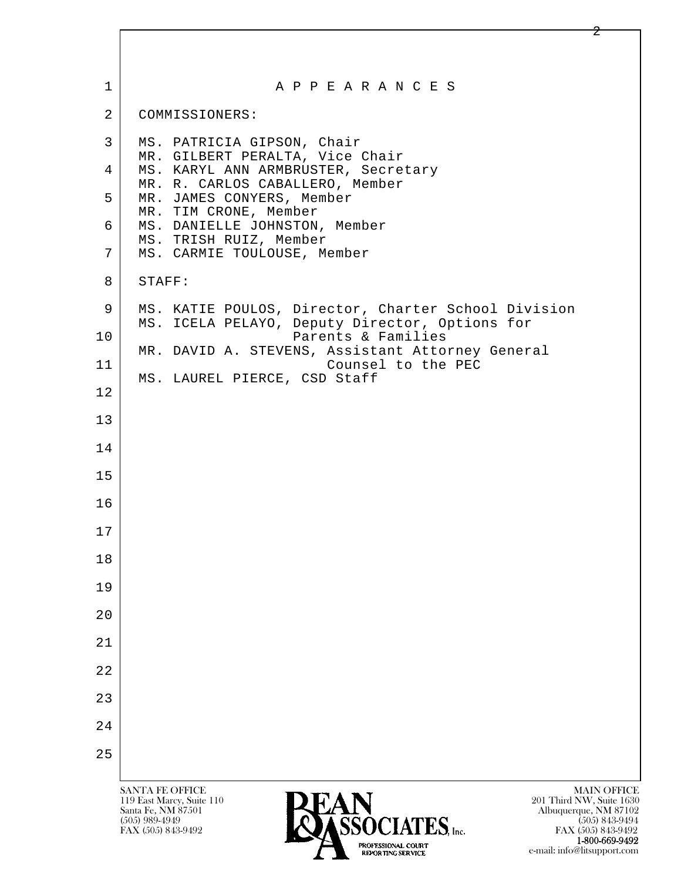# A P P E A R A N C E S

COMMISSIONERS:

MS. PATRICIA GIPSON, Chair
MR. GILBERT PERALTA, Vice Chair
MS. KARYL ANN ARMBRUSTER, Secretary
MR. R. CARLOS CABALLERO, Member
MR. JAMES CONYERS, Member
MR. TIM CRONE, Member
MS. DANIELLE JOHNSTON, Member
MS. TRISH RUIZ, Member
MS. CARMIE TOULOUSE, Member

STAFF:

MS. KATIE POULOS, Director, Charter School Division
MS. ICELA PELAYO, Deputy Director, Options for Parents & Families
MR. DAVID A. STEVENS, Assistant Attorney General Counsel to the PEC
MS. LAUREL PIERCE, CSD Staff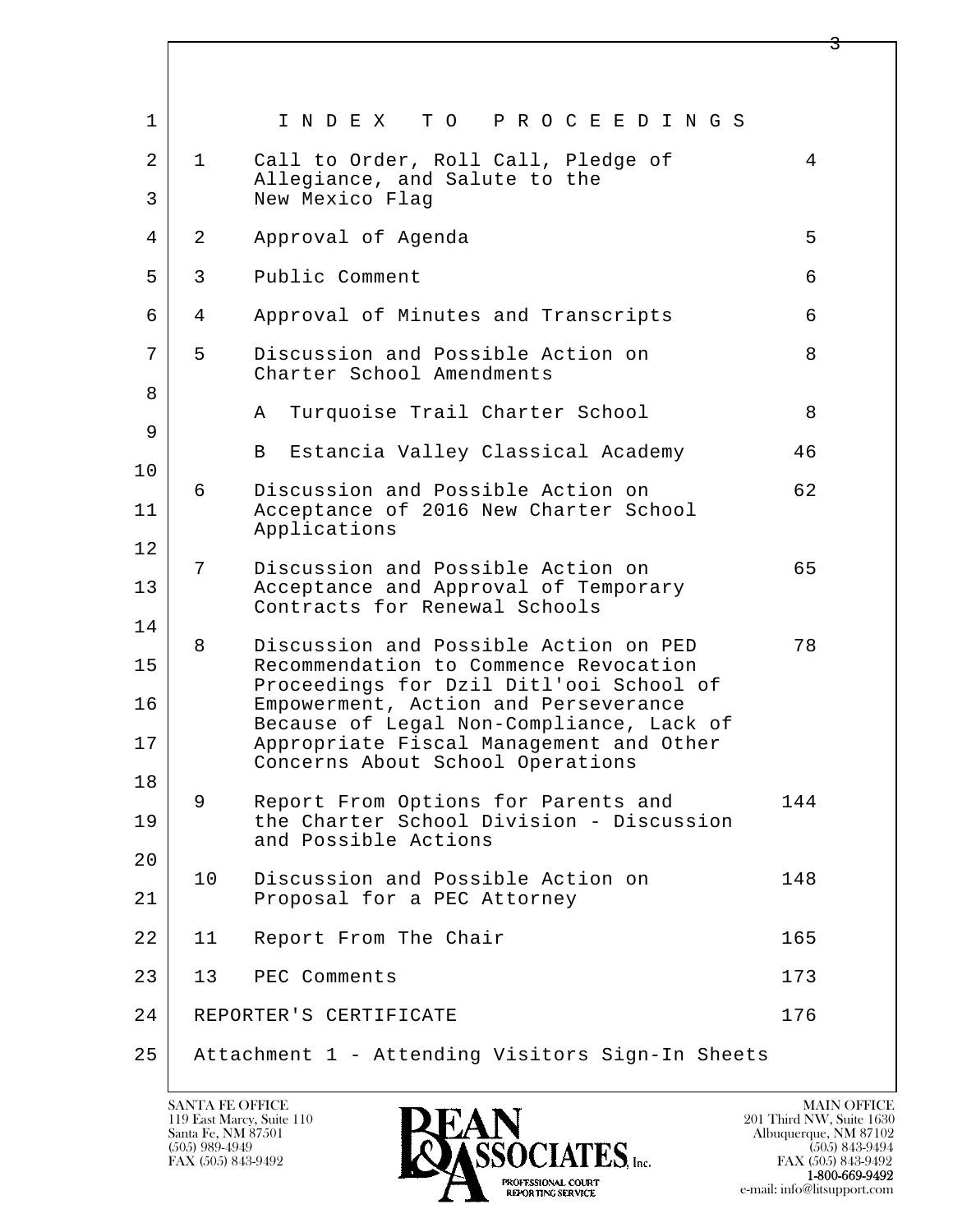# I N D E X   T O   P R O C E E D I N G S

| | | |
|---|---|---|
| 1 | Call to Order, Roll Call, Pledge of Allegiance, and Salute to the New Mexico Flag | 4 |
| 2 | Approval of Agenda | 5 |
| 3 | Public Comment | 6 |
| 4 | Approval of Minutes and Transcripts | 6 |
| 5 | Discussion and Possible Action on Charter School Amendments | 8 |
| | A Turquoise Trail Charter School | 8 |
| | B Estancia Valley Classical Academy | 46 |
| 6 | Discussion and Possible Action on Acceptance of 2016 New Charter School Applications | 62 |
| 7 | Discussion and Possible Action on Acceptance and Approval of Temporary Contracts for Renewal Schools | 65 |
| 8 | Discussion and Possible Action on PED Recommendation to Commence Revocation Proceedings for Dzil Ditl'ooi School of Empowerment, Action and Perseverance Because of Legal Non-Compliance, Lack of Appropriate Fiscal Management and Other Concerns About School Operations | 78 |
| 9 | Report From Options for Parents and the Charter School Division - Discussion and Possible Actions | 144 |
| 10 | Discussion and Possible Action on Proposal for a PEC Attorney | 148 |
| 11 | Report From The Chair | 165 |
| 13 | PEC Comments | 173 |

REPORTER'S CERTIFICATE 176

Attachment 1 - Attending Visitors Sign-In Sheets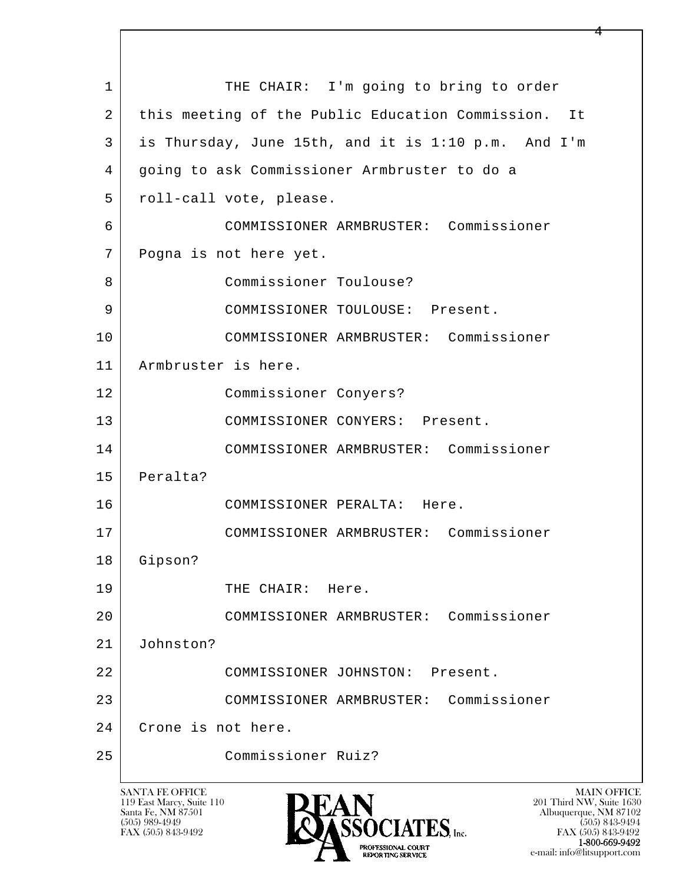1 THE CHAIR: I'm going to bring to order
2 this meeting of the Public Education Commission. It
3 is Thursday, June 15th, and it is 1:10 p.m. And I'm
4 going to ask Commissioner Armbruster to do a
5 roll-call vote, please.
6 COMMISSIONER ARMBRUSTER: Commissioner
7 Pogna is not here yet.
8 Commissioner Toulouse?
9 COMMISSIONER TOULOUSE: Present.
10 COMMISSIONER ARMBRUSTER: Commissioner
11 Armbruster is here.
12 Commissioner Conyers?
13 COMMISSIONER CONYERS: Present.
14 COMMISSIONER ARMBRUSTER: Commissioner
15 Peralta?
16 COMMISSIONER PERALTA: Here.
17 COMMISSIONER ARMBRUSTER: Commissioner
18 Gipson?
19 THE CHAIR: Here.
20 COMMISSIONER ARMBRUSTER: Commissioner
21 Johnston?
22 COMMISSIONER JOHNSTON: Present.
23 COMMISSIONER ARMBRUSTER: Commissioner
24 Crone is not here.
25 Commissioner Ruiz?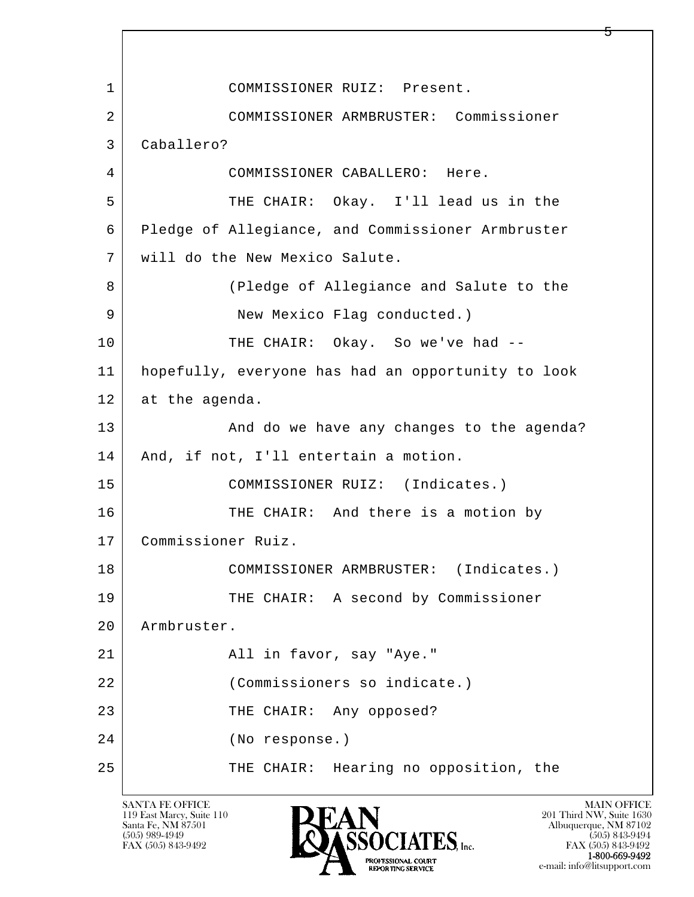1 COMMISSIONER RUIZ: Present.

2 COMMISSIONER ARMBRUSTER: Commissioner

3 Caballero?

4 COMMISSIONER CABALLERO: Here.

5 THE CHAIR: Okay. I'll lead us in the

6 Pledge of Allegiance, and Commissioner Armbruster

7 will do the New Mexico Salute.

8 (Pledge of Allegiance and Salute to the

9 New Mexico Flag conducted.)

10 THE CHAIR: Okay. So we've had --

11 hopefully, everyone has had an opportunity to look

12 at the agenda.

13 And do we have any changes to the agenda?

14 And, if not, I'll entertain a motion.

15 COMMISSIONER RUIZ: (Indicates.)

16 THE CHAIR: And there is a motion by

17 Commissioner Ruiz.

18 COMMISSIONER ARMBRUSTER: (Indicates.)

19 THE CHAIR: A second by Commissioner

20 Armbruster.

21 All in favor, say "Aye."

22 (Commissioners so indicate.)

23 THE CHAIR: Any opposed?

24 (No response.)

25 THE CHAIR: Hearing no opposition, the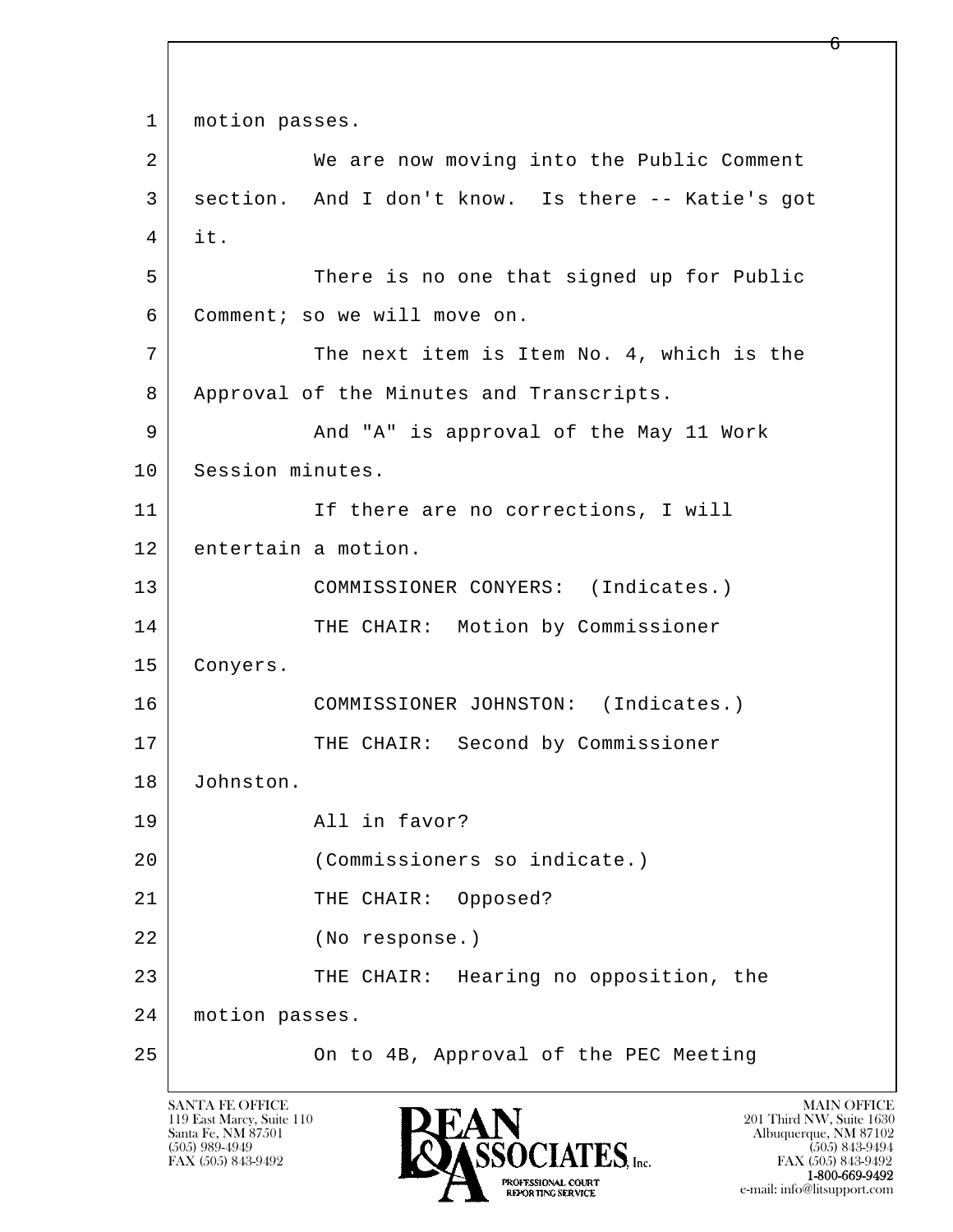1 motion passes.

2 We are now moving into the Public Comment

3 section. And I don't know. Is there -- Katie's got

4 it.

5 There is no one that signed up for Public

6 Comment; so we will move on.

7 The next item is Item No. 4, which is the

8 Approval of the Minutes and Transcripts.

9 And "A" is approval of the May 11 Work

10 Session minutes.

11 If there are no corrections, I will

12 entertain a motion.

13 COMMISSIONER CONYERS: (Indicates.)

14 THE CHAIR: Motion by Commissioner

15 Conyers.

16 COMMISSIONER JOHNSTON: (Indicates.)

17 THE CHAIR: Second by Commissioner

18 Johnston.

19 All in favor?

20 (Commissioners so indicate.)

21 THE CHAIR: Opposed?

22 (No response.)

23 THE CHAIR: Hearing no opposition, the

24 motion passes.

25 On to 4B, Approval of the PEC Meeting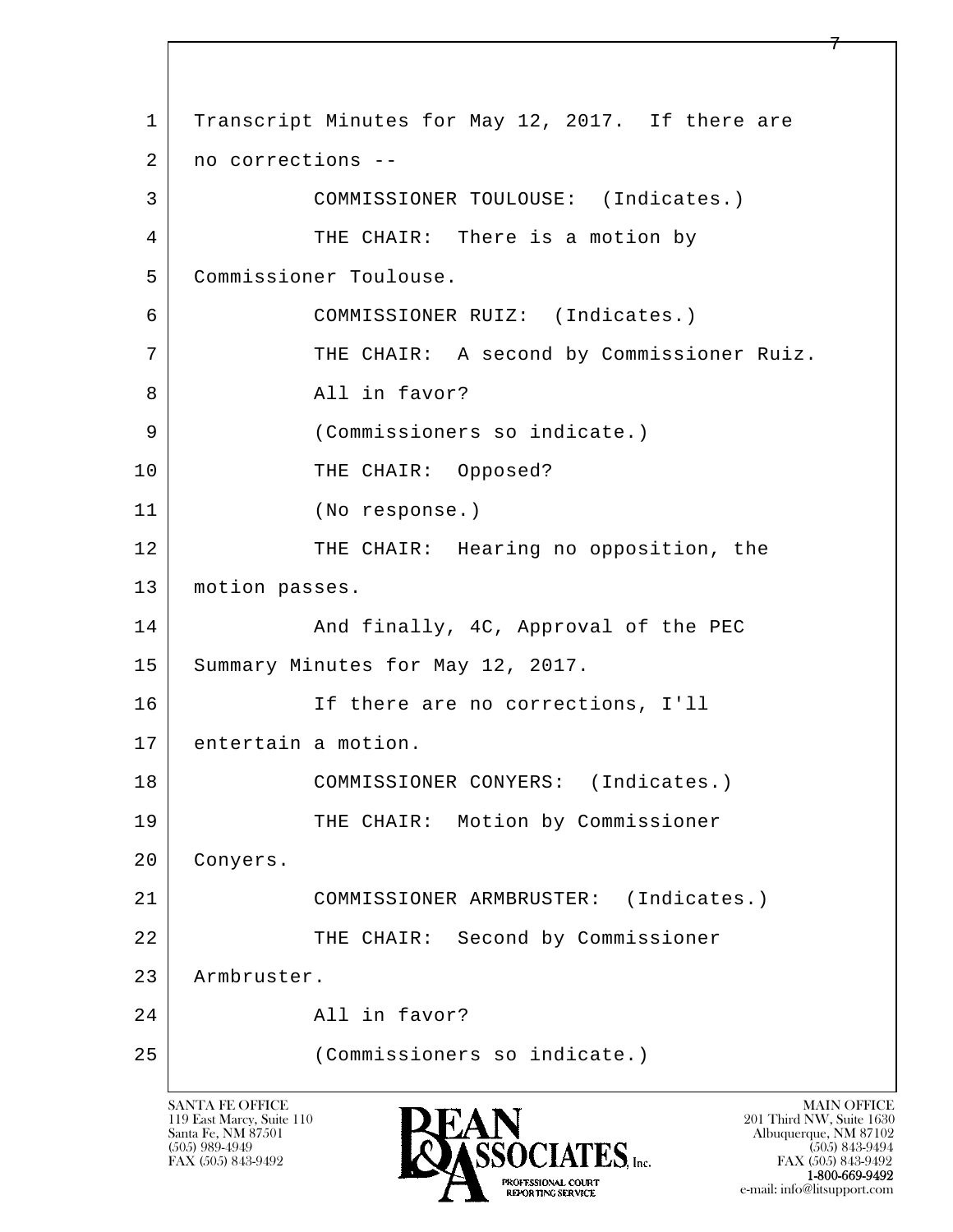1 Transcript Minutes for May 12, 2017. If there are
2 no corrections --
3 COMMISSIONER TOULOUSE: (Indicates.)
4 THE CHAIR: There is a motion by
5 Commissioner Toulouse.
6 COMMISSIONER RUIZ: (Indicates.)
7 THE CHAIR: A second by Commissioner Ruiz.
8 All in favor?
9 (Commissioners so indicate.)
10 THE CHAIR: Opposed?
11 (No response.)
12 THE CHAIR: Hearing no opposition, the
13 motion passes.
14 And finally, 4C, Approval of the PEC
15 Summary Minutes for May 12, 2017.
16 If there are no corrections, I'll
17 entertain a motion.
18 COMMISSIONER CONYERS: (Indicates.)
19 THE CHAIR: Motion by Commissioner
20 Conyers.
21 COMMISSIONER ARMBRUSTER: (Indicates.)
22 THE CHAIR: Second by Commissioner
23 Armbruster.
24 All in favor?
25 (Commissioners so indicate.)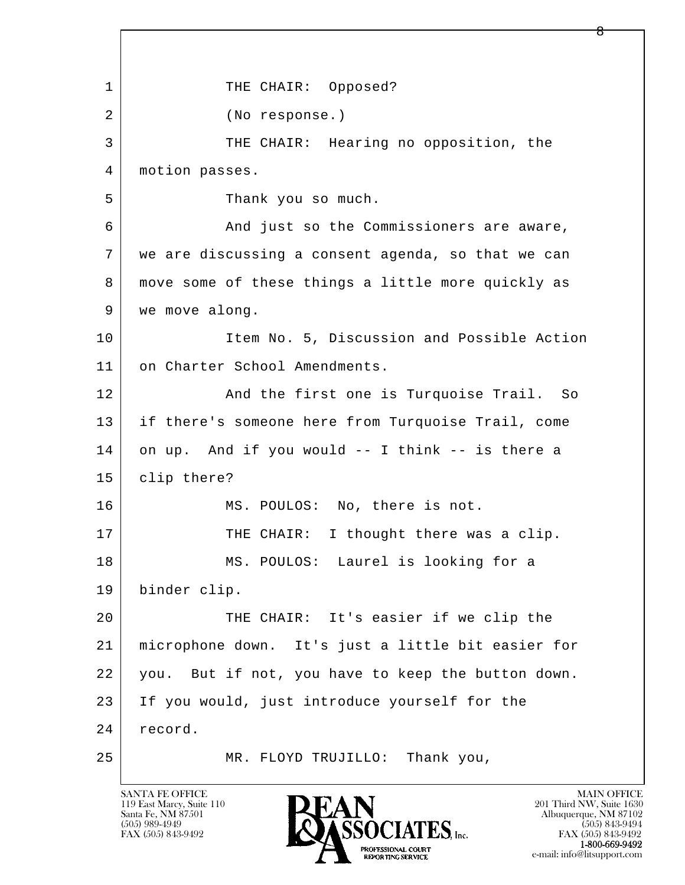1 THE CHAIR: Opposed?
2 (No response.)
3 THE CHAIR: Hearing no opposition, the
4 motion passes.
5 Thank you so much.
6 And just so the Commissioners are aware,
7 we are discussing a consent agenda, so that we can
8 move some of these things a little more quickly as
9 we move along.
10 Item No. 5, Discussion and Possible Action
11 on Charter School Amendments.
12 And the first one is Turquoise Trail. So
13 if there's someone here from Turquoise Trail, come
14 on up. And if you would -- I think -- is there a
15 clip there?
16 MS. POULOS: No, there is not.
17 THE CHAIR: I thought there was a clip.
18 MS. POULOS: Laurel is looking for a
19 binder clip.
20 THE CHAIR: It's easier if we clip the
21 microphone down. It's just a little bit easier for
22 you. But if not, you have to keep the button down.
23 If you would, just introduce yourself for the
24 record.
25 MR. FLOYD TRUJILLO: Thank you,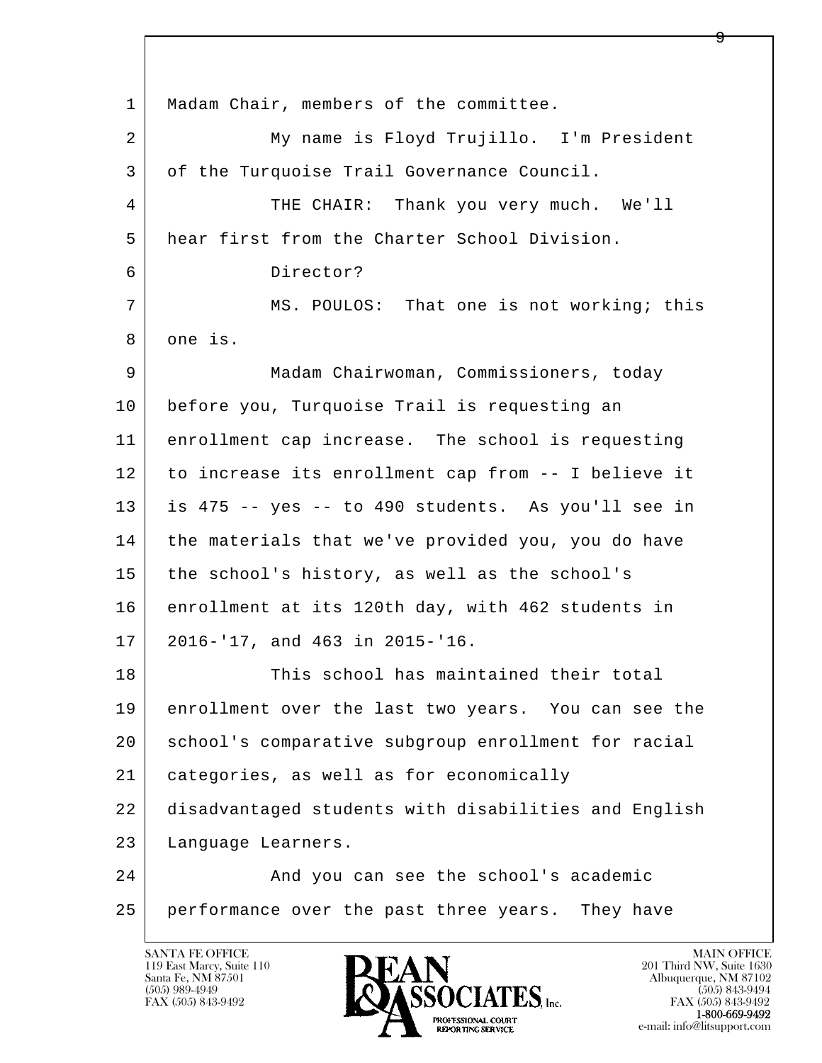Madam Chair, members of the committee.

My name is Floyd Trujillo. I'm President of the Turquoise Trail Governance Council.

THE CHAIR: Thank you very much. We'll hear first from the Charter School Division.

Director?

MS. POULOS: That one is not working; this one is.

Madam Chairwoman, Commissioners, today before you, Turquoise Trail is requesting an enrollment cap increase. The school is requesting to increase its enrollment cap from -- I believe it is 475 -- yes -- to 490 students. As you'll see in the materials that we've provided you, you do have the school's history, as well as the school's enrollment at its 120th day, with 462 students in 2016-'17, and 463 in 2015-'16.

This school has maintained their total enrollment over the last two years. You can see the school's comparative subgroup enrollment for racial categories, as well as for economically disadvantaged students with disabilities and English Language Learners.

And you can see the school's academic performance over the past three years. They have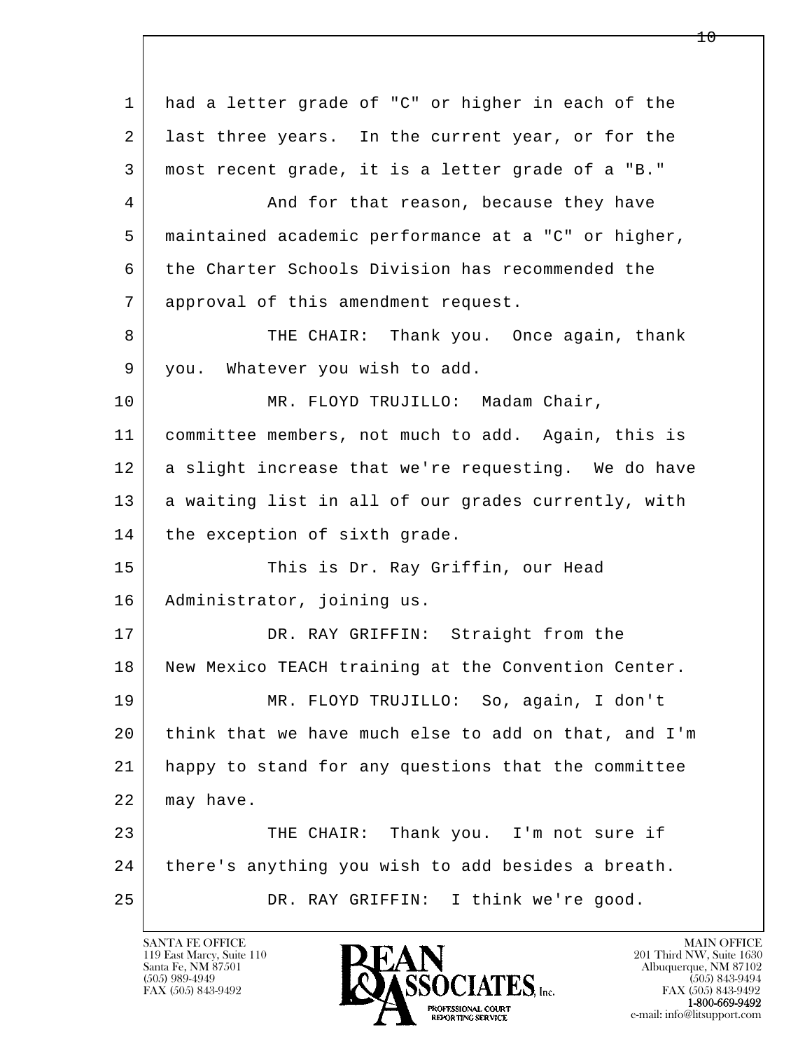had a letter grade of "C" or higher in each of the last three years. In the current year, or for the most recent grade, it is a letter grade of a "B."

And for that reason, because they have maintained academic performance at a "C" or higher, the Charter Schools Division has recommended the approval of this amendment request.

THE CHAIR: Thank you. Once again, thank you. Whatever you wish to add.

MR. FLOYD TRUJILLO: Madam Chair, committee members, not much to add. Again, this is a slight increase that we're requesting. We do have a waiting list in all of our grades currently, with the exception of sixth grade.

This is Dr. Ray Griffin, our Head Administrator, joining us.

DR. RAY GRIFFIN: Straight from the New Mexico TEACH training at the Convention Center.

MR. FLOYD TRUJILLO: So, again, I don't think that we have much else to add on that, and I'm happy to stand for any questions that the committee may have.

THE CHAIR: Thank you. I'm not sure if there's anything you wish to add besides a breath.

DR. RAY GRIFFIN: I think we're good.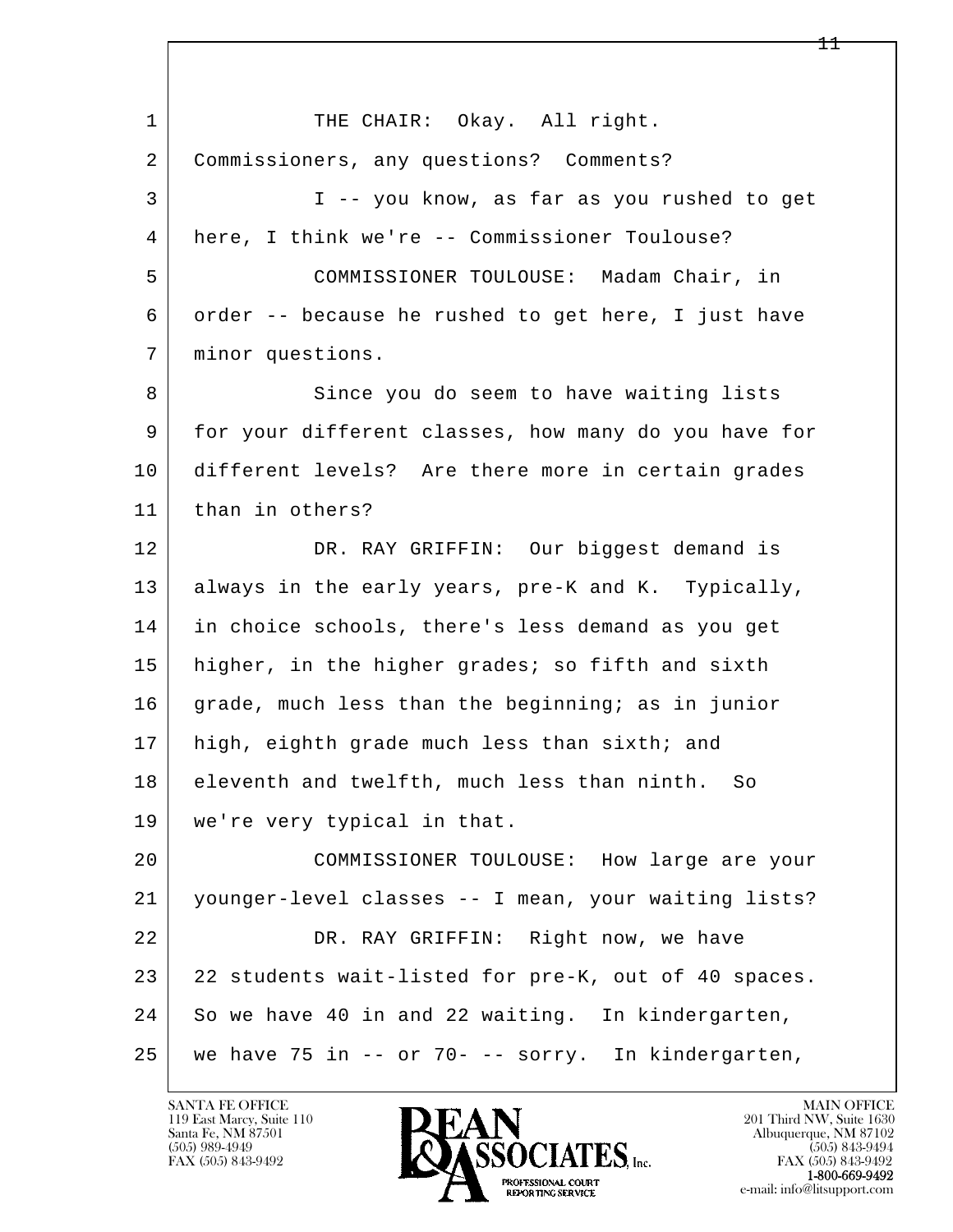1 THE CHAIR: Okay. All right.
2 Commissioners, any questions? Comments?
3 I -- you know, as far as you rushed to get
4 here, I think we're -- Commissioner Toulouse?
5 COMMISSIONER TOULOUSE: Madam Chair, in
6 order -- because he rushed to get here, I just have
7 minor questions.
8 Since you do seem to have waiting lists
9 for your different classes, how many do you have for
10 different levels? Are there more in certain grades
11 than in others?
12 DR. RAY GRIFFIN: Our biggest demand is
13 always in the early years, pre-K and K. Typically,
14 in choice schools, there's less demand as you get
15 higher, in the higher grades; so fifth and sixth
16 grade, much less than the beginning; as in junior
17 high, eighth grade much less than sixth; and
18 eleventh and twelfth, much less than ninth. So
19 we're very typical in that.
20 COMMISSIONER TOULOUSE: How large are your
21 younger-level classes -- I mean, your waiting lists?
22 DR. RAY GRIFFIN: Right now, we have
23 22 students wait-listed for pre-K, out of 40 spaces.
24 So we have 40 in and 22 waiting. In kindergarten,
25 we have 75 in -- or 70- -- sorry. In kindergarten,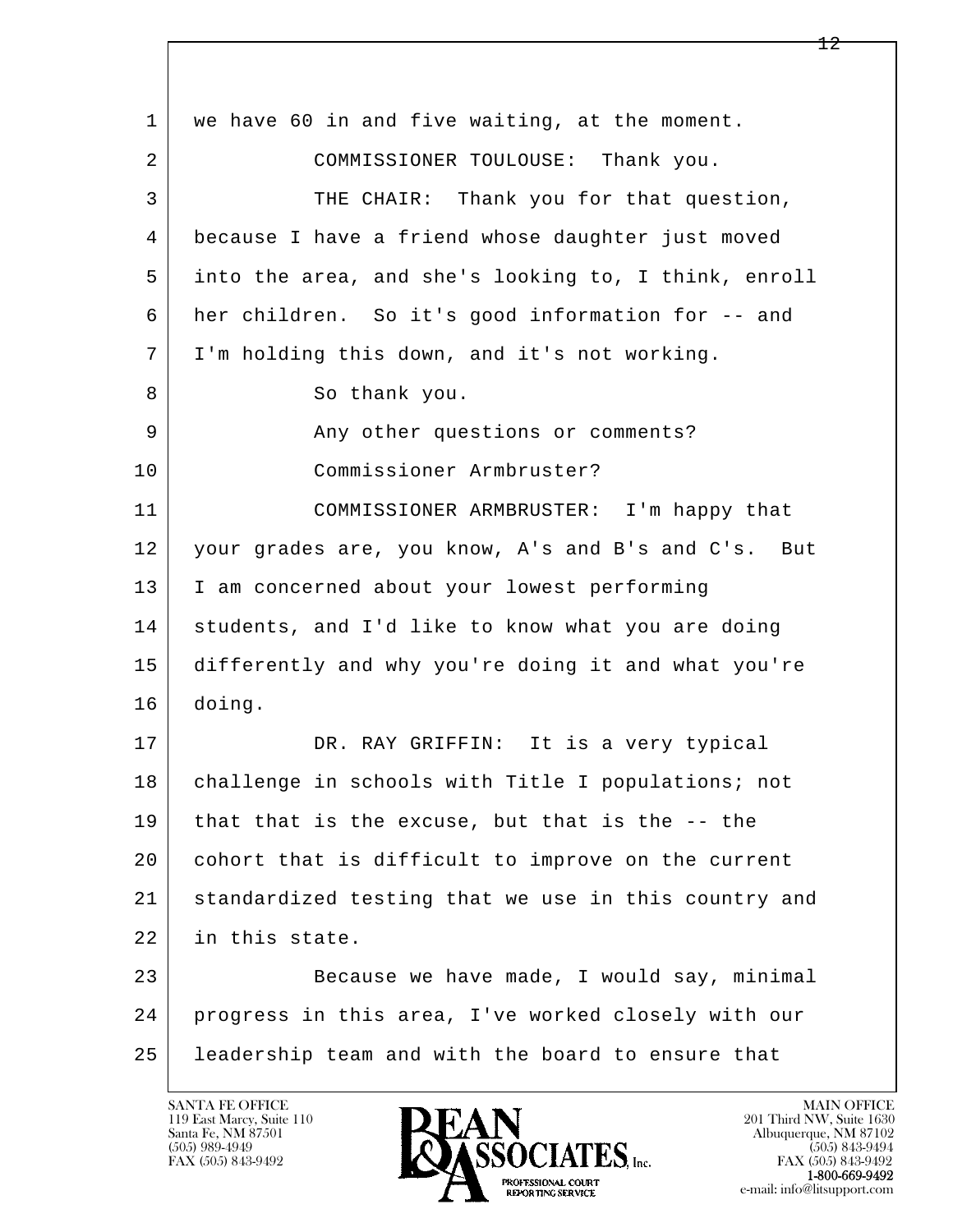1 we have 60 in and five waiting, at the moment.

2 COMMISSIONER TOULOUSE: Thank you.

3 THE CHAIR: Thank you for that question,
4 because I have a friend whose daughter just moved
5 into the area, and she's looking to, I think, enroll
6 her children. So it's good information for -- and
7 I'm holding this down, and it's not working.

8 So thank you.

9 Any other questions or comments?

10 Commissioner Armbruster?

11 COMMISSIONER ARMBRUSTER: I'm happy that
12 your grades are, you know, A's and B's and C's. But
13 I am concerned about your lowest performing
14 students, and I'd like to know what you are doing
15 differently and why you're doing it and what you're
16 doing.

17 DR. RAY GRIFFIN: It is a very typical
18 challenge in schools with Title I populations; not
19 that that is the excuse, but that is the -- the
20 cohort that is difficult to improve on the current
21 standardized testing that we use in this country and
22 in this state.

23 Because we have made, I would say, minimal
24 progress in this area, I've worked closely with our
25 leadership team and with the board to ensure that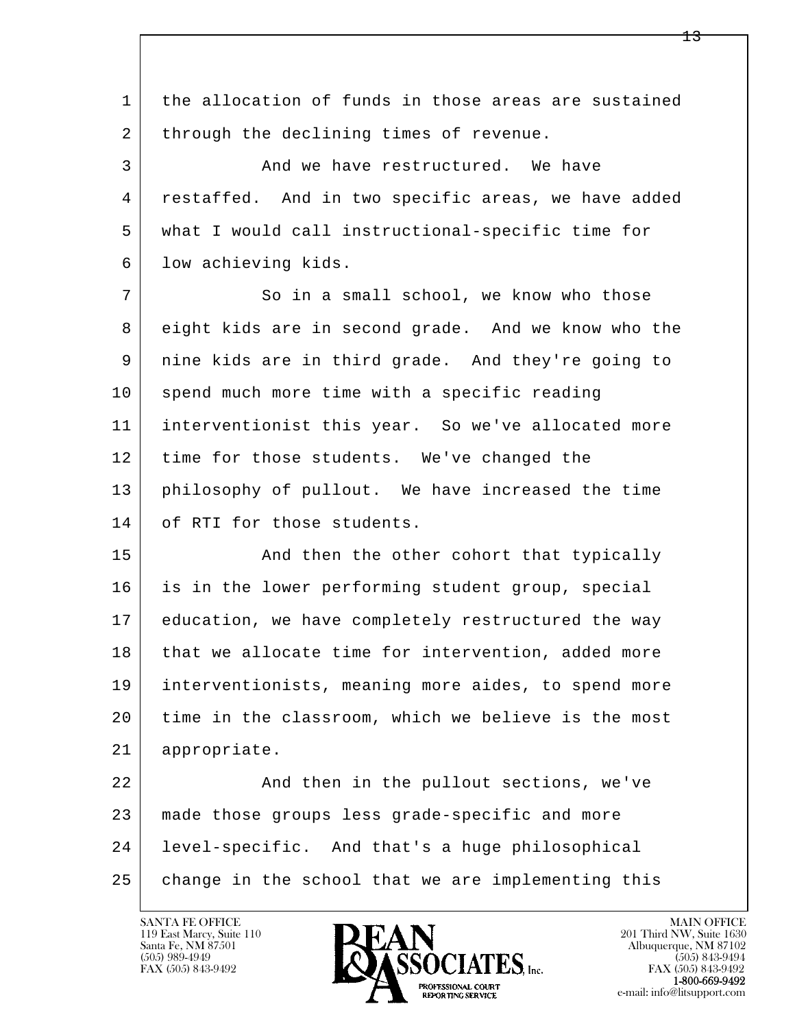1 the allocation of funds in those areas are sustained
2 through the declining times of revenue.

3 And we have restructured. We have
4 restaffed. And in two specific areas, we have added
5 what I would call instructional-specific time for
6 low achieving kids.

7 So in a small school, we know who those
8 eight kids are in second grade. And we know who the
9 nine kids are in third grade. And they're going to
10 spend much more time with a specific reading
11 interventionist this year. So we've allocated more
12 time for those students. We've changed the
13 philosophy of pullout. We have increased the time
14 of RTI for those students.

15 And then the other cohort that typically
16 is in the lower performing student group, special
17 education, we have completely restructured the way
18 that we allocate time for intervention, added more
19 interventionists, meaning more aides, to spend more
20 time in the classroom, which we believe is the most
21 appropriate.

22 And then in the pullout sections, we've
23 made those groups less grade-specific and more
24 level-specific. And that's a huge philosophical
25 change in the school that we are implementing this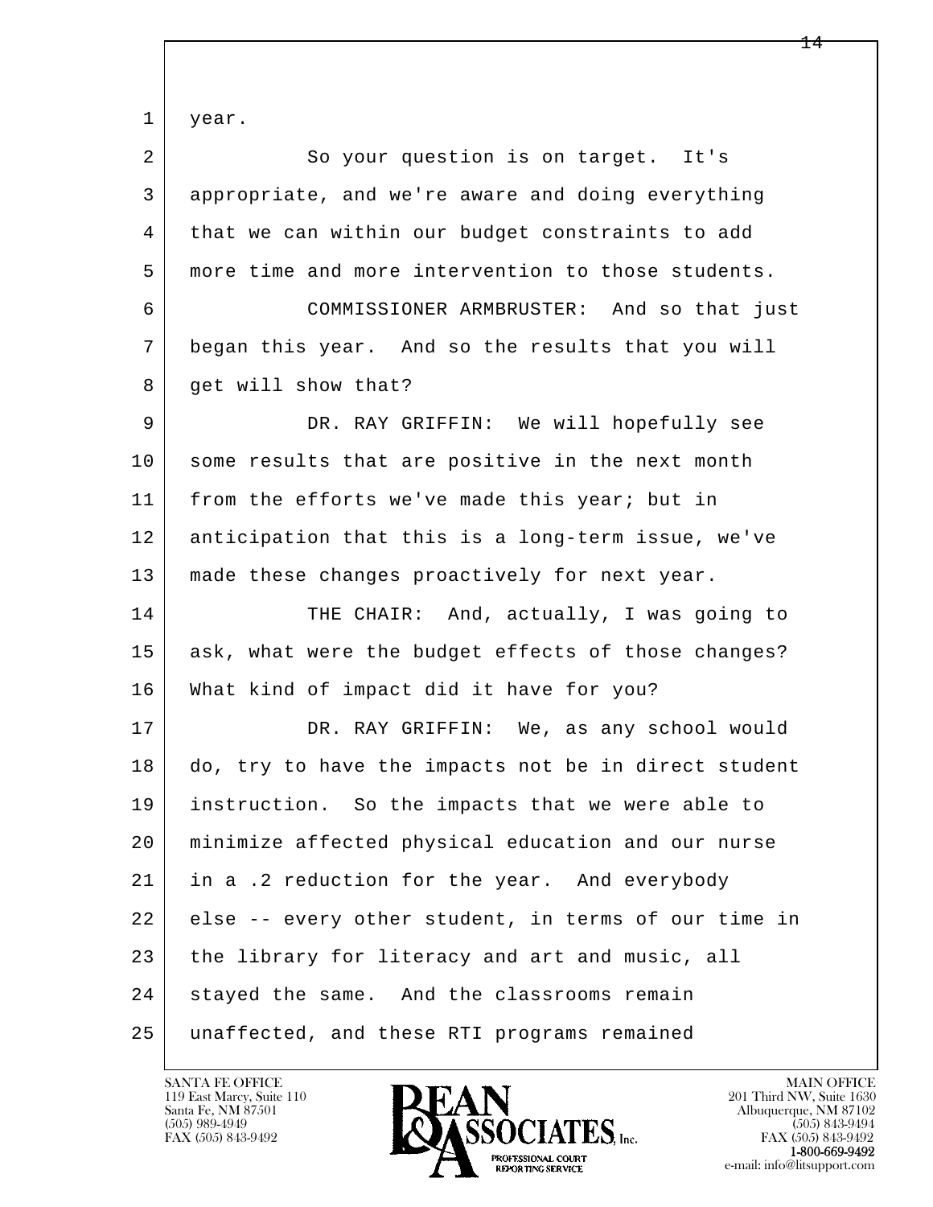year.

So your question is on target. It's appropriate, and we're aware and doing everything that we can within our budget constraints to add more time and more intervention to those students.

COMMISSIONER ARMBRUSTER: And so that just began this year. And so the results that you will get will show that?

DR. RAY GRIFFIN: We will hopefully see some results that are positive in the next month from the efforts we've made this year; but in anticipation that this is a long-term issue, we've made these changes proactively for next year.

THE CHAIR: And, actually, I was going to ask, what were the budget effects of those changes? What kind of impact did it have for you?

DR. RAY GRIFFIN: We, as any school would do, try to have the impacts not be in direct student instruction. So the impacts that we were able to minimize affected physical education and our nurse in a .2 reduction for the year. And everybody else -- every other student, in terms of our time in the library for literacy and art and music, all stayed the same. And the classrooms remain unaffected, and these RTI programs remained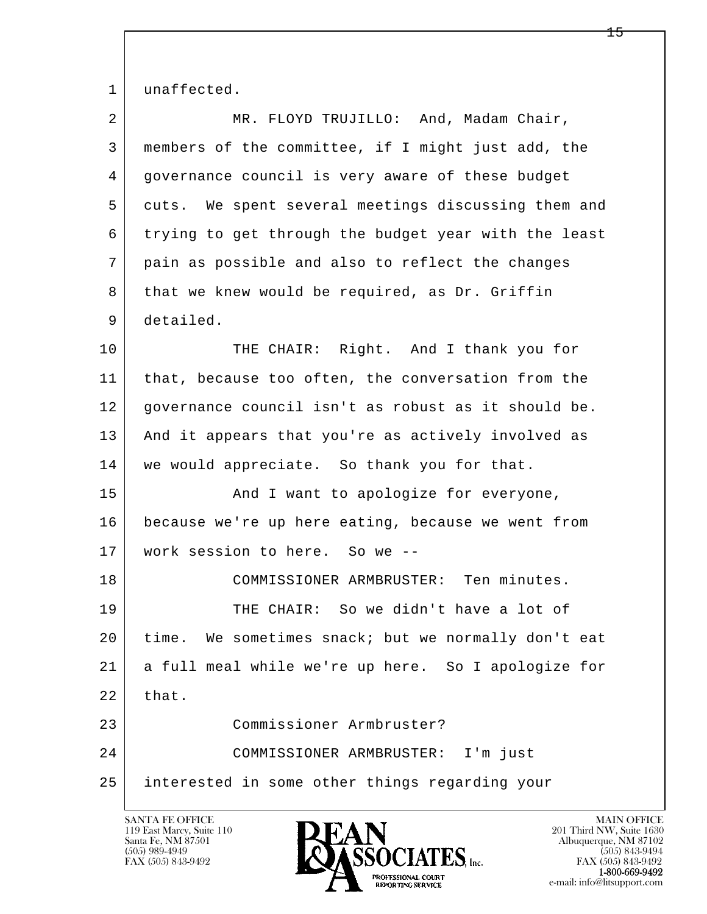unaffected.

MR. FLOYD TRUJILLO: And, Madam Chair, members of the committee, if I might just add, the governance council is very aware of these budget cuts. We spent several meetings discussing them and trying to get through the budget year with the least pain as possible and also to reflect the changes that we knew would be required, as Dr. Griffin detailed.

THE CHAIR: Right. And I thank you for that, because too often, the conversation from the governance council isn't as robust as it should be. And it appears that you're as actively involved as we would appreciate. So thank you for that.

And I want to apologize for everyone, because we're up here eating, because we went from work session to here. So we --

COMMISSIONER ARMBRUSTER: Ten minutes.

THE CHAIR: So we didn't have a lot of time. We sometimes snack; but we normally don't eat a full meal while we're up here. So I apologize for that.

Commissioner Armbruster?

COMMISSIONER ARMBRUSTER: I'm just interested in some other things regarding your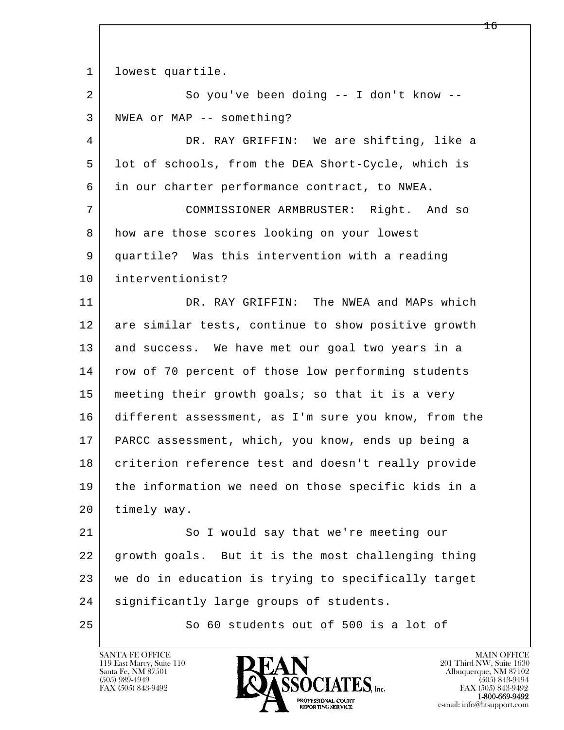lowest quartile.

So you've been doing -- I don't know -- NWEA or MAP -- something?

DR. RAY GRIFFIN: We are shifting, like a lot of schools, from the DEA Short-Cycle, which is in our charter performance contract, to NWEA.

COMMISSIONER ARMBRUSTER: Right. And so how are those scores looking on your lowest quartile? Was this intervention with a reading interventionist?

DR. RAY GRIFFIN: The NWEA and MAPs which are similar tests, continue to show positive growth and success. We have met our goal two years in a row of 70 percent of those low performing students meeting their growth goals; so that it is a very different assessment, as I'm sure you know, from the PARCC assessment, which, you know, ends up being a criterion reference test and doesn't really provide the information we need on those specific kids in a timely way.

So I would say that we're meeting our growth goals. But it is the most challenging thing we do in education is trying to specifically target significantly large groups of students.

So 60 students out of 500 is a lot of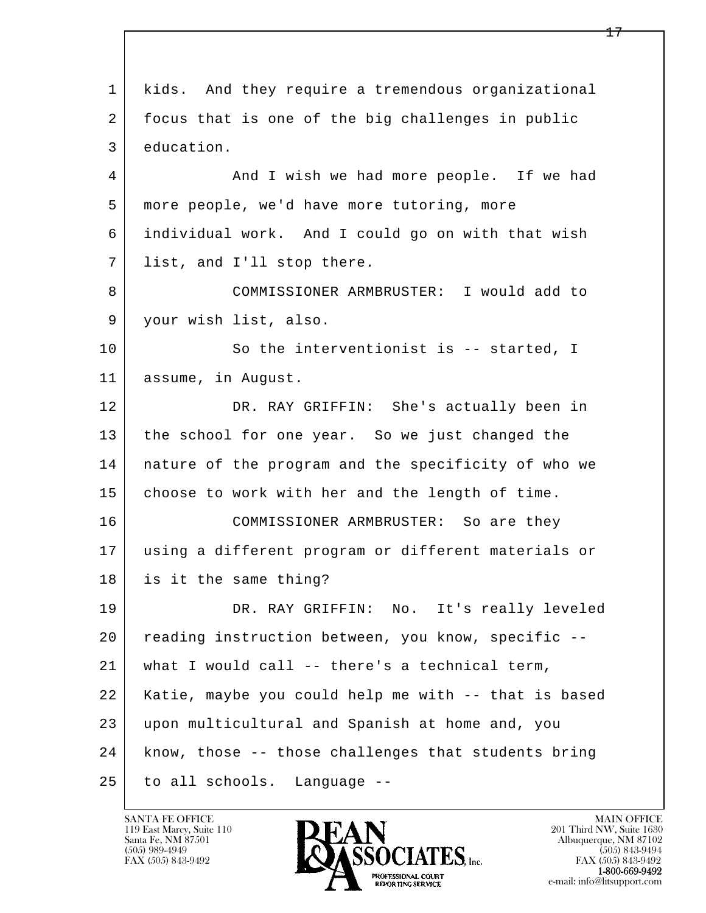kids. And they require a tremendous organizational focus that is one of the big challenges in public education.

And I wish we had more people. If we had more people, we'd have more tutoring, more individual work. And I could go on with that wish list, and I'll stop there.

COMMISSIONER ARMBRUSTER: I would add to your wish list, also.

So the interventionist is -- started, I assume, in August.

DR. RAY GRIFFIN: She's actually been in the school for one year. So we just changed the nature of the program and the specificity of who we choose to work with her and the length of time.

COMMISSIONER ARMBRUSTER: So are they using a different program or different materials or is it the same thing?

DR. RAY GRIFFIN: No. It's really leveled reading instruction between, you know, specific -- what I would call -- there's a technical term, Katie, maybe you could help me with -- that is based upon multicultural and Spanish at home and, you know, those -- those challenges that students bring to all schools. Language --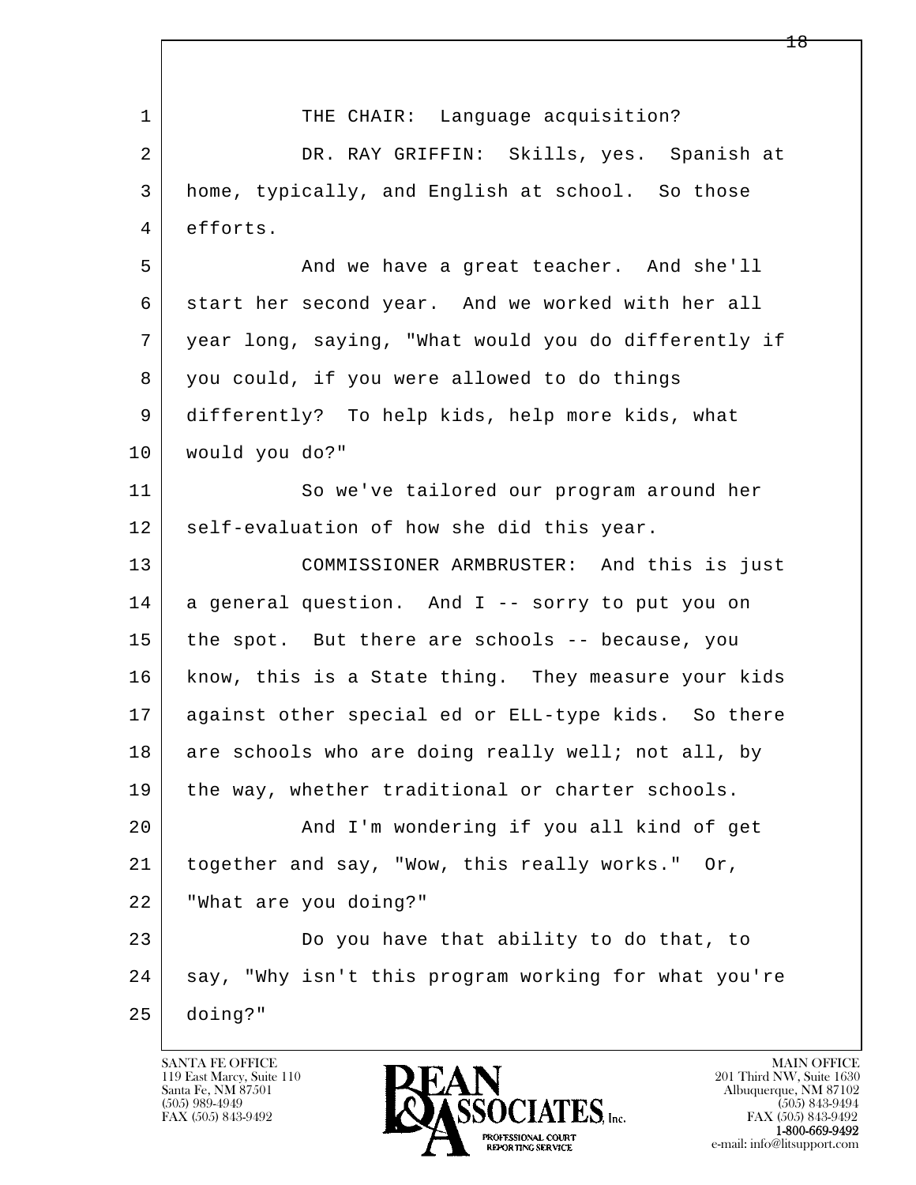THE CHAIR: Language acquisition?

DR. RAY GRIFFIN: Skills, yes. Spanish at home, typically, and English at school. So those efforts.

And we have a great teacher. And she'll start her second year. And we worked with her all year long, saying, "What would you do differently if you could, if you were allowed to do things differently? To help kids, help more kids, what would you do?"

So we've tailored our program around her self-evaluation of how she did this year.

COMMISSIONER ARMBRUSTER: And this is just a general question. And I -- sorry to put you on the spot. But there are schools -- because, you know, this is a State thing. They measure your kids against other special ed or ELL-type kids. So there are schools who are doing really well; not all, by the way, whether traditional or charter schools.

And I'm wondering if you all kind of get together and say, "Wow, this really works." Or, "What are you doing?"

Do you have that ability to do that, to say, "Why isn't this program working for what you're doing?"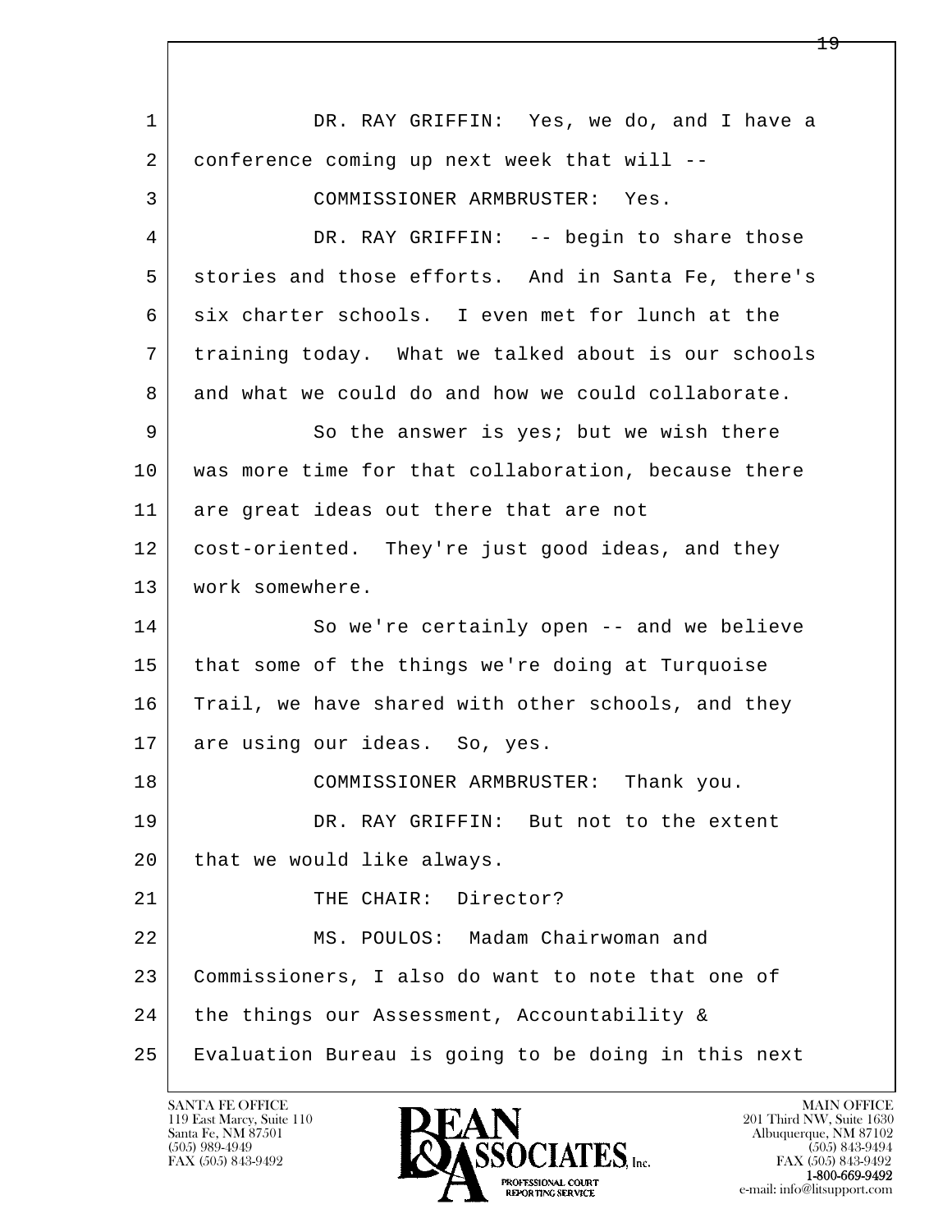1 DR. RAY GRIFFIN: Yes, we do, and I have a
2 conference coming up next week that will --
3 COMMISSIONER ARMBRUSTER: Yes.
4 DR. RAY GRIFFIN: -- begin to share those
5 stories and those efforts. And in Santa Fe, there's
6 six charter schools. I even met for lunch at the
7 training today. What we talked about is our schools
8 and what we could do and how we could collaborate.
9 So the answer is yes; but we wish there
10 was more time for that collaboration, because there
11 are great ideas out there that are not
12 cost-oriented. They're just good ideas, and they
13 work somewhere.
14 So we're certainly open -- and we believe
15 that some of the things we're doing at Turquoise
16 Trail, we have shared with other schools, and they
17 are using our ideas. So, yes.
18 COMMISSIONER ARMBRUSTER: Thank you.
19 DR. RAY GRIFFIN: But not to the extent
20 that we would like always.
21 THE CHAIR: Director?
22 MS. POULOS: Madam Chairwoman and
23 Commissioners, I also do want to note that one of
24 the things our Assessment, Accountability &
25 Evaluation Bureau is going to be doing in this next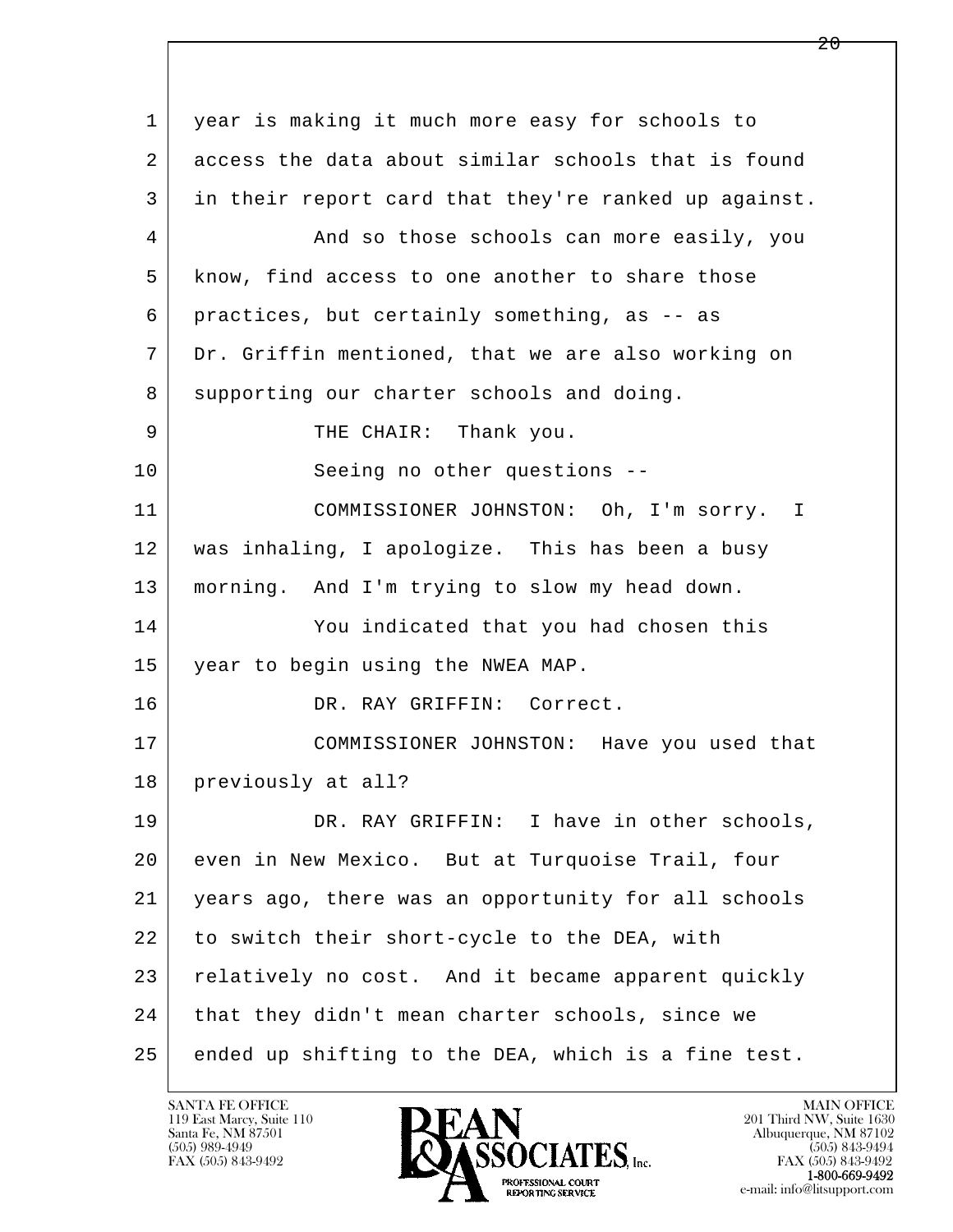1 year is making it much more easy for schools to
2 access the data about similar schools that is found
3 in their report card that they're ranked up against.
4 And so those schools can more easily, you
5 know, find access to one another to share those
6 practices, but certainly something, as -- as
7 Dr. Griffin mentioned, that we are also working on
8 supporting our charter schools and doing.
9 THE CHAIR: Thank you.
10 Seeing no other questions --
11 COMMISSIONER JOHNSTON: Oh, I'm sorry. I
12 was inhaling, I apologize. This has been a busy
13 morning. And I'm trying to slow my head down.
14 You indicated that you had chosen this
15 year to begin using the NWEA MAP.
16 DR. RAY GRIFFIN: Correct.
17 COMMISSIONER JOHNSTON: Have you used that
18 previously at all?
19 DR. RAY GRIFFIN: I have in other schools,
20 even in New Mexico. But at Turquoise Trail, four
21 years ago, there was an opportunity for all schools
22 to switch their short-cycle to the DEA, with
23 relatively no cost. And it became apparent quickly
24 that they didn't mean charter schools, since we
25 ended up shifting to the DEA, which is a fine test.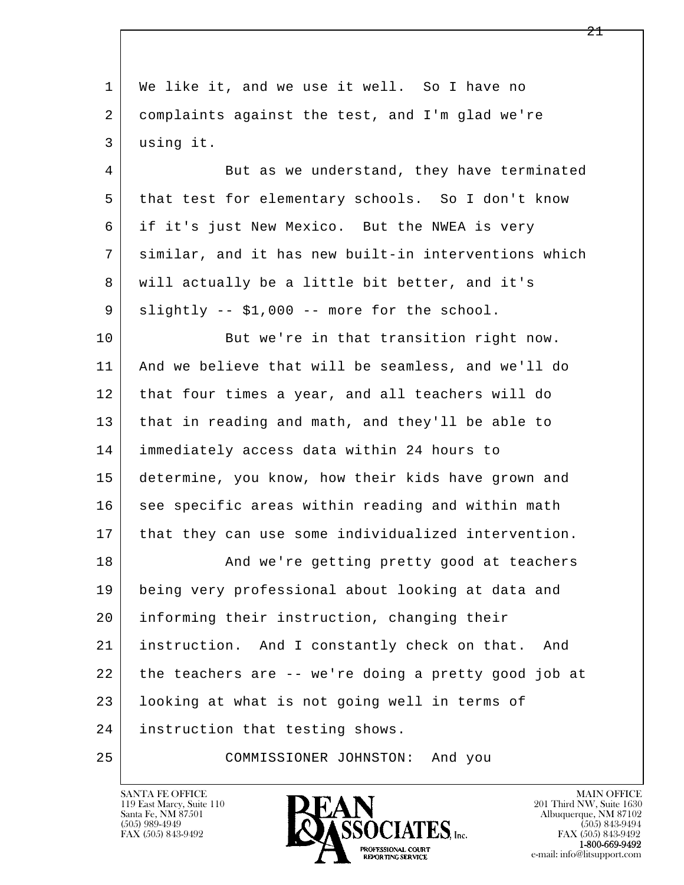1 We like it, and we use it well. So I have no
2 complaints against the test, and I'm glad we're
3 using it.
4 But as we understand, they have terminated
5 that test for elementary schools. So I don't know
6 if it's just New Mexico. But the NWEA is very
7 similar, and it has new built-in interventions which
8 will actually be a little bit better, and it's
9 slightly -- $1,000 -- more for the school.
10 But we're in that transition right now.
11 And we believe that will be seamless, and we'll do
12 that four times a year, and all teachers will do
13 that in reading and math, and they'll be able to
14 immediately access data within 24 hours to
15 determine, you know, how their kids have grown and
16 see specific areas within reading and within math
17 that they can use some individualized intervention.
18 And we're getting pretty good at teachers
19 being very professional about looking at data and
20 informing their instruction, changing their
21 instruction. And I constantly check on that. And
22 the teachers are -- we're doing a pretty good job at
23 looking at what is not going well in terms of
24 instruction that testing shows.
25 COMMISSIONER JOHNSTON: And you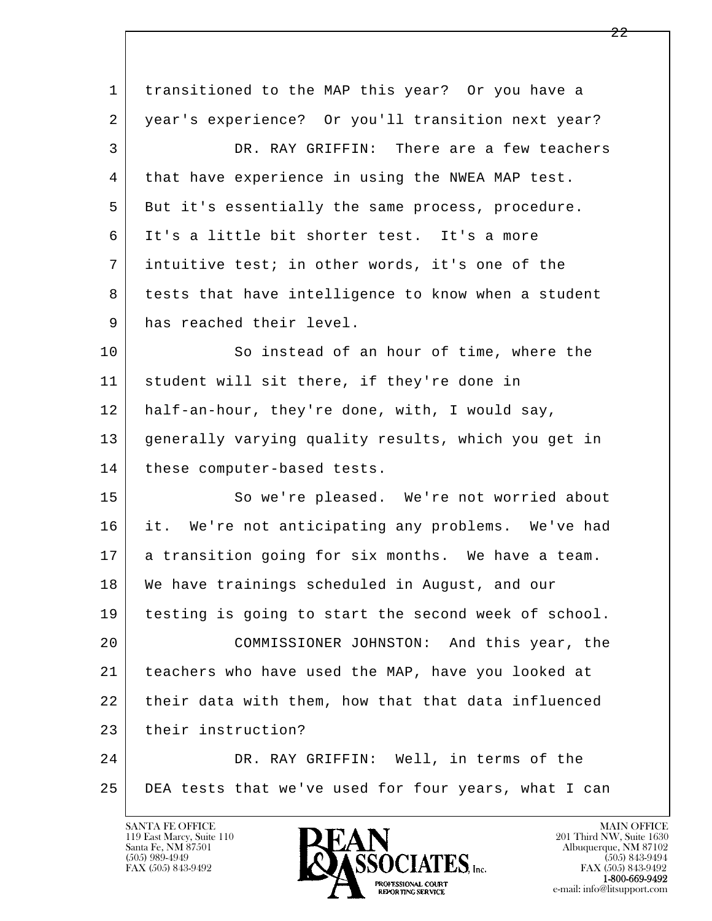1 transitioned to the MAP this year? Or you have a
2 year's experience? Or you'll transition next year?
3 DR. RAY GRIFFIN: There are a few teachers
4 that have experience in using the NWEA MAP test.
5 But it's essentially the same process, procedure.
6 It's a little bit shorter test. It's a more
7 intuitive test; in other words, it's one of the
8 tests that have intelligence to know when a student
9 has reached their level.
10 So instead of an hour of time, where the
11 student will sit there, if they're done in
12 half-an-hour, they're done, with, I would say,
13 generally varying quality results, which you get in
14 these computer-based tests.
15 So we're pleased. We're not worried about
16 it. We're not anticipating any problems. We've had
17 a transition going for six months. We have a team.
18 We have trainings scheduled in August, and our
19 testing is going to start the second week of school.
20 COMMISSIONER JOHNSTON: And this year, the
21 teachers who have used the MAP, have you looked at
22 their data with them, how that that data influenced
23 their instruction?
24 DR. RAY GRIFFIN: Well, in terms of the
25 DEA tests that we've used for four years, what I can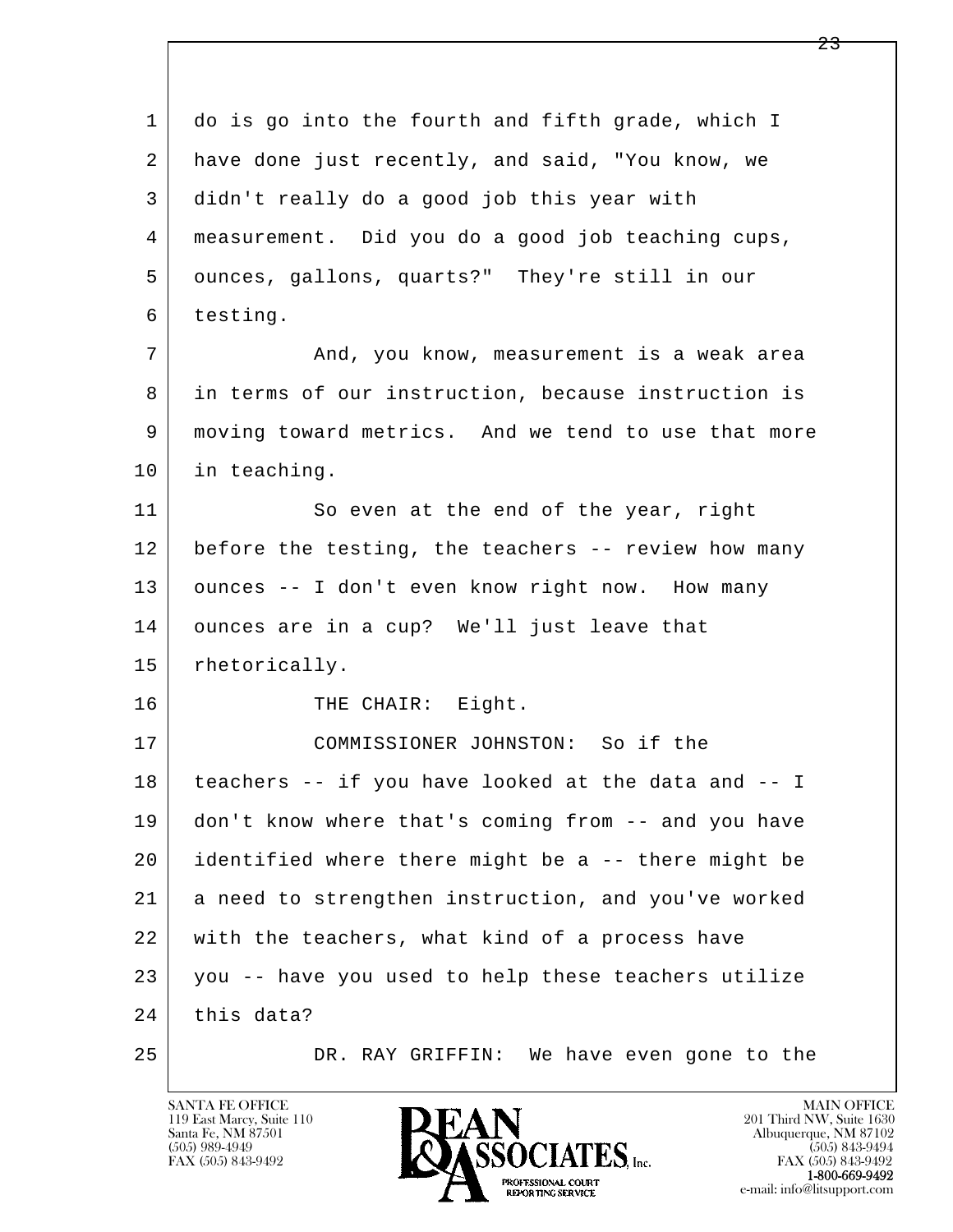1 do is go into the fourth and fifth grade, which I
2 have done just recently, and said, "You know, we
3 didn't really do a good job this year with
4 measurement. Did you do a good job teaching cups,
5 ounces, gallons, quarts?" They're still in our
6 testing.

7 And, you know, measurement is a weak area
8 in terms of our instruction, because instruction is
9 moving toward metrics. And we tend to use that more
10 in teaching.

11 So even at the end of the year, right
12 before the testing, the teachers -- review how many
13 ounces -- I don't even know right now. How many
14 ounces are in a cup? We'll just leave that
15 rhetorically.

16 THE CHAIR: Eight.

17 COMMISSIONER JOHNSTON: So if the
18 teachers -- if you have looked at the data and -- I
19 don't know where that's coming from -- and you have
20 identified where there might be a -- there might be
21 a need to strengthen instruction, and you've worked
22 with the teachers, what kind of a process have
23 you -- have you used to help these teachers utilize
24 this data?

25 DR. RAY GRIFFIN: We have even gone to the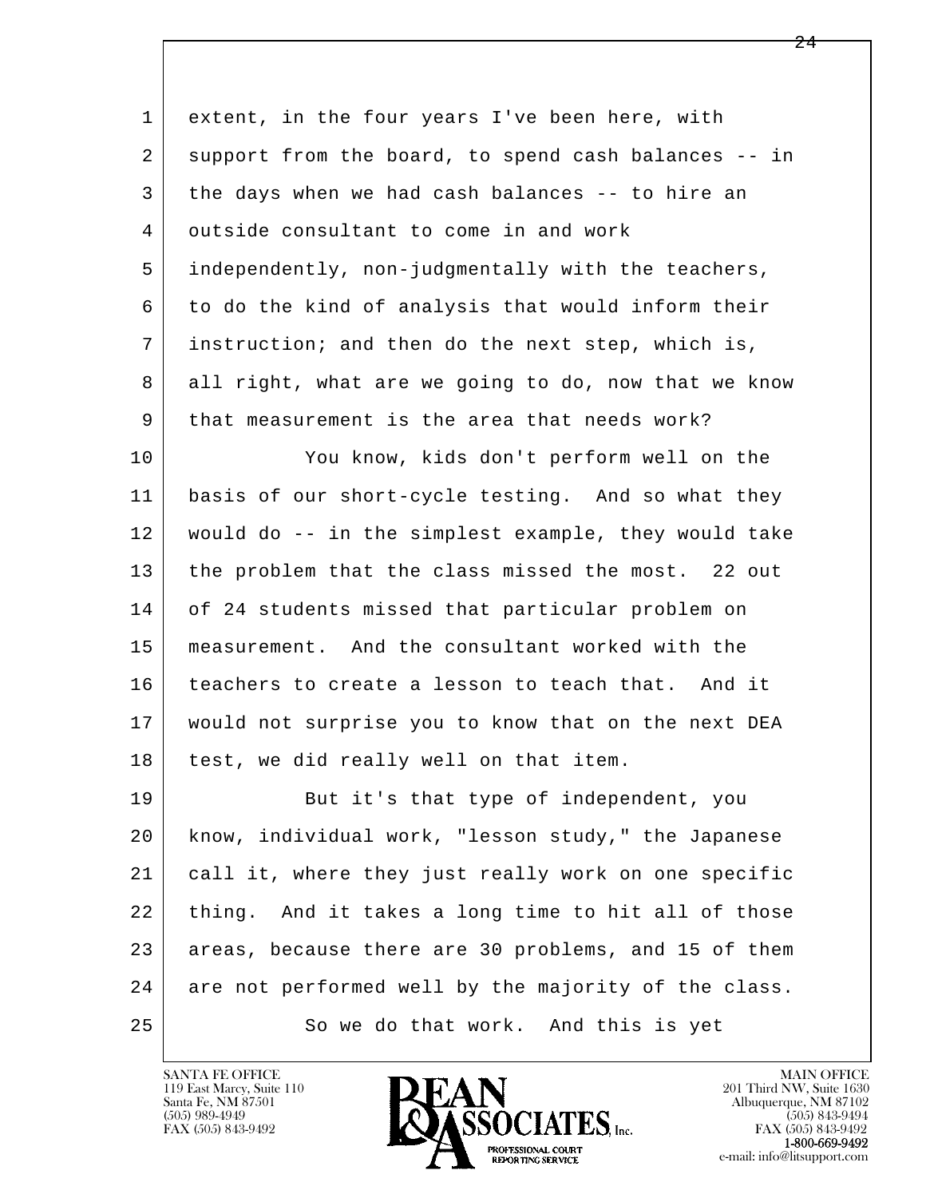1 extent, in the four years I've been here, with
2 support from the board, to spend cash balances -- in
3 the days when we had cash balances -- to hire an
4 outside consultant to come in and work
5 independently, non-judgmentally with the teachers,
6 to do the kind of analysis that would inform their
7 instruction; and then do the next step, which is,
8 all right, what are we going to do, now that we know
9 that measurement is the area that needs work?
10 You know, kids don't perform well on the
11 basis of our short-cycle testing. And so what they
12 would do -- in the simplest example, they would take
13 the problem that the class missed the most. 22 out
14 of 24 students missed that particular problem on
15 measurement. And the consultant worked with the
16 teachers to create a lesson to teach that. And it
17 would not surprise you to know that on the next DEA
18 test, we did really well on that item.
19 But it's that type of independent, you
20 know, individual work, "lesson study," the Japanese
21 call it, where they just really work on one specific
22 thing. And it takes a long time to hit all of those
23 areas, because there are 30 problems, and 15 of them
24 are not performed well by the majority of the class.
25 So we do that work. And this is yet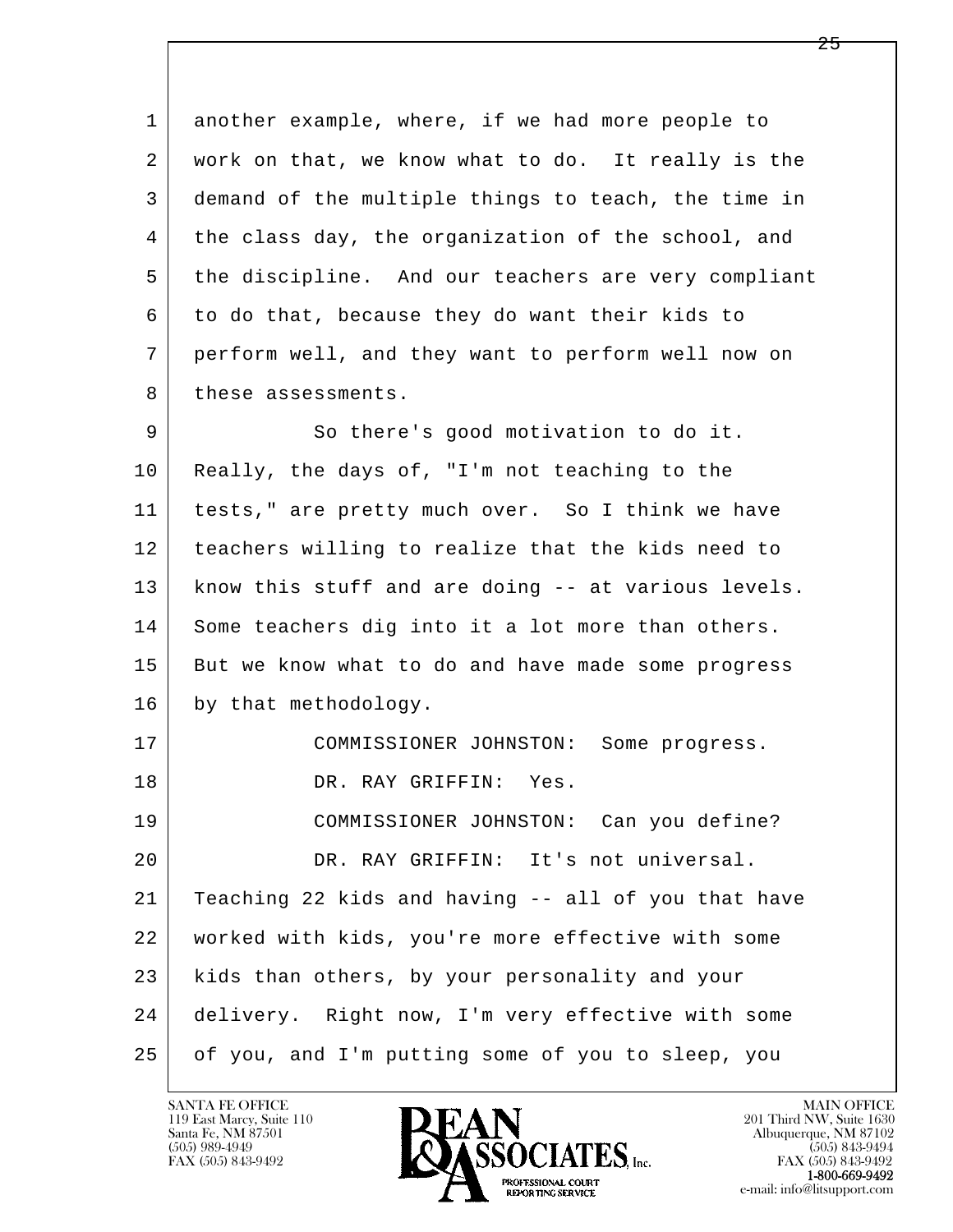1 another example, where, if we had more people to
2 work on that, we know what to do. It really is the
3 demand of the multiple things to teach, the time in
4 the class day, the organization of the school, and
5 the discipline. And our teachers are very compliant
6 to do that, because they do want their kids to
7 perform well, and they want to perform well now on
8 these assessments.

9 So there's good motivation to do it.
10 Really, the days of, "I'm not teaching to the
11 tests," are pretty much over. So I think we have
12 teachers willing to realize that the kids need to
13 know this stuff and are doing -- at various levels.
14 Some teachers dig into it a lot more than others.
15 But we know what to do and have made some progress
16 by that methodology.

17 COMMISSIONER JOHNSTON: Some progress.

18 DR. RAY GRIFFIN: Yes.

19 COMMISSIONER JOHNSTON: Can you define?

20 DR. RAY GRIFFIN: It's not universal.
21 Teaching 22 kids and having -- all of you that have
22 worked with kids, you're more effective with some
23 kids than others, by your personality and your
24 delivery. Right now, I'm very effective with some
25 of you, and I'm putting some of you to sleep, you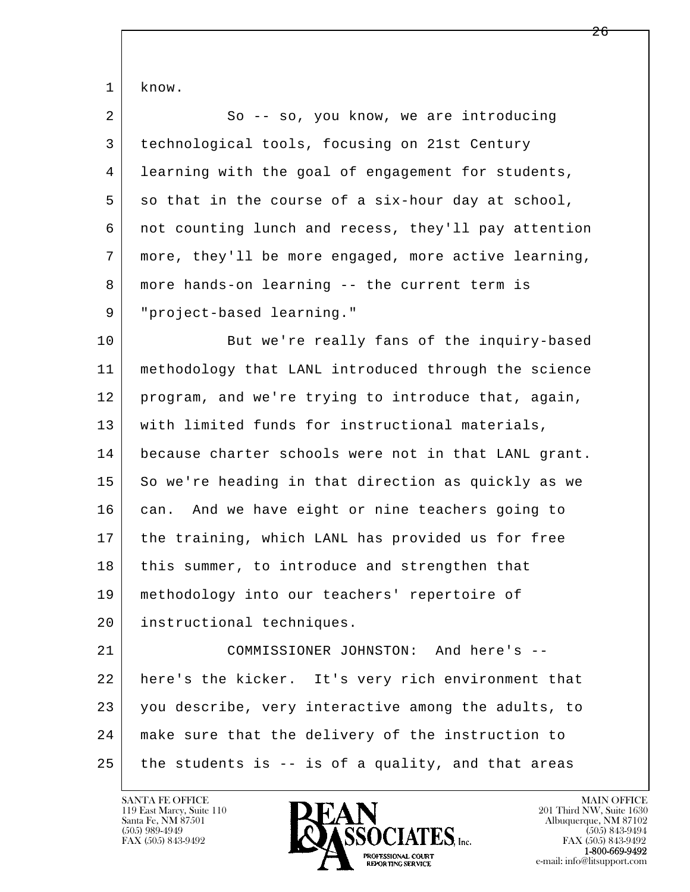1 know.

2 So -- so, you know, we are introducing
3 technological tools, focusing on 21st Century
4 learning with the goal of engagement for students,
5 so that in the course of a six-hour day at school,
6 not counting lunch and recess, they'll pay attention
7 more, they'll be more engaged, more active learning,
8 more hands-on learning -- the current term is
9 "project-based learning."

10 But we're really fans of the inquiry-based
11 methodology that LANL introduced through the science
12 program, and we're trying to introduce that, again,
13 with limited funds for instructional materials,
14 because charter schools were not in that LANL grant.
15 So we're heading in that direction as quickly as we
16 can. And we have eight or nine teachers going to
17 the training, which LANL has provided us for free
18 this summer, to introduce and strengthen that
19 methodology into our teachers' repertoire of
20 instructional techniques.

21 COMMISSIONER JOHNSTON: And here's --
22 here's the kicker. It's very rich environment that
23 you describe, very interactive among the adults, to
24 make sure that the delivery of the instruction to
25 the students is -- is of a quality, and that areas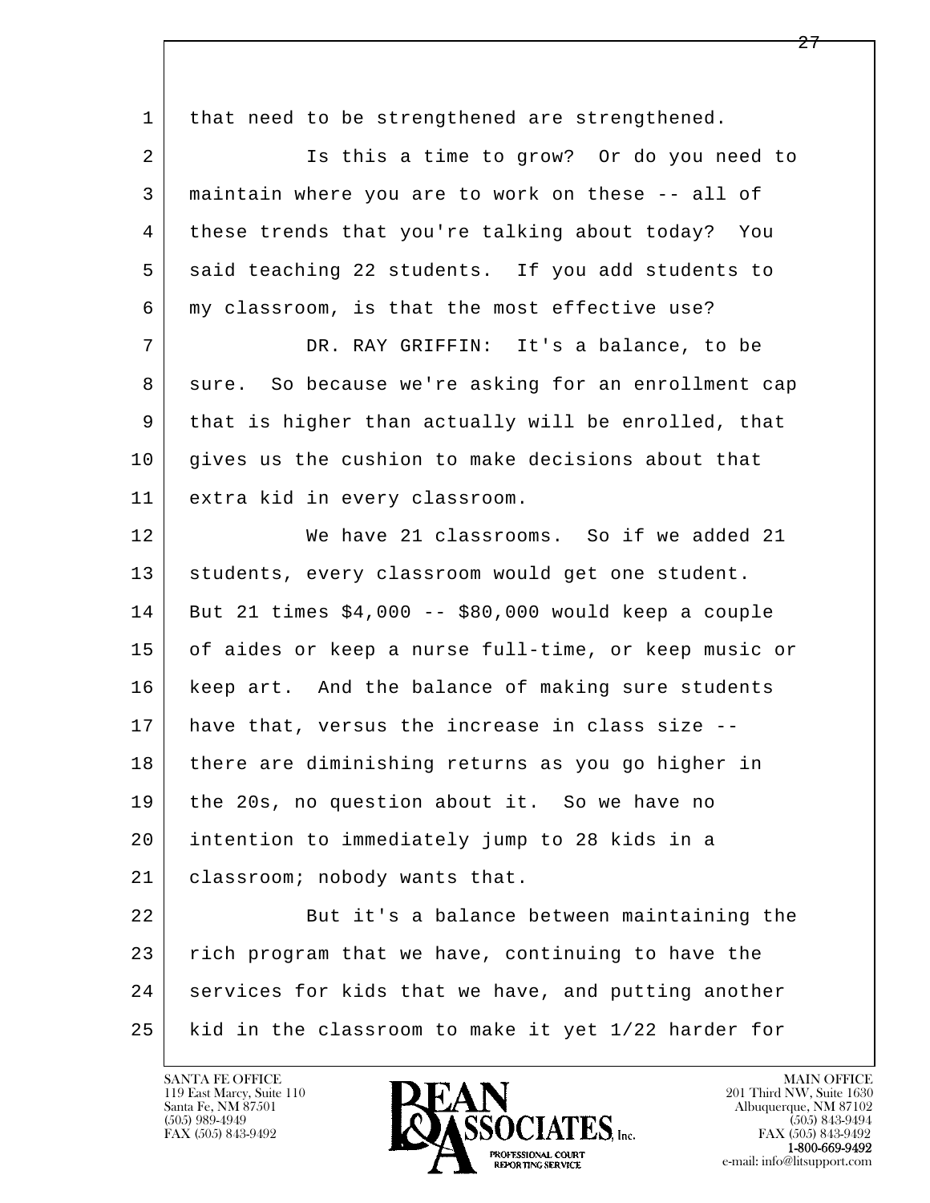1 that need to be strengthened are strengthened.

2 Is this a time to grow? Or do you need to

3 maintain where you are to work on these -- all of

4 these trends that you're talking about today? You

5 said teaching 22 students. If you add students to

6 my classroom, is that the most effective use?

7 DR. RAY GRIFFIN: It's a balance, to be

8 sure. So because we're asking for an enrollment cap

9 that is higher than actually will be enrolled, that

10 gives us the cushion to make decisions about that

11 extra kid in every classroom.

12 We have 21 classrooms. So if we added 21

13 students, every classroom would get one student.

14 But 21 times $4,000 -- $80,000 would keep a couple

15 of aides or keep a nurse full-time, or keep music or

16 keep art. And the balance of making sure students

17 have that, versus the increase in class size --

18 there are diminishing returns as you go higher in

19 the 20s, no question about it. So we have no

20 intention to immediately jump to 28 kids in a

21 classroom; nobody wants that.

22 But it's a balance between maintaining the

23 rich program that we have, continuing to have the

24 services for kids that we have, and putting another

25 kid in the classroom to make it yet 1/22 harder for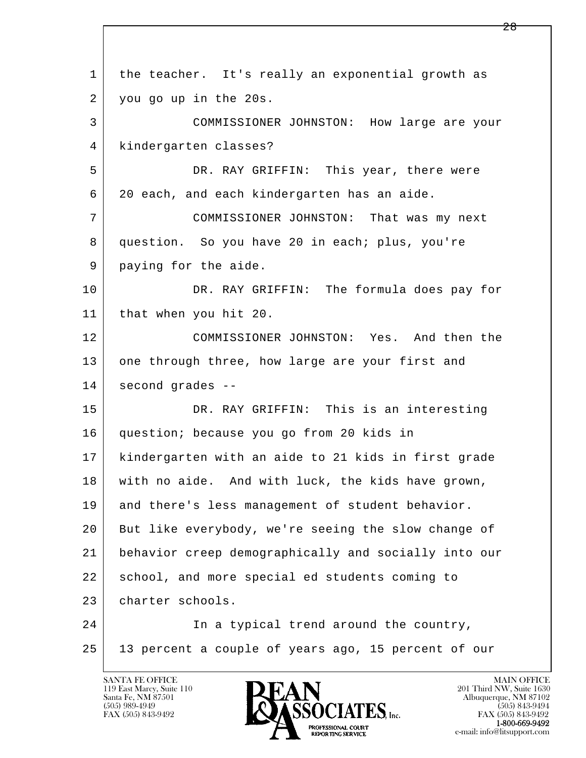1 the teacher. It's really an exponential growth as
2 you go up in the 20s.

3 COMMISSIONER JOHNSTON: How large are your
4 kindergarten classes?

5 DR. RAY GRIFFIN: This year, there were
6 20 each, and each kindergarten has an aide.

7 COMMISSIONER JOHNSTON: That was my next
8 question. So you have 20 in each; plus, you're
9 paying for the aide.

10 DR. RAY GRIFFIN: The formula does pay for
11 that when you hit 20.

12 COMMISSIONER JOHNSTON: Yes. And then the
13 one through three, how large are your first and
14 second grades --

15 DR. RAY GRIFFIN: This is an interesting
16 question; because you go from 20 kids in
17 kindergarten with an aide to 21 kids in first grade
18 with no aide. And with luck, the kids have grown,
19 and there's less management of student behavior.
20 But like everybody, we're seeing the slow change of
21 behavior creep demographically and socially into our
22 school, and more special ed students coming to
23 charter schools.

24 In a typical trend around the country,
25 13 percent a couple of years ago, 15 percent of our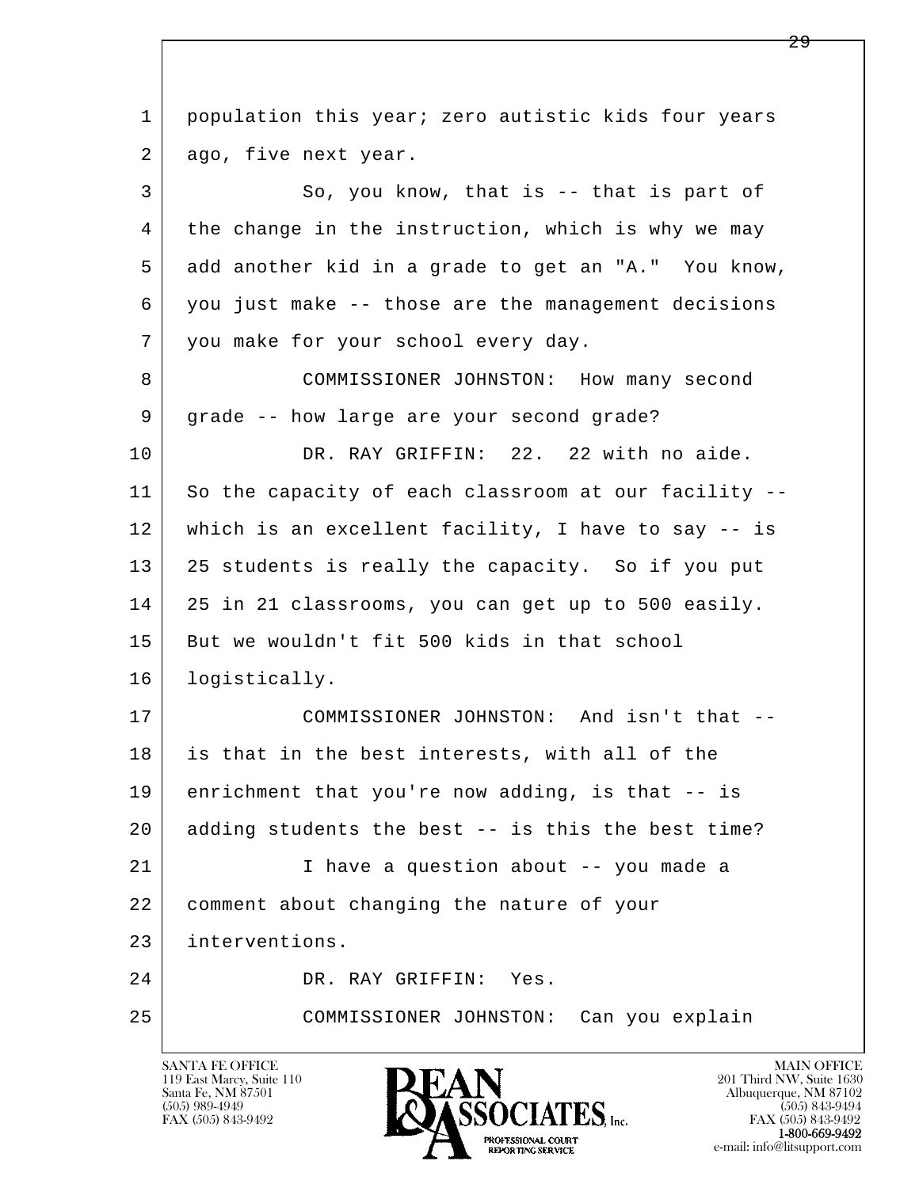1 population this year; zero autistic kids four years
2 ago, five next year.

3 So, you know, that is -- that is part of
4 the change in the instruction, which is why we may
5 add another kid in a grade to get an "A." You know,
6 you just make -- those are the management decisions
7 you make for your school every day.

8 COMMISSIONER JOHNSTON: How many second
9 grade -- how large are your second grade?

10 DR. RAY GRIFFIN: 22. 22 with no aide.
11 So the capacity of each classroom at our facility --
12 which is an excellent facility, I have to say -- is
13 25 students is really the capacity. So if you put
14 25 in 21 classrooms, you can get up to 500 easily.
15 But we wouldn't fit 500 kids in that school
16 logistically.

17 COMMISSIONER JOHNSTON: And isn't that --
18 is that in the best interests, with all of the
19 enrichment that you're now adding, is that -- is
20 adding students the best -- is this the best time?

21 I have a question about -- you made a
22 comment about changing the nature of your
23 interventions.

24 DR. RAY GRIFFIN: Yes.

25 COMMISSIONER JOHNSTON: Can you explain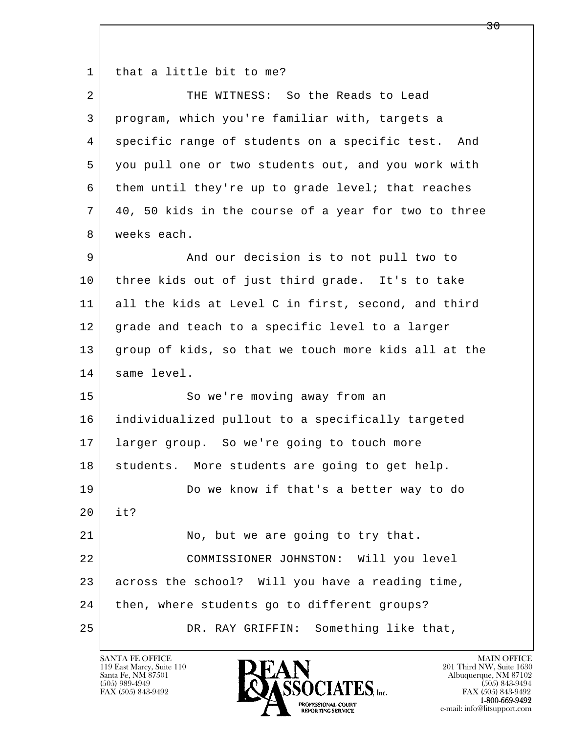1 that a little bit to me?

2 THE WITNESS: So the Reads to Lead

3 program, which you're familiar with, targets a

4 specific range of students on a specific test. And

5 you pull one or two students out, and you work with

6 them until they're up to grade level; that reaches

7 40, 50 kids in the course of a year for two to three

8 weeks each.

9 And our decision is to not pull two to

10 three kids out of just third grade. It's to take

11 all the kids at Level C in first, second, and third

12 grade and teach to a specific level to a larger

13 group of kids, so that we touch more kids all at the

14 same level.

15 So we're moving away from an

16 individualized pullout to a specifically targeted

17 larger group. So we're going to touch more

18 students. More students are going to get help.

19 Do we know if that's a better way to do

20 it?

21 No, but we are going to try that.

22 COMMISSIONER JOHNSTON: Will you level

23 across the school? Will you have a reading time,

24 then, where students go to different groups?

25 DR. RAY GRIFFIN: Something like that,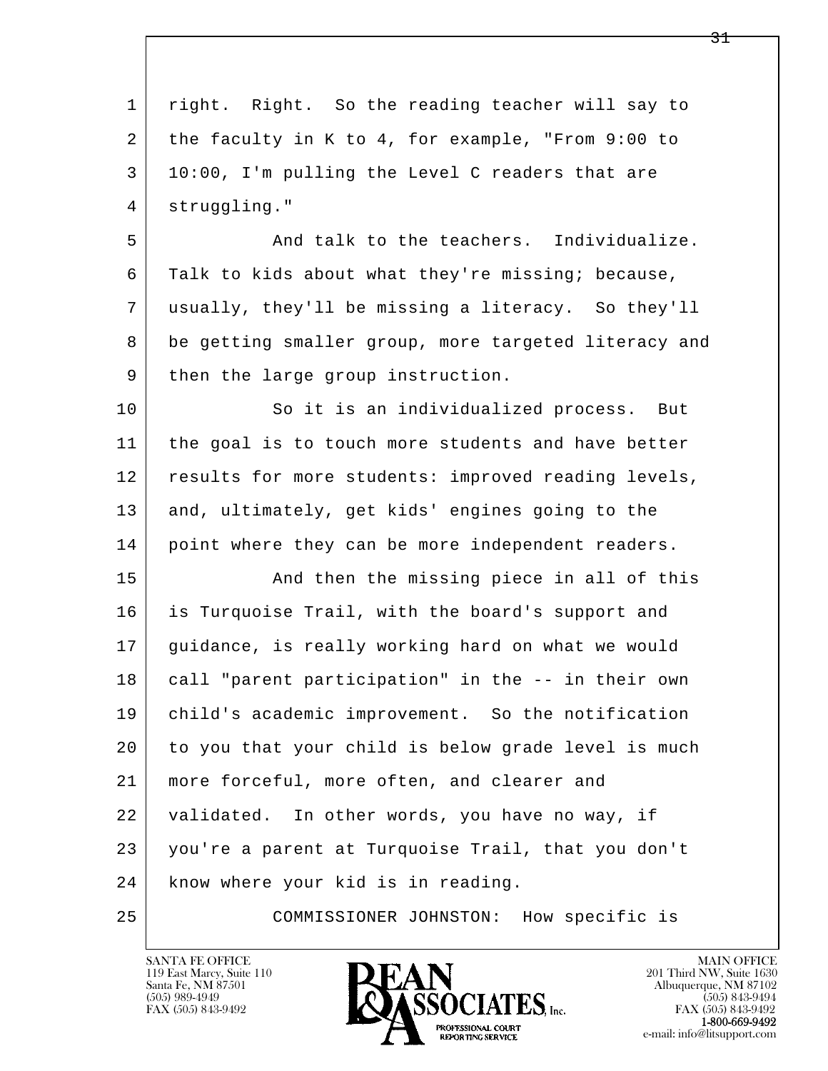1 right. Right. So the reading teacher will say to
2 the faculty in K to 4, for example, "From 9:00 to
3 10:00, I'm pulling the Level C readers that are
4 struggling."

5 And talk to the teachers. Individualize.
6 Talk to kids about what they're missing; because,
7 usually, they'll be missing a literacy. So they'll
8 be getting smaller group, more targeted literacy and
9 then the large group instruction.

10 So it is an individualized process. But
11 the goal is to touch more students and have better
12 results for more students: improved reading levels,
13 and, ultimately, get kids' engines going to the
14 point where they can be more independent readers.

15 And then the missing piece in all of this
16 is Turquoise Trail, with the board's support and
17 guidance, is really working hard on what we would
18 call "parent participation" in the -- in their own
19 child's academic improvement. So the notification
20 to you that your child is below grade level is much
21 more forceful, more often, and clearer and
22 validated. In other words, you have no way, if
23 you're a parent at Turquoise Trail, that you don't
24 know where your kid is in reading.

25 COMMISSIONER JOHNSTON: How specific is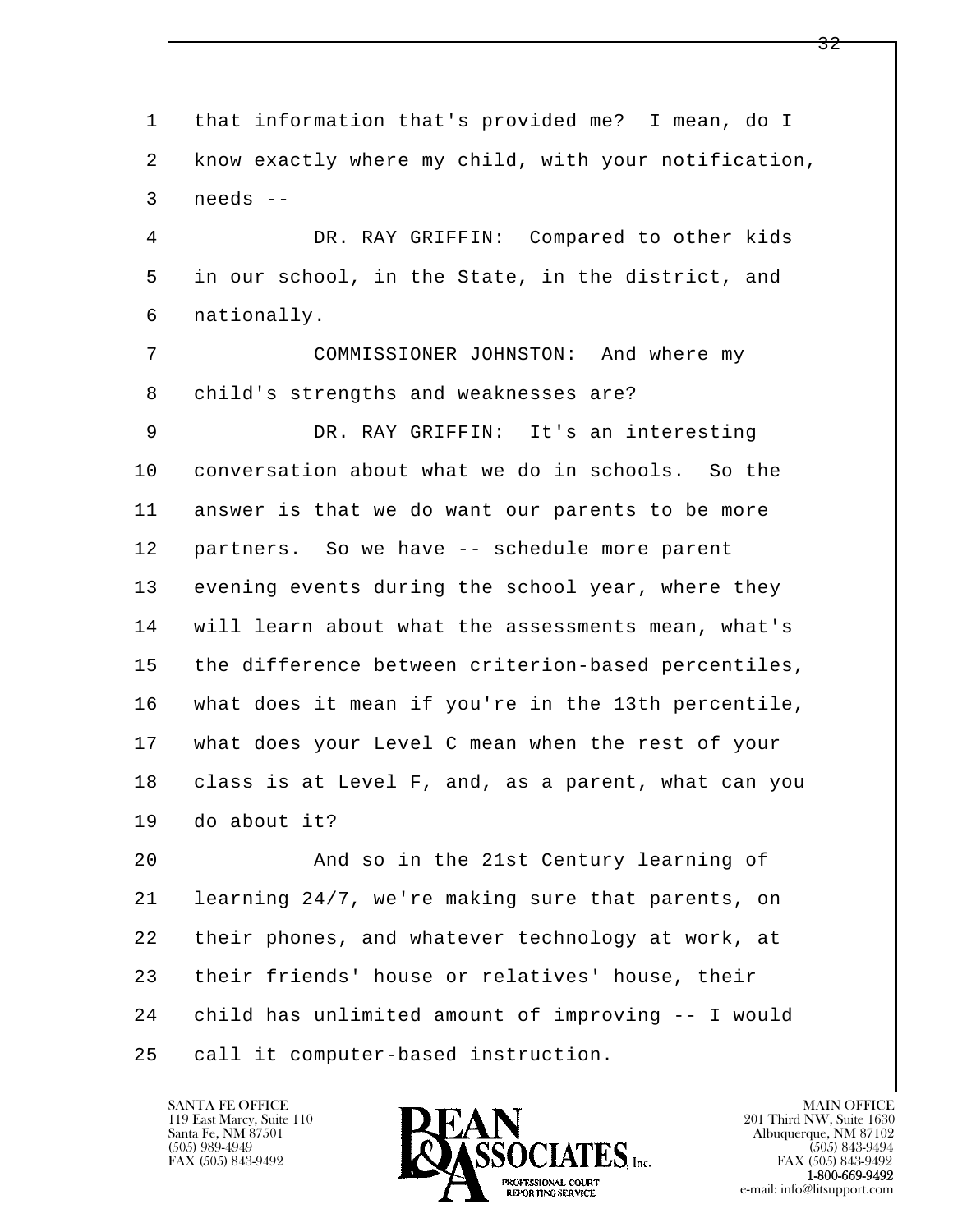that information that's provided me? I mean, do I know exactly where my child, with your notification, needs --

DR. RAY GRIFFIN: Compared to other kids in our school, in the State, in the district, and nationally.

COMMISSIONER JOHNSTON: And where my child's strengths and weaknesses are?

DR. RAY GRIFFIN: It's an interesting conversation about what we do in schools. So the answer is that we do want our parents to be more partners. So we have -- schedule more parent evening events during the school year, where they will learn about what the assessments mean, what's the difference between criterion-based percentiles, what does it mean if you're in the 13th percentile, what does your Level C mean when the rest of your class is at Level F, and, as a parent, what can you do about it?

And so in the 21st Century learning of learning 24/7, we're making sure that parents, on their phones, and whatever technology at work, at their friends' house or relatives' house, their child has unlimited amount of improving -- I would call it computer-based instruction.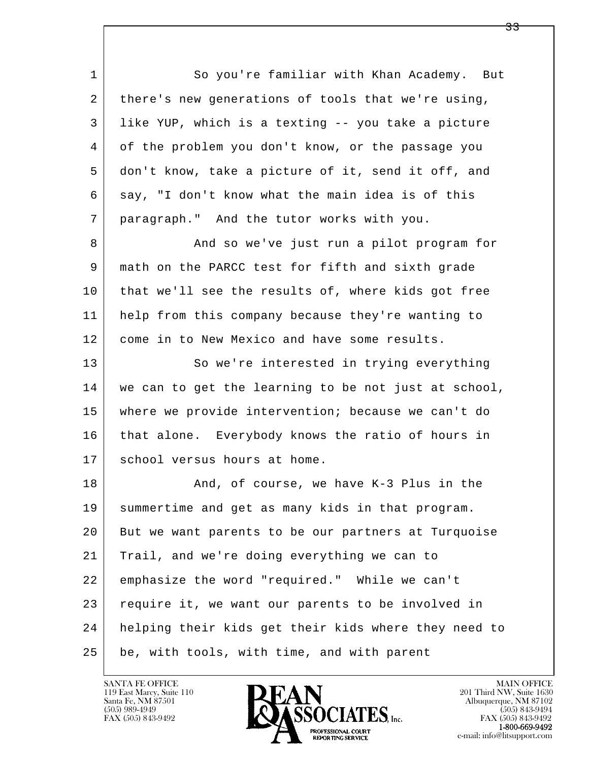1 So you're familiar with Khan Academy. But
2 there's new generations of tools that we're using,
3 like YUP, which is a texting -- you take a picture
4 of the problem you don't know, or the passage you
5 don't know, take a picture of it, send it off, and
6 say, "I don't know what the main idea is of this
7 paragraph." And the tutor works with you.
8 And so we've just run a pilot program for
9 math on the PARCC test for fifth and sixth grade
10 that we'll see the results of, where kids got free
11 help from this company because they're wanting to
12 come in to New Mexico and have some results.
13 So we're interested in trying everything
14 we can to get the learning to be not just at school,
15 where we provide intervention; because we can't do
16 that alone. Everybody knows the ratio of hours in
17 school versus hours at home.
18 And, of course, we have K-3 Plus in the
19 summertime and get as many kids in that program.
20 But we want parents to be our partners at Turquoise
21 Trail, and we're doing everything we can to
22 emphasize the word "required." While we can't
23 require it, we want our parents to be involved in
24 helping their kids get their kids where they need to
25 be, with tools, with time, and with parent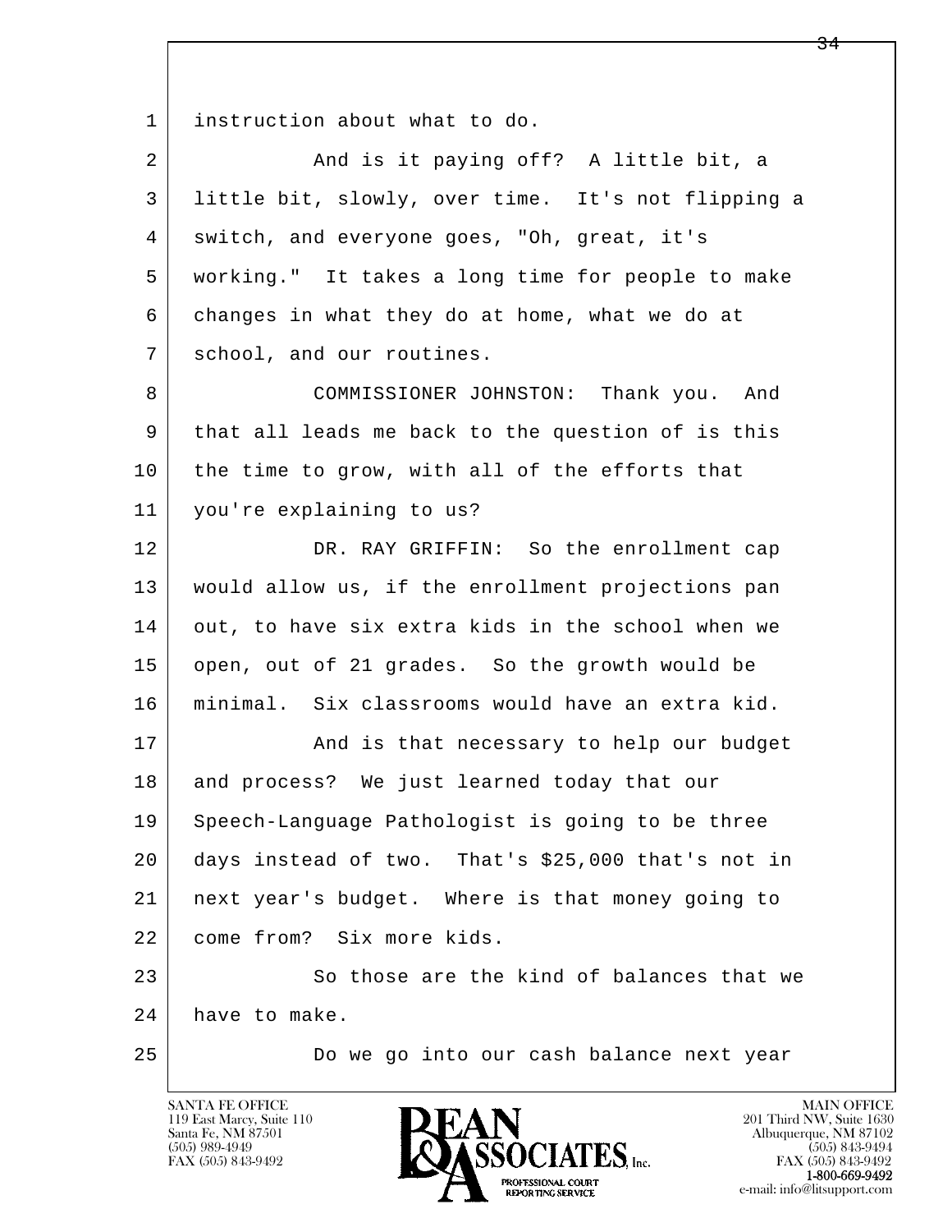instruction about what to do.

And is it paying off? A little bit, a little bit, slowly, over time. It's not flipping a switch, and everyone goes, "Oh, great, it's working." It takes a long time for people to make changes in what they do at home, what we do at school, and our routines.

COMMISSIONER JOHNSTON: Thank you. And that all leads me back to the question of is this the time to grow, with all of the efforts that you're explaining to us?

DR. RAY GRIFFIN: So the enrollment cap would allow us, if the enrollment projections pan out, to have six extra kids in the school when we open, out of 21 grades. So the growth would be minimal. Six classrooms would have an extra kid.

And is that necessary to help our budget and process? We just learned today that our Speech-Language Pathologist is going to be three days instead of two. That's $25,000 that's not in next year's budget. Where is that money going to come from? Six more kids.

So those are the kind of balances that we have to make.

Do we go into our cash balance next year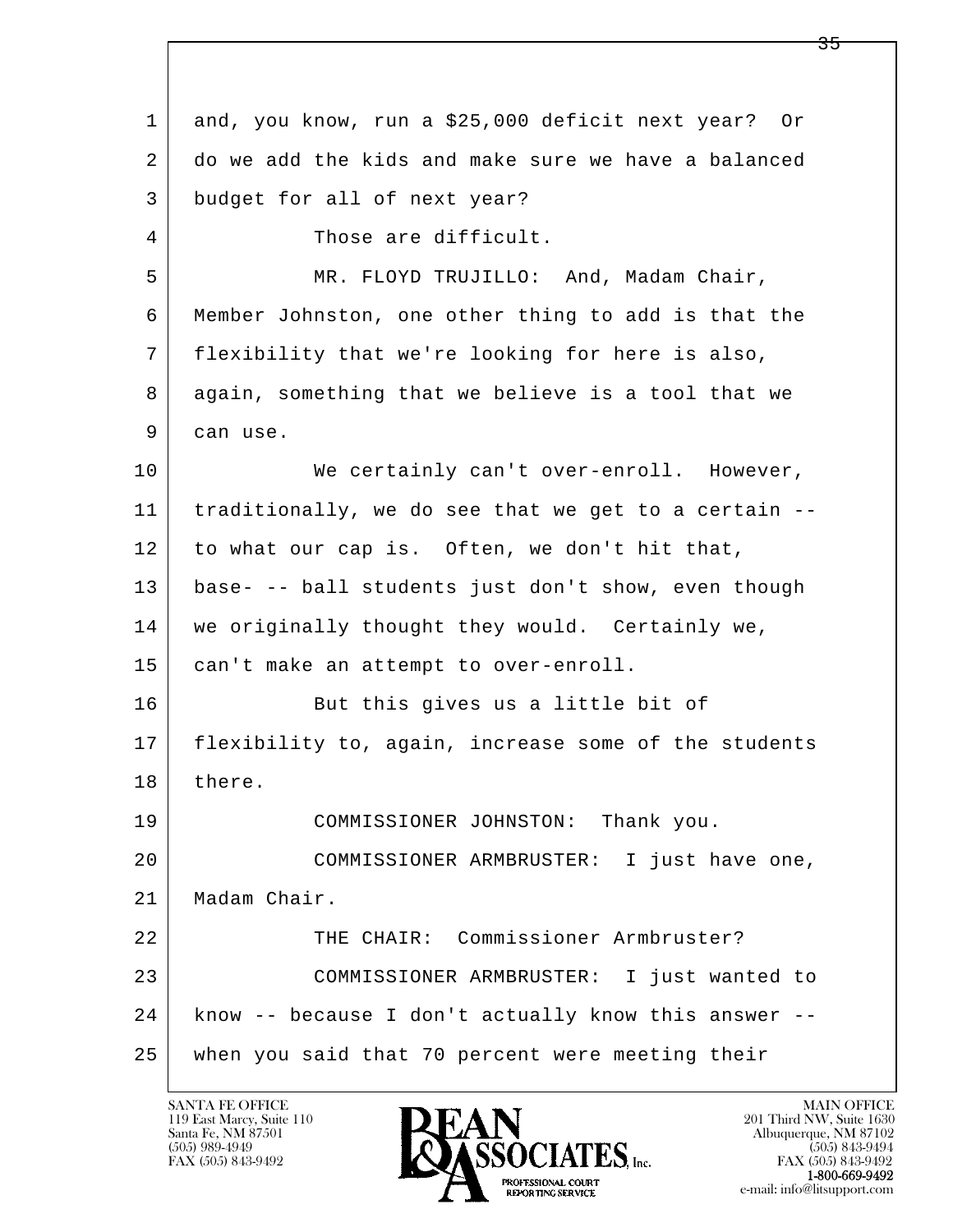1 and, you know, run a $25,000 deficit next year? Or
2 do we add the kids and make sure we have a balanced
3 budget for all of next year?
4 Those are difficult.
5 MR. FLOYD TRUJILLO: And, Madam Chair,
6 Member Johnston, one other thing to add is that the
7 flexibility that we're looking for here is also,
8 again, something that we believe is a tool that we
9 can use.
10 We certainly can't over-enroll. However,
11 traditionally, we do see that we get to a certain --
12 to what our cap is. Often, we don't hit that,
13 base- -- ball students just don't show, even though
14 we originally thought they would. Certainly we,
15 can't make an attempt to over-enroll.
16 But this gives us a little bit of
17 flexibility to, again, increase some of the students
18 there.
19 COMMISSIONER JOHNSTON: Thank you.
20 COMMISSIONER ARMBRUSTER: I just have one,
21 Madam Chair.
22 THE CHAIR: Commissioner Armbruster?
23 COMMISSIONER ARMBRUSTER: I just wanted to
24 know -- because I don't actually know this answer --
25 when you said that 70 percent were meeting their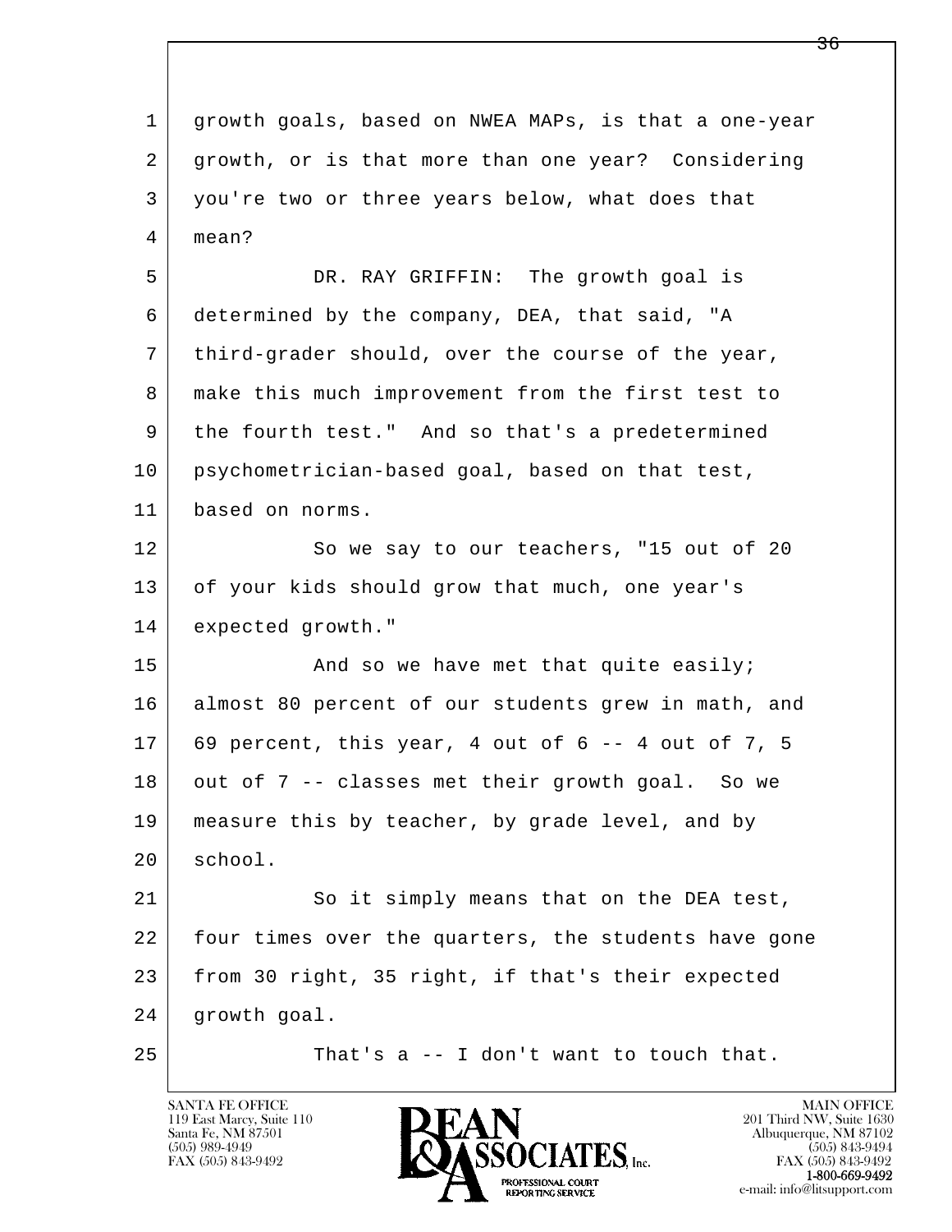1 growth goals, based on NWEA MAPs, is that a one-year
2 growth, or is that more than one year? Considering
3 you're two or three years below, what does that
4 mean?

5 DR. RAY GRIFFIN: The growth goal is
6 determined by the company, DEA, that said, "A
7 third-grader should, over the course of the year,
8 make this much improvement from the first test to
9 the fourth test." And so that's a predetermined
10 psychometrician-based goal, based on that test,
11 based on norms.

12 So we say to our teachers, "15 out of 20
13 of your kids should grow that much, one year's
14 expected growth."

15 And so we have met that quite easily;
16 almost 80 percent of our students grew in math, and
17 69 percent, this year, 4 out of 6 -- 4 out of 7, 5
18 out of 7 -- classes met their growth goal. So we
19 measure this by teacher, by grade level, and by
20 school.

21 So it simply means that on the DEA test,
22 four times over the quarters, the students have gone
23 from 30 right, 35 right, if that's their expected
24 growth goal.

25 That's a -- I don't want to touch that.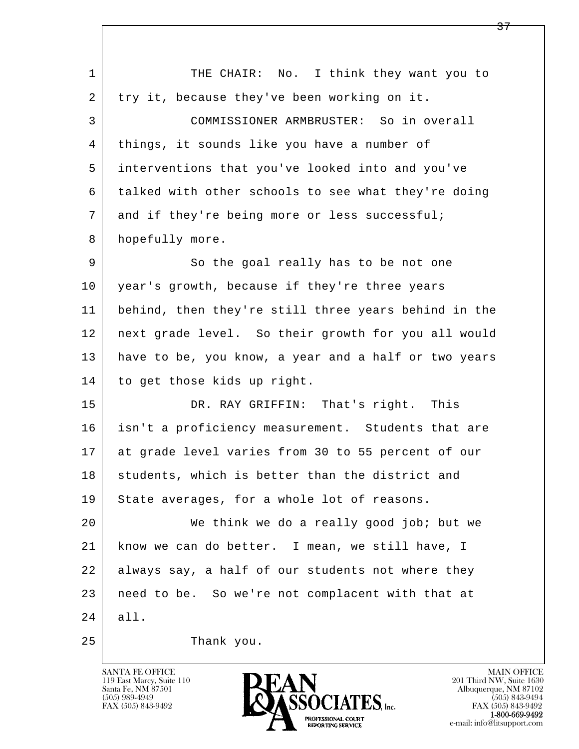1 THE CHAIR: No. I think they want you to
2 try it, because they've been working on it.
3 COMMISSIONER ARMBRUSTER: So in overall
4 things, it sounds like you have a number of
5 interventions that you've looked into and you've
6 talked with other schools to see what they're doing
7 and if they're being more or less successful;
8 hopefully more.
9 So the goal really has to be not one
10 year's growth, because if they're three years
11 behind, then they're still three years behind in the
12 next grade level. So their growth for you all would
13 have to be, you know, a year and a half or two years
14 to get those kids up right.
15 DR. RAY GRIFFIN: That's right. This
16 isn't a proficiency measurement. Students that are
17 at grade level varies from 30 to 55 percent of our
18 students, which is better than the district and
19 State averages, for a whole lot of reasons.
20 We think we do a really good job; but we
21 know we can do better. I mean, we still have, I
22 always say, a half of our students not where they
23 need to be. So we're not complacent with that at
24 all.
25 Thank you.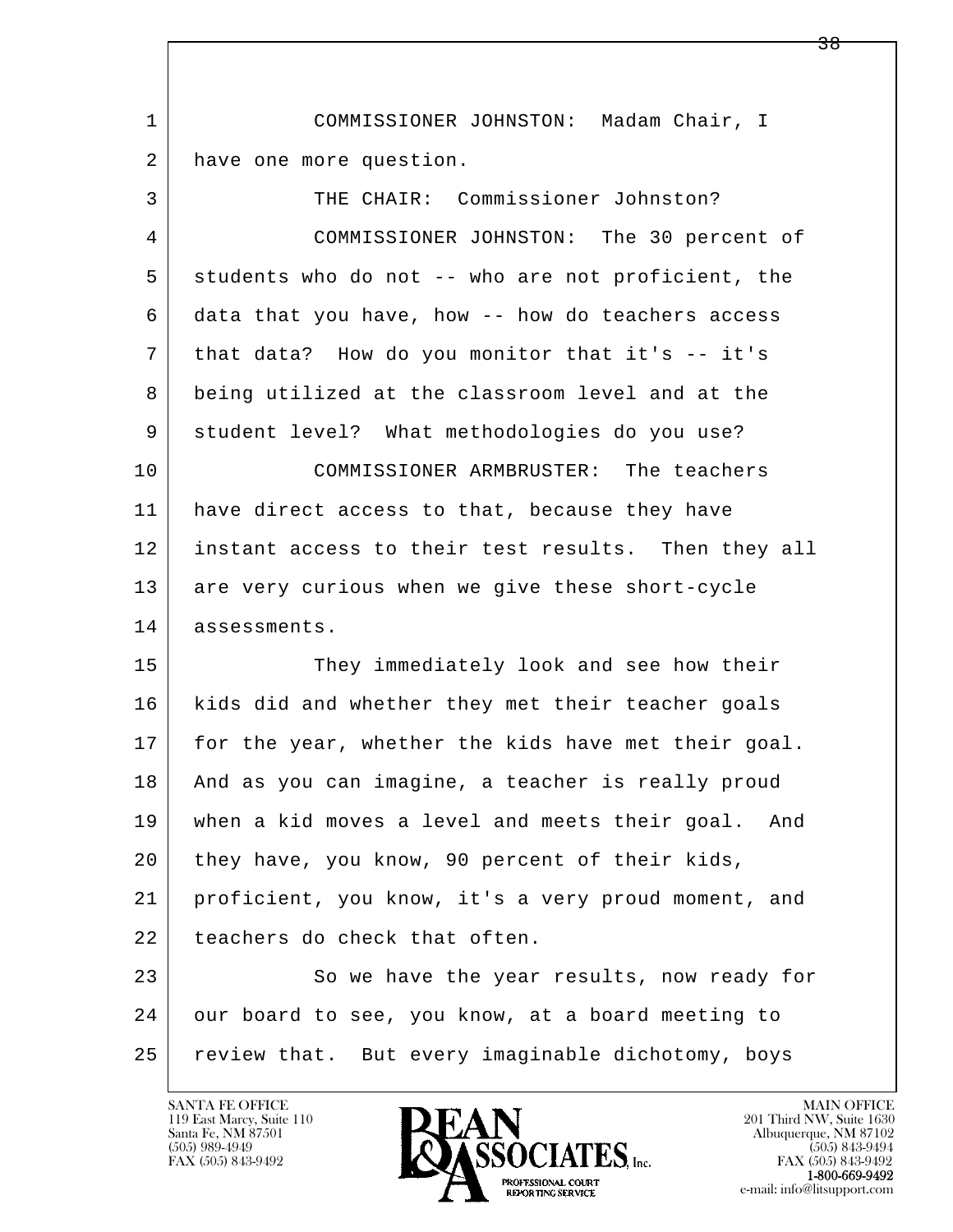1 COMMISSIONER JOHNSTON: Madam Chair, I
2 have one more question.
3 THE CHAIR: Commissioner Johnston?
4 COMMISSIONER JOHNSTON: The 30 percent of
5 students who do not -- who are not proficient, the
6 data that you have, how -- how do teachers access
7 that data? How do you monitor that it's -- it's
8 being utilized at the classroom level and at the
9 student level? What methodologies do you use?
10 COMMISSIONER ARMBRUSTER: The teachers
11 have direct access to that, because they have
12 instant access to their test results. Then they all
13 are very curious when we give these short-cycle
14 assessments.
15 They immediately look and see how their
16 kids did and whether they met their teacher goals
17 for the year, whether the kids have met their goal.
18 And as you can imagine, a teacher is really proud
19 when a kid moves a level and meets their goal. And
20 they have, you know, 90 percent of their kids,
21 proficient, you know, it's a very proud moment, and
22 teachers do check that often.
23 So we have the year results, now ready for
24 our board to see, you know, at a board meeting to
25 review that. But every imaginable dichotomy, boys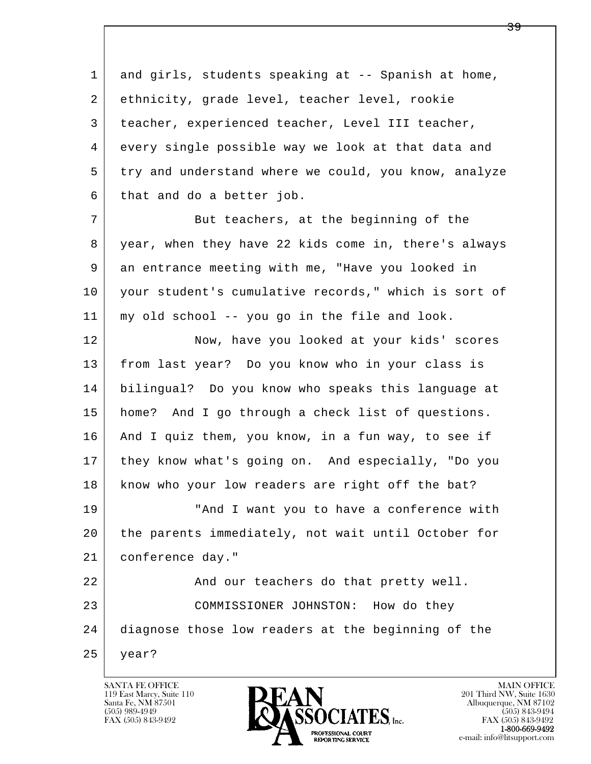1 and girls, students speaking at -- Spanish at home,
2 ethnicity, grade level, teacher level, rookie
3 teacher, experienced teacher, Level III teacher,
4 every single possible way we look at that data and
5 try and understand where we could, you know, analyze
6 that and do a better job.

7 But teachers, at the beginning of the
8 year, when they have 22 kids come in, there's always
9 an entrance meeting with me, "Have you looked in
10 your student's cumulative records," which is sort of
11 my old school -- you go in the file and look.

12 Now, have you looked at your kids' scores
13 from last year? Do you know who in your class is
14 bilingual? Do you know who speaks this language at
15 home? And I go through a check list of questions.
16 And I quiz them, you know, in a fun way, to see if
17 they know what's going on. And especially, "Do you
18 know who your low readers are right off the bat?

19 "And I want you to have a conference with
20 the parents immediately, not wait until October for
21 conference day."

22 And our teachers do that pretty well.

23 COMMISSIONER JOHNSTON: How do they
24 diagnose those low readers at the beginning of the
25 year?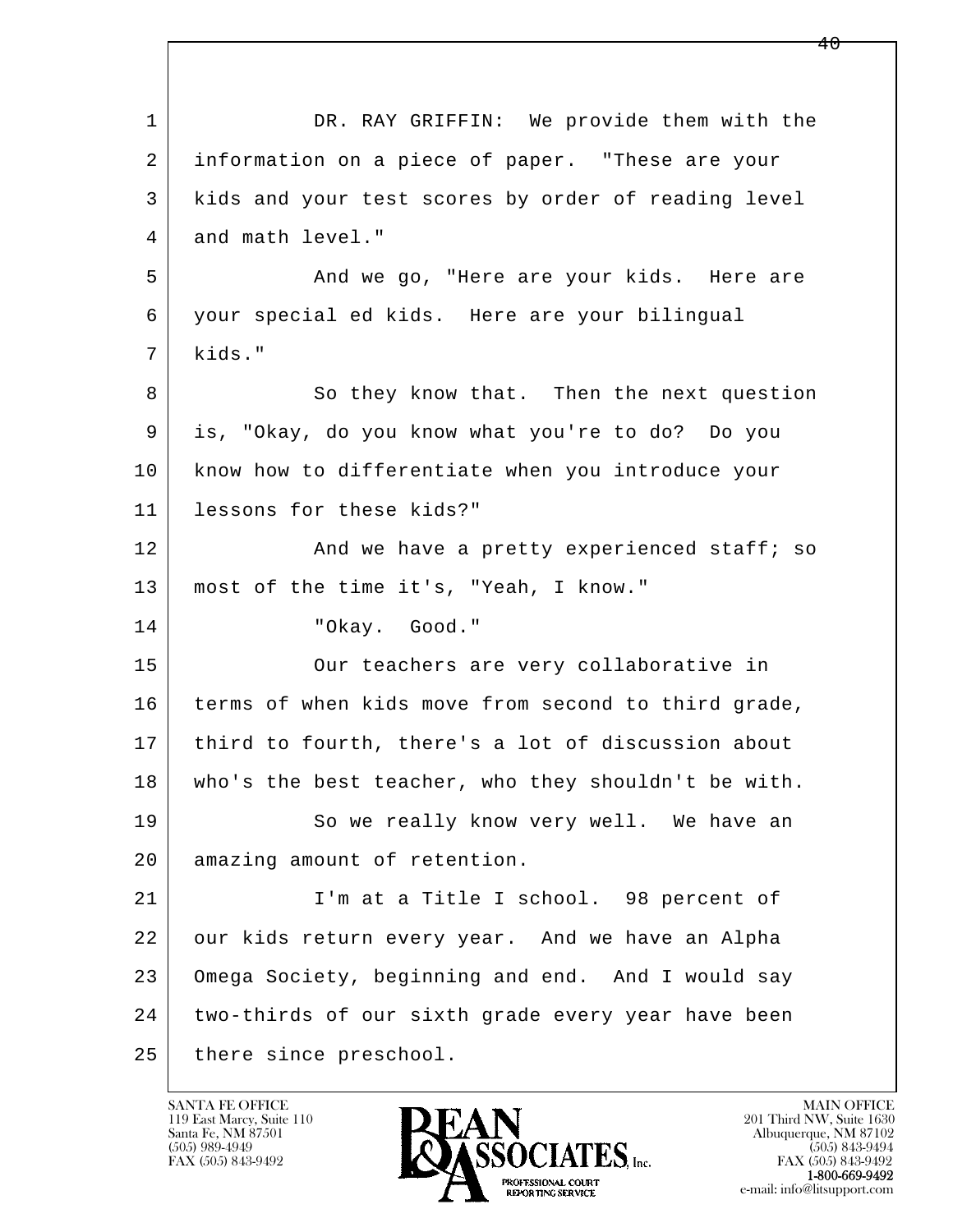DR. RAY GRIFFIN: We provide them with the information on a piece of paper. "These are your kids and your test scores by order of reading level and math level."

And we go, "Here are your kids. Here are your special ed kids. Here are your bilingual kids."

So they know that. Then the next question is, "Okay, do you know what you're to do? Do you know how to differentiate when you introduce your lessons for these kids?"

And we have a pretty experienced staff; so most of the time it's, "Yeah, I know."

"Okay. Good."

Our teachers are very collaborative in terms of when kids move from second to third grade, third to fourth, there's a lot of discussion about who's the best teacher, who they shouldn't be with.

So we really know very well. We have an amazing amount of retention.

I'm at a Title I school. 98 percent of our kids return every year. And we have an Alpha Omega Society, beginning and end. And I would say two-thirds of our sixth grade every year have been there since preschool.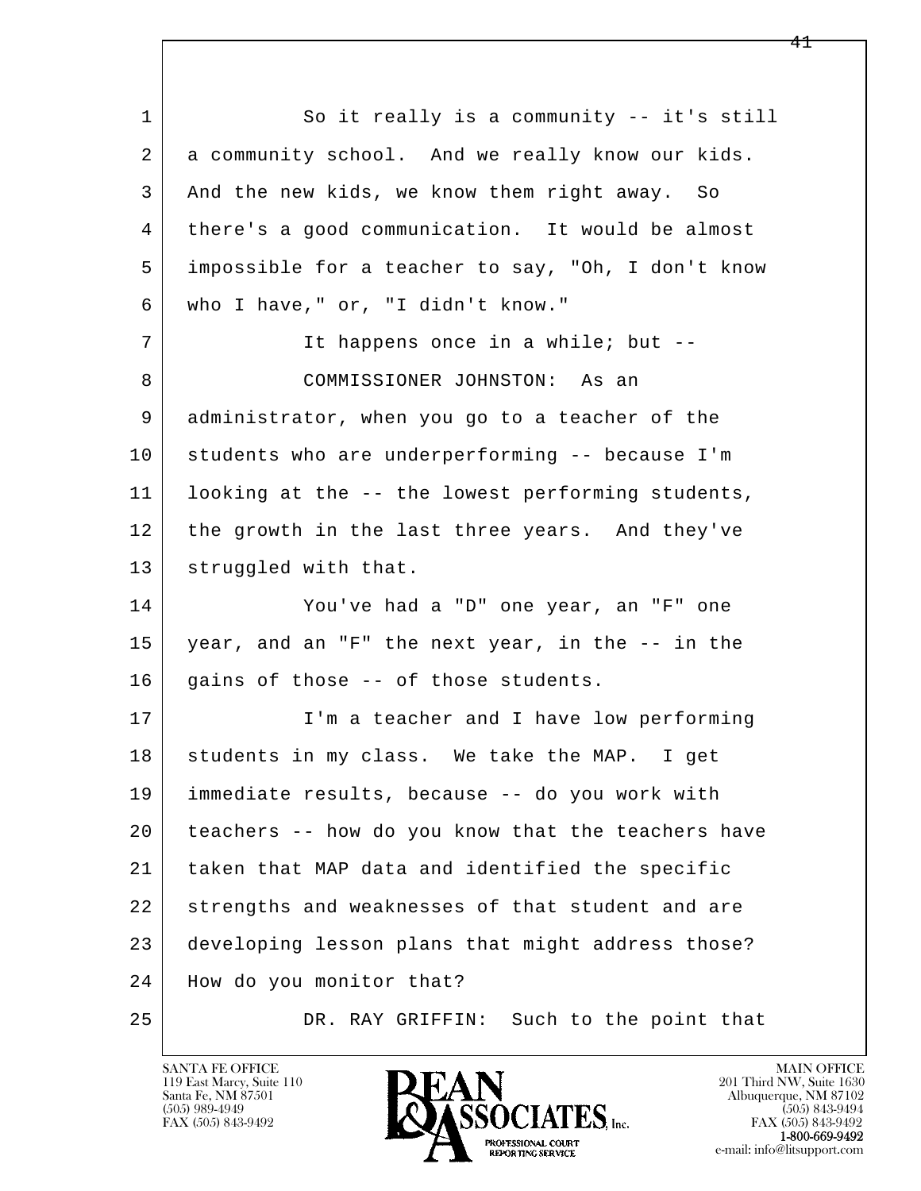So it really is a community -- it's still a community school. And we really know our kids. And the new kids, we know them right away. So there's a good communication. It would be almost impossible for a teacher to say, "Oh, I don't know who I have," or, "I didn't know."

It happens once in a while; but --

COMMISSIONER JOHNSTON: As an administrator, when you go to a teacher of the students who are underperforming -- because I'm looking at the -- the lowest performing students, the growth in the last three years. And they've struggled with that.

You've had a "D" one year, an "F" one year, and an "F" the next year, in the -- in the gains of those -- of those students.

I'm a teacher and I have low performing students in my class. We take the MAP. I get immediate results, because -- do you work with teachers -- how do you know that the teachers have taken that MAP data and identified the specific strengths and weaknesses of that student and are developing lesson plans that might address those? How do you monitor that?

DR. RAY GRIFFIN: Such to the point that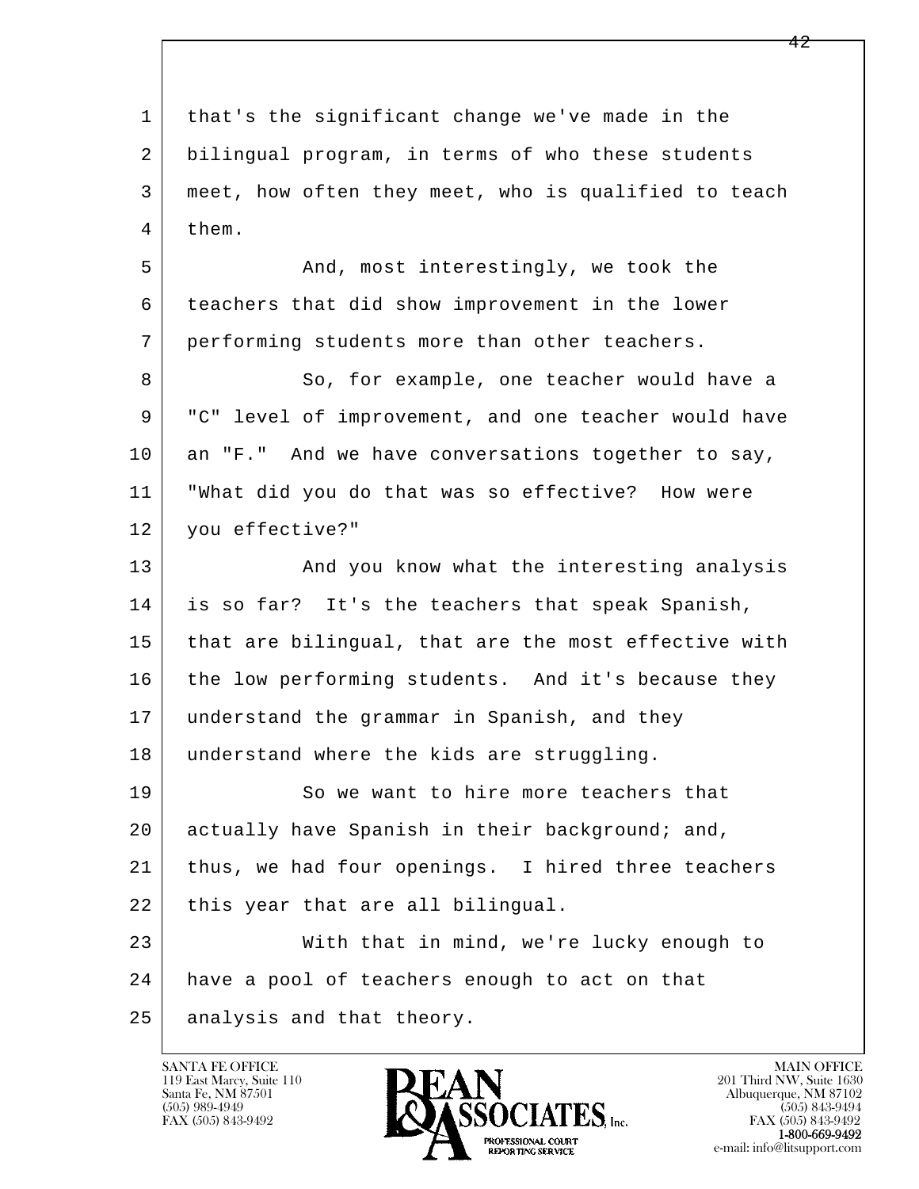that's the significant change we've made in the bilingual program, in terms of who these students meet, how often they meet, who is qualified to teach them.

And, most interestingly, we took the teachers that did show improvement in the lower performing students more than other teachers.

So, for example, one teacher would have a "C" level of improvement, and one teacher would have an "F." And we have conversations together to say, "What did you do that was so effective? How were you effective?"

And you know what the interesting analysis is so far? It's the teachers that speak Spanish, that are bilingual, that are the most effective with the low performing students. And it's because they understand the grammar in Spanish, and they understand where the kids are struggling.

So we want to hire more teachers that actually have Spanish in their background; and, thus, we had four openings. I hired three teachers this year that are all bilingual.

With that in mind, we're lucky enough to have a pool of teachers enough to act on that analysis and that theory.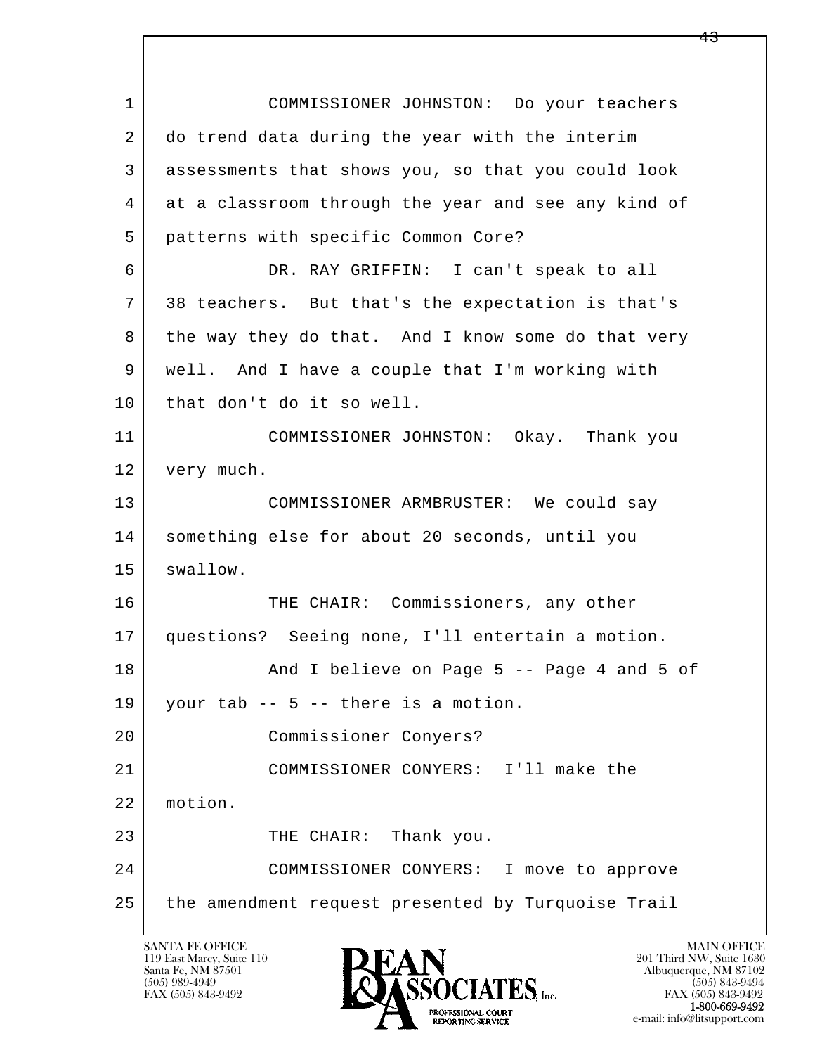1 COMMISSIONER JOHNSTON: Do your teachers
2 do trend data during the year with the interim
3 assessments that shows you, so that you could look
4 at a classroom through the year and see any kind of
5 patterns with specific Common Core?
6 DR. RAY GRIFFIN: I can't speak to all
7 38 teachers. But that's the expectation is that's
8 the way they do that. And I know some do that very
9 well. And I have a couple that I'm working with
10 that don't do it so well.
11 COMMISSIONER JOHNSTON: Okay. Thank you
12 very much.
13 COMMISSIONER ARMBRUSTER: We could say
14 something else for about 20 seconds, until you
15 swallow.
16 THE CHAIR: Commissioners, any other
17 questions? Seeing none, I'll entertain a motion.
18 And I believe on Page 5 -- Page 4 and 5 of
19 your tab -- 5 -- there is a motion.
20 Commissioner Conyers?
21 COMMISSIONER CONYERS: I'll make the
22 motion.
23 THE CHAIR: Thank you.
24 COMMISSIONER CONYERS: I move to approve
25 the amendment request presented by Turquoise Trail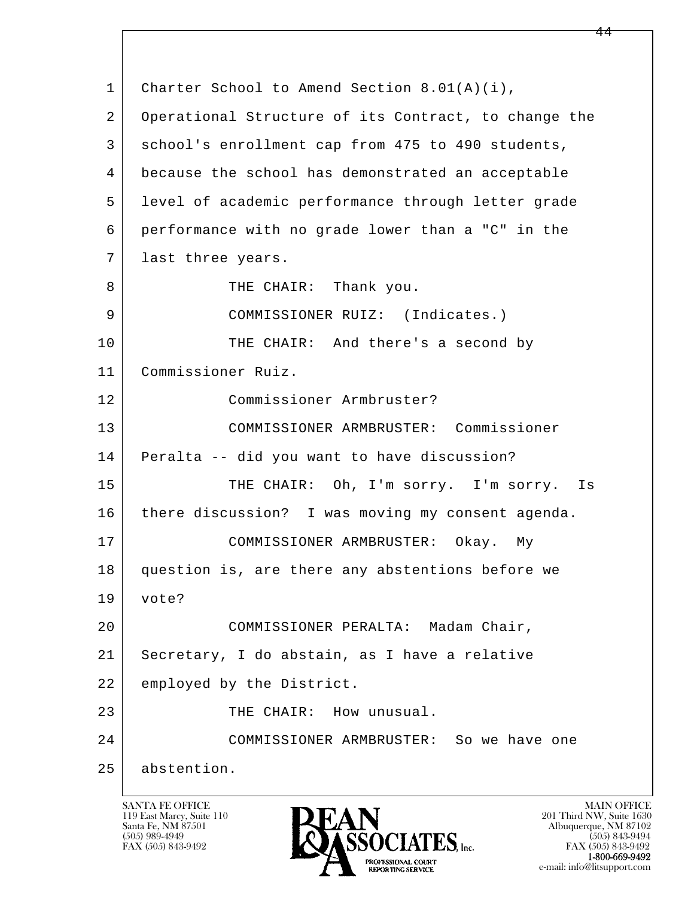1 Charter School to Amend Section 8.01(A)(i),
2 Operational Structure of its Contract, to change the
3 school's enrollment cap from 475 to 490 students,
4 because the school has demonstrated an acceptable
5 level of academic performance through letter grade
6 performance with no grade lower than a "C" in the
7 last three years.
8 THE CHAIR: Thank you.
9 COMMISSIONER RUIZ: (Indicates.)
10 THE CHAIR: And there's a second by
11 Commissioner Ruiz.
12 Commissioner Armbruster?
13 COMMISSIONER ARMBRUSTER: Commissioner
14 Peralta -- did you want to have discussion?
15 THE CHAIR: Oh, I'm sorry. I'm sorry. Is
16 there discussion? I was moving my consent agenda.
17 COMMISSIONER ARMBRUSTER: Okay. My
18 question is, are there any abstentions before we
19 vote?
20 COMMISSIONER PERALTA: Madam Chair,
21 Secretary, I do abstain, as I have a relative
22 employed by the District.
23 THE CHAIR: How unusual.
24 COMMISSIONER ARMBRUSTER: So we have one
25 abstention.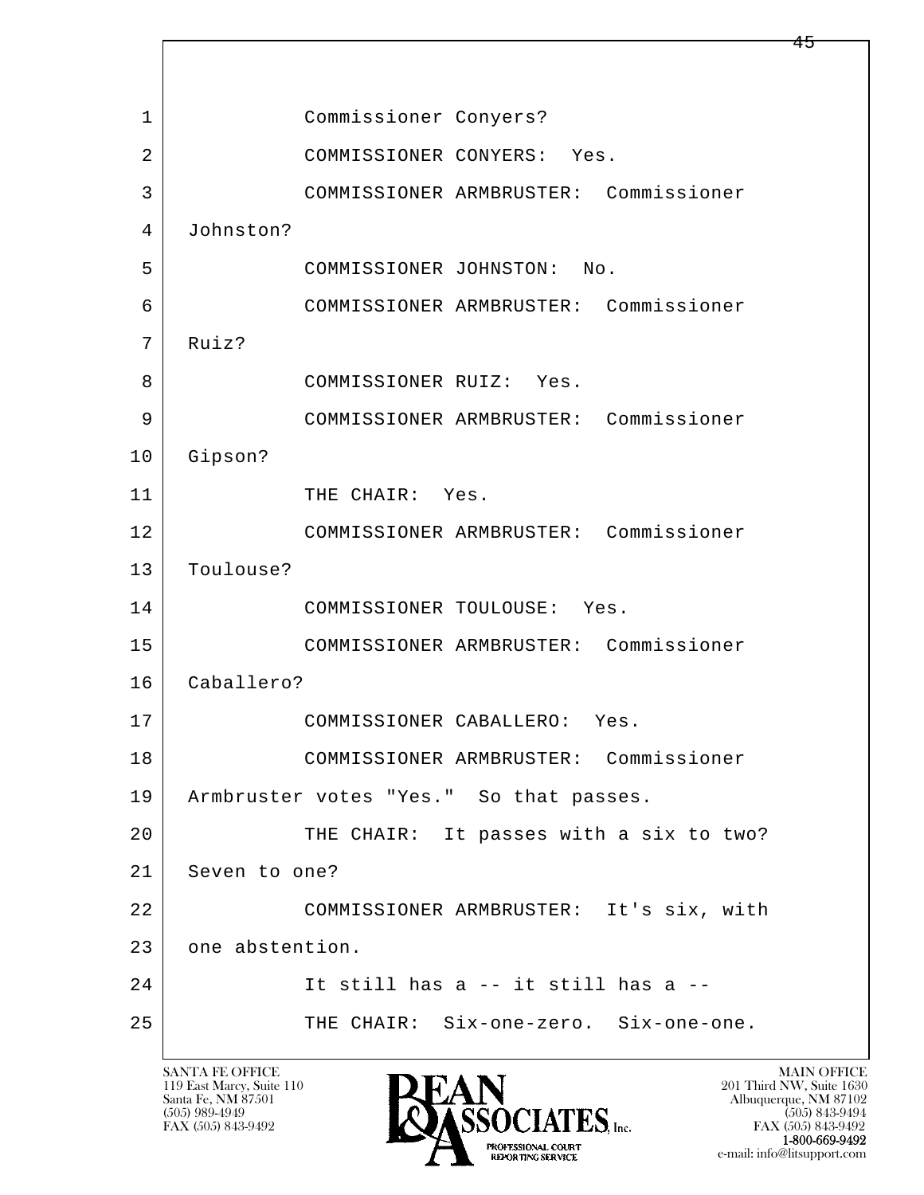1 Commissioner Conyers?

2 COMMISSIONER CONYERS: Yes.

3 COMMISSIONER ARMBRUSTER: Commissioner

4 Johnston?

5 COMMISSIONER JOHNSTON: No.

6 COMMISSIONER ARMBRUSTER: Commissioner

7 Ruiz?

8 COMMISSIONER RUIZ: Yes.

9 COMMISSIONER ARMBRUSTER: Commissioner

10 Gipson?

11 THE CHAIR: Yes.

12 COMMISSIONER ARMBRUSTER: Commissioner

13 Toulouse?

14 COMMISSIONER TOULOUSE: Yes.

15 COMMISSIONER ARMBRUSTER: Commissioner

16 Caballero?

17 COMMISSIONER CABALLERO: Yes.

18 COMMISSIONER ARMBRUSTER: Commissioner

19 Armbruster votes "Yes." So that passes.

20 THE CHAIR: It passes with a six to two?

21 Seven to one?

22 COMMISSIONER ARMBRUSTER: It's six, with

23 one abstention.

24 It still has a -- it still has a --

25 THE CHAIR: Six-one-zero. Six-one-one.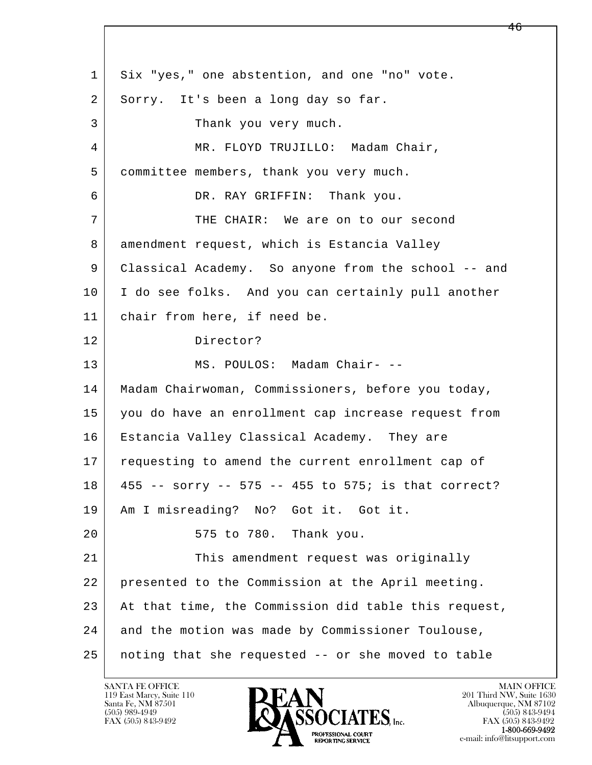1 Six "yes," one abstention, and one "no" vote.
2 Sorry. It's been a long day so far.
3 Thank you very much.
4 MR. FLOYD TRUJILLO: Madam Chair,
5 committee members, thank you very much.
6 DR. RAY GRIFFIN: Thank you.
7 THE CHAIR: We are on to our second
8 amendment request, which is Estancia Valley
9 Classical Academy. So anyone from the school -- and
10 I do see folks. And you can certainly pull another
11 chair from here, if need be.
12 Director?
13 MS. POULOS: Madam Chair- --
14 Madam Chairwoman, Commissioners, before you today,
15 you do have an enrollment cap increase request from
16 Estancia Valley Classical Academy. They are
17 requesting to amend the current enrollment cap of
18 455 -- sorry -- 575 -- 455 to 575; is that correct?
19 Am I misreading? No? Got it. Got it.
20 575 to 780. Thank you.
21 This amendment request was originally
22 presented to the Commission at the April meeting.
23 At that time, the Commission did table this request,
24 and the motion was made by Commissioner Toulouse,
25 noting that she requested -- or she moved to table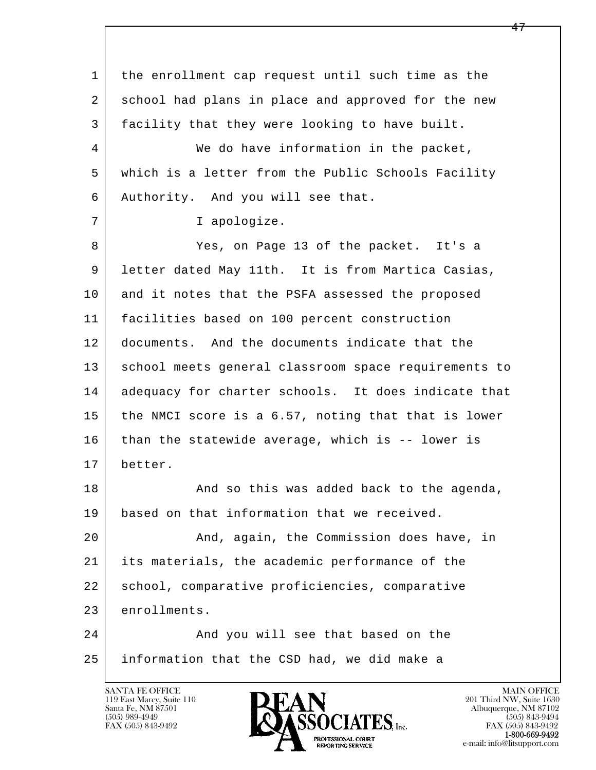1 the enrollment cap request until such time as the
2 school had plans in place and approved for the new
3 facility that they were looking to have built.
4 We do have information in the packet,
5 which is a letter from the Public Schools Facility
6 Authority. And you will see that.
7 I apologize.
8 Yes, on Page 13 of the packet. It's a
9 letter dated May 11th. It is from Martica Casias,
10 and it notes that the PSFA assessed the proposed
11 facilities based on 100 percent construction
12 documents. And the documents indicate that the
13 school meets general classroom space requirements to
14 adequacy for charter schools. It does indicate that
15 the NMCI score is a 6.57, noting that that is lower
16 than the statewide average, which is -- lower is
17 better.
18 And so this was added back to the agenda,
19 based on that information that we received.
20 And, again, the Commission does have, in
21 its materials, the academic performance of the
22 school, comparative proficiencies, comparative
23 enrollments.
24 And you will see that based on the
25 information that the CSD had, we did make a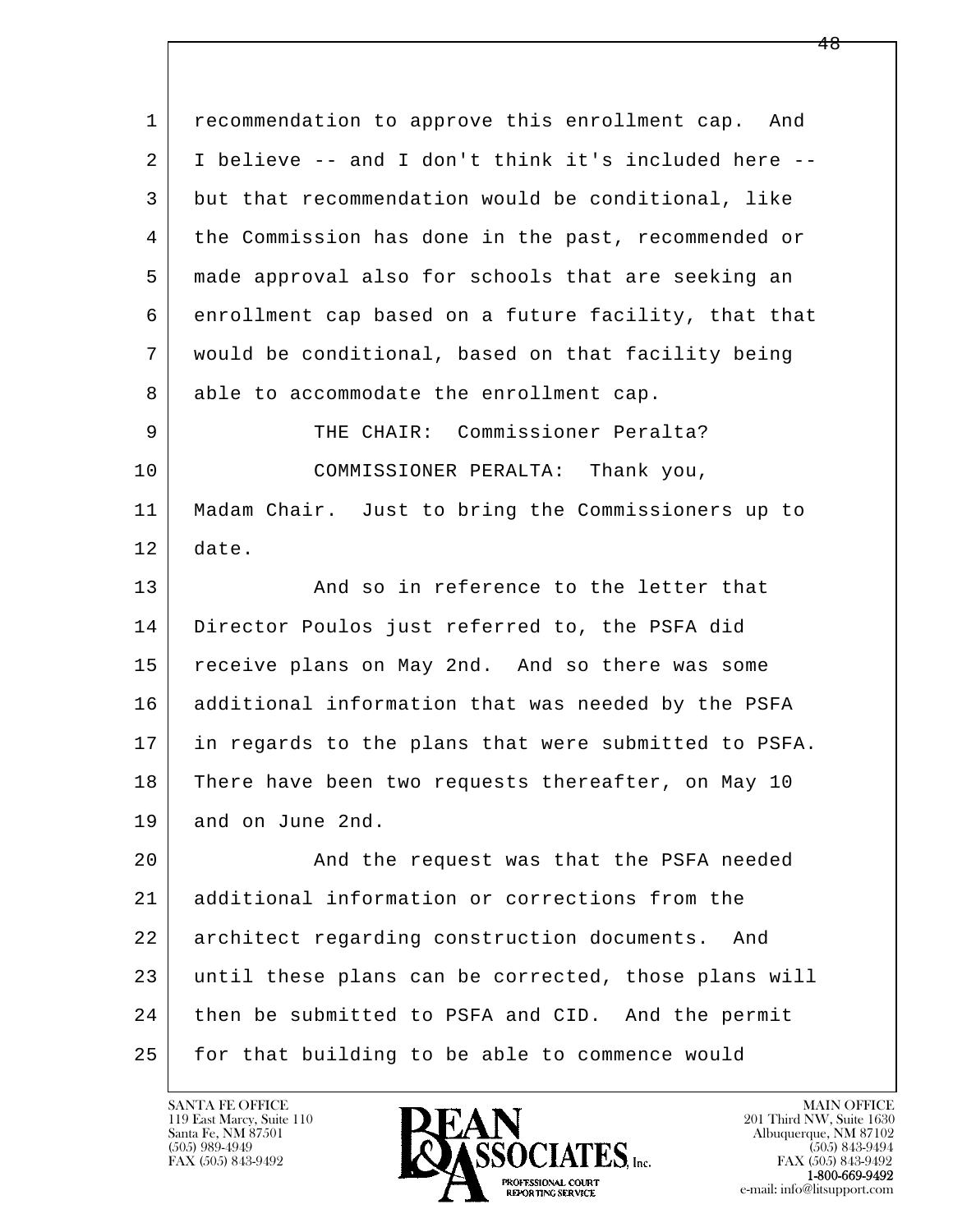recommendation to approve this enrollment cap. And I believe -- and I don't think it's included here -- but that recommendation would be conditional, like the Commission has done in the past, recommended or made approval also for schools that are seeking an enrollment cap based on a future facility, that that would be conditional, based on that facility being able to accommodate the enrollment cap.

THE CHAIR: Commissioner Peralta?

COMMISSIONER PERALTA: Thank you, Madam Chair. Just to bring the Commissioners up to date.

And so in reference to the letter that Director Poulos just referred to, the PSFA did receive plans on May 2nd. And so there was some additional information that was needed by the PSFA in regards to the plans that were submitted to PSFA. There have been two requests thereafter, on May 10 and on June 2nd.

And the request was that the PSFA needed additional information or corrections from the architect regarding construction documents. And until these plans can be corrected, those plans will then be submitted to PSFA and CID. And the permit for that building to be able to commence would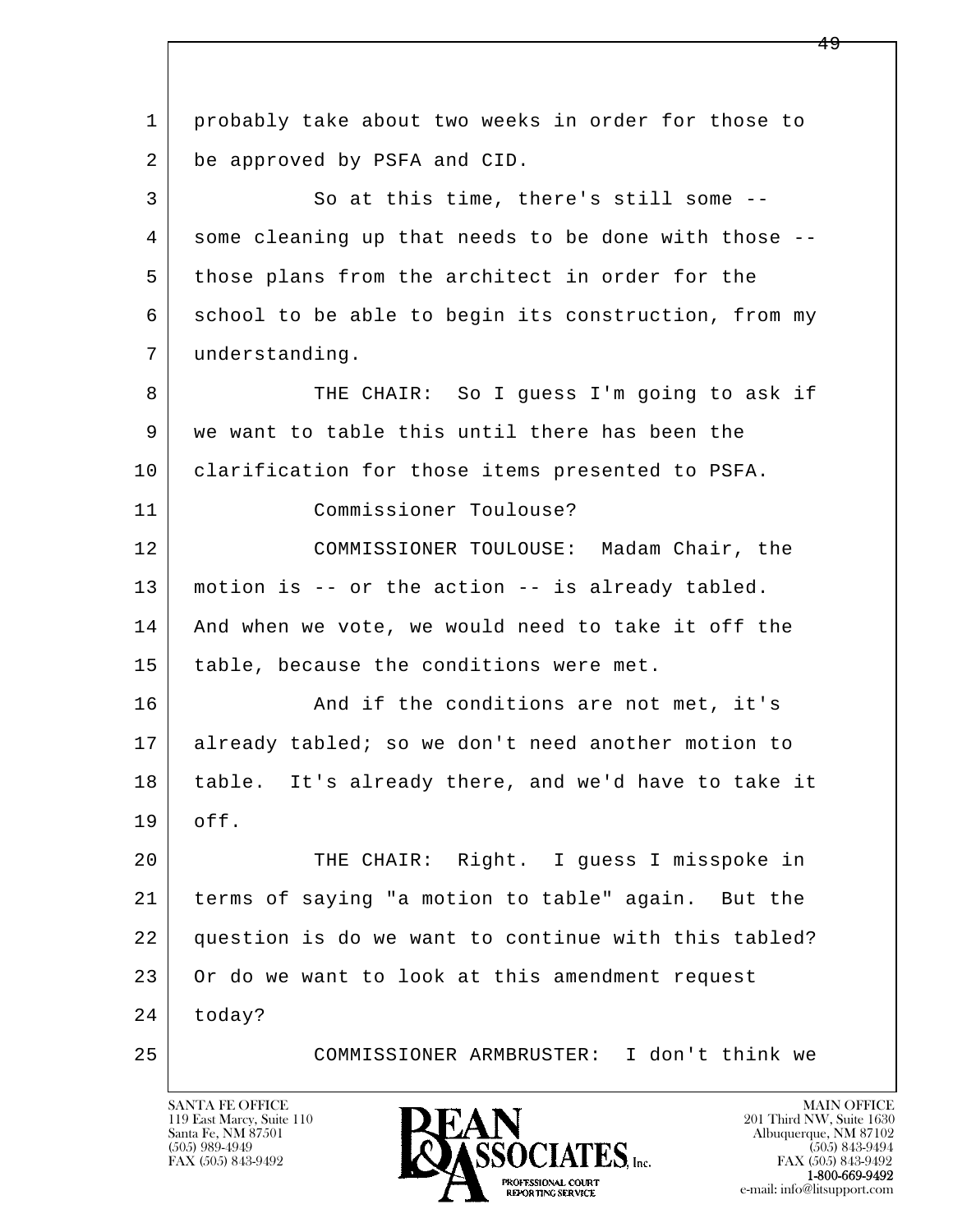1 probably take about two weeks in order for those to
2 be approved by PSFA and CID.

3 So at this time, there's still some --
4 some cleaning up that needs to be done with those --
5 those plans from the architect in order for the
6 school to be able to begin its construction, from my
7 understanding.

8 THE CHAIR: So I guess I'm going to ask if
9 we want to table this until there has been the
10 clarification for those items presented to PSFA.

11 Commissioner Toulouse?

12 COMMISSIONER TOULOUSE: Madam Chair, the
13 motion is -- or the action -- is already tabled.
14 And when we vote, we would need to take it off the
15 table, because the conditions were met.

16 And if the conditions are not met, it's
17 already tabled; so we don't need another motion to
18 table. It's already there, and we'd have to take it
19 off.

20 THE CHAIR: Right. I guess I misspoke in
21 terms of saying "a motion to table" again. But the
22 question is do we want to continue with this tabled?
23 Or do we want to look at this amendment request
24 today?

25 COMMISSIONER ARMBRUSTER: I don't think we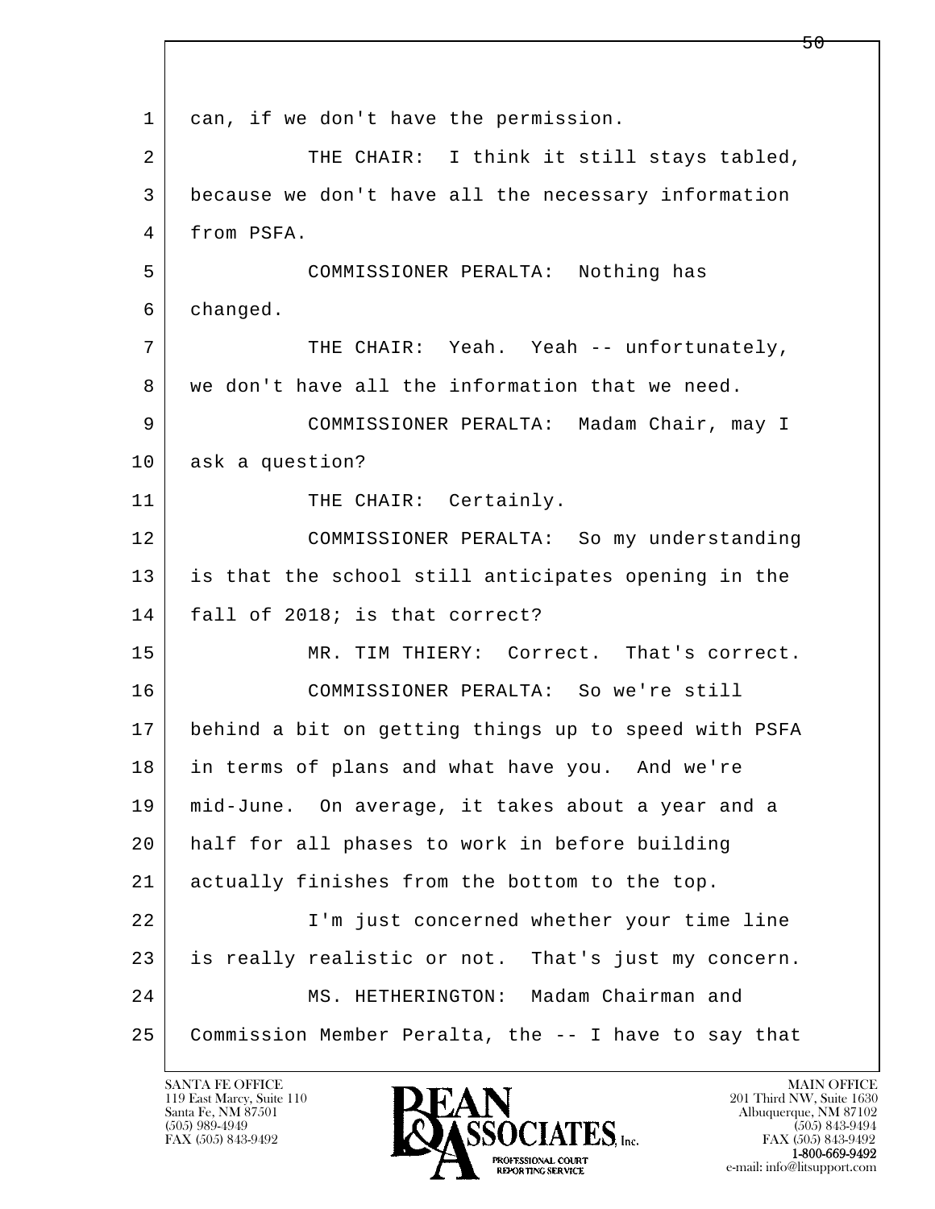1 can, if we don't have the permission.

2 THE CHAIR: I think it still stays tabled,
3 because we don't have all the necessary information
4 from PSFA.

5 COMMISSIONER PERALTA: Nothing has
6 changed.

7 THE CHAIR: Yeah. Yeah -- unfortunately,
8 we don't have all the information that we need.

9 COMMISSIONER PERALTA: Madam Chair, may I
10 ask a question?

11 THE CHAIR: Certainly.

12 COMMISSIONER PERALTA: So my understanding
13 is that the school still anticipates opening in the
14 fall of 2018; is that correct?

15 MR. TIM THIERY: Correct. That's correct.

16 COMMISSIONER PERALTA: So we're still
17 behind a bit on getting things up to speed with PSFA
18 in terms of plans and what have you. And we're
19 mid-June. On average, it takes about a year and a
20 half for all phases to work in before building
21 actually finishes from the bottom to the top.

22 I'm just concerned whether your time line
23 is really realistic or not. That's just my concern.

24 MS. HETHERINGTON: Madam Chairman and
25 Commission Member Peralta, the -- I have to say that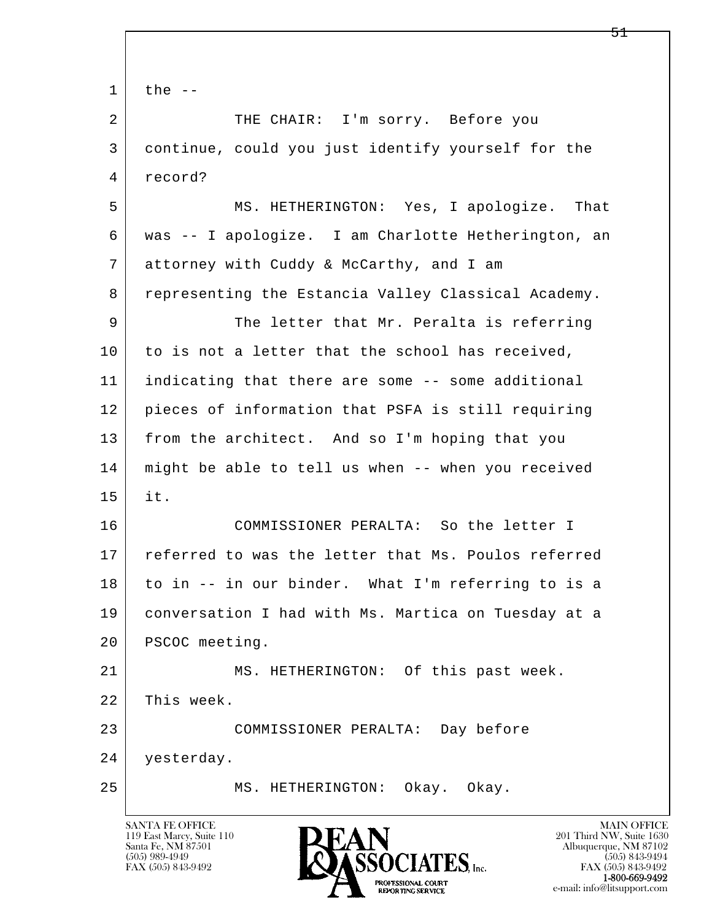1 the --

2 THE CHAIR: I'm sorry. Before you

3 continue, could you just identify yourself for the

4 record?

5 MS. HETHERINGTON: Yes, I apologize. That

6 was -- I apologize. I am Charlotte Hetherington, an

7 attorney with Cuddy & McCarthy, and I am

8 representing the Estancia Valley Classical Academy.

9 The letter that Mr. Peralta is referring

10 to is not a letter that the school has received,

11 indicating that there are some -- some additional

12 pieces of information that PSFA is still requiring

13 from the architect. And so I'm hoping that you

14 might be able to tell us when -- when you received

15 it.

16 COMMISSIONER PERALTA: So the letter I

17 referred to was the letter that Ms. Poulos referred

18 to in -- in our binder. What I'm referring to is a

19 conversation I had with Ms. Martica on Tuesday at a

20 PSCOC meeting.

21 MS. HETHERINGTON: Of this past week.

22 This week.

23 COMMISSIONER PERALTA: Day before

24 yesterday.

25 MS. HETHERINGTON: Okay. Okay.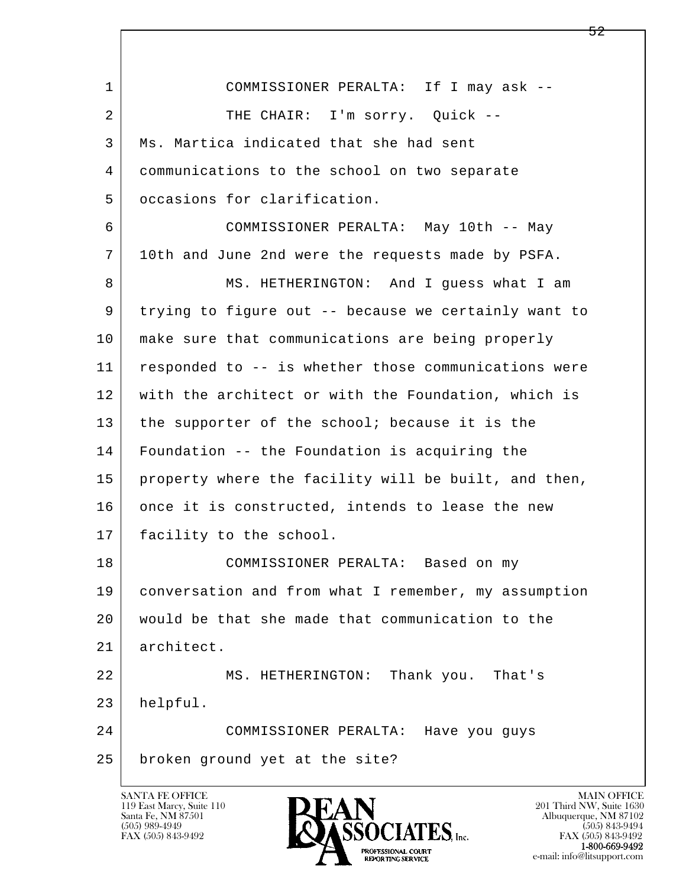COMMISSIONER PERALTA: If I may ask --

THE CHAIR: I'm sorry. Quick -- Ms. Martica indicated that she had sent communications to the school on two separate occasions for clarification.

COMMISSIONER PERALTA: May 10th -- May 10th and June 2nd were the requests made by PSFA.

MS. HETHERINGTON: And I guess what I am trying to figure out -- because we certainly want to make sure that communications are being properly responded to -- is whether those communications were with the architect or with the Foundation, which is the supporter of the school; because it is the Foundation -- the Foundation is acquiring the property where the facility will be built, and then, once it is constructed, intends to lease the new facility to the school.

COMMISSIONER PERALTA: Based on my conversation and from what I remember, my assumption would be that she made that communication to the architect.

MS. HETHERINGTON: Thank you. That's helpful.

COMMISSIONER PERALTA: Have you guys broken ground yet at the site?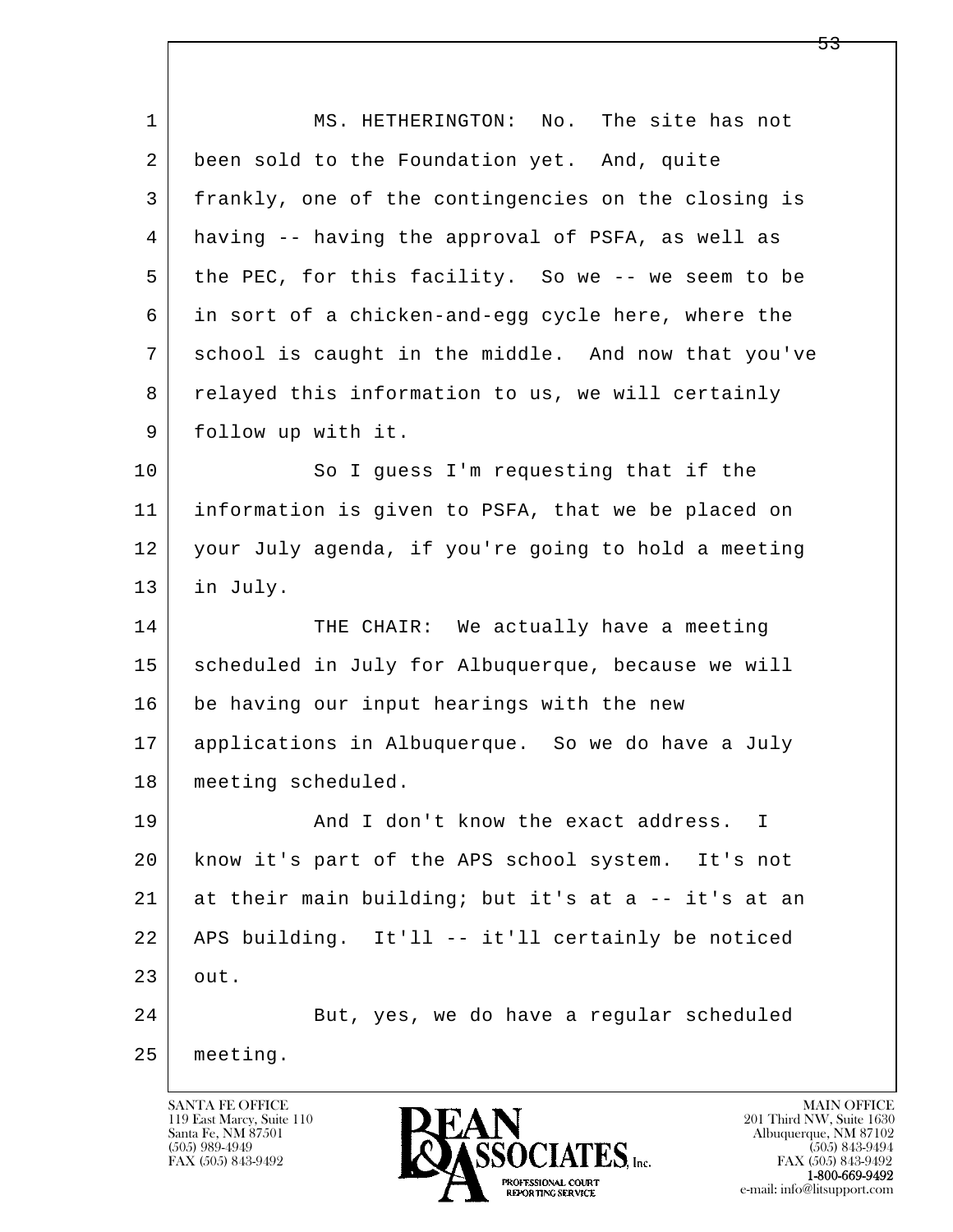1 MS. HETHERINGTON: No. The site has not
2 been sold to the Foundation yet. And, quite
3 frankly, one of the contingencies on the closing is
4 having -- having the approval of PSFA, as well as
5 the PEC, for this facility. So we -- we seem to be
6 in sort of a chicken-and-egg cycle here, where the
7 school is caught in the middle. And now that you've
8 relayed this information to us, we will certainly
9 follow up with it.
10 So I guess I'm requesting that if the
11 information is given to PSFA, that we be placed on
12 your July agenda, if you're going to hold a meeting
13 in July.
14 THE CHAIR: We actually have a meeting
15 scheduled in July for Albuquerque, because we will
16 be having our input hearings with the new
17 applications in Albuquerque. So we do have a July
18 meeting scheduled.
19 And I don't know the exact address. I
20 know it's part of the APS school system. It's not
21 at their main building; but it's at a -- it's at an
22 APS building. It'll -- it'll certainly be noticed
23 out.
24 But, yes, we do have a regular scheduled
25 meeting.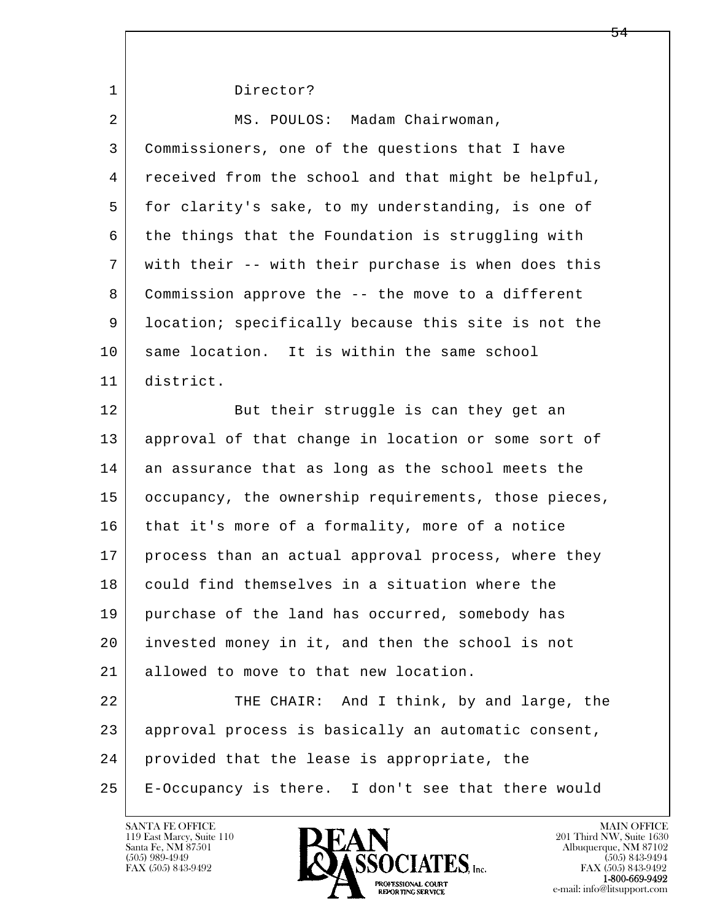Director?

MS. POULOS: Madam Chairwoman, Commissioners, one of the questions that I have received from the school and that might be helpful, for clarity's sake, to my understanding, is one of the things that the Foundation is struggling with with their -- with their purchase is when does this Commission approve the -- the move to a different location; specifically because this site is not the same location. It is within the same school district.

But their struggle is can they get an approval of that change in location or some sort of an assurance that as long as the school meets the occupancy, the ownership requirements, those pieces, that it's more of a formality, more of a notice process than an actual approval process, where they could find themselves in a situation where the purchase of the land has occurred, somebody has invested money in it, and then the school is not allowed to move to that new location.

THE CHAIR: And I think, by and large, the approval process is basically an automatic consent, provided that the lease is appropriate, the E-Occupancy is there. I don't see that there would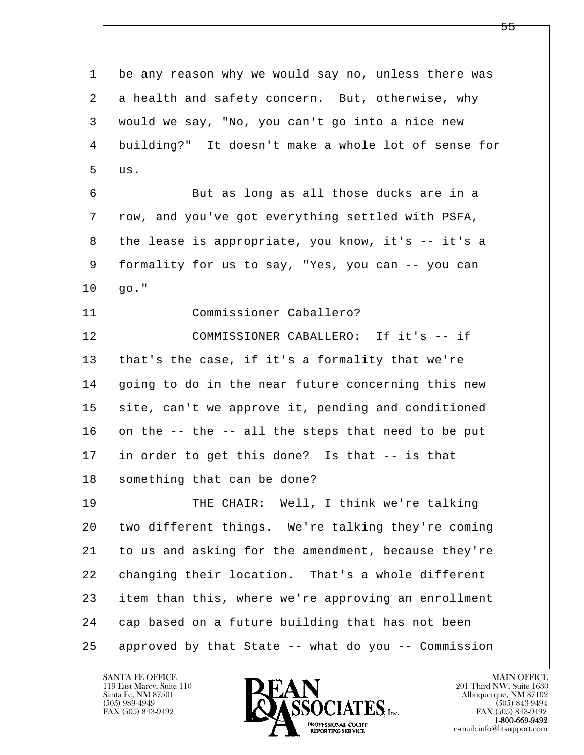1 be any reason why we would say no, unless there was
2 a health and safety concern. But, otherwise, why
3 would we say, "No, you can't go into a nice new
4 building?" It doesn't make a whole lot of sense for
5 us.
6 But as long as all those ducks are in a
7 row, and you've got everything settled with PSFA,
8 the lease is appropriate, you know, it's -- it's a
9 formality for us to say, "Yes, you can -- you can
10 go."
11 Commissioner Caballero?
12 COMMISSIONER CABALLERO: If it's -- if
13 that's the case, if it's a formality that we're
14 going to do in the near future concerning this new
15 site, can't we approve it, pending and conditioned
16 on the -- the -- all the steps that need to be put
17 in order to get this done? Is that -- is that
18 something that can be done?
19 THE CHAIR: Well, I think we're talking
20 two different things. We're talking they're coming
21 to us and asking for the amendment, because they're
22 changing their location. That's a whole different
23 item than this, where we're approving an enrollment
24 cap based on a future building that has not been
25 approved by that State -- what do you -- Commission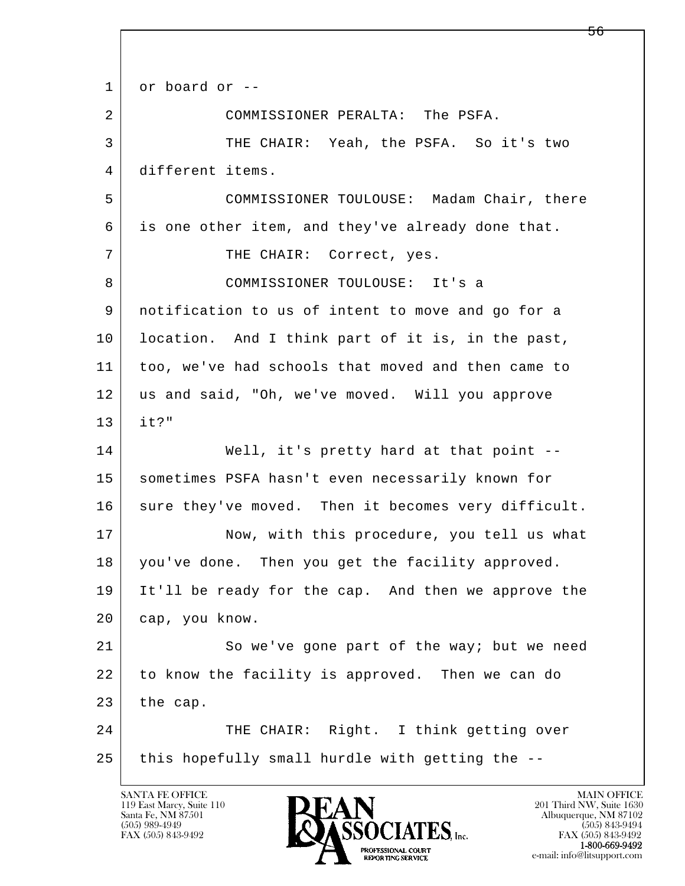1 or board or --

2 COMMISSIONER PERALTA: The PSFA.

3 THE CHAIR: Yeah, the PSFA. So it's two

4 different items.

5 COMMISSIONER TOULOUSE: Madam Chair, there

6 is one other item, and they've already done that.

7 THE CHAIR: Correct, yes.

8 COMMISSIONER TOULOUSE: It's a

9 notification to us of intent to move and go for a

10 location. And I think part of it is, in the past,

11 too, we've had schools that moved and then came to

12 us and said, "Oh, we've moved. Will you approve

13 it?"

14 Well, it's pretty hard at that point --

15 sometimes PSFA hasn't even necessarily known for

16 sure they've moved. Then it becomes very difficult.

17 Now, with this procedure, you tell us what

18 you've done. Then you get the facility approved.

19 It'll be ready for the cap. And then we approve the

20 cap, you know.

21 So we've gone part of the way; but we need

22 to know the facility is approved. Then we can do

23 the cap.

24 THE CHAIR: Right. I think getting over

25 this hopefully small hurdle with getting the --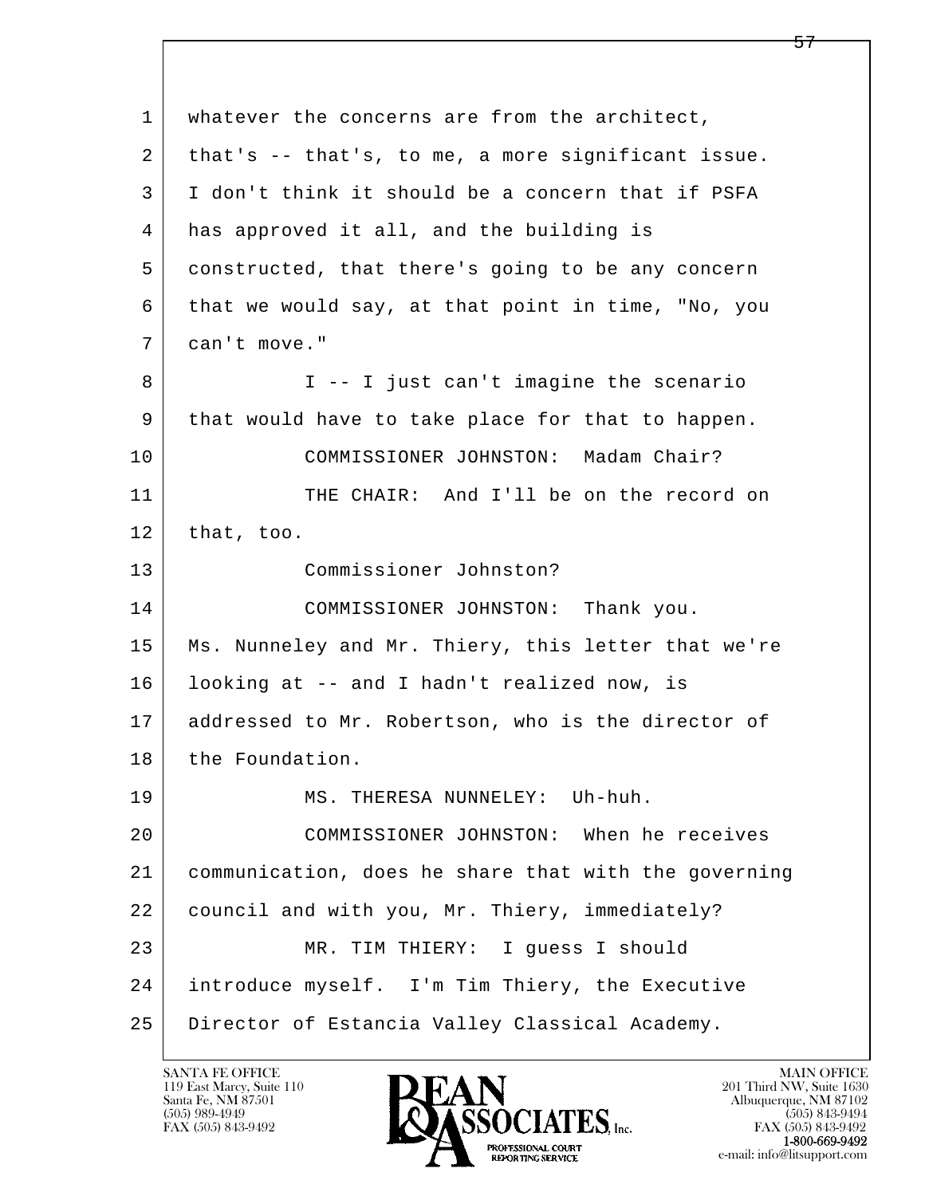1 whatever the concerns are from the architect,
2 that's -- that's, to me, a more significant issue.
3 I don't think it should be a concern that if PSFA
4 has approved it all, and the building is
5 constructed, that there's going to be any concern
6 that we would say, at that point in time, "No, you
7 can't move."

8 I -- I just can't imagine the scenario
9 that would have to take place for that to happen.

10 COMMISSIONER JOHNSTON: Madam Chair?

11 THE CHAIR: And I'll be on the record on
12 that, too.

13 Commissioner Johnston?

14 COMMISSIONER JOHNSTON: Thank you.
15 Ms. Nunneley and Mr. Thiery, this letter that we're
16 looking at -- and I hadn't realized now, is
17 addressed to Mr. Robertson, who is the director of
18 the Foundation.

19 MS. THERESA NUNNELEY: Uh-huh.

20 COMMISSIONER JOHNSTON: When he receives
21 communication, does he share that with the governing
22 council and with you, Mr. Thiery, immediately?

23 MR. TIM THIERY: I guess I should
24 introduce myself. I'm Tim Thiery, the Executive
25 Director of Estancia Valley Classical Academy.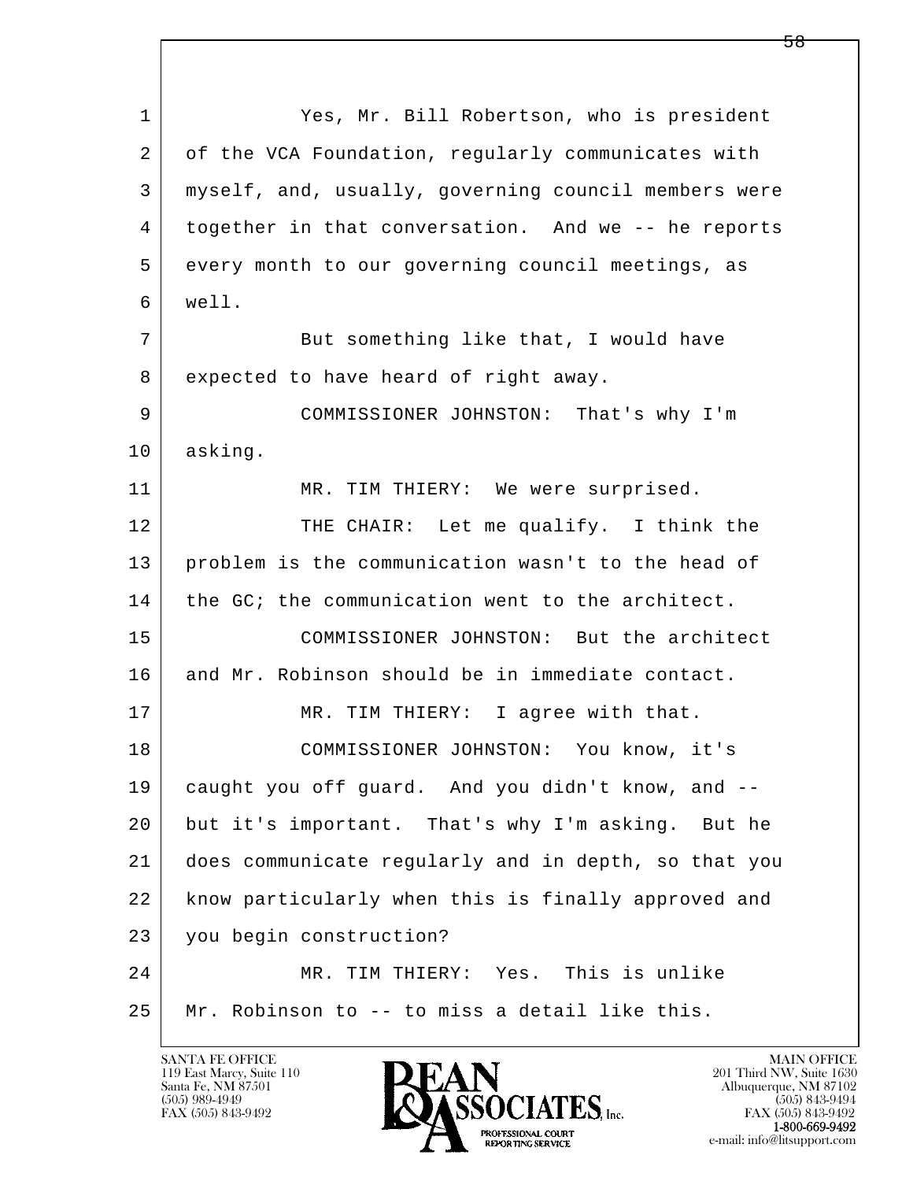1 Yes, Mr. Bill Robertson, who is president
2 of the VCA Foundation, regularly communicates with
3 myself, and, usually, governing council members were
4 together in that conversation. And we -- he reports
5 every month to our governing council meetings, as
6 well.
7 But something like that, I would have
8 expected to have heard of right away.
9 COMMISSIONER JOHNSTON: That's why I'm
10 asking.
11 MR. TIM THIERY: We were surprised.
12 THE CHAIR: Let me qualify. I think the
13 problem is the communication wasn't to the head of
14 the GC; the communication went to the architect.
15 COMMISSIONER JOHNSTON: But the architect
16 and Mr. Robinson should be in immediate contact.
17 MR. TIM THIERY: I agree with that.
18 COMMISSIONER JOHNSTON: You know, it's
19 caught you off guard. And you didn't know, and --
20 but it's important. That's why I'm asking. But he
21 does communicate regularly and in depth, so that you
22 know particularly when this is finally approved and
23 you begin construction?
24 MR. TIM THIERY: Yes. This is unlike
25 Mr. Robinson to -- to miss a detail like this.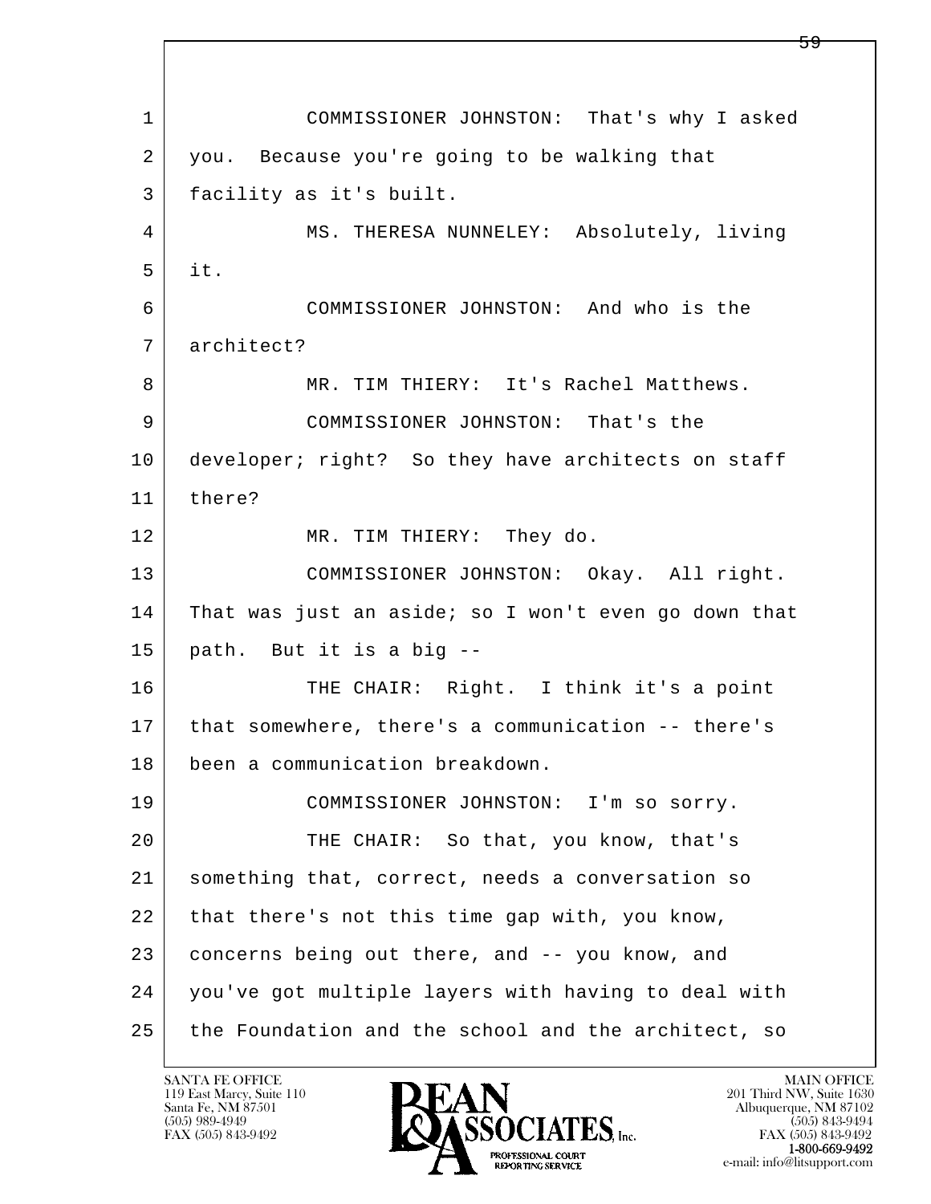COMMISSIONER JOHNSTON: That's why I asked you. Because you're going to be walking that facility as it's built.

MS. THERESA NUNNELEY: Absolutely, living it.

COMMISSIONER JOHNSTON: And who is the architect?

MR. TIM THIERY: It's Rachel Matthews.

COMMISSIONER JOHNSTON: That's the developer; right? So they have architects on staff there?

MR. TIM THIERY: They do.

COMMISSIONER JOHNSTON: Okay. All right. That was just an aside; so I won't even go down that path. But it is a big --

THE CHAIR: Right. I think it's a point that somewhere, there's a communication -- there's been a communication breakdown.

COMMISSIONER JOHNSTON: I'm so sorry.

THE CHAIR: So that, you know, that's something that, correct, needs a conversation so that there's not this time gap with, you know, concerns being out there, and -- you know, and you've got multiple layers with having to deal with the Foundation and the school and the architect, so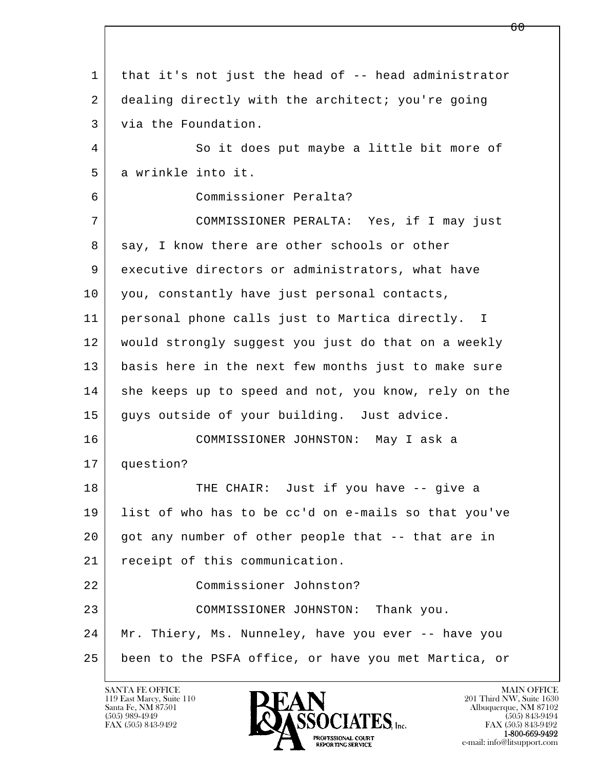1 that it's not just the head of -- head administrator
2 dealing directly with the architect; you're going
3 via the Foundation.
4 So it does put maybe a little bit more of
5 a wrinkle into it.
6 Commissioner Peralta?
7 COMMISSIONER PERALTA: Yes, if I may just
8 say, I know there are other schools or other
9 executive directors or administrators, what have
10 you, constantly have just personal contacts,
11 personal phone calls just to Martica directly. I
12 would strongly suggest you just do that on a weekly
13 basis here in the next few months just to make sure
14 she keeps up to speed and not, you know, rely on the
15 guys outside of your building. Just advice.
16 COMMISSIONER JOHNSTON: May I ask a
17 question?
18 THE CHAIR: Just if you have -- give a
19 list of who has to be cc'd on e-mails so that you've
20 got any number of other people that -- that are in
21 receipt of this communication.
22 Commissioner Johnston?
23 COMMISSIONER JOHNSTON: Thank you.
24 Mr. Thiery, Ms. Nunneley, have you ever -- have you
25 been to the PSFA office, or have you met Martica, or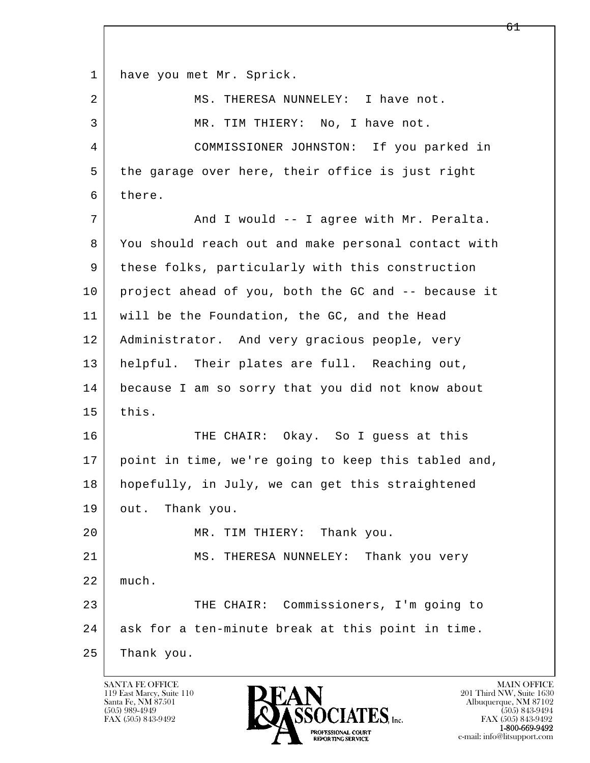have you met Mr. Sprick.

MS. THERESA NUNNELEY: I have not.

MR. TIM THIERY: No, I have not.

COMMISSIONER JOHNSTON: If you parked in the garage over here, their office is just right there.

And I would -- I agree with Mr. Peralta. You should reach out and make personal contact with these folks, particularly with this construction project ahead of you, both the GC and -- because it will be the Foundation, the GC, and the Head Administrator. And very gracious people, very helpful. Their plates are full. Reaching out, because I am so sorry that you did not know about this.

THE CHAIR: Okay. So I guess at this point in time, we're going to keep this tabled and, hopefully, in July, we can get this straightened out. Thank you.

MR. TIM THIERY: Thank you.

MS. THERESA NUNNELEY: Thank you very much.

THE CHAIR: Commissioners, I'm going to ask for a ten-minute break at this point in time. Thank you.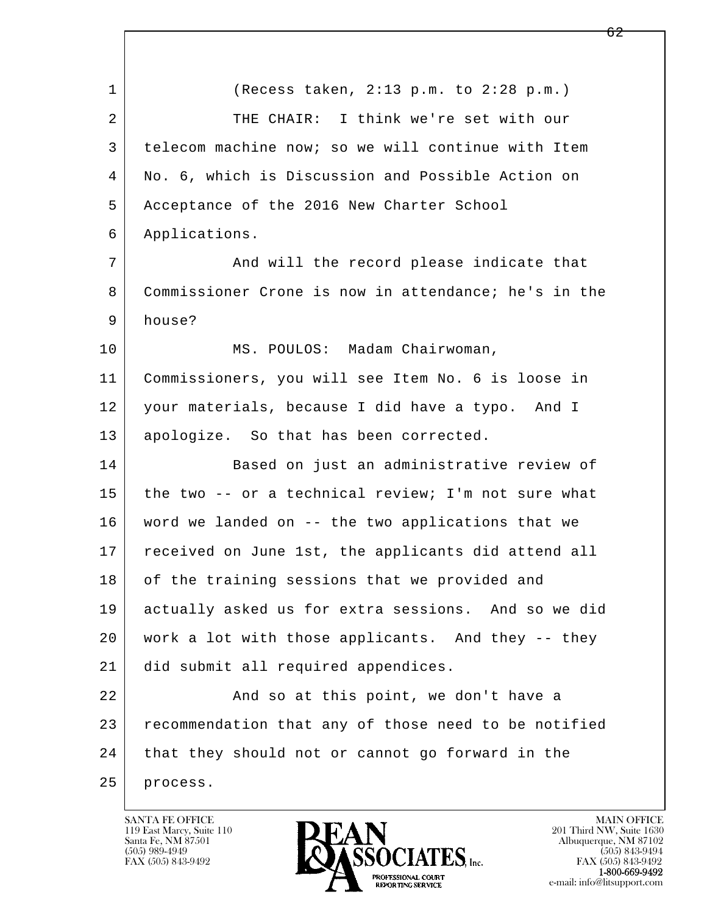(Recess taken, 2:13 p.m. to 2:28 p.m.)

THE CHAIR: I think we're set with our telecom machine now; so we will continue with Item No. 6, which is Discussion and Possible Action on Acceptance of the 2016 New Charter School Applications.

And will the record please indicate that Commissioner Crone is now in attendance; he's in the house?

MS. POULOS: Madam Chairwoman, Commissioners, you will see Item No. 6 is loose in your materials, because I did have a typo. And I apologize. So that has been corrected.

Based on just an administrative review of the two -- or a technical review; I'm not sure what word we landed on -- the two applications that we received on June 1st, the applicants did attend all of the training sessions that we provided and actually asked us for extra sessions. And so we did work a lot with those applicants. And they -- they did submit all required appendices.

And so at this point, we don't have a recommendation that any of those need to be notified that they should not or cannot go forward in the process.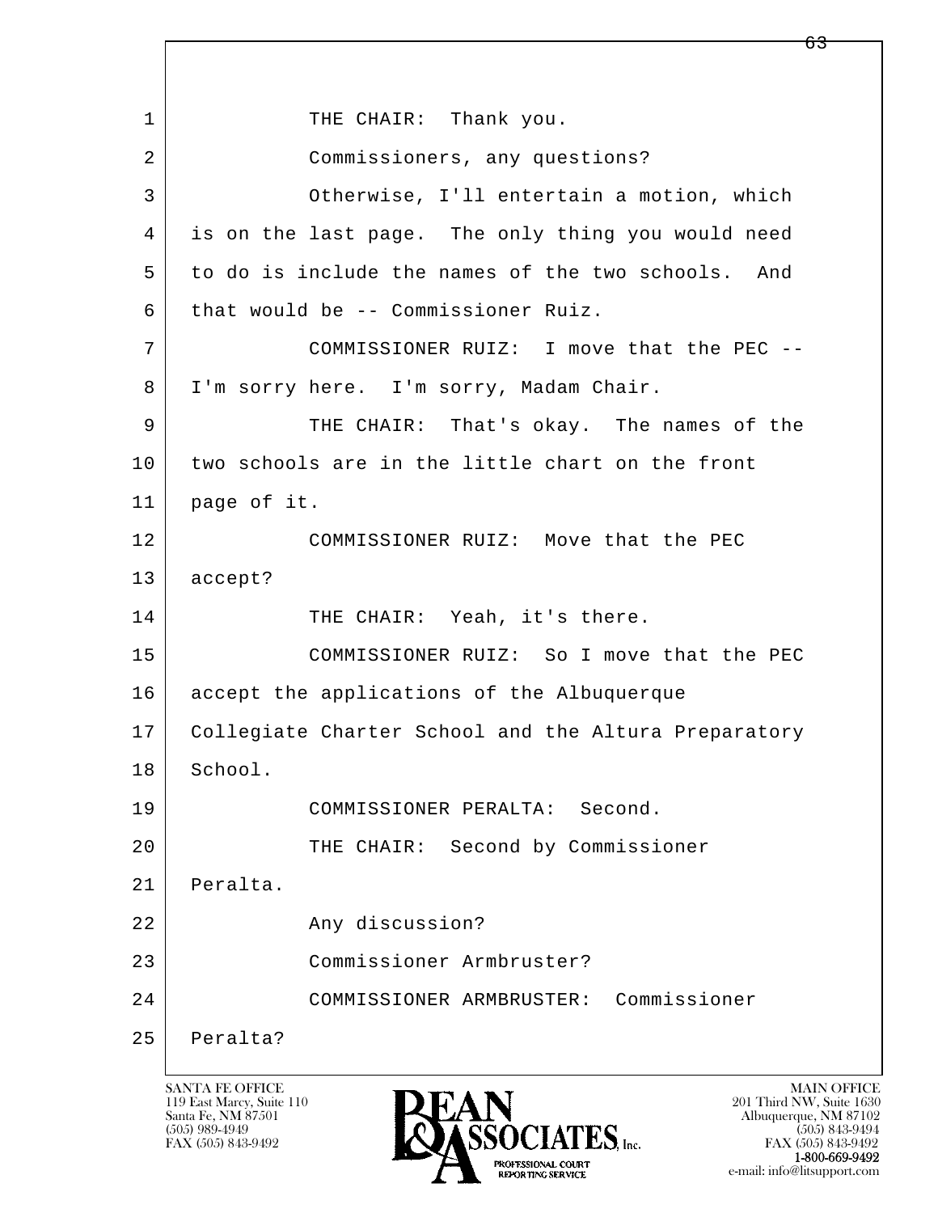1 THE CHAIR: Thank you.

2 Commissioners, any questions?

3 Otherwise, I'll entertain a motion, which

4 is on the last page. The only thing you would need

5 to do is include the names of the two schools. And

6 that would be -- Commissioner Ruiz.

7 COMMISSIONER RUIZ: I move that the PEC --

8 I'm sorry here. I'm sorry, Madam Chair.

9 THE CHAIR: That's okay. The names of the

10 two schools are in the little chart on the front

11 page of it.

12 COMMISSIONER RUIZ: Move that the PEC

13 accept?

14 THE CHAIR: Yeah, it's there.

15 COMMISSIONER RUIZ: So I move that the PEC

16 accept the applications of the Albuquerque

17 Collegiate Charter School and the Altura Preparatory

18 School.

19 COMMISSIONER PERALTA: Second.

20 THE CHAIR: Second by Commissioner

21 Peralta.

22 Any discussion?

23 Commissioner Armbruster?

24 COMMISSIONER ARMBRUSTER: Commissioner

25 Peralta?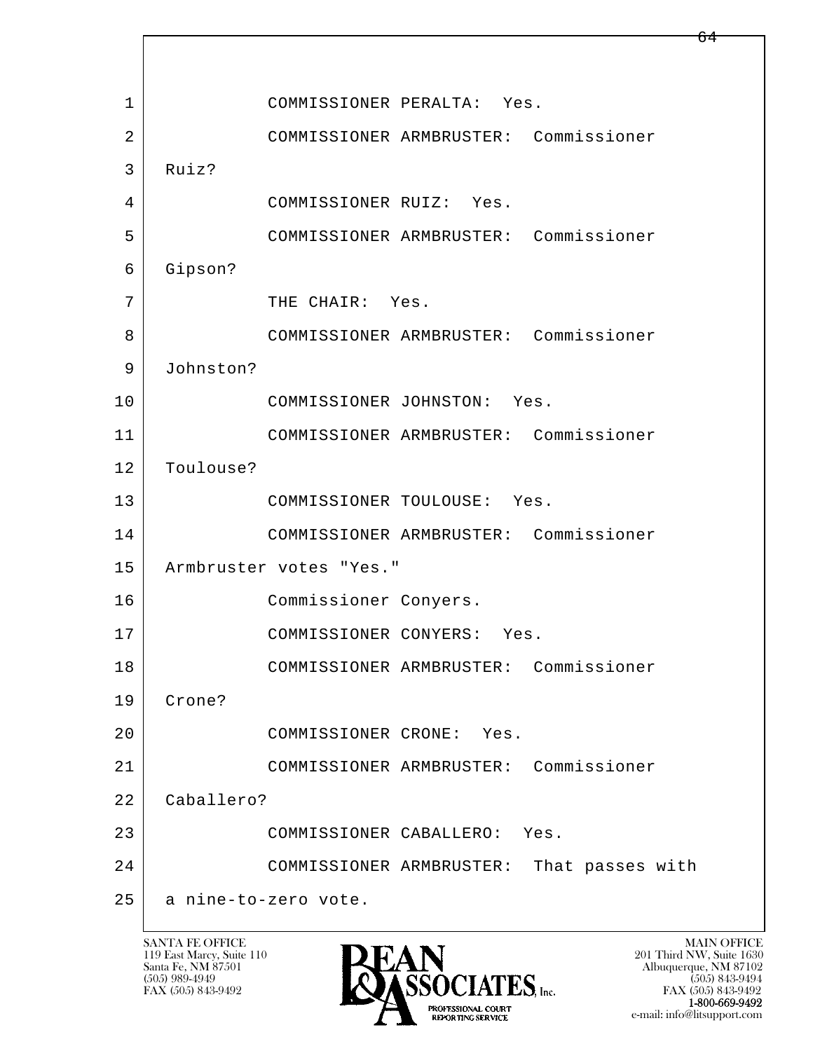1 COMMISSIONER PERALTA: Yes.

2 COMMISSIONER ARMBRUSTER: Commissioner

3 Ruiz?

4 COMMISSIONER RUIZ: Yes.

5 COMMISSIONER ARMBRUSTER: Commissioner

6 Gipson?

7 THE CHAIR: Yes.

8 COMMISSIONER ARMBRUSTER: Commissioner

9 Johnston?

10 COMMISSIONER JOHNSTON: Yes.

11 COMMISSIONER ARMBRUSTER: Commissioner

12 Toulouse?

13 COMMISSIONER TOULOUSE: Yes.

14 COMMISSIONER ARMBRUSTER: Commissioner

15 Armbruster votes "Yes."

16 Commissioner Conyers.

17 COMMISSIONER CONYERS: Yes.

18 COMMISSIONER ARMBRUSTER: Commissioner

19 Crone?

20 COMMISSIONER CRONE: Yes.

21 COMMISSIONER ARMBRUSTER: Commissioner

22 Caballero?

23 COMMISSIONER CABALLERO: Yes.

24 COMMISSIONER ARMBRUSTER: That passes with

25 a nine-to-zero vote.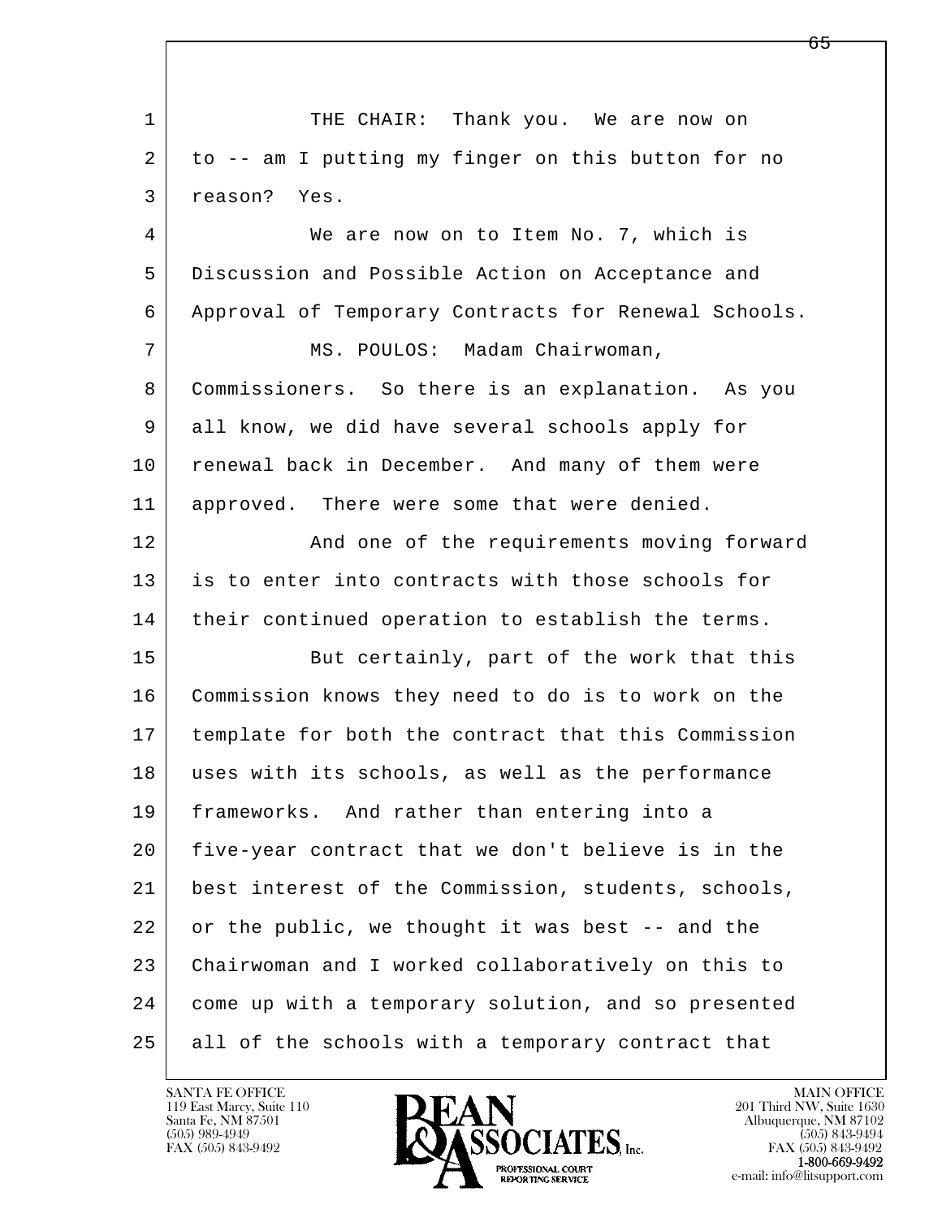1 THE CHAIR: Thank you. We are now on
2 to -- am I putting my finger on this button for no
3 reason? Yes.
4 We are now on to Item No. 7, which is
5 Discussion and Possible Action on Acceptance and
6 Approval of Temporary Contracts for Renewal Schools.
7 MS. POULOS: Madam Chairwoman,
8 Commissioners. So there is an explanation. As you
9 all know, we did have several schools apply for
10 renewal back in December. And many of them were
11 approved. There were some that were denied.
12 And one of the requirements moving forward
13 is to enter into contracts with those schools for
14 their continued operation to establish the terms.
15 But certainly, part of the work that this
16 Commission knows they need to do is to work on the
17 template for both the contract that this Commission
18 uses with its schools, as well as the performance
19 frameworks. And rather than entering into a
20 five-year contract that we don't believe is in the
21 best interest of the Commission, students, schools,
22 or the public, we thought it was best -- and the
23 Chairwoman and I worked collaboratively on this to
24 come up with a temporary solution, and so presented
25 all of the schools with a temporary contract that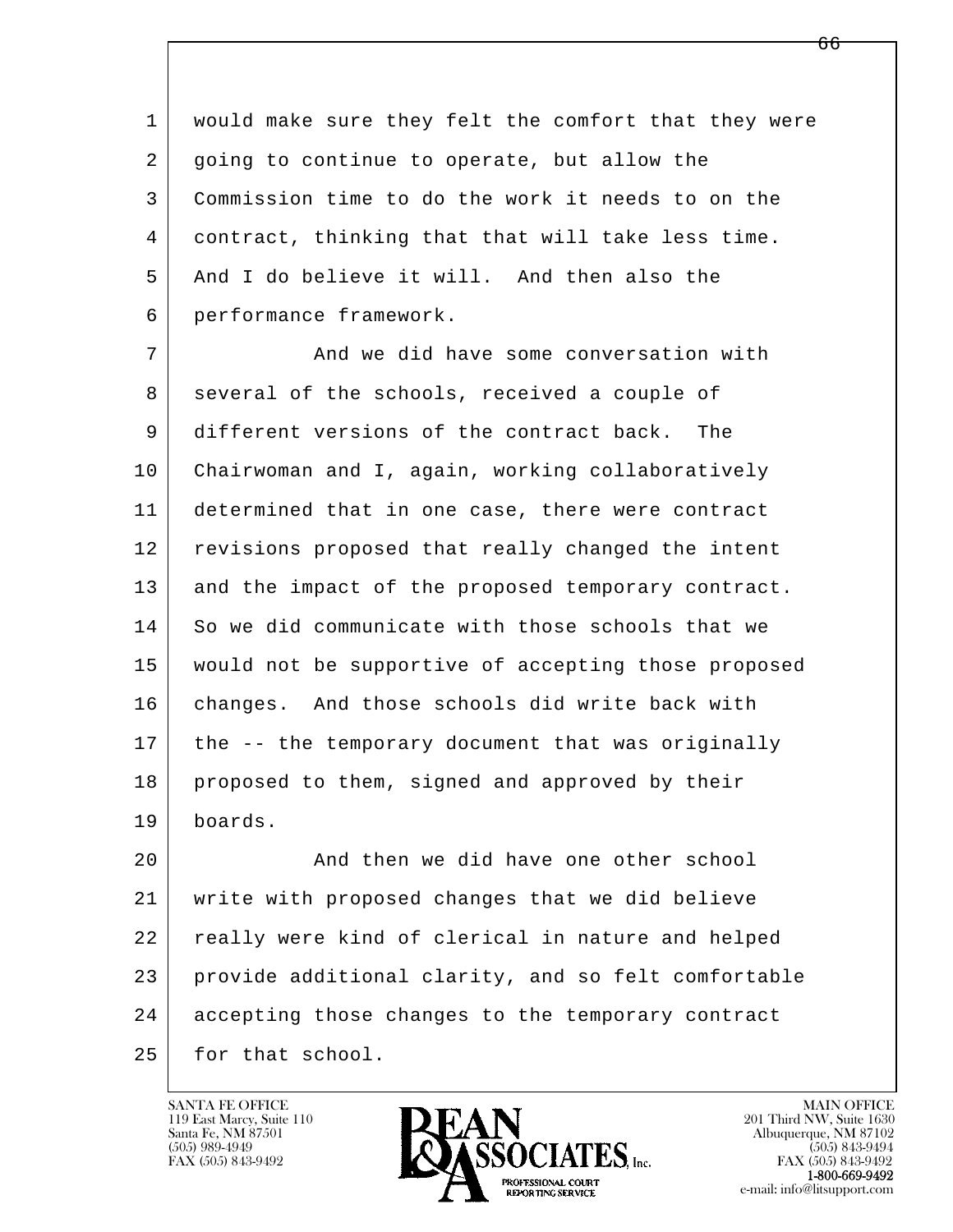would make sure they felt the comfort that they were going to continue to operate, but allow the Commission time to do the work it needs to on the contract, thinking that that will take less time. And I do believe it will. And then also the performance framework.

And we did have some conversation with several of the schools, received a couple of different versions of the contract back. The Chairwoman and I, again, working collaboratively determined that in one case, there were contract revisions proposed that really changed the intent and the impact of the proposed temporary contract. So we did communicate with those schools that we would not be supportive of accepting those proposed changes. And those schools did write back with the -- the temporary document that was originally proposed to them, signed and approved by their boards.

And then we did have one other school write with proposed changes that we did believe really were kind of clerical in nature and helped provide additional clarity, and so felt comfortable accepting those changes to the temporary contract for that school.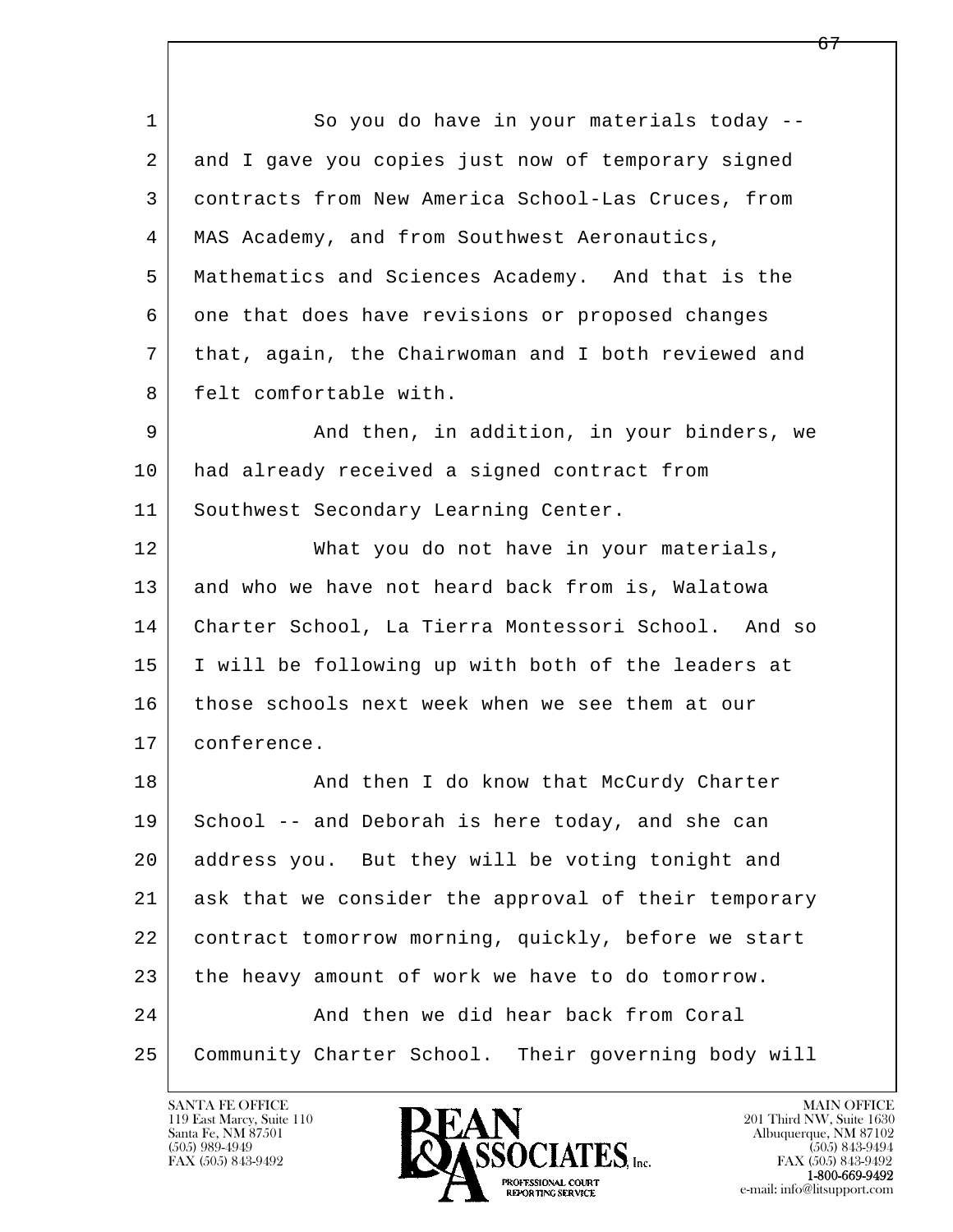1 So you do have in your materials today --
2 and I gave you copies just now of temporary signed
3 contracts from New America School-Las Cruces, from
4 MAS Academy, and from Southwest Aeronautics,
5 Mathematics and Sciences Academy. And that is the
6 one that does have revisions or proposed changes
7 that, again, the Chairwoman and I both reviewed and
8 felt comfortable with.
9 And then, in addition, in your binders, we
10 had already received a signed contract from
11 Southwest Secondary Learning Center.
12 What you do not have in your materials,
13 and who we have not heard back from is, Walatowa
14 Charter School, La Tierra Montessori School. And so
15 I will be following up with both of the leaders at
16 those schools next week when we see them at our
17 conference.
18 And then I do know that McCurdy Charter
19 School -- and Deborah is here today, and she can
20 address you. But they will be voting tonight and
21 ask that we consider the approval of their temporary
22 contract tomorrow morning, quickly, before we start
23 the heavy amount of work we have to do tomorrow.
24 And then we did hear back from Coral
25 Community Charter School. Their governing body will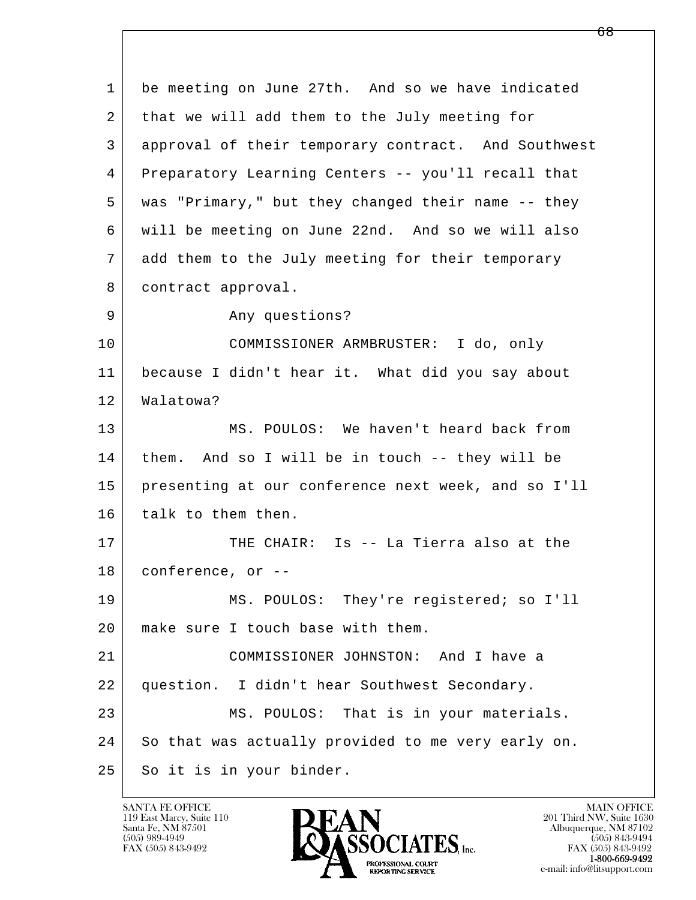1 be meeting on June 27th. And so we have indicated
2 that we will add them to the July meeting for
3 approval of their temporary contract. And Southwest
4 Preparatory Learning Centers -- you'll recall that
5 was "Primary," but they changed their name -- they
6 will be meeting on June 22nd. And so we will also
7 add them to the July meeting for their temporary
8 contract approval.

9 Any questions?

10 COMMISSIONER ARMBRUSTER: I do, only
11 because I didn't hear it. What did you say about
12 Walatowa?

13 MS. POULOS: We haven't heard back from
14 them. And so I will be in touch -- they will be
15 presenting at our conference next week, and so I'll
16 talk to them then.

17 THE CHAIR: Is -- La Tierra also at the
18 conference, or --

19 MS. POULOS: They're registered; so I'll
20 make sure I touch base with them.

21 COMMISSIONER JOHNSTON: And I have a
22 question. I didn't hear Southwest Secondary.

23 MS. POULOS: That is in your materials.
24 So that was actually provided to me very early on.
25 So it is in your binder.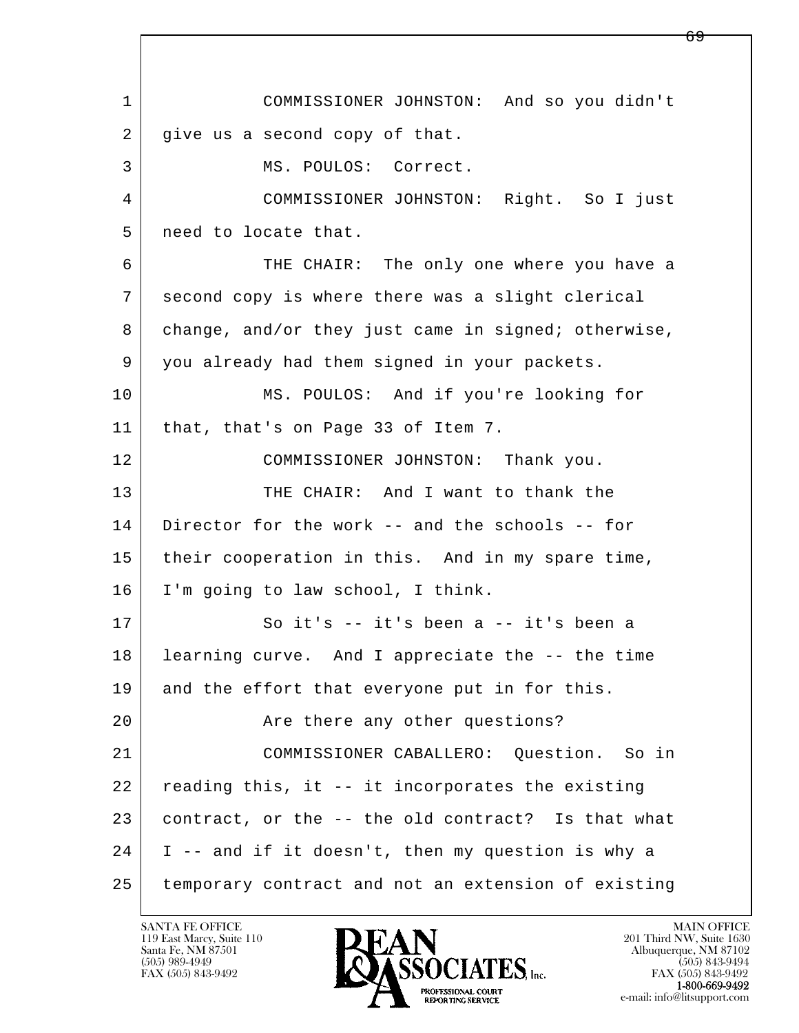1 COMMISSIONER JOHNSTON: And so you didn't
2 give us a second copy of that.
3 MS. POULOS: Correct.
4 COMMISSIONER JOHNSTON: Right. So I just
5 need to locate that.
6 THE CHAIR: The only one where you have a
7 second copy is where there was a slight clerical
8 change, and/or they just came in signed; otherwise,
9 you already had them signed in your packets.
10 MS. POULOS: And if you're looking for
11 that, that's on Page 33 of Item 7.
12 COMMISSIONER JOHNSTON: Thank you.
13 THE CHAIR: And I want to thank the
14 Director for the work -- and the schools -- for
15 their cooperation in this. And in my spare time,
16 I'm going to law school, I think.
17 So it's -- it's been a -- it's been a
18 learning curve. And I appreciate the -- the time
19 and the effort that everyone put in for this.
20 Are there any other questions?
21 COMMISSIONER CABALLERO: Question. So in
22 reading this, it -- it incorporates the existing
23 contract, or the -- the old contract? Is that what
24 I -- and if it doesn't, then my question is why a
25 temporary contract and not an extension of existing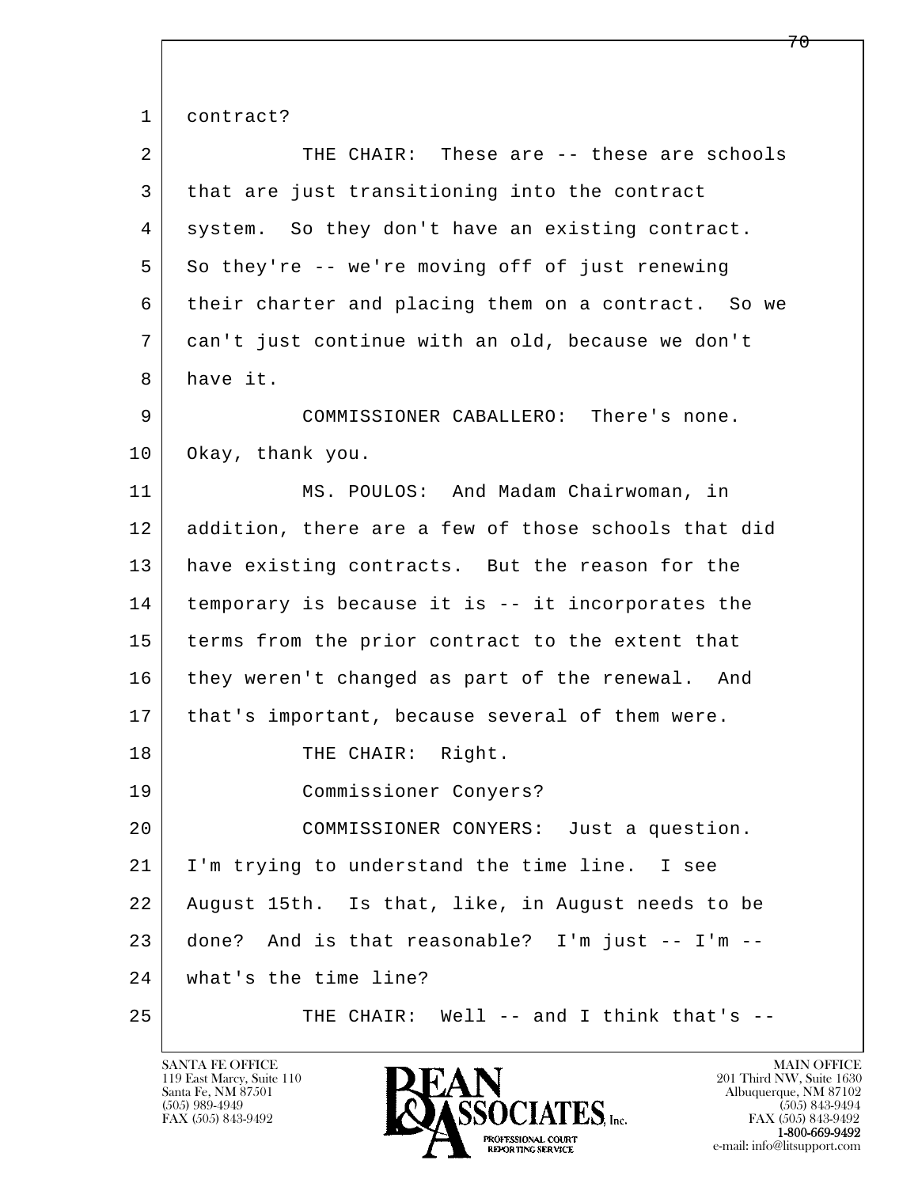1 contract?

2 THE CHAIR: These are -- these are schools
3 that are just transitioning into the contract
4 system. So they don't have an existing contract.
5 So they're -- we're moving off of just renewing
6 their charter and placing them on a contract. So we
7 can't just continue with an old, because we don't
8 have it.

9 COMMISSIONER CABALLERO: There's none.
10 Okay, thank you.

11 MS. POULOS: And Madam Chairwoman, in
12 addition, there are a few of those schools that did
13 have existing contracts. But the reason for the
14 temporary is because it is -- it incorporates the
15 terms from the prior contract to the extent that
16 they weren't changed as part of the renewal. And
17 that's important, because several of them were.

18 THE CHAIR: Right.

19 Commissioner Conyers?

20 COMMISSIONER CONYERS: Just a question.
21 I'm trying to understand the time line. I see
22 August 15th. Is that, like, in August needs to be
23 done? And is that reasonable? I'm just -- I'm --
24 what's the time line?

25 THE CHAIR: Well -- and I think that's --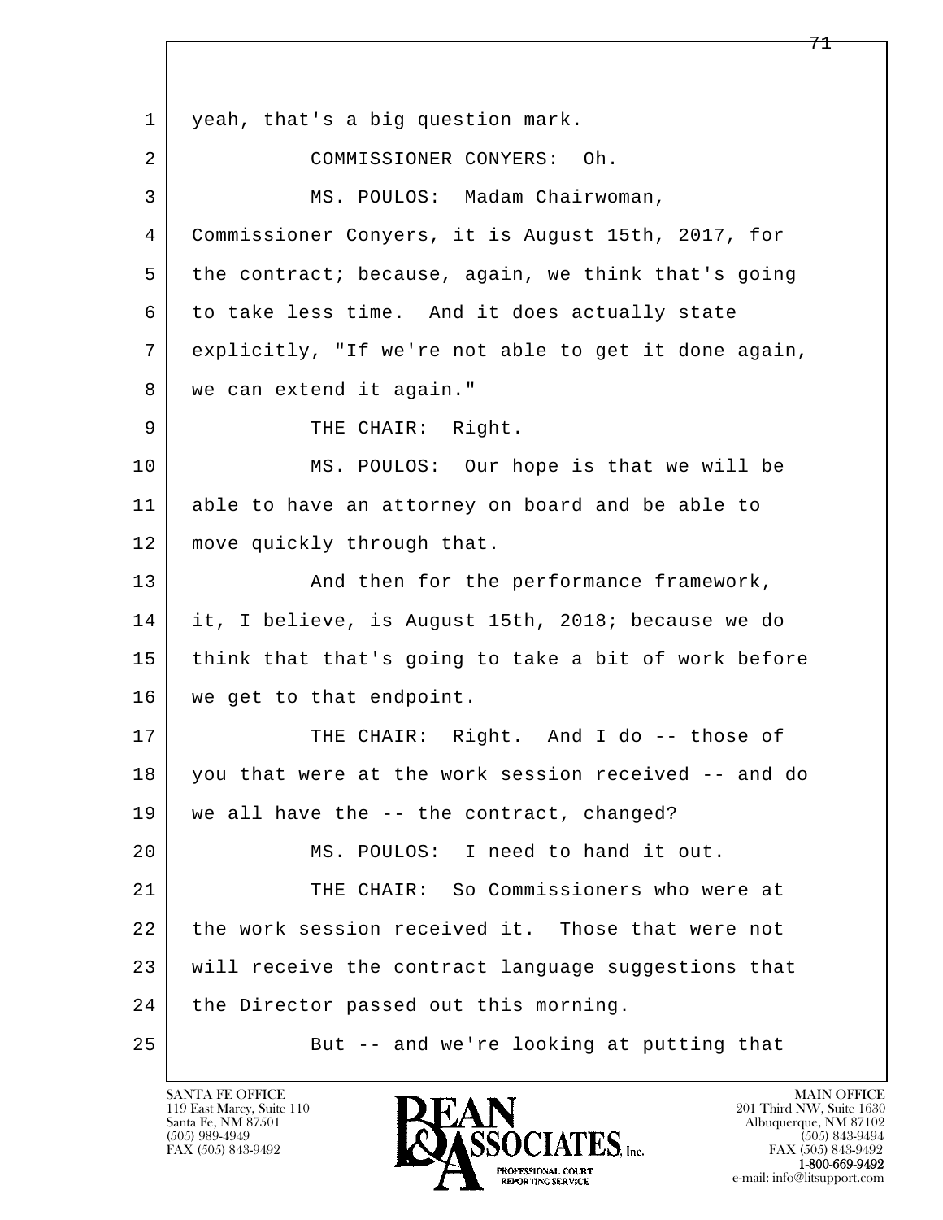1 yeah, that's a big question mark.

2 COMMISSIONER CONYERS: Oh.

3 MS. POULOS: Madam Chairwoman,

4 Commissioner Conyers, it is August 15th, 2017, for

5 the contract; because, again, we think that's going

6 to take less time. And it does actually state

7 explicitly, "If we're not able to get it done again,

8 we can extend it again."

9 THE CHAIR: Right.

10 MS. POULOS: Our hope is that we will be

11 able to have an attorney on board and be able to

12 move quickly through that.

13 And then for the performance framework,

14 it, I believe, is August 15th, 2018; because we do

15 think that that's going to take a bit of work before

16 we get to that endpoint.

17 THE CHAIR: Right. And I do -- those of

18 you that were at the work session received -- and do

19 we all have the -- the contract, changed?

20 MS. POULOS: I need to hand it out.

21 THE CHAIR: So Commissioners who were at

22 the work session received it. Those that were not

23 will receive the contract language suggestions that

24 the Director passed out this morning.

25 But -- and we're looking at putting that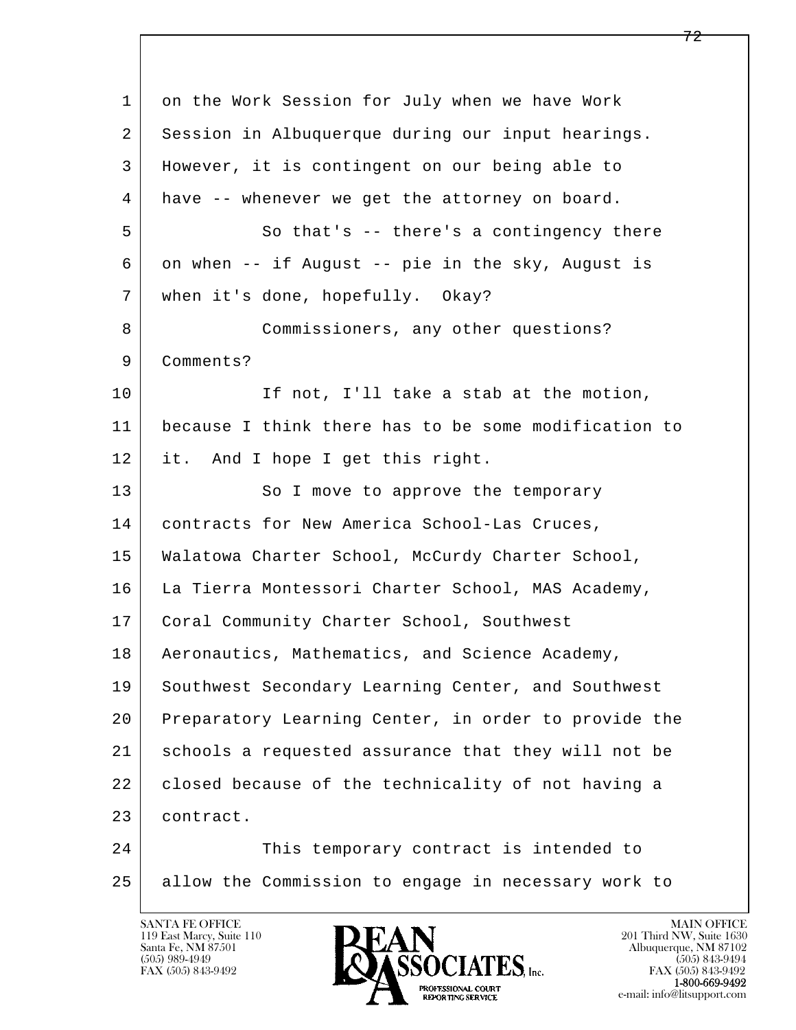on the Work Session for July when we have Work Session in Albuquerque during our input hearings. However, it is contingent on our being able to have -- whenever we get the attorney on board.

So that's -- there's a contingency there on when -- if August -- pie in the sky, August is when it's done, hopefully. Okay?

Commissioners, any other questions? Comments?

If not, I'll take a stab at the motion, because I think there has to be some modification to it. And I hope I get this right.

So I move to approve the temporary contracts for New America School-Las Cruces, Walatowa Charter School, McCurdy Charter School, La Tierra Montessori Charter School, MAS Academy, Coral Community Charter School, Southwest Aeronautics, Mathematics, and Science Academy, Southwest Secondary Learning Center, and Southwest Preparatory Learning Center, in order to provide the schools a requested assurance that they will not be closed because of the technicality of not having a contract.

This temporary contract is intended to allow the Commission to engage in necessary work to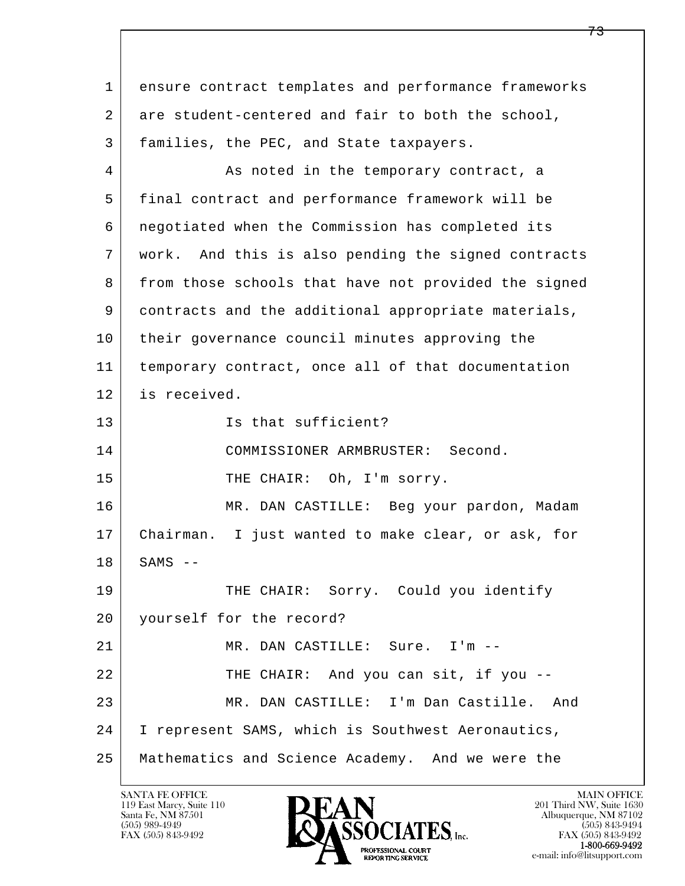ensure contract templates and performance frameworks are student-centered and fair to both the school, families, the PEC, and State taxpayers.

As noted in the temporary contract, a final contract and performance framework will be negotiated when the Commission has completed its work. And this is also pending the signed contracts from those schools that have not provided the signed contracts and the additional appropriate materials, their governance council minutes approving the temporary contract, once all of that documentation is received.

Is that sufficient?

COMMISSIONER ARMBRUSTER: Second.

THE CHAIR: Oh, I'm sorry.

MR. DAN CASTILLE: Beg your pardon, Madam Chairman. I just wanted to make clear, or ask, for SAMS --

THE CHAIR: Sorry. Could you identify yourself for the record?

MR. DAN CASTILLE: Sure. I'm --

THE CHAIR: And you can sit, if you --

MR. DAN CASTILLE: I'm Dan Castille. And I represent SAMS, which is Southwest Aeronautics, Mathematics and Science Academy. And we were the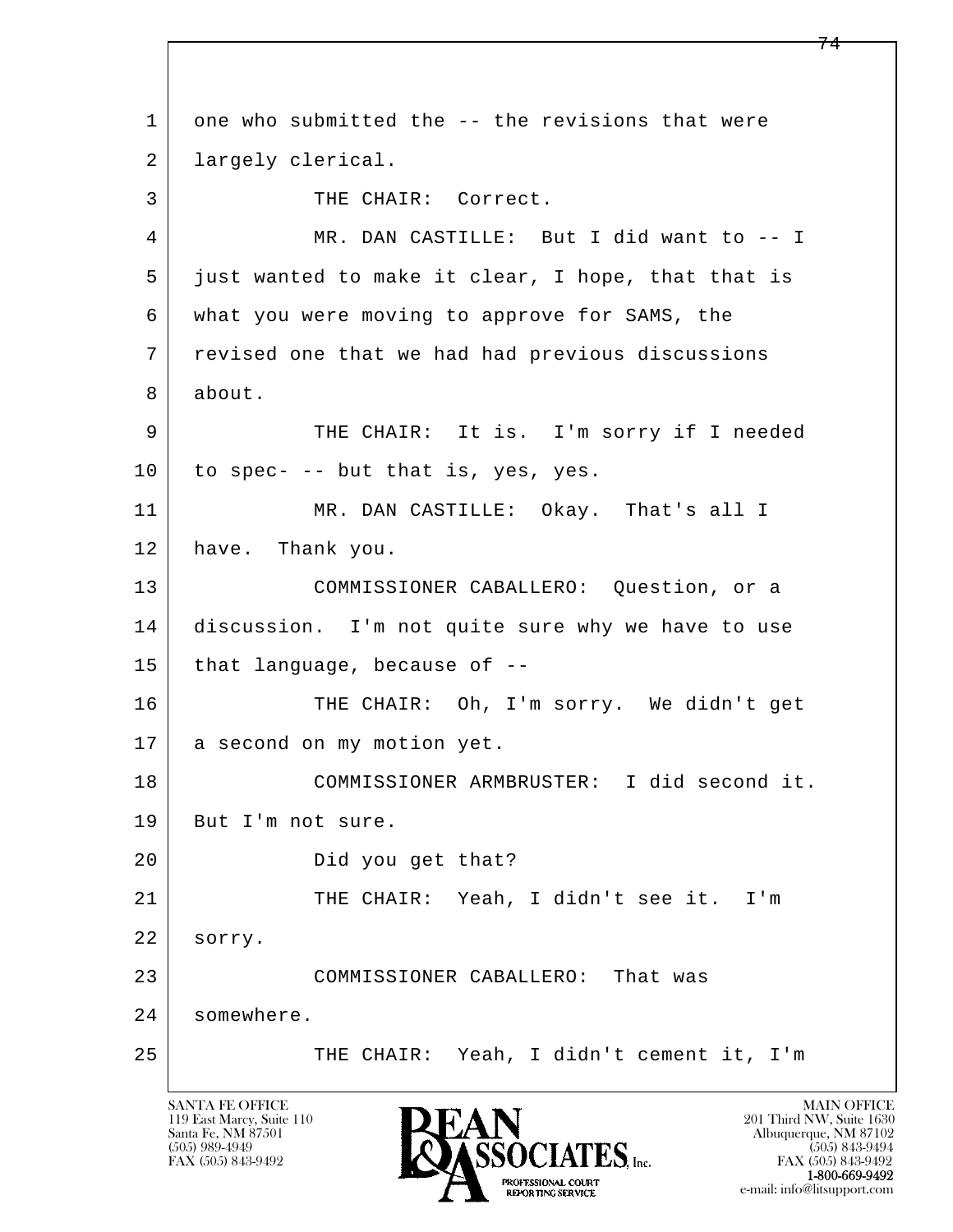1 one who submitted the -- the revisions that were
2 largely clerical.
3 THE CHAIR: Correct.
4 MR. DAN CASTILLE: But I did want to -- I
5 just wanted to make it clear, I hope, that that is
6 what you were moving to approve for SAMS, the
7 revised one that we had had previous discussions
8 about.
9 THE CHAIR: It is. I'm sorry if I needed
10 to spec- -- but that is, yes, yes.
11 MR. DAN CASTILLE: Okay. That's all I
12 have. Thank you.
13 COMMISSIONER CABALLERO: Question, or a
14 discussion. I'm not quite sure why we have to use
15 that language, because of --
16 THE CHAIR: Oh, I'm sorry. We didn't get
17 a second on my motion yet.
18 COMMISSIONER ARMBRUSTER: I did second it.
19 But I'm not sure.
20 Did you get that?
21 THE CHAIR: Yeah, I didn't see it. I'm
22 sorry.
23 COMMISSIONER CABALLERO: That was
24 somewhere.
25 THE CHAIR: Yeah, I didn't cement it, I'm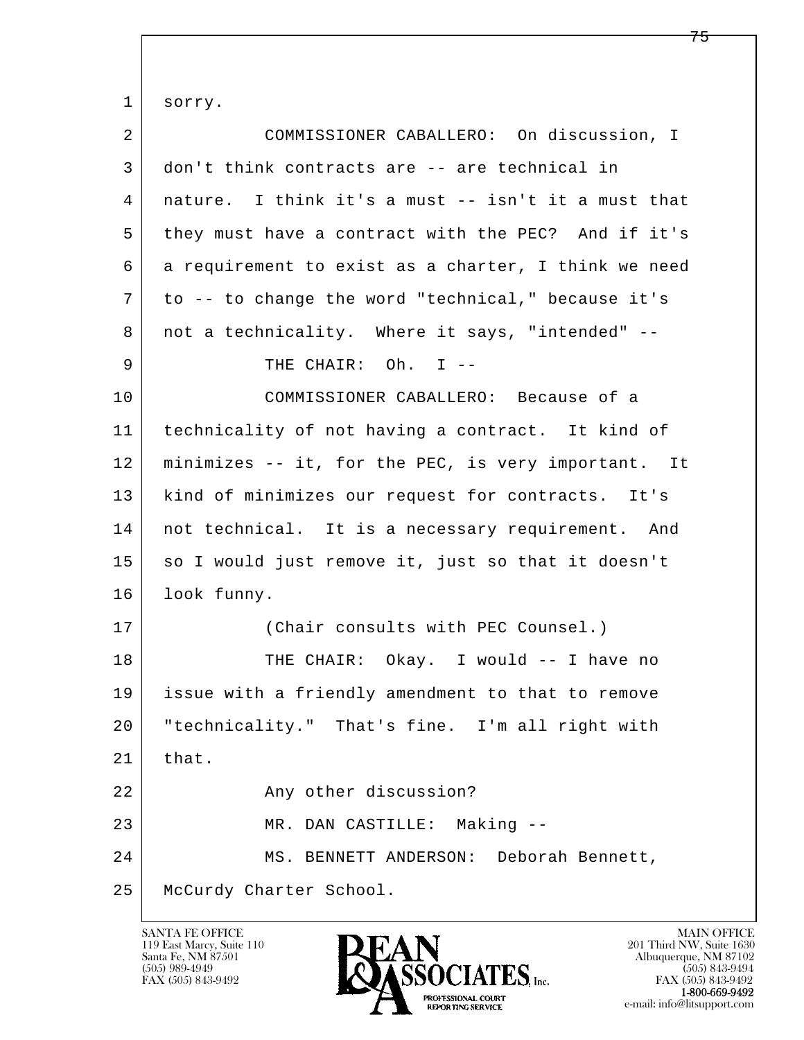1 sorry.

2 COMMISSIONER CABALLERO: On discussion, I

3 don't think contracts are -- are technical in

4 nature. I think it's a must -- isn't it a must that

5 they must have a contract with the PEC? And if it's

6 a requirement to exist as a charter, I think we need

7 to -- to change the word "technical," because it's

8 not a technicality. Where it says, "intended" --

9 THE CHAIR: Oh. I --

10 COMMISSIONER CABALLERO: Because of a

11 technicality of not having a contract. It kind of

12 minimizes -- it, for the PEC, is very important. It

13 kind of minimizes our request for contracts. It's

14 not technical. It is a necessary requirement. And

15 so I would just remove it, just so that it doesn't

16 look funny.

17 (Chair consults with PEC Counsel.)

18 THE CHAIR: Okay. I would -- I have no

19 issue with a friendly amendment to that to remove

20 "technicality." That's fine. I'm all right with

21 that.

22 Any other discussion?

23 MR. DAN CASTILLE: Making --

24 MS. BENNETT ANDERSON: Deborah Bennett,

25 McCurdy Charter School.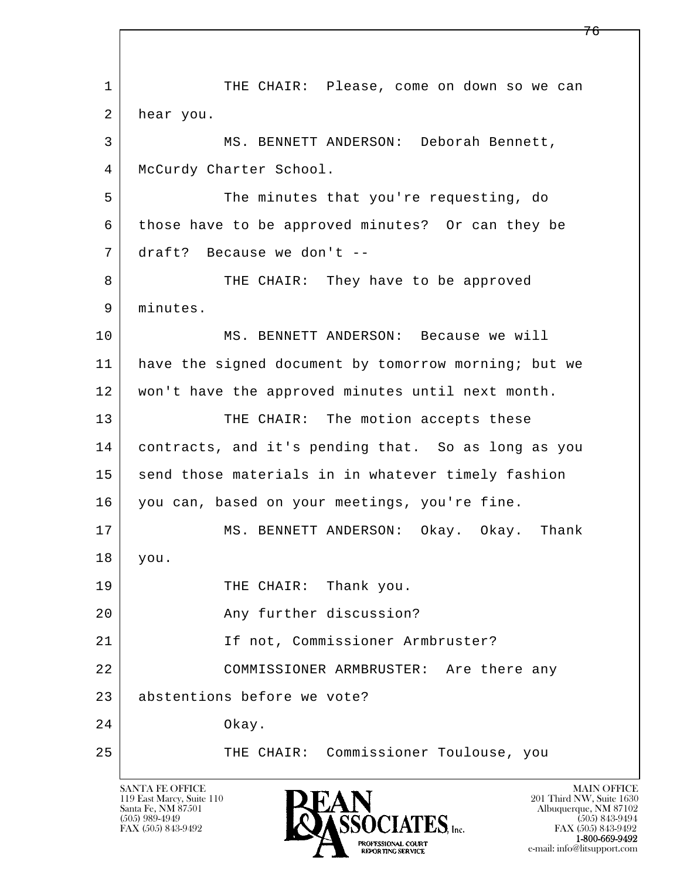1 THE CHAIR: Please, come on down so we can
2 hear you.
3 MS. BENNETT ANDERSON: Deborah Bennett,
4 McCurdy Charter School.
5 The minutes that you're requesting, do
6 those have to be approved minutes? Or can they be
7 draft? Because we don't --
8 THE CHAIR: They have to be approved
9 minutes.
10 MS. BENNETT ANDERSON: Because we will
11 have the signed document by tomorrow morning; but we
12 won't have the approved minutes until next month.
13 THE CHAIR: The motion accepts these
14 contracts, and it's pending that. So as long as you
15 send those materials in in whatever timely fashion
16 you can, based on your meetings, you're fine.
17 MS. BENNETT ANDERSON: Okay. Okay. Thank
18 you.
19 THE CHAIR: Thank you.
20 Any further discussion?
21 If not, Commissioner Armbruster?
22 COMMISSIONER ARMBRUSTER: Are there any
23 abstentions before we vote?
24 Okay.
25 THE CHAIR: Commissioner Toulouse, you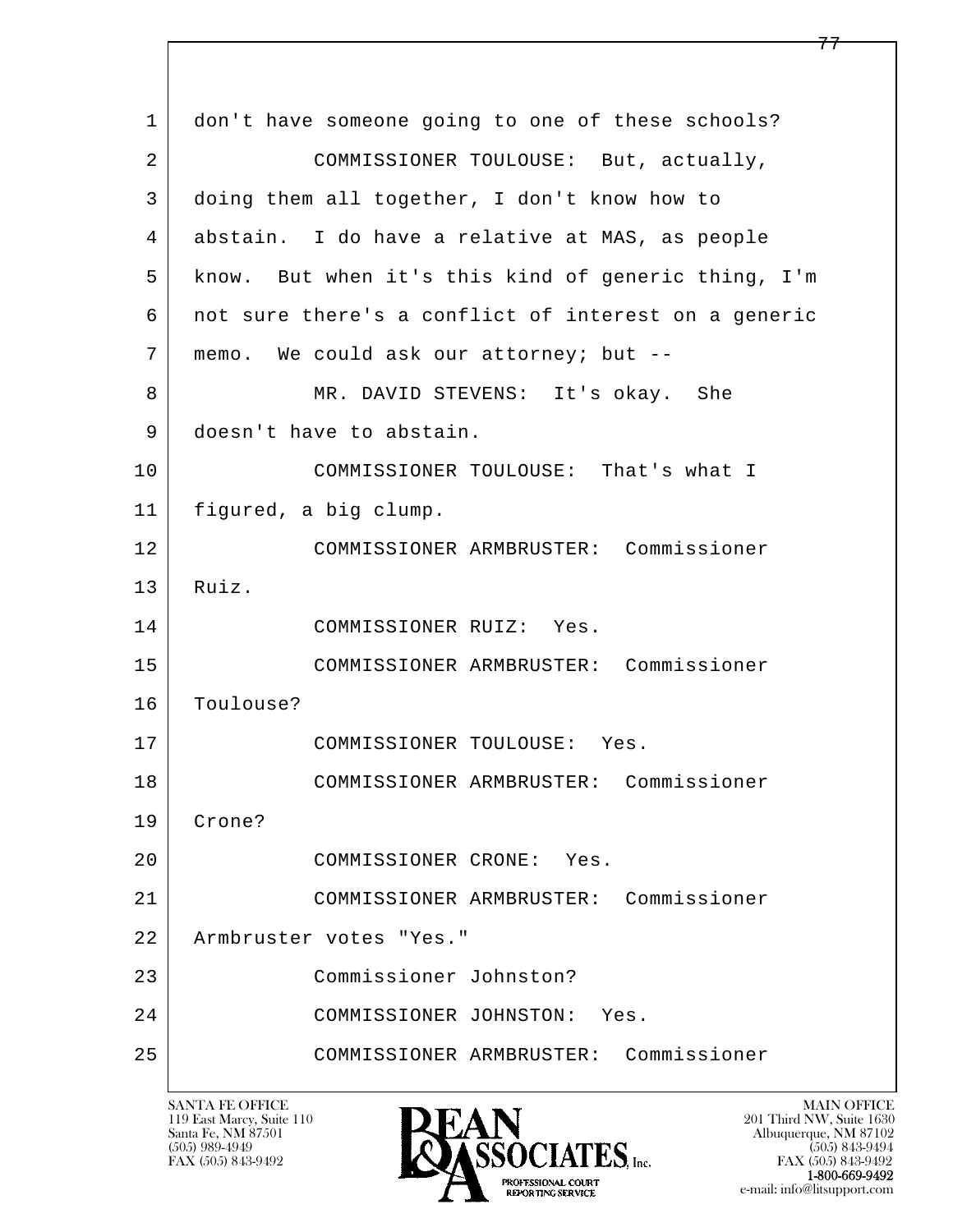1 don't have someone going to one of these schools?

2 COMMISSIONER TOULOUSE: But, actually,

3 doing them all together, I don't know how to

4 abstain. I do have a relative at MAS, as people

5 know. But when it's this kind of generic thing, I'm

6 not sure there's a conflict of interest on a generic

7 memo. We could ask our attorney; but --

8 MR. DAVID STEVENS: It's okay. She

9 doesn't have to abstain.

10 COMMISSIONER TOULOUSE: That's what I

11 figured, a big clump.

12 COMMISSIONER ARMBRUSTER: Commissioner

13 Ruiz.

14 COMMISSIONER RUIZ: Yes.

15 COMMISSIONER ARMBRUSTER: Commissioner

16 Toulouse?

17 COMMISSIONER TOULOUSE: Yes.

18 COMMISSIONER ARMBRUSTER: Commissioner

19 Crone?

20 COMMISSIONER CRONE: Yes.

21 COMMISSIONER ARMBRUSTER: Commissioner

22 Armbruster votes "Yes."

23 Commissioner Johnston?

24 COMMISSIONER JOHNSTON: Yes.

25 COMMISSIONER ARMBRUSTER: Commissioner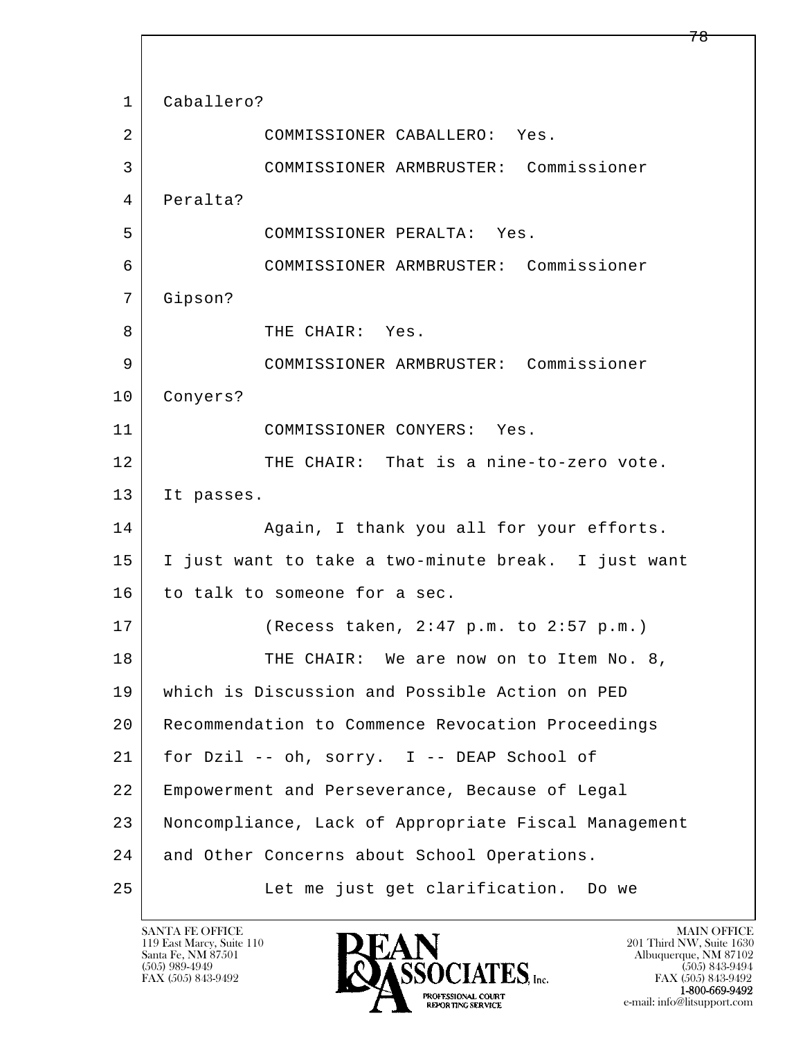1 Caballero?

2 COMMISSIONER CABALLERO: Yes.

3 COMMISSIONER ARMBRUSTER: Commissioner

4 Peralta?

5 COMMISSIONER PERALTA: Yes.

6 COMMISSIONER ARMBRUSTER: Commissioner

7 Gipson?

8 THE CHAIR: Yes.

9 COMMISSIONER ARMBRUSTER: Commissioner

10 Conyers?

11 COMMISSIONER CONYERS: Yes.

12 THE CHAIR: That is a nine-to-zero vote.

13 It passes.

14 Again, I thank you all for your efforts.

15 I just want to take a two-minute break. I just want

16 to talk to someone for a sec.

17 (Recess taken, 2:47 p.m. to 2:57 p.m.)

18 THE CHAIR: We are now on to Item No. 8,

19 which is Discussion and Possible Action on PED

20 Recommendation to Commence Revocation Proceedings

21 for Dzil -- oh, sorry. I -- DEAP School of

22 Empowerment and Perseverance, Because of Legal

23 Noncompliance, Lack of Appropriate Fiscal Management

24 and Other Concerns about School Operations.

25 Let me just get clarification. Do we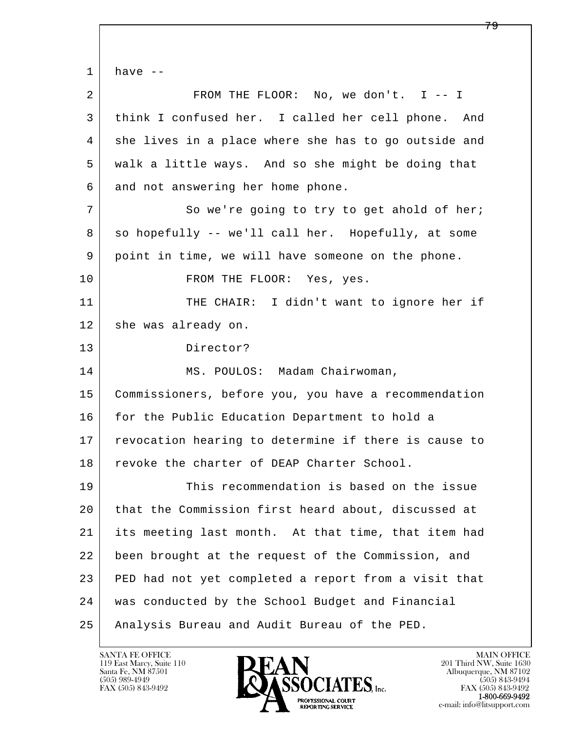1 have --

2 FROM THE FLOOR: No, we don't. I -- I

3 think I confused her. I called her cell phone. And

4 she lives in a place where she has to go outside and

5 walk a little ways. And so she might be doing that

6 and not answering her home phone.

7 So we're going to try to get ahold of her;

8 so hopefully -- we'll call her. Hopefully, at some

9 point in time, we will have someone on the phone.

10 FROM THE FLOOR: Yes, yes.

11 THE CHAIR: I didn't want to ignore her if

12 she was already on.

13 Director?

14 MS. POULOS: Madam Chairwoman,

15 Commissioners, before you, you have a recommendation

16 for the Public Education Department to hold a

17 revocation hearing to determine if there is cause to

18 revoke the charter of DEAP Charter School.

19 This recommendation is based on the issue

20 that the Commission first heard about, discussed at

21 its meeting last month. At that time, that item had

22 been brought at the request of the Commission, and

23 PED had not yet completed a report from a visit that

24 was conducted by the School Budget and Financial

25 Analysis Bureau and Audit Bureau of the PED.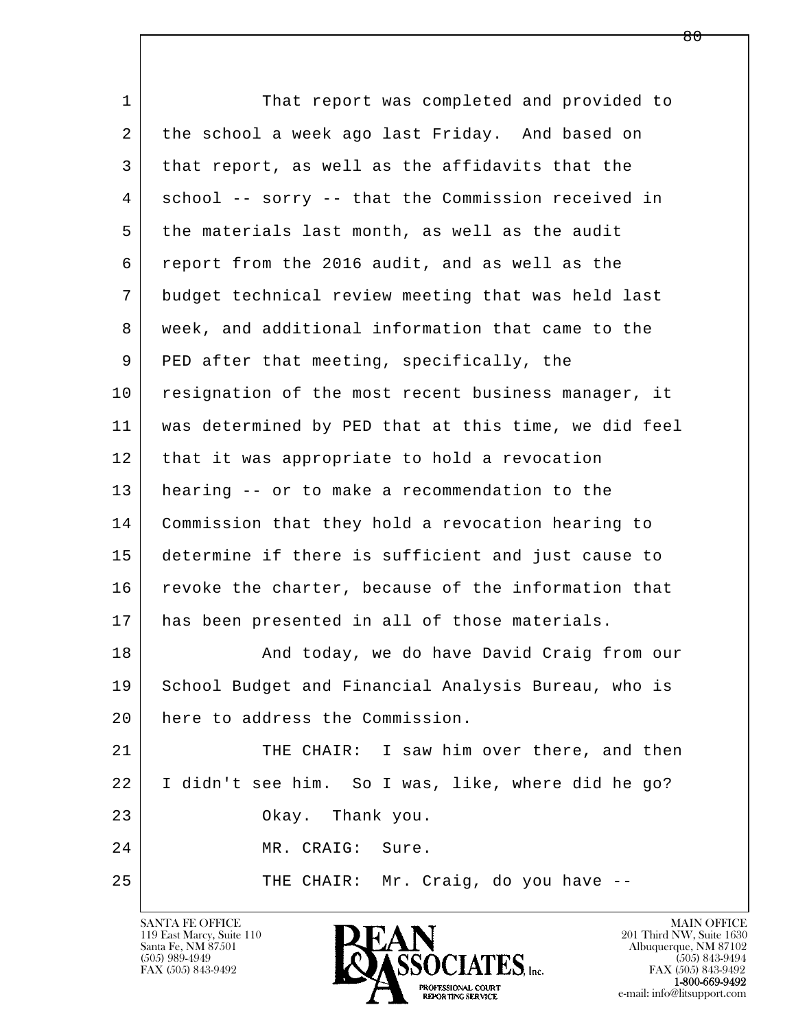1 That report was completed and provided to
2 the school a week ago last Friday. And based on
3 that report, as well as the affidavits that the
4 school -- sorry -- that the Commission received in
5 the materials last month, as well as the audit
6 report from the 2016 audit, and as well as the
7 budget technical review meeting that was held last
8 week, and additional information that came to the
9 PED after that meeting, specifically, the
10 resignation of the most recent business manager, it
11 was determined by PED that at this time, we did feel
12 that it was appropriate to hold a revocation
13 hearing -- or to make a recommendation to the
14 Commission that they hold a revocation hearing to
15 determine if there is sufficient and just cause to
16 revoke the charter, because of the information that
17 has been presented in all of those materials.
18 And today, we do have David Craig from our
19 School Budget and Financial Analysis Bureau, who is
20 here to address the Commission.
21 THE CHAIR: I saw him over there, and then
22 I didn't see him. So I was, like, where did he go?
23 Okay. Thank you.
24 MR. CRAIG: Sure.
25 THE CHAIR: Mr. Craig, do you have --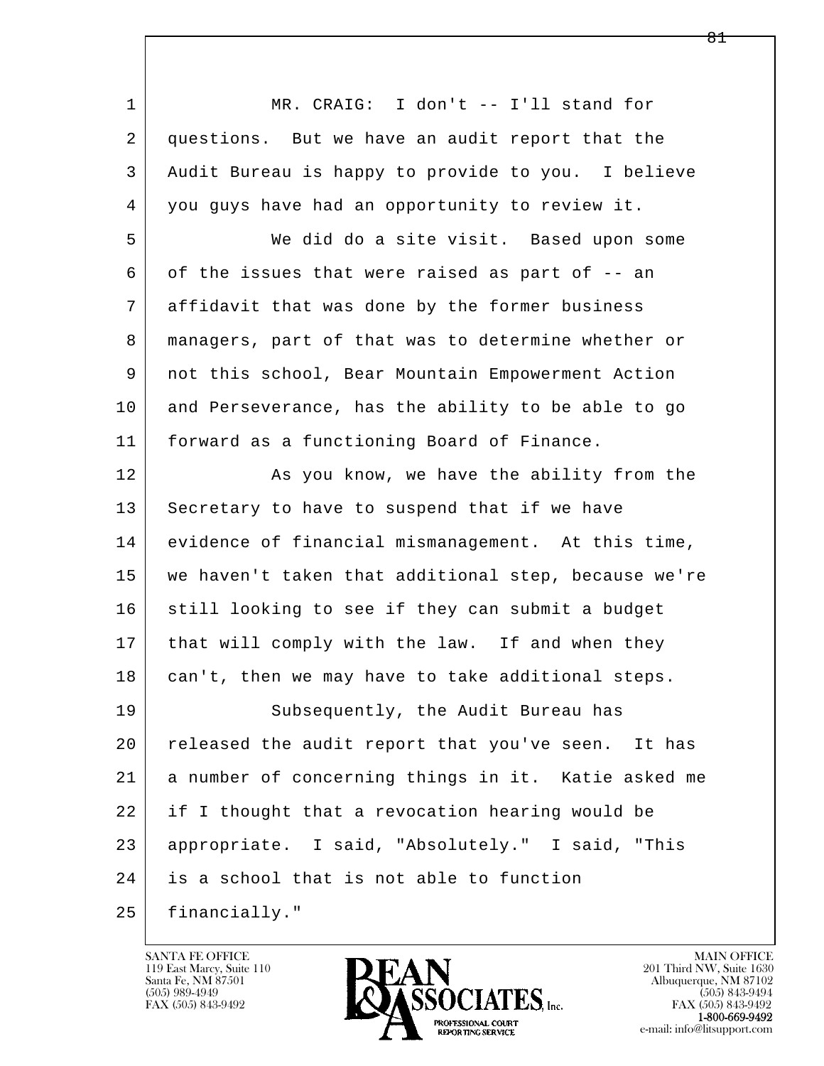MR. CRAIG: I don't -- I'll stand for questions. But we have an audit report that the Audit Bureau is happy to provide to you. I believe you guys have had an opportunity to review it.

We did do a site visit. Based upon some of the issues that were raised as part of -- an affidavit that was done by the former business managers, part of that was to determine whether or not this school, Bear Mountain Empowerment Action and Perseverance, has the ability to be able to go forward as a functioning Board of Finance.

As you know, we have the ability from the Secretary to have to suspend that if we have evidence of financial mismanagement. At this time, we haven't taken that additional step, because we're still looking to see if they can submit a budget that will comply with the law. If and when they can't, then we may have to take additional steps.

Subsequently, the Audit Bureau has released the audit report that you've seen. It has a number of concerning things in it. Katie asked me if I thought that a revocation hearing would be appropriate. I said, "Absolutely." I said, "This is a school that is not able to function financially."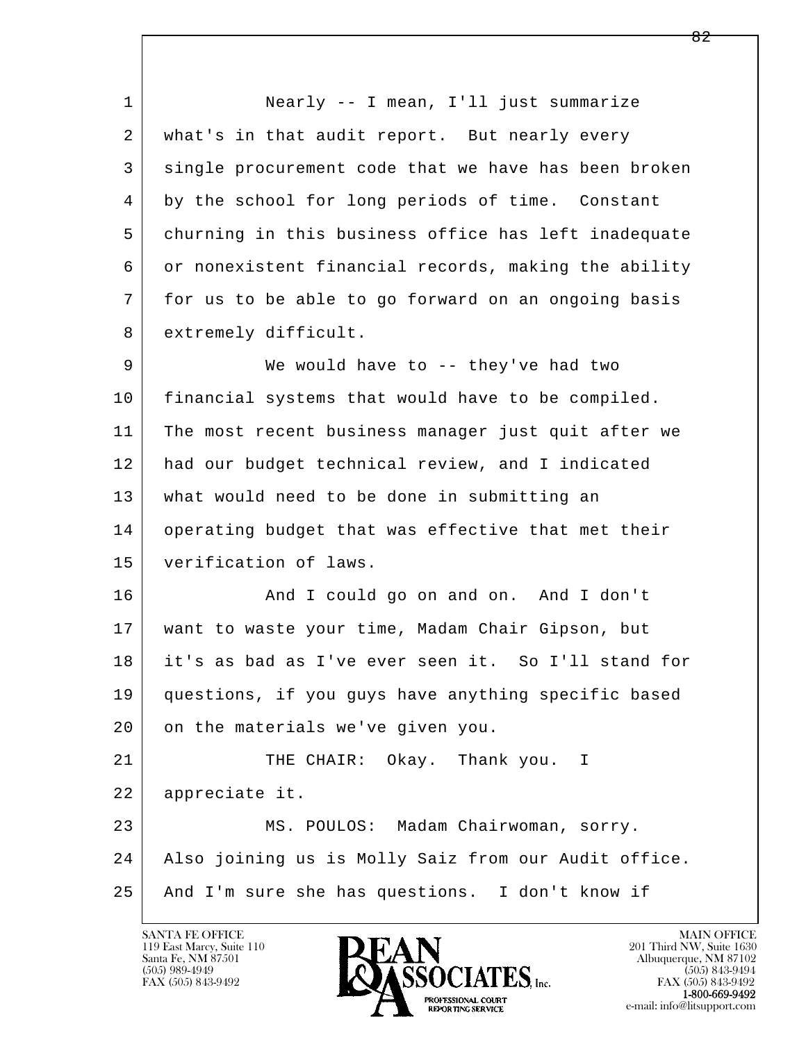1 Nearly -- I mean, I'll just summarize
2 what's in that audit report. But nearly every
3 single procurement code that we have has been broken
4 by the school for long periods of time. Constant
5 churning in this business office has left inadequate
6 or nonexistent financial records, making the ability
7 for us to be able to go forward on an ongoing basis
8 extremely difficult.
9 We would have to -- they've had two
10 financial systems that would have to be compiled.
11 The most recent business manager just quit after we
12 had our budget technical review, and I indicated
13 what would need to be done in submitting an
14 operating budget that was effective that met their
15 verification of laws.
16 And I could go on and on. And I don't
17 want to waste your time, Madam Chair Gipson, but
18 it's as bad as I've ever seen it. So I'll stand for
19 questions, if you guys have anything specific based
20 on the materials we've given you.
21 THE CHAIR: Okay. Thank you. I
22 appreciate it.
23 MS. POULOS: Madam Chairwoman, sorry.
24 Also joining us is Molly Saiz from our Audit office.
25 And I'm sure she has questions. I don't know if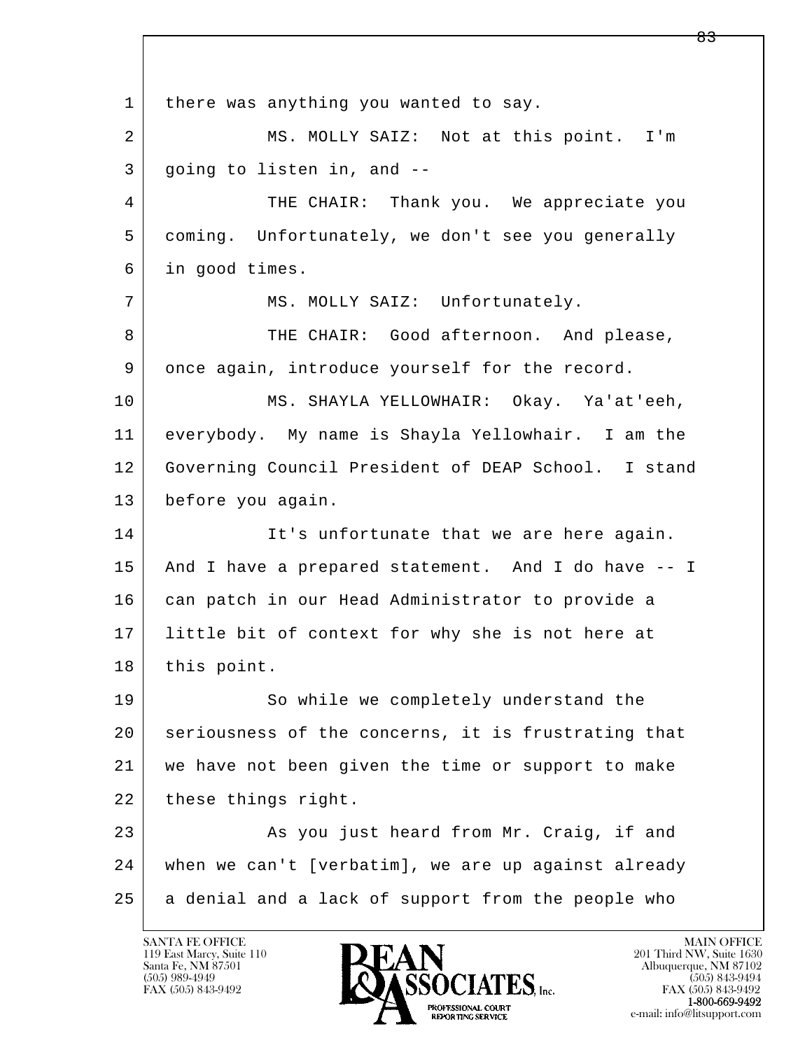1 there was anything you wanted to say.

2 MS. MOLLY SAIZ: Not at this point. I'm

3 going to listen in, and --

4 THE CHAIR: Thank you. We appreciate you

5 coming. Unfortunately, we don't see you generally

6 in good times.

7 MS. MOLLY SAIZ: Unfortunately.

8 THE CHAIR: Good afternoon. And please,

9 once again, introduce yourself for the record.

10 MS. SHAYLA YELLOWHAIR: Okay. Ya'at'eeh,

11 everybody. My name is Shayla Yellowhair. I am the

12 Governing Council President of DEAP School. I stand

13 before you again.

14 It's unfortunate that we are here again.

15 And I have a prepared statement. And I do have -- I

16 can patch in our Head Administrator to provide a

17 little bit of context for why she is not here at

18 this point.

19 So while we completely understand the

20 seriousness of the concerns, it is frustrating that

21 we have not been given the time or support to make

22 these things right.

23 As you just heard from Mr. Craig, if and

24 when we can't [verbatim], we are up against already

25 a denial and a lack of support from the people who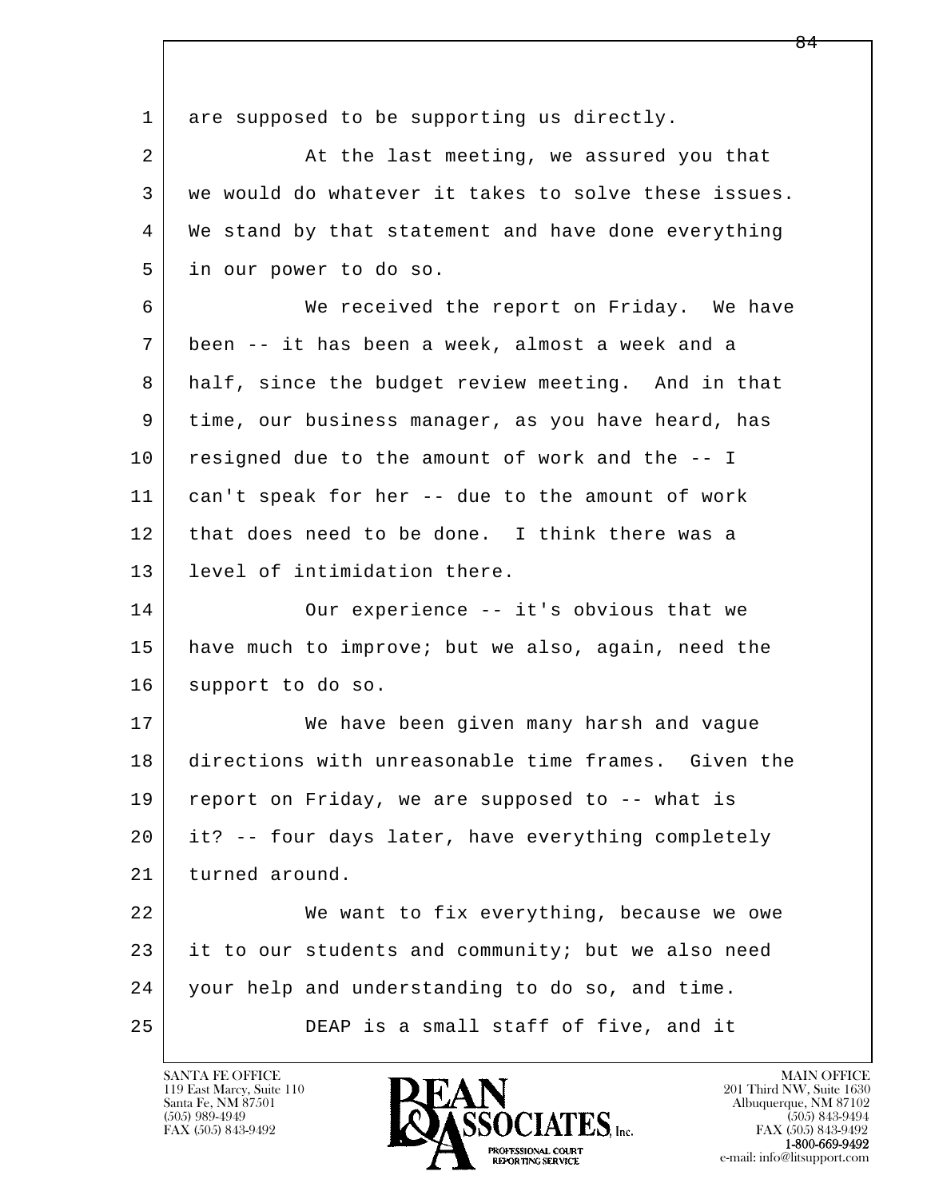are supposed to be supporting us directly.

At the last meeting, we assured you that we would do whatever it takes to solve these issues. We stand by that statement and have done everything in our power to do so.

We received the report on Friday. We have been -- it has been a week, almost a week and a half, since the budget review meeting. And in that time, our business manager, as you have heard, has resigned due to the amount of work and the -- I can't speak for her -- due to the amount of work that does need to be done. I think there was a level of intimidation there.

Our experience -- it's obvious that we have much to improve; but we also, again, need the support to do so.

We have been given many harsh and vague directions with unreasonable time frames. Given the report on Friday, we are supposed to -- what is it? -- four days later, have everything completely turned around.

We want to fix everything, because we owe it to our students and community; but we also need your help and understanding to do so, and time.

DEAP is a small staff of five, and it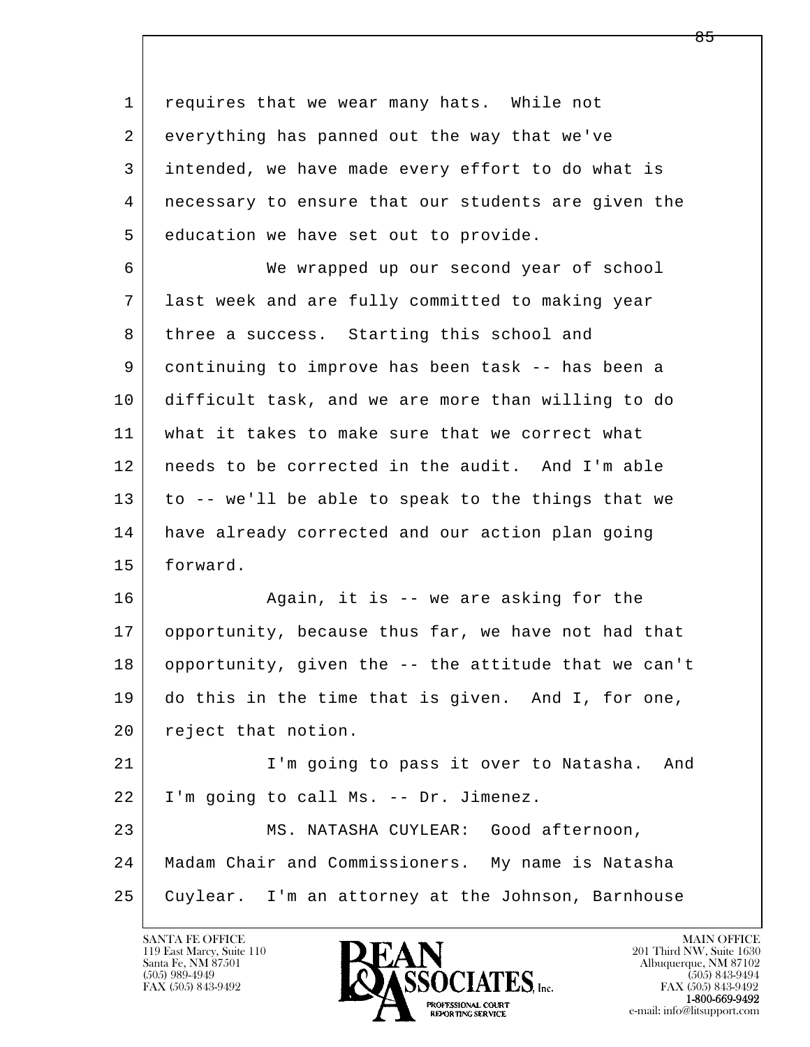requires that we wear many hats. While not everything has panned out the way that we've intended, we have made every effort to do what is necessary to ensure that our students are given the education we have set out to provide.

We wrapped up our second year of school last week and are fully committed to making year three a success. Starting this school and continuing to improve has been task -- has been a difficult task, and we are more than willing to do what it takes to make sure that we correct what needs to be corrected in the audit. And I'm able to -- we'll be able to speak to the things that we have already corrected and our action plan going forward.

Again, it is -- we are asking for the opportunity, because thus far, we have not had that opportunity, given the -- the attitude that we can't do this in the time that is given. And I, for one, reject that notion.

I'm going to pass it over to Natasha. And I'm going to call Ms. -- Dr. Jimenez.

MS. NATASHA CUYLEAR: Good afternoon, Madam Chair and Commissioners. My name is Natasha Cuylear. I'm an attorney at the Johnson, Barnhouse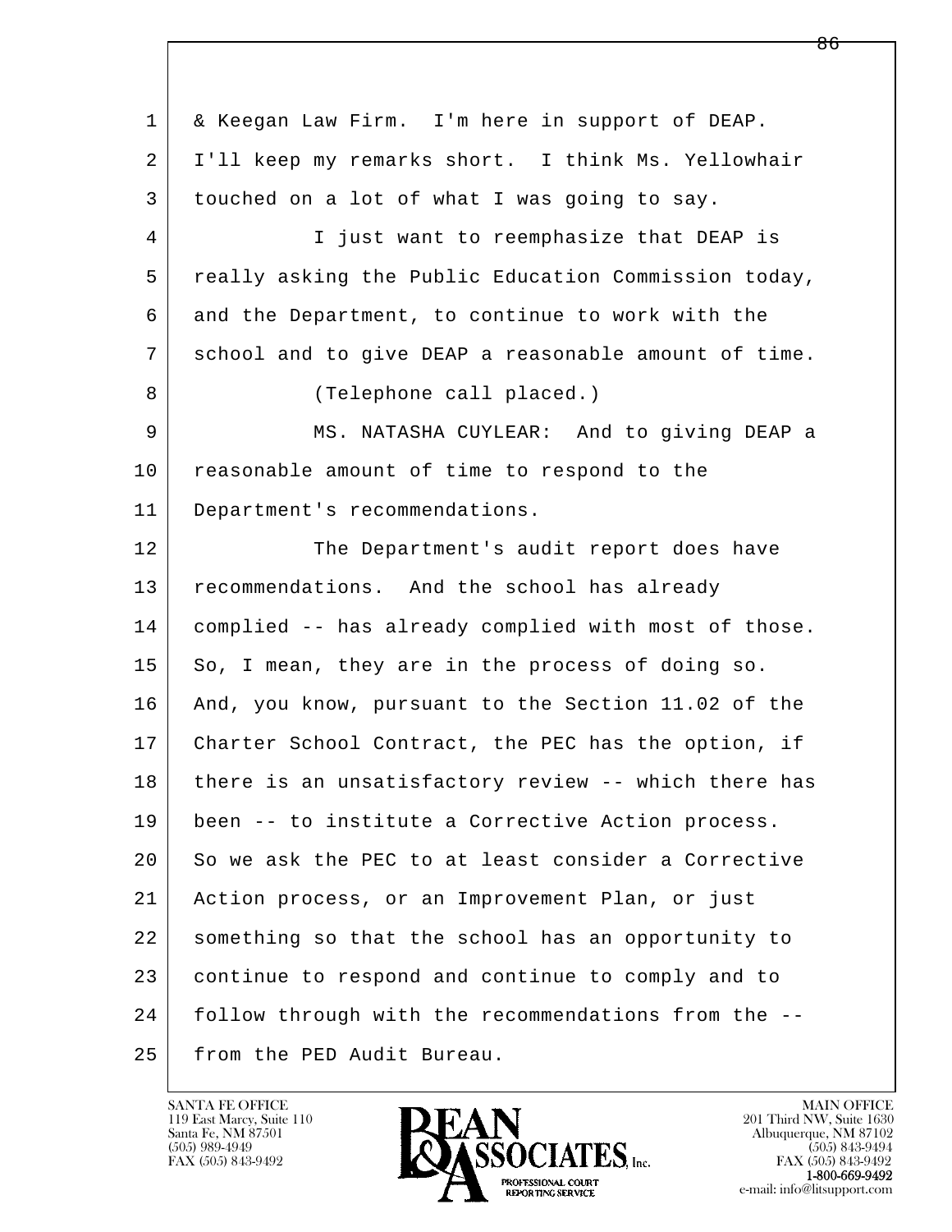1 & Keegan Law Firm. I'm here in support of DEAP.
2 I'll keep my remarks short. I think Ms. Yellowhair
3 touched on a lot of what I was going to say.
4 I just want to reemphasize that DEAP is
5 really asking the Public Education Commission today,
6 and the Department, to continue to work with the
7 school and to give DEAP a reasonable amount of time.
8 (Telephone call placed.)
9 MS. NATASHA CUYLEAR: And to giving DEAP a
10 reasonable amount of time to respond to the
11 Department's recommendations.
12 The Department's audit report does have
13 recommendations. And the school has already
14 complied -- has already complied with most of those.
15 So, I mean, they are in the process of doing so.
16 And, you know, pursuant to the Section 11.02 of the
17 Charter School Contract, the PEC has the option, if
18 there is an unsatisfactory review -- which there has
19 been -- to institute a Corrective Action process.
20 So we ask the PEC to at least consider a Corrective
21 Action process, or an Improvement Plan, or just
22 something so that the school has an opportunity to
23 continue to respond and continue to comply and to
24 follow through with the recommendations from the --
25 from the PED Audit Bureau.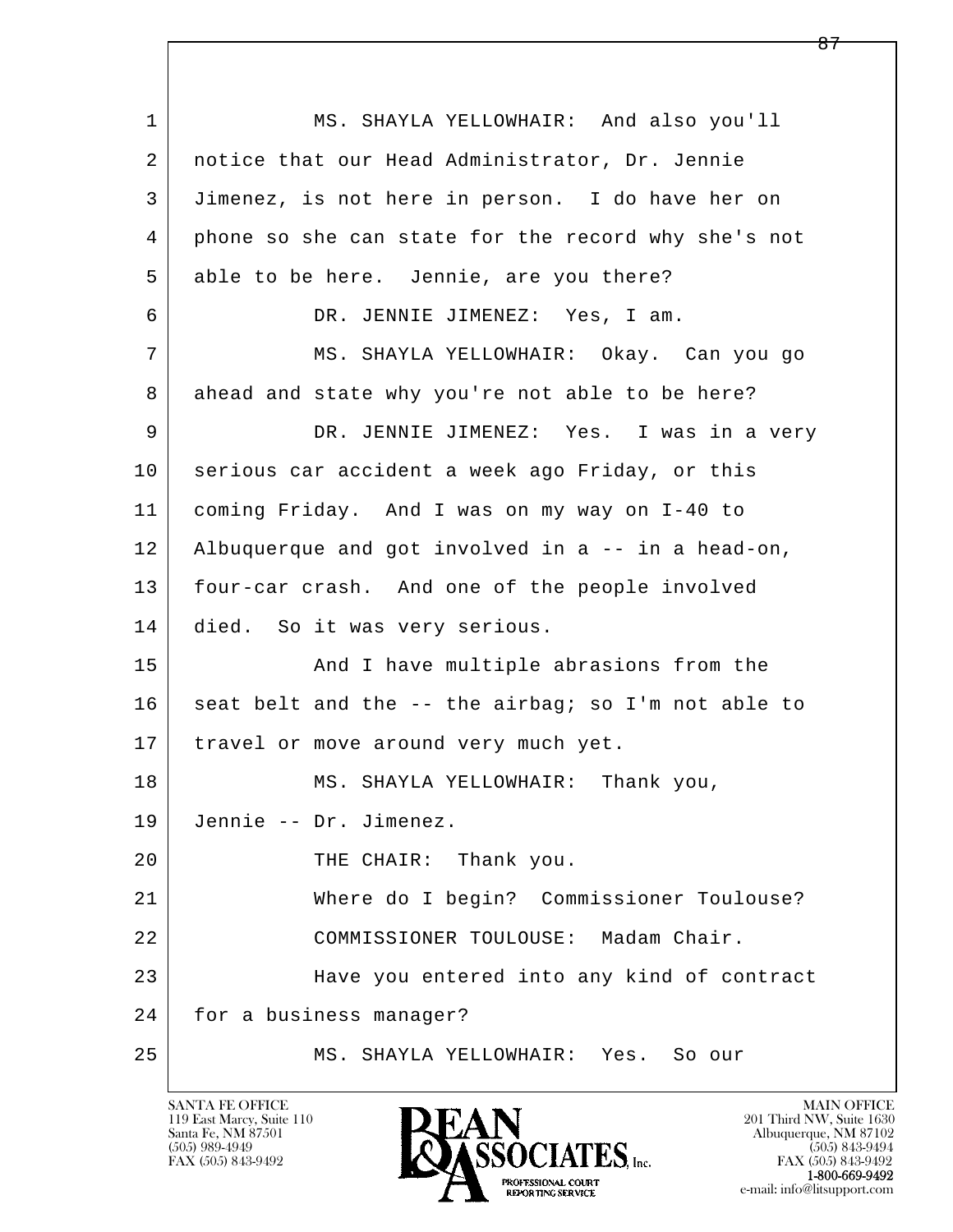1 MS. SHAYLA YELLOWHAIR: And also you'll
2 notice that our Head Administrator, Dr. Jennie
3 Jimenez, is not here in person. I do have her on
4 phone so she can state for the record why she's not
5 able to be here. Jennie, are you there?
6 DR. JENNIE JIMENEZ: Yes, I am.
7 MS. SHAYLA YELLOWHAIR: Okay. Can you go
8 ahead and state why you're not able to be here?
9 DR. JENNIE JIMENEZ: Yes. I was in a very
10 serious car accident a week ago Friday, or this
11 coming Friday. And I was on my way on I-40 to
12 Albuquerque and got involved in a -- in a head-on,
13 four-car crash. And one of the people involved
14 died. So it was very serious.
15 And I have multiple abrasions from the
16 seat belt and the -- the airbag; so I'm not able to
17 travel or move around very much yet.
18 MS. SHAYLA YELLOWHAIR: Thank you,
19 Jennie -- Dr. Jimenez.
20 THE CHAIR: Thank you.
21 Where do I begin? Commissioner Toulouse?
22 COMMISSIONER TOULOUSE: Madam Chair.
23 Have you entered into any kind of contract
24 for a business manager?
25 MS. SHAYLA YELLOWHAIR: Yes. So our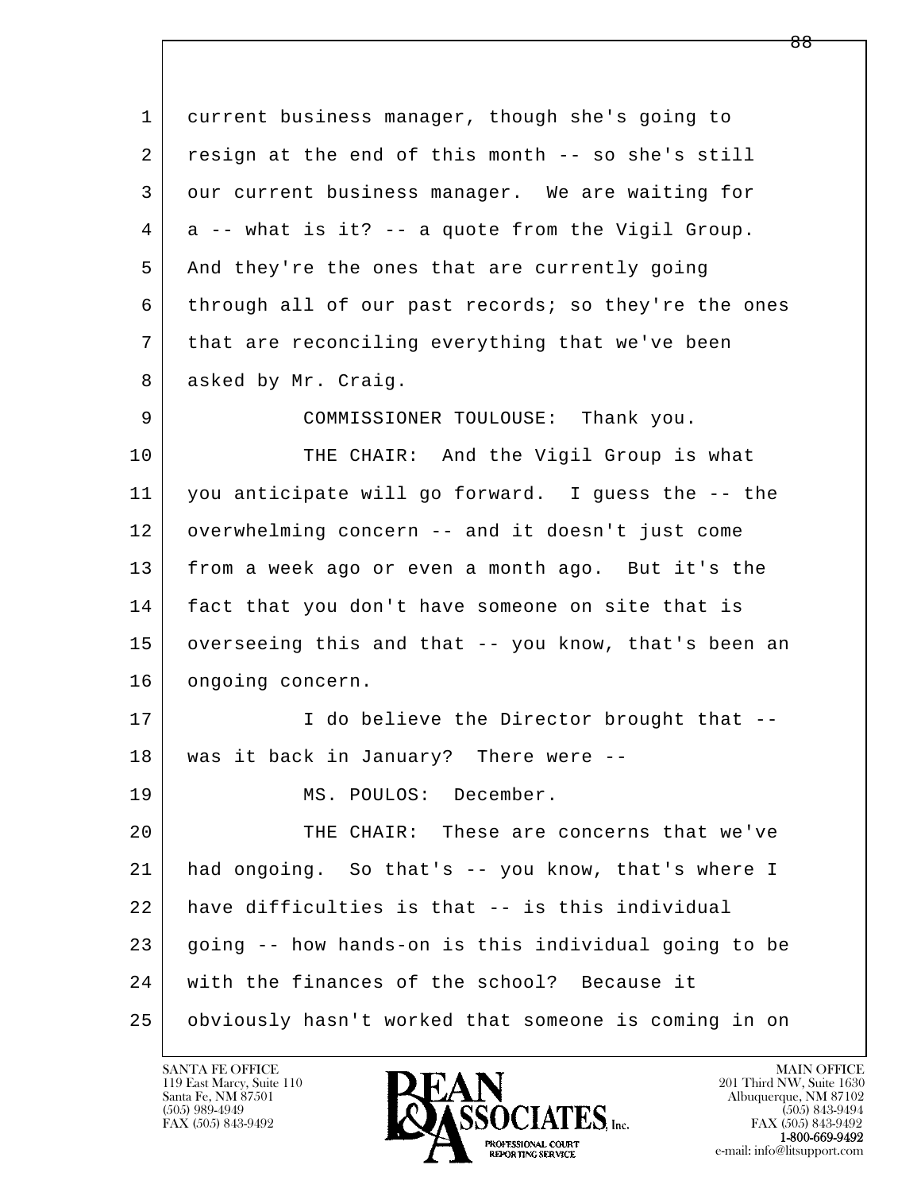1 current business manager, though she's going to
2 resign at the end of this month -- so she's still
3 our current business manager. We are waiting for
4 a -- what is it? -- a quote from the Vigil Group.
5 And they're the ones that are currently going
6 through all of our past records; so they're the ones
7 that are reconciling everything that we've been
8 asked by Mr. Craig.

9 COMMISSIONER TOULOUSE: Thank you.

10 THE CHAIR: And the Vigil Group is what
11 you anticipate will go forward. I guess the -- the
12 overwhelming concern -- and it doesn't just come
13 from a week ago or even a month ago. But it's the
14 fact that you don't have someone on site that is
15 overseeing this and that -- you know, that's been an
16 ongoing concern.

17 I do believe the Director brought that --
18 was it back in January? There were --

19 MS. POULOS: December.

20 THE CHAIR: These are concerns that we've
21 had ongoing. So that's -- you know, that's where I
22 have difficulties is that -- is this individual
23 going -- how hands-on is this individual going to be
24 with the finances of the school? Because it
25 obviously hasn't worked that someone is coming in on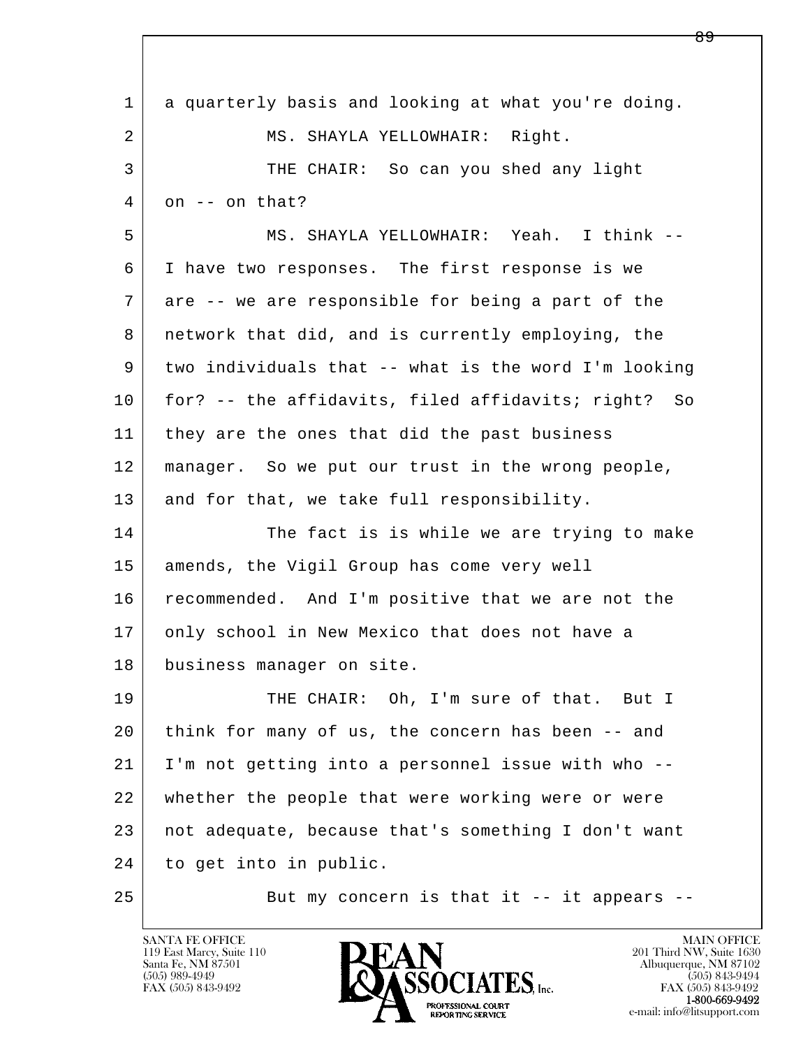1 a quarterly basis and looking at what you're doing.

2 MS. SHAYLA YELLOWHAIR: Right.

3 THE CHAIR: So can you shed any light

4 on -- on that?

5 MS. SHAYLA YELLOWHAIR: Yeah. I think --

6 I have two responses. The first response is we

7 are -- we are responsible for being a part of the

8 network that did, and is currently employing, the

9 two individuals that -- what is the word I'm looking

10 for? -- the affidavits, filed affidavits; right? So

11 they are the ones that did the past business

12 manager. So we put our trust in the wrong people,

13 and for that, we take full responsibility.

14 The fact is is while we are trying to make

15 amends, the Vigil Group has come very well

16 recommended. And I'm positive that we are not the

17 only school in New Mexico that does not have a

18 business manager on site.

19 THE CHAIR: Oh, I'm sure of that. But I

20 think for many of us, the concern has been -- and

21 I'm not getting into a personnel issue with who --

22 whether the people that were working were or were

23 not adequate, because that's something I don't want

24 to get into in public.

25 But my concern is that it -- it appears --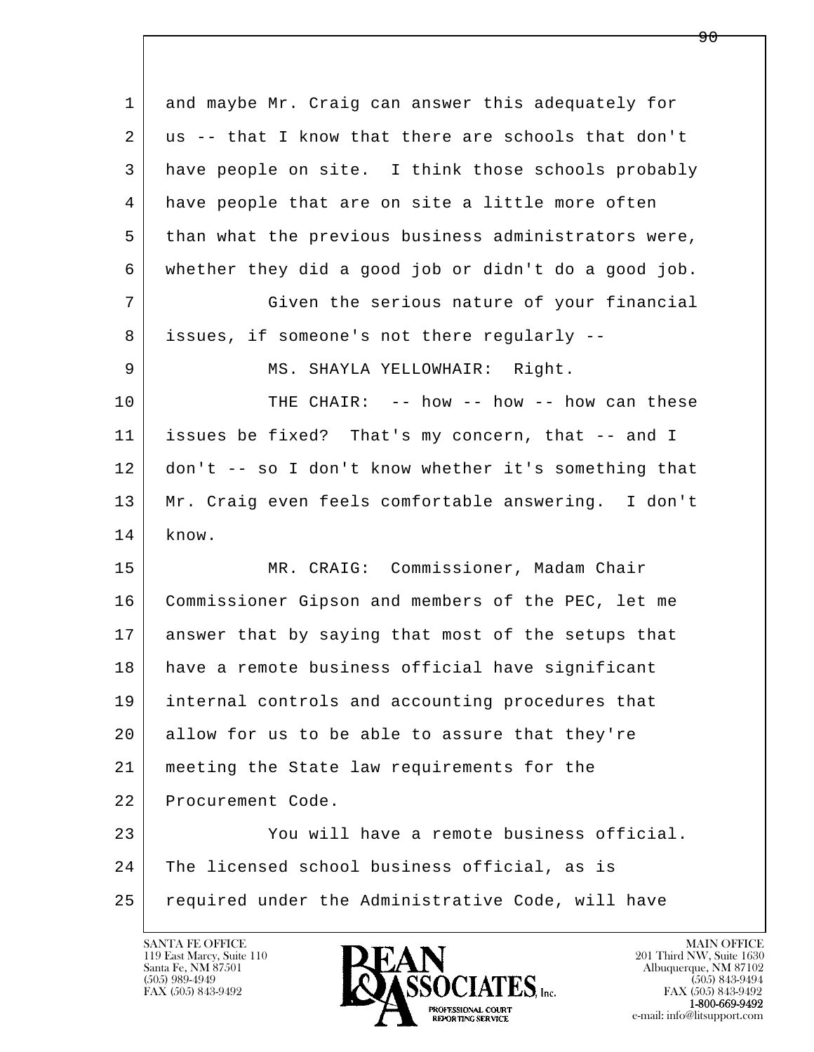1 and maybe Mr. Craig can answer this adequately for
2 us -- that I know that there are schools that don't
3 have people on site. I think those schools probably
4 have people that are on site a little more often
5 than what the previous business administrators were,
6 whether they did a good job or didn't do a good job.
7 Given the serious nature of your financial
8 issues, if someone's not there regularly --
9 MS. SHAYLA YELLOWHAIR: Right.
10 THE CHAIR: -- how -- how -- how can these
11 issues be fixed? That's my concern, that -- and I
12 don't -- so I don't know whether it's something that
13 Mr. Craig even feels comfortable answering. I don't
14 know.
15 MR. CRAIG: Commissioner, Madam Chair
16 Commissioner Gipson and members of the PEC, let me
17 answer that by saying that most of the setups that
18 have a remote business official have significant
19 internal controls and accounting procedures that
20 allow for us to be able to assure that they're
21 meeting the State law requirements for the
22 Procurement Code.
23 You will have a remote business official.
24 The licensed school business official, as is
25 required under the Administrative Code, will have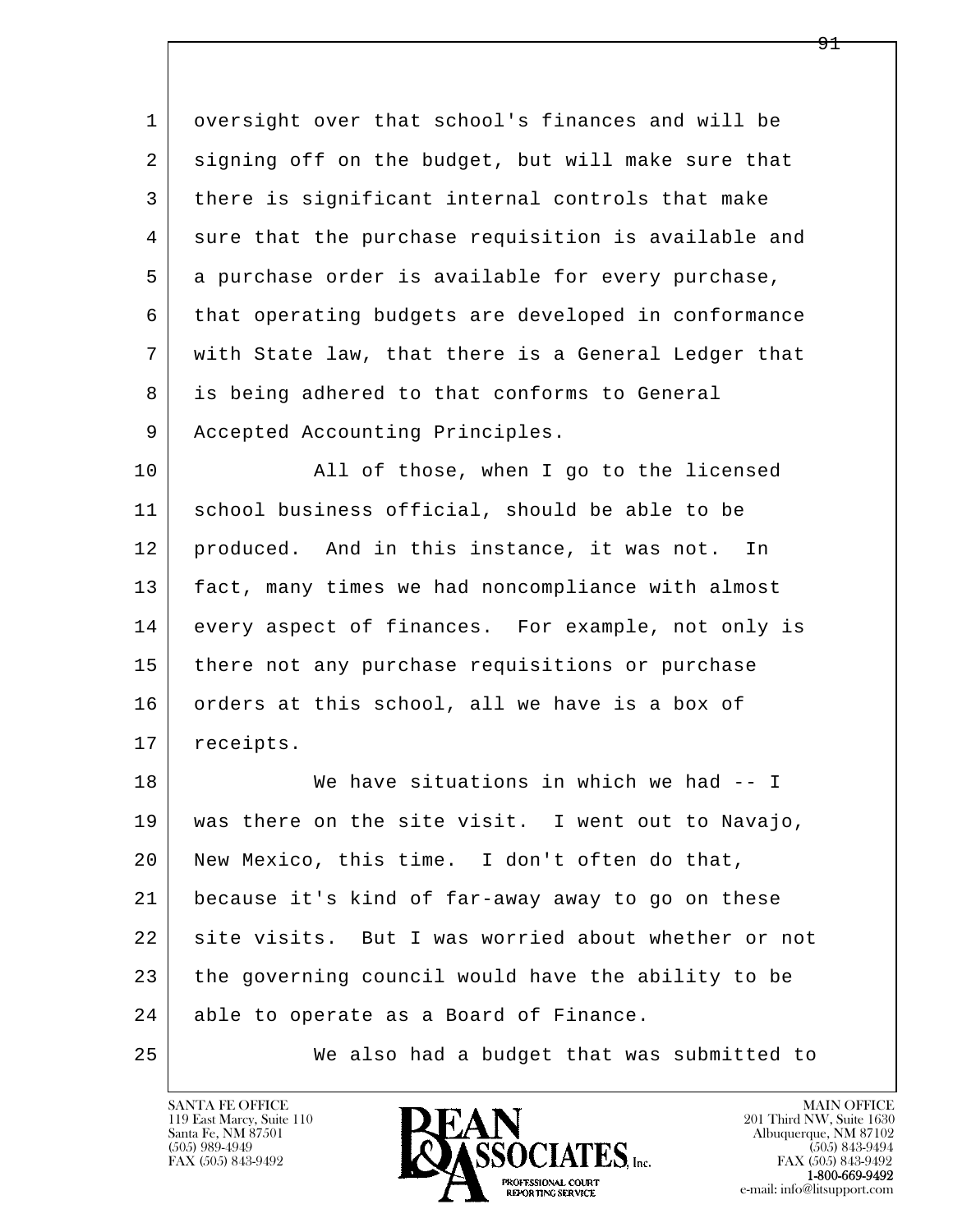1 oversight over that school's finances and will be
2 signing off on the budget, but will make sure that
3 there is significant internal controls that make
4 sure that the purchase requisition is available and
5 a purchase order is available for every purchase,
6 that operating budgets are developed in conformance
7 with State law, that there is a General Ledger that
8 is being adhered to that conforms to General
9 Accepted Accounting Principles.

10 All of those, when I go to the licensed
11 school business official, should be able to be
12 produced. And in this instance, it was not. In
13 fact, many times we had noncompliance with almost
14 every aspect of finances. For example, not only is
15 there not any purchase requisitions or purchase
16 orders at this school, all we have is a box of
17 receipts.

18 We have situations in which we had -- I
19 was there on the site visit. I went out to Navajo,
20 New Mexico, this time. I don't often do that,
21 because it's kind of far-away away to go on these
22 site visits. But I was worried about whether or not
23 the governing council would have the ability to be
24 able to operate as a Board of Finance.

25 We also had a budget that was submitted to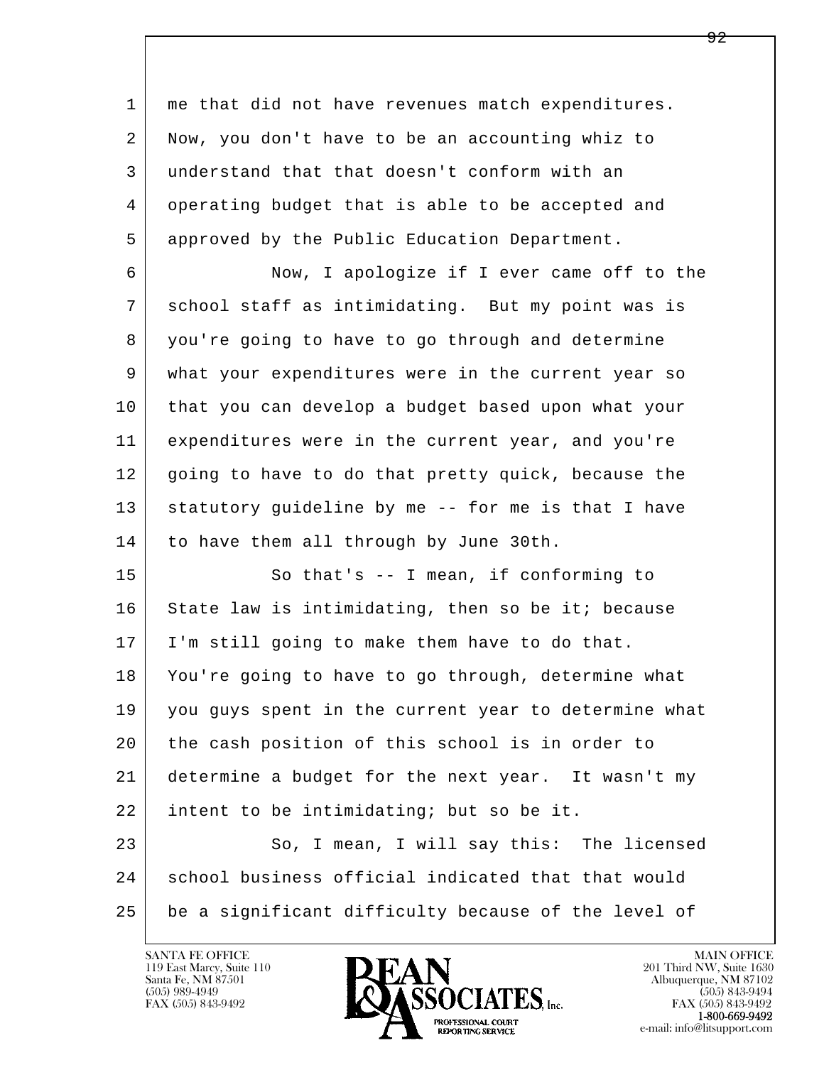1 me that did not have revenues match expenditures.
2 Now, you don't have to be an accounting whiz to
3 understand that that doesn't conform with an
4 operating budget that is able to be accepted and
5 approved by the Public Education Department.
6 Now, I apologize if I ever came off to the
7 school staff as intimidating. But my point was is
8 you're going to have to go through and determine
9 what your expenditures were in the current year so
10 that you can develop a budget based upon what your
11 expenditures were in the current year, and you're
12 going to have to do that pretty quick, because the
13 statutory guideline by me -- for me is that I have
14 to have them all through by June 30th.
15 So that's -- I mean, if conforming to
16 State law is intimidating, then so be it; because
17 I'm still going to make them have to do that.
18 You're going to have to go through, determine what
19 you guys spent in the current year to determine what
20 the cash position of this school is in order to
21 determine a budget for the next year. It wasn't my
22 intent to be intimidating; but so be it.
23 So, I mean, I will say this: The licensed
24 school business official indicated that that would
25 be a significant difficulty because of the level of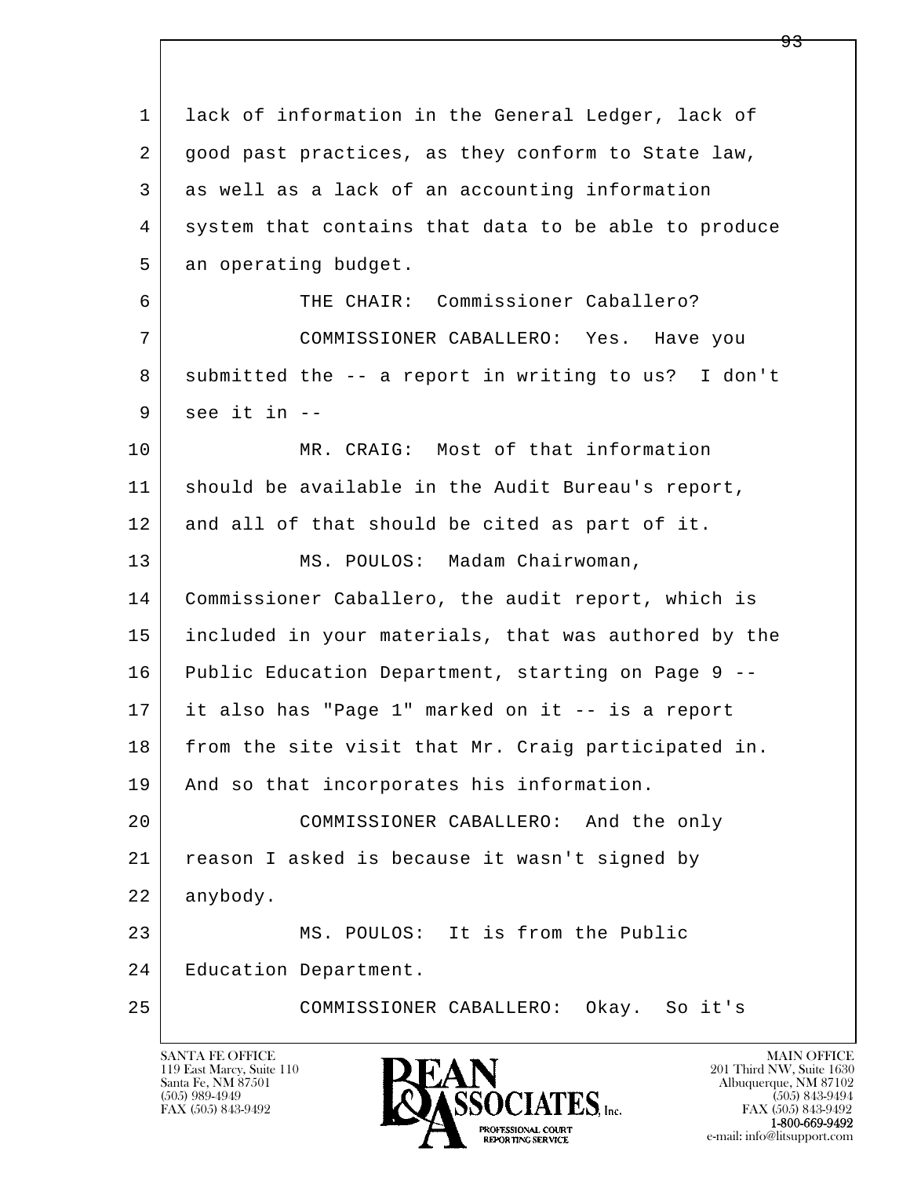1 lack of information in the General Ledger, lack of
2 good past practices, as they conform to State law,
3 as well as a lack of an accounting information
4 system that contains that data to be able to produce
5 an operating budget.

6 THE CHAIR: Commissioner Caballero?

7 COMMISSIONER CABALLERO: Yes. Have you
8 submitted the -- a report in writing to us? I don't
9 see it in --

10 MR. CRAIG: Most of that information
11 should be available in the Audit Bureau's report,
12 and all of that should be cited as part of it.

13 MS. POULOS: Madam Chairwoman,
14 Commissioner Caballero, the audit report, which is
15 included in your materials, that was authored by the
16 Public Education Department, starting on Page 9 --
17 it also has "Page 1" marked on it -- is a report
18 from the site visit that Mr. Craig participated in.
19 And so that incorporates his information.

20 COMMISSIONER CABALLERO: And the only
21 reason I asked is because it wasn't signed by
22 anybody.

23 MS. POULOS: It is from the Public
24 Education Department.

25 COMMISSIONER CABALLERO: Okay. So it's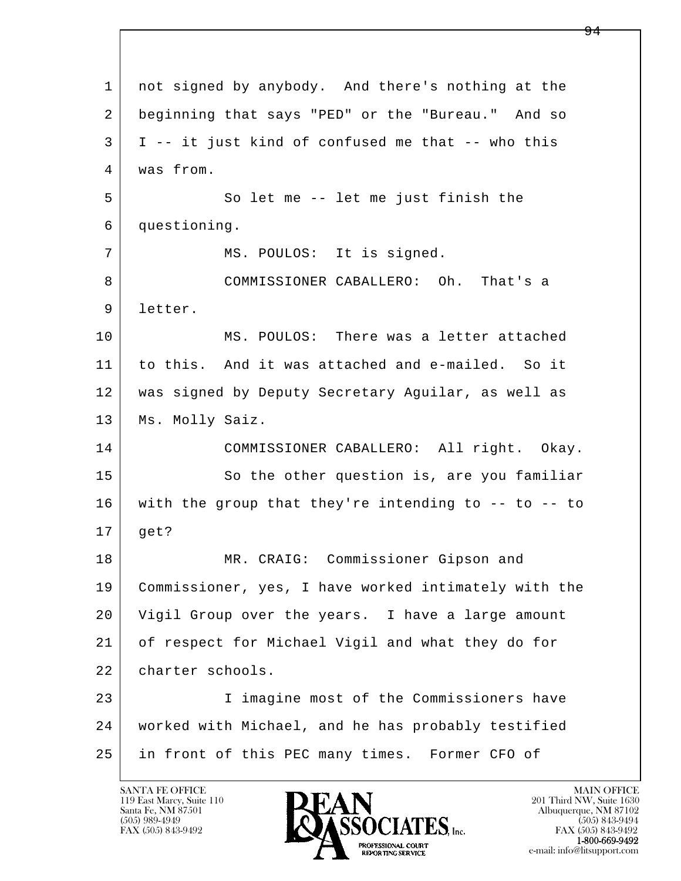not signed by anybody. And there's nothing at the beginning that says "PED" or the "Bureau." And so I -- it just kind of confused me that -- who this was from.

So let me -- let me just finish the questioning.

MS. POULOS: It is signed.

COMMISSIONER CABALLERO: Oh. That's a letter.

MS. POULOS: There was a letter attached to this. And it was attached and e-mailed. So it was signed by Deputy Secretary Aguilar, as well as Ms. Molly Saiz.

COMMISSIONER CABALLERO: All right. Okay.

So the other question is, are you familiar with the group that they're intending to -- to -- to get?

MR. CRAIG: Commissioner Gipson and Commissioner, yes, I have worked intimately with the Vigil Group over the years. I have a large amount of respect for Michael Vigil and what they do for charter schools.

I imagine most of the Commissioners have worked with Michael, and he has probably testified in front of this PEC many times. Former CFO of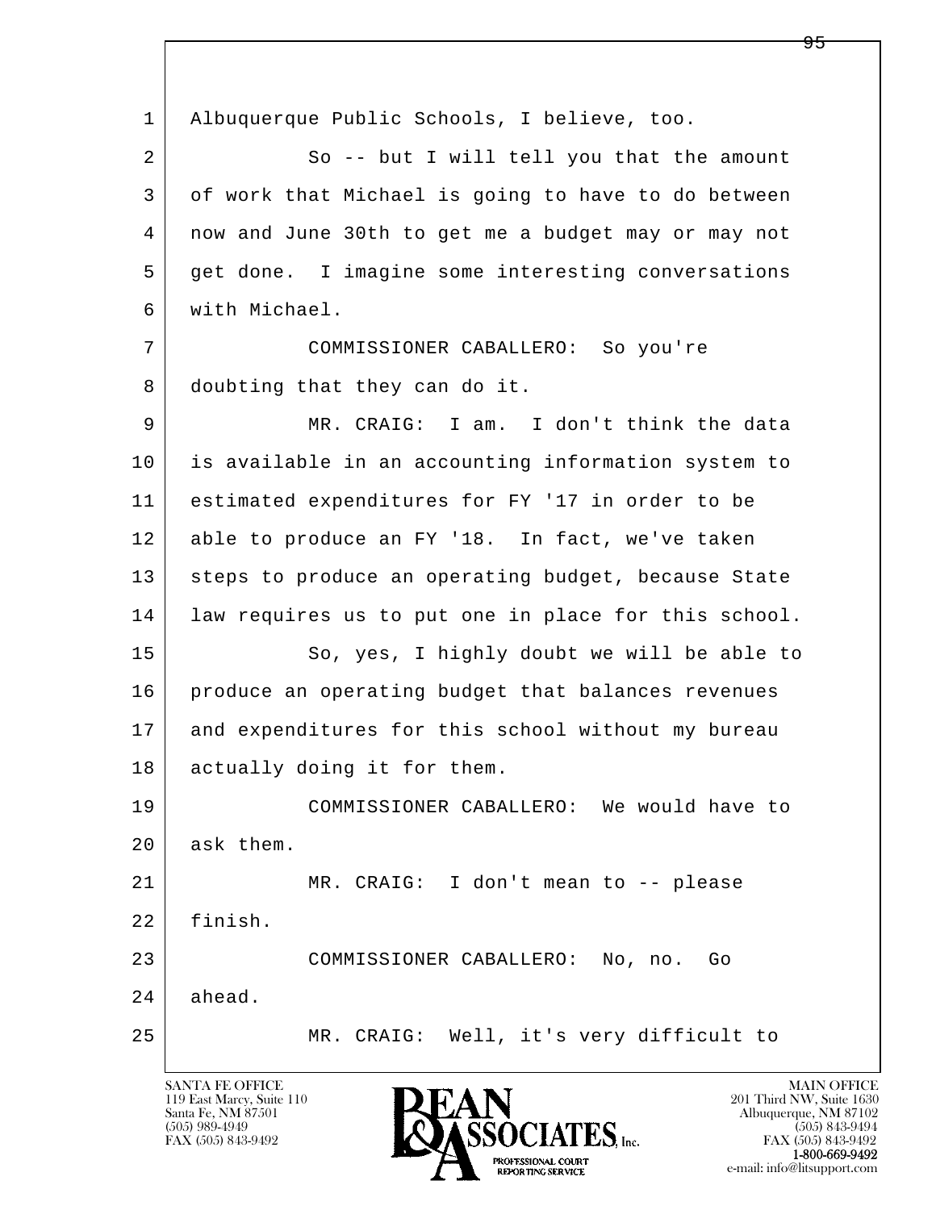1 Albuquerque Public Schools, I believe, too.

2 So -- but I will tell you that the amount

3 of work that Michael is going to have to do between

4 now and June 30th to get me a budget may or may not

5 get done. I imagine some interesting conversations

6 with Michael.

7 COMMISSIONER CABALLERO: So you're

8 doubting that they can do it.

9 MR. CRAIG: I am. I don't think the data

10 is available in an accounting information system to

11 estimated expenditures for FY '17 in order to be

12 able to produce an FY '18. In fact, we've taken

13 steps to produce an operating budget, because State

14 law requires us to put one in place for this school.

15 So, yes, I highly doubt we will be able to

16 produce an operating budget that balances revenues

17 and expenditures for this school without my bureau

18 actually doing it for them.

19 COMMISSIONER CABALLERO: We would have to

20 ask them.

21 MR. CRAIG: I don't mean to -- please

22 finish.

23 COMMISSIONER CABALLERO: No, no. Go

24 ahead.

25 MR. CRAIG: Well, it's very difficult to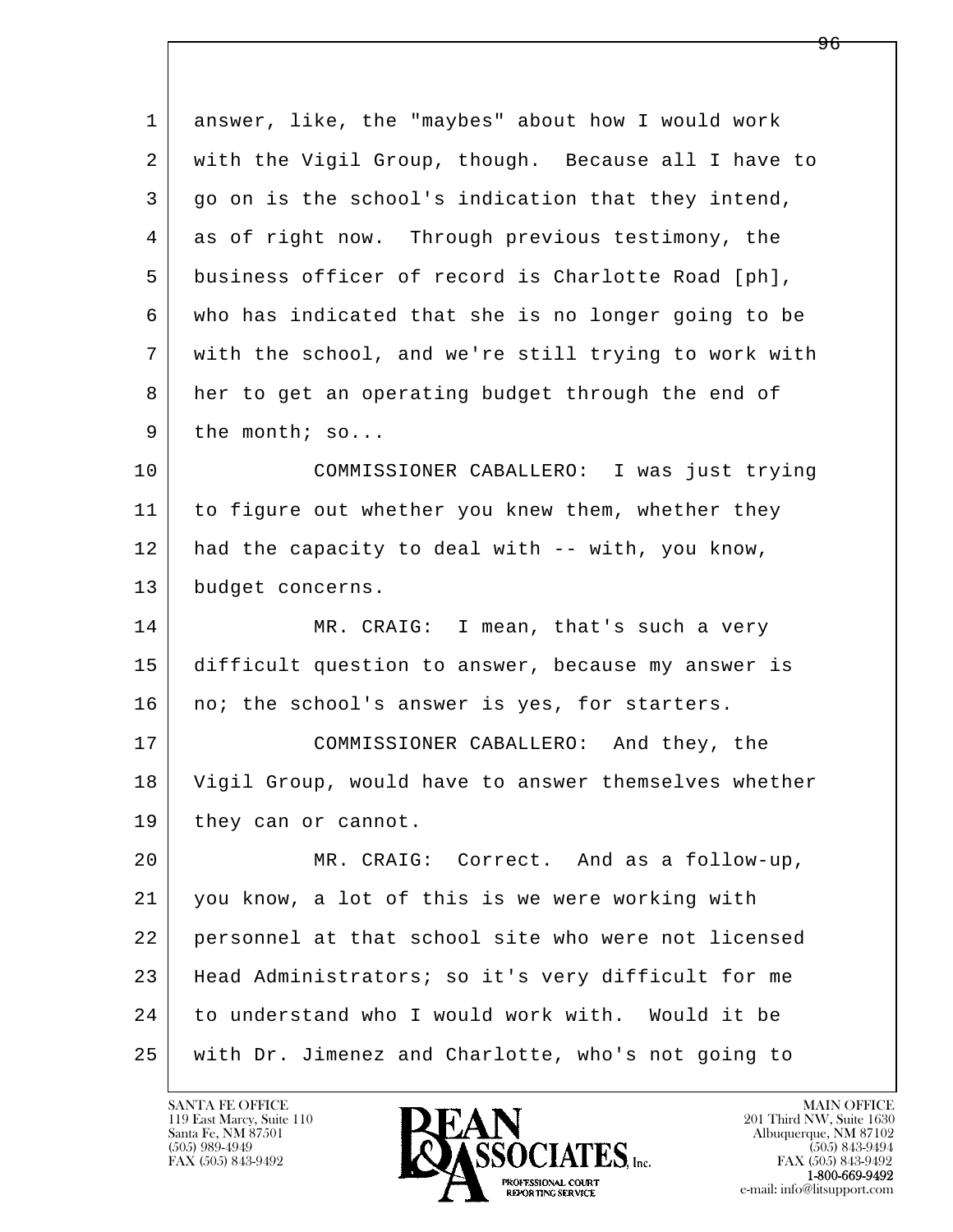1 answer, like, the "maybes" about how I would work
2 with the Vigil Group, though. Because all I have to
3 go on is the school's indication that they intend,
4 as of right now. Through previous testimony, the
5 business officer of record is Charlotte Road [ph],
6 who has indicated that she is no longer going to be
7 with the school, and we're still trying to work with
8 her to get an operating budget through the end of
9 the month; so...

10 COMMISSIONER CABALLERO: I was just trying
11 to figure out whether you knew them, whether they
12 had the capacity to deal with -- with, you know,
13 budget concerns.

14 MR. CRAIG: I mean, that's such a very
15 difficult question to answer, because my answer is
16 no; the school's answer is yes, for starters.

17 COMMISSIONER CABALLERO: And they, the
18 Vigil Group, would have to answer themselves whether
19 they can or cannot.

20 MR. CRAIG: Correct. And as a follow-up,
21 you know, a lot of this is we were working with
22 personnel at that school site who were not licensed
23 Head Administrators; so it's very difficult for me
24 to understand who I would work with. Would it be
25 with Dr. Jimenez and Charlotte, who's not going to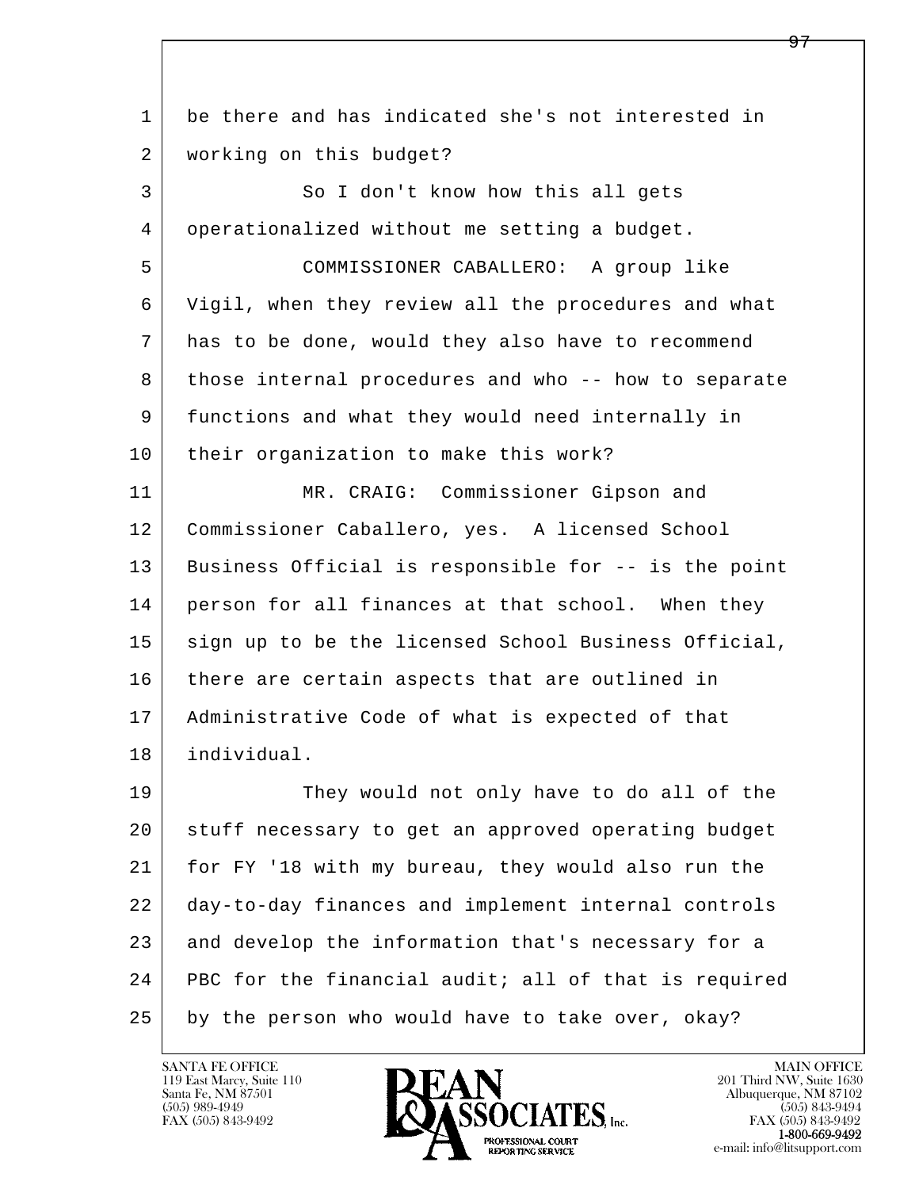1 be there and has indicated she's not interested in
2 working on this budget?

3 So I don't know how this all gets
4 operationalized without me setting a budget.

5 COMMISSIONER CABALLERO: A group like
6 Vigil, when they review all the procedures and what
7 has to be done, would they also have to recommend
8 those internal procedures and who -- how to separate
9 functions and what they would need internally in
10 their organization to make this work?

11 MR. CRAIG: Commissioner Gipson and
12 Commissioner Caballero, yes. A licensed School
13 Business Official is responsible for -- is the point
14 person for all finances at that school. When they
15 sign up to be the licensed School Business Official,
16 there are certain aspects that are outlined in
17 Administrative Code of what is expected of that
18 individual.

19 They would not only have to do all of the
20 stuff necessary to get an approved operating budget
21 for FY '18 with my bureau, they would also run the
22 day-to-day finances and implement internal controls
23 and develop the information that's necessary for a
24 PBC for the financial audit; all of that is required
25 by the person who would have to take over, okay?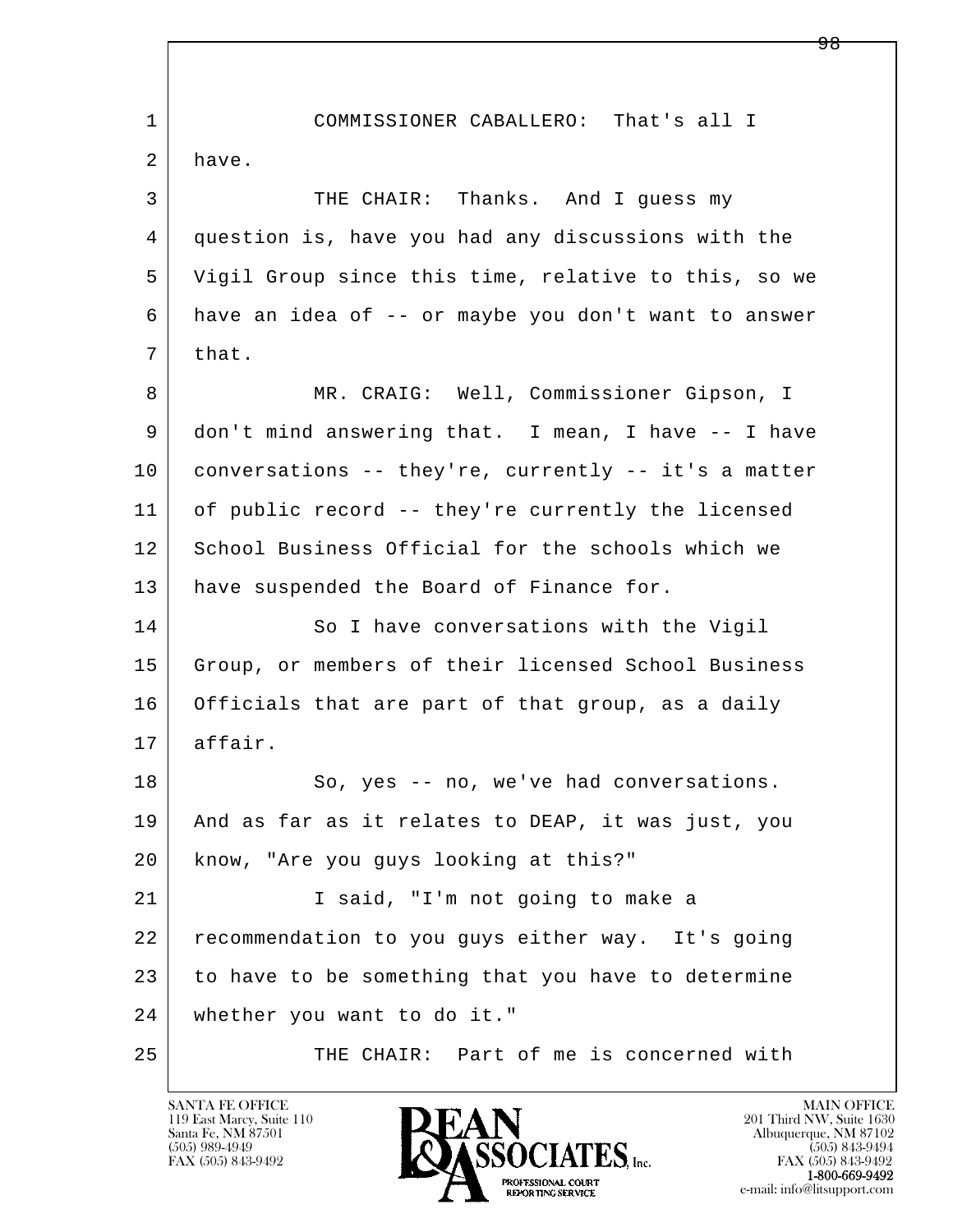1 COMMISSIONER CABALLERO: That's all I
2 have.
3 THE CHAIR: Thanks. And I guess my
4 question is, have you had any discussions with the
5 Vigil Group since this time, relative to this, so we
6 have an idea of -- or maybe you don't want to answer
7 that.
8 MR. CRAIG: Well, Commissioner Gipson, I
9 don't mind answering that. I mean, I have -- I have
10 conversations -- they're, currently -- it's a matter
11 of public record -- they're currently the licensed
12 School Business Official for the schools which we
13 have suspended the Board of Finance for.
14 So I have conversations with the Vigil
15 Group, or members of their licensed School Business
16 Officials that are part of that group, as a daily
17 affair.
18 So, yes -- no, we've had conversations.
19 And as far as it relates to DEAP, it was just, you
20 know, "Are you guys looking at this?"
21 I said, "I'm not going to make a
22 recommendation to you guys either way. It's going
23 to have to be something that you have to determine
24 whether you want to do it."
25 THE CHAIR: Part of me is concerned with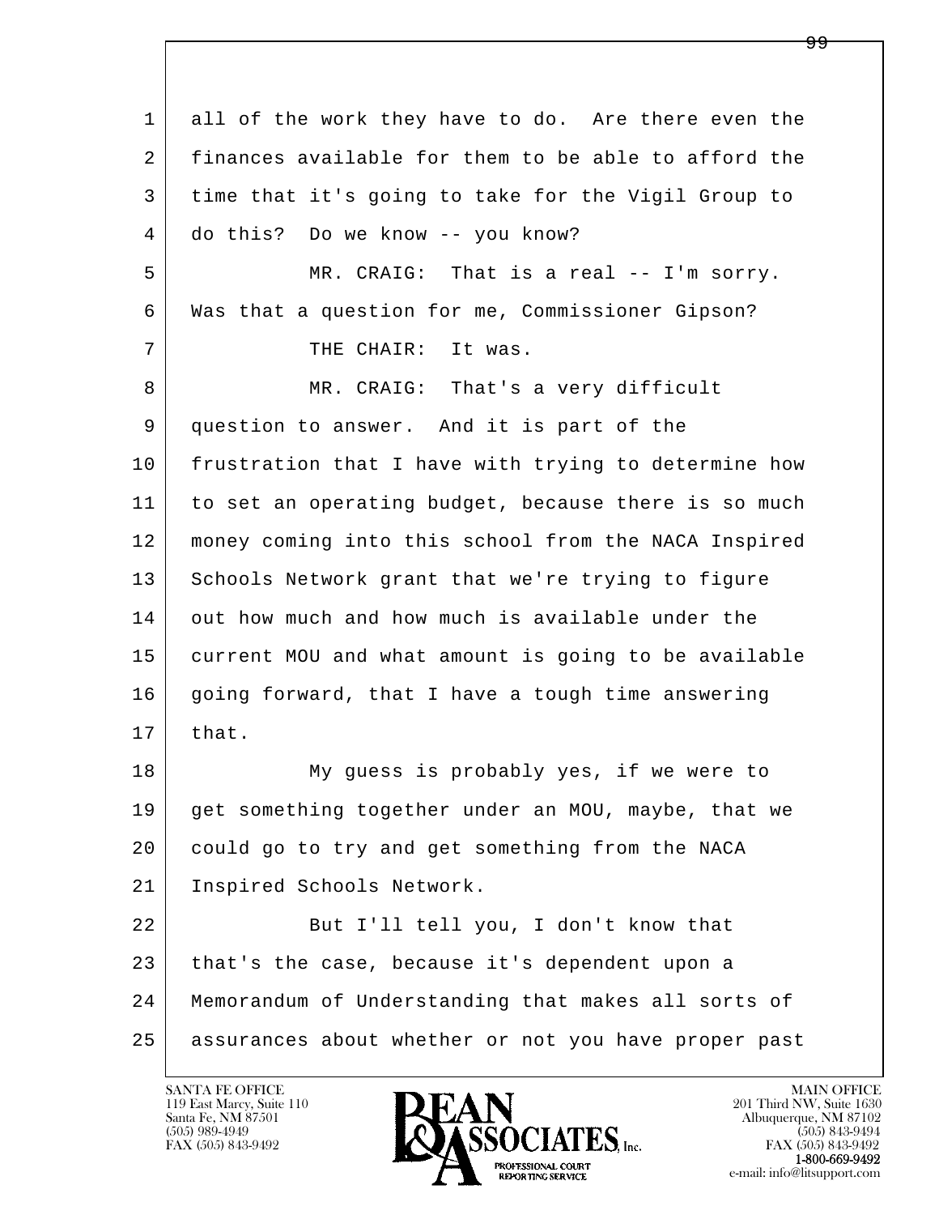1 all of the work they have to do. Are there even the
2 finances available for them to be able to afford the
3 time that it's going to take for the Vigil Group to
4 do this? Do we know -- you know?
5 MR. CRAIG: That is a real -- I'm sorry.
6 Was that a question for me, Commissioner Gipson?
7 THE CHAIR: It was.
8 MR. CRAIG: That's a very difficult
9 question to answer. And it is part of the
10 frustration that I have with trying to determine how
11 to set an operating budget, because there is so much
12 money coming into this school from the NACA Inspired
13 Schools Network grant that we're trying to figure
14 out how much and how much is available under the
15 current MOU and what amount is going to be available
16 going forward, that I have a tough time answering
17 that.
18 My guess is probably yes, if we were to
19 get something together under an MOU, maybe, that we
20 could go to try and get something from the NACA
21 Inspired Schools Network.
22 But I'll tell you, I don't know that
23 that's the case, because it's dependent upon a
24 Memorandum of Understanding that makes all sorts of
25 assurances about whether or not you have proper past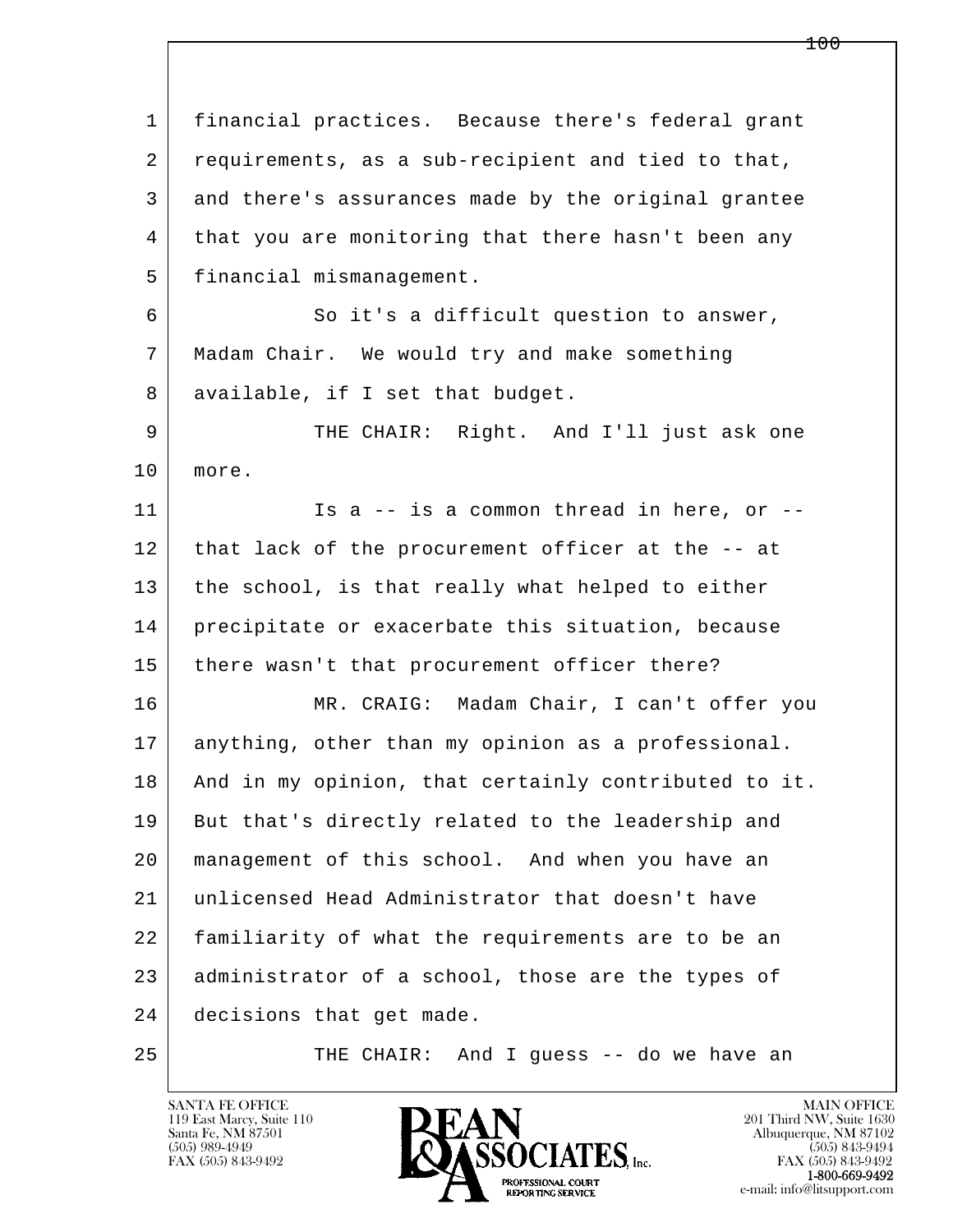1 financial practices. Because there's federal grant
2 requirements, as a sub-recipient and tied to that,
3 and there's assurances made by the original grantee
4 that you are monitoring that there hasn't been any
5 financial mismanagement.

6 So it's a difficult question to answer,
7 Madam Chair. We would try and make something
8 available, if I set that budget.

9 THE CHAIR: Right. And I'll just ask one
10 more.

11 Is a -- is a common thread in here, or --
12 that lack of the procurement officer at the -- at
13 the school, is that really what helped to either
14 precipitate or exacerbate this situation, because
15 there wasn't that procurement officer there?

16 MR. CRAIG: Madam Chair, I can't offer you
17 anything, other than my opinion as a professional.
18 And in my opinion, that certainly contributed to it.
19 But that's directly related to the leadership and
20 management of this school. And when you have an
21 unlicensed Head Administrator that doesn't have
22 familiarity of what the requirements are to be an
23 administrator of a school, those are the types of
24 decisions that get made.

25 THE CHAIR: And I guess -- do we have an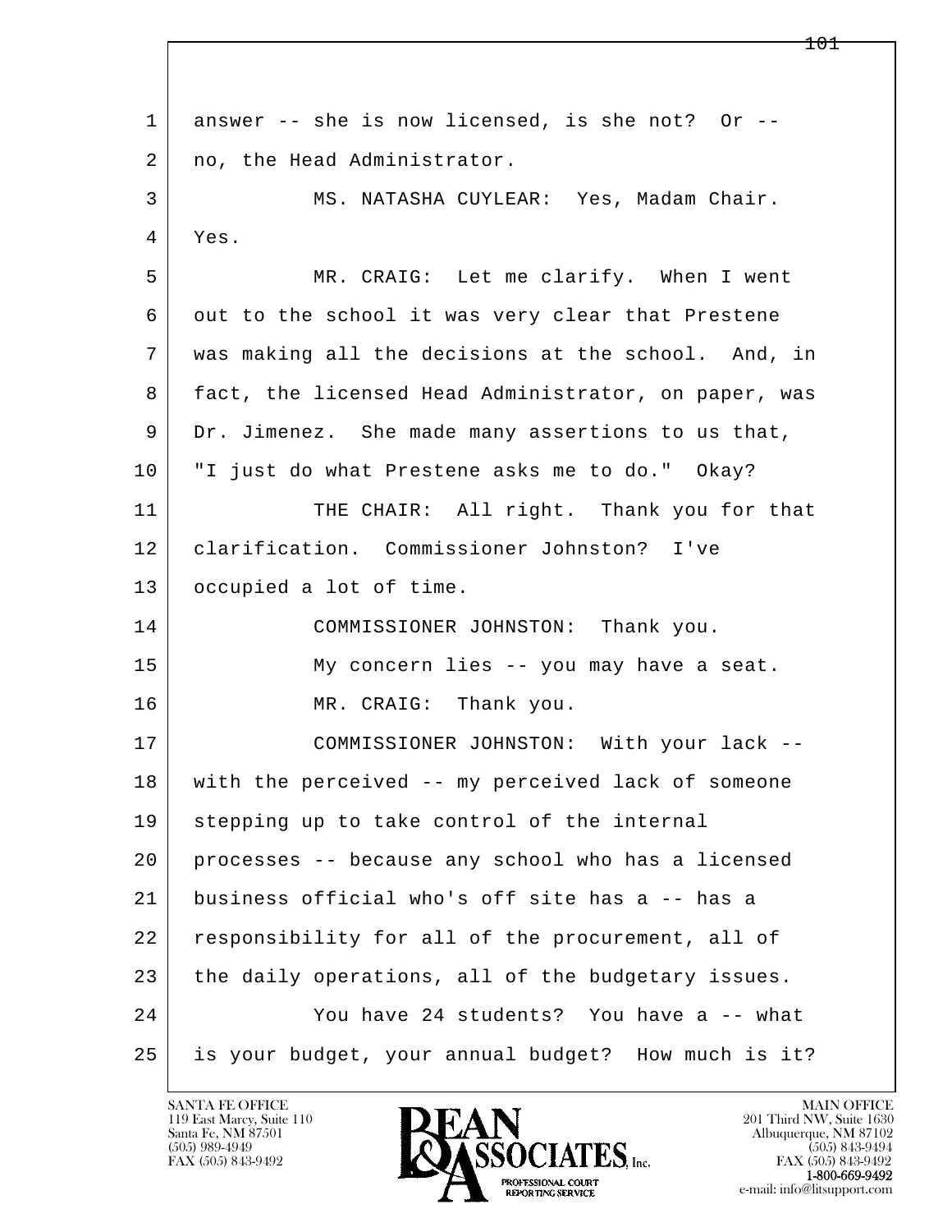1 answer -- she is now licensed, is she not? Or --
2 no, the Head Administrator.

3 MS. NATASHA CUYLEAR: Yes, Madam Chair.
4 Yes.

5 MR. CRAIG: Let me clarify. When I went
6 out to the school it was very clear that Prestene
7 was making all the decisions at the school. And, in
8 fact, the licensed Head Administrator, on paper, was
9 Dr. Jimenez. She made many assertions to us that,
10 "I just do what Prestene asks me to do." Okay?

11 THE CHAIR: All right. Thank you for that
12 clarification. Commissioner Johnston? I've
13 occupied a lot of time.

14 COMMISSIONER JOHNSTON: Thank you.
15 My concern lies -- you may have a seat.

16 MR. CRAIG: Thank you.

17 COMMISSIONER JOHNSTON: With your lack --
18 with the perceived -- my perceived lack of someone
19 stepping up to take control of the internal
20 processes -- because any school who has a licensed
21 business official who's off site has a -- has a
22 responsibility for all of the procurement, all of
23 the daily operations, all of the budgetary issues.
24 You have 24 students? You have a -- what
25 is your budget, your annual budget? How much is it?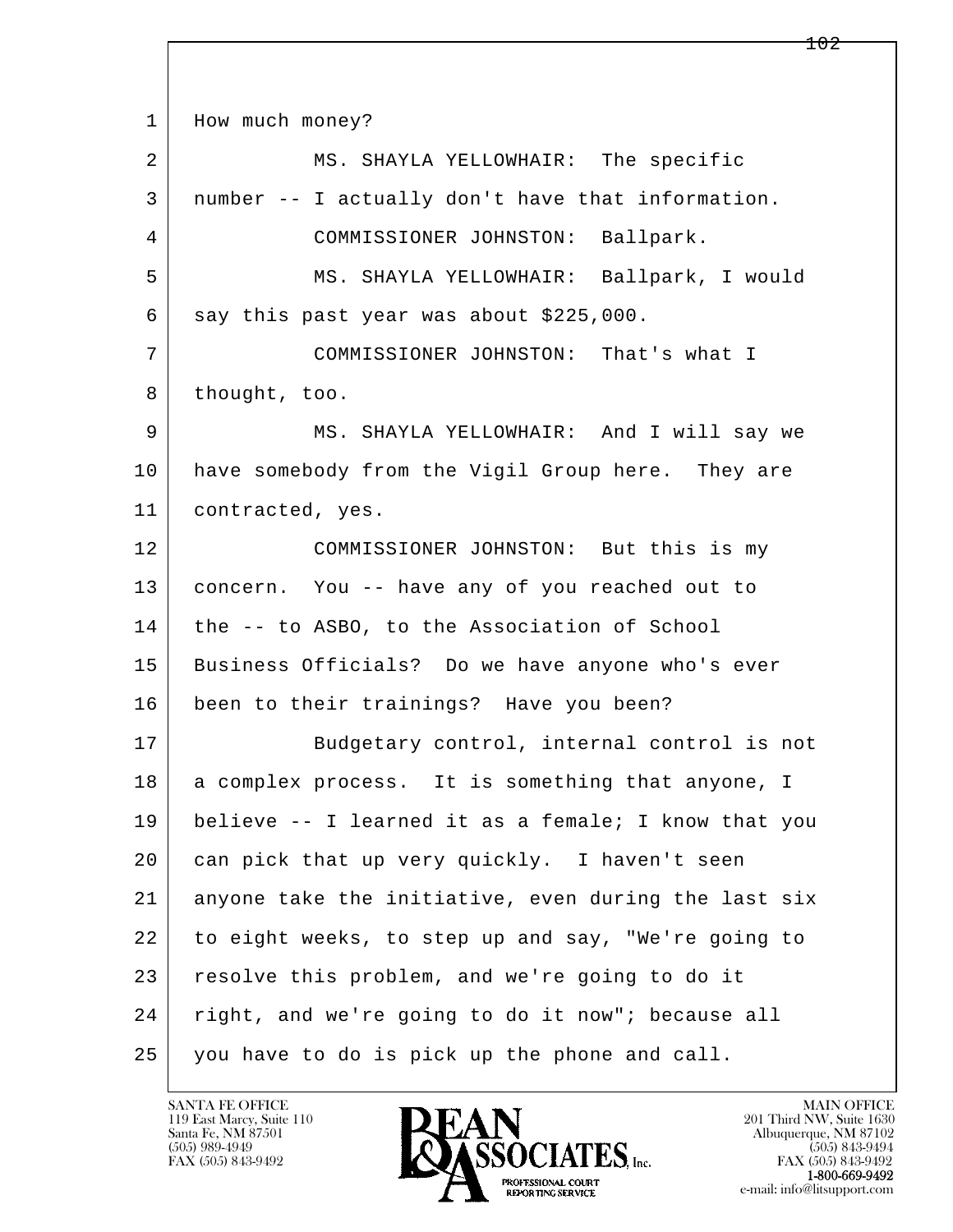How much money?

MS. SHAYLA YELLOWHAIR: The specific number -- I actually don't have that information.

COMMISSIONER JOHNSTON: Ballpark.

MS. SHAYLA YELLOWHAIR: Ballpark, I would say this past year was about $225,000.

COMMISSIONER JOHNSTON: That's what I thought, too.

MS. SHAYLA YELLOWHAIR: And I will say we have somebody from the Vigil Group here. They are contracted, yes.

COMMISSIONER JOHNSTON: But this is my concern. You -- have any of you reached out to the -- to ASBO, to the Association of School Business Officials? Do we have anyone who's ever been to their trainings? Have you been?

Budgetary control, internal control is not a complex process. It is something that anyone, I believe -- I learned it as a female; I know that you can pick that up very quickly. I haven't seen anyone take the initiative, even during the last six to eight weeks, to step up and say, "We're going to resolve this problem, and we're going to do it right, and we're going to do it now"; because all you have to do is pick up the phone and call.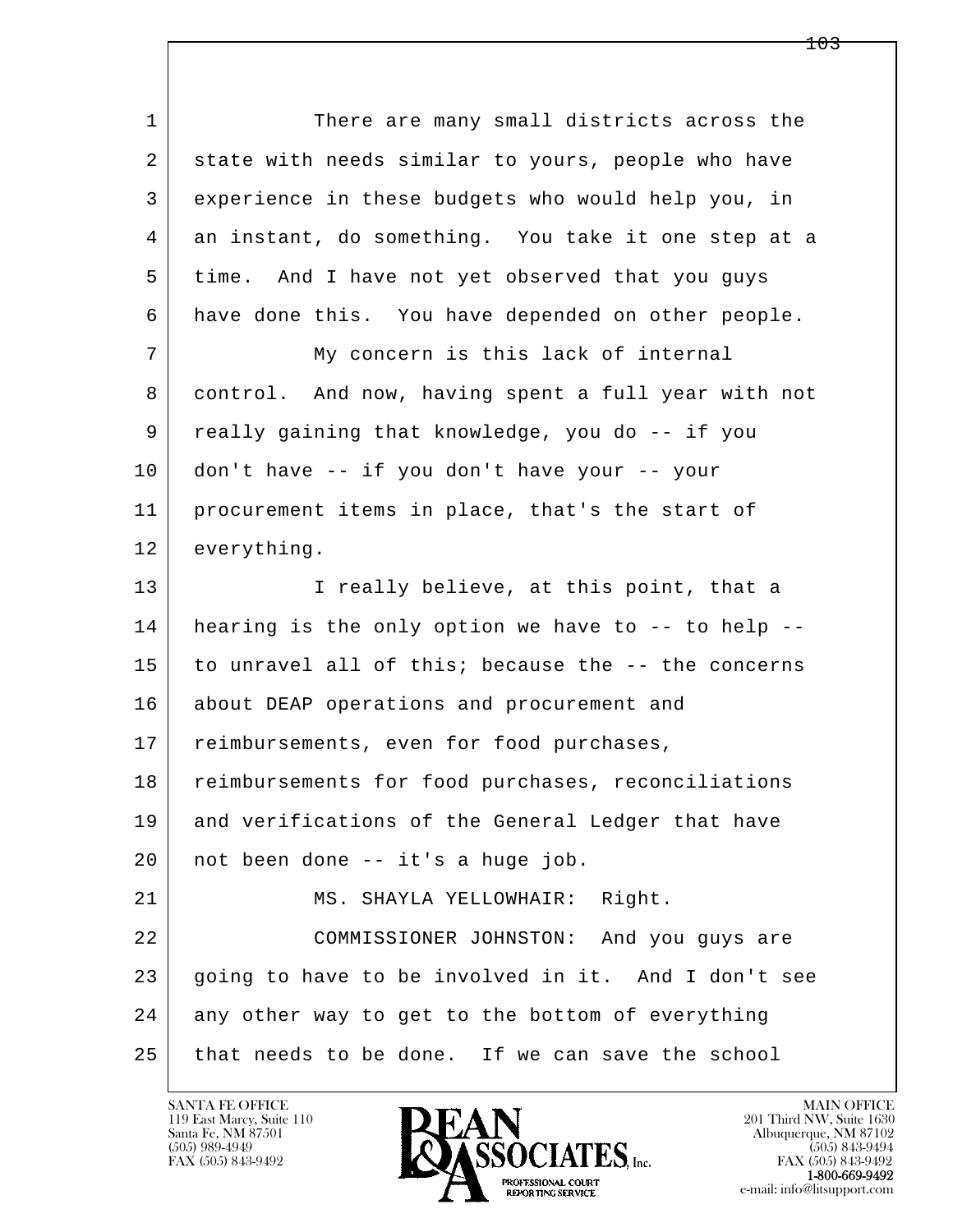1 There are many small districts across the
2 state with needs similar to yours, people who have
3 experience in these budgets who would help you, in
4 an instant, do something. You take it one step at a
5 time. And I have not yet observed that you guys
6 have done this. You have depended on other people.
7 My concern is this lack of internal
8 control. And now, having spent a full year with not
9 really gaining that knowledge, you do -- if you
10 don't have -- if you don't have your -- your
11 procurement items in place, that's the start of
12 everything.
13 I really believe, at this point, that a
14 hearing is the only option we have to -- to help --
15 to unravel all of this; because the -- the concerns
16 about DEAP operations and procurement and
17 reimbursements, even for food purchases,
18 reimbursements for food purchases, reconciliations
19 and verifications of the General Ledger that have
20 not been done -- it's a huge job.
21 MS. SHAYLA YELLOWHAIR: Right.
22 COMMISSIONER JOHNSTON: And you guys are
23 going to have to be involved in it. And I don't see
24 any other way to get to the bottom of everything
25 that needs to be done. If we can save the school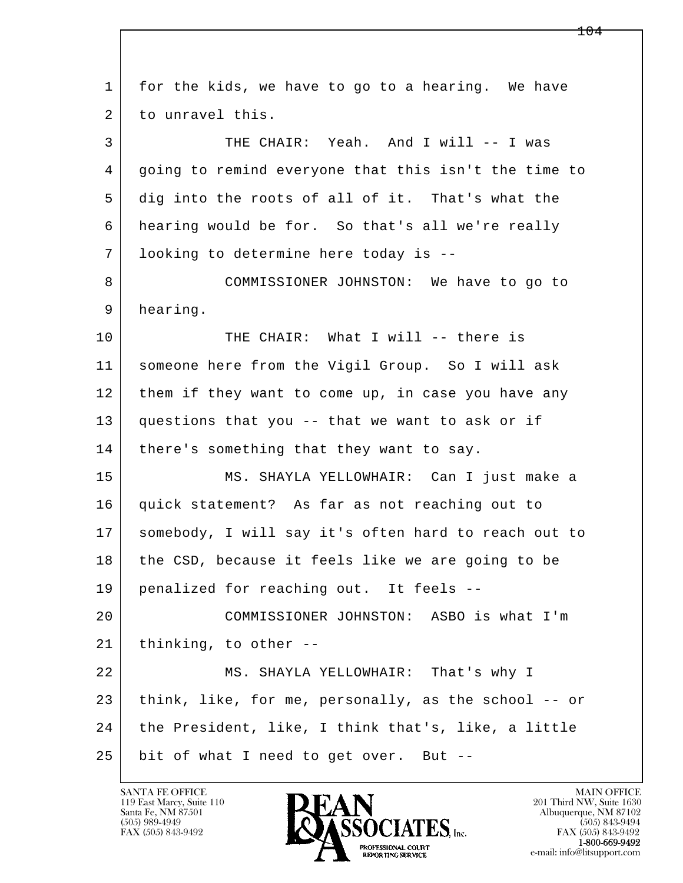1 for the kids, we have to go to a hearing. We have
2 to unravel this.

3 THE CHAIR: Yeah. And I will -- I was
4 going to remind everyone that this isn't the time to
5 dig into the roots of all of it. That's what the
6 hearing would be for. So that's all we're really
7 looking to determine here today is --

8 COMMISSIONER JOHNSTON: We have to go to
9 hearing.

10 THE CHAIR: What I will -- there is
11 someone here from the Vigil Group. So I will ask
12 them if they want to come up, in case you have any
13 questions that you -- that we want to ask or if
14 there's something that they want to say.

15 MS. SHAYLA YELLOWHAIR: Can I just make a
16 quick statement? As far as not reaching out to
17 somebody, I will say it's often hard to reach out to
18 the CSD, because it feels like we are going to be
19 penalized for reaching out. It feels --

20 COMMISSIONER JOHNSTON: ASBO is what I'm
21 thinking, to other --

22 MS. SHAYLA YELLOWHAIR: That's why I
23 think, like, for me, personally, as the school -- or
24 the President, like, I think that's, like, a little
25 bit of what I need to get over. But --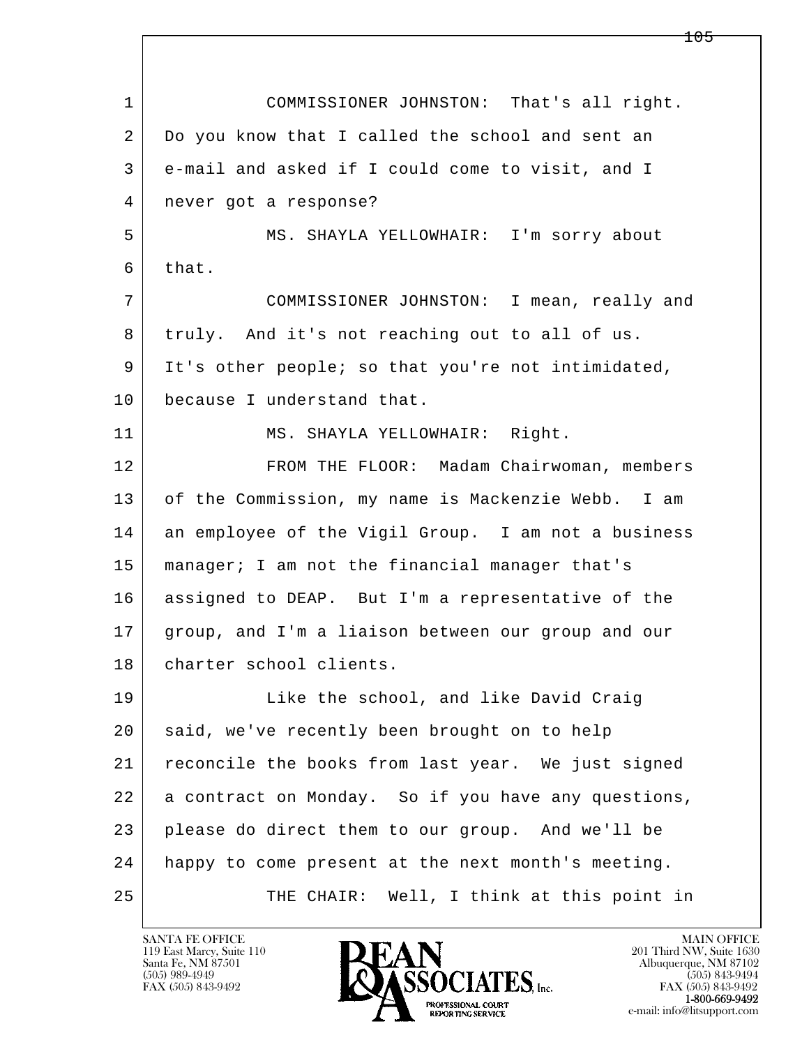1 COMMISSIONER JOHNSTON: That's all right.
2 Do you know that I called the school and sent an
3 e-mail and asked if I could come to visit, and I
4 never got a response?
5 MS. SHAYLA YELLOWHAIR: I'm sorry about
6 that.
7 COMMISSIONER JOHNSTON: I mean, really and
8 truly. And it's not reaching out to all of us.
9 It's other people; so that you're not intimidated,
10 because I understand that.
11 MS. SHAYLA YELLOWHAIR: Right.
12 FROM THE FLOOR: Madam Chairwoman, members
13 of the Commission, my name is Mackenzie Webb. I am
14 an employee of the Vigil Group. I am not a business
15 manager; I am not the financial manager that's
16 assigned to DEAP. But I'm a representative of the
17 group, and I'm a liaison between our group and our
18 charter school clients.
19 Like the school, and like David Craig
20 said, we've recently been brought on to help
21 reconcile the books from last year. We just signed
22 a contract on Monday. So if you have any questions,
23 please do direct them to our group. And we'll be
24 happy to come present at the next month's meeting.
25 THE CHAIR: Well, I think at this point in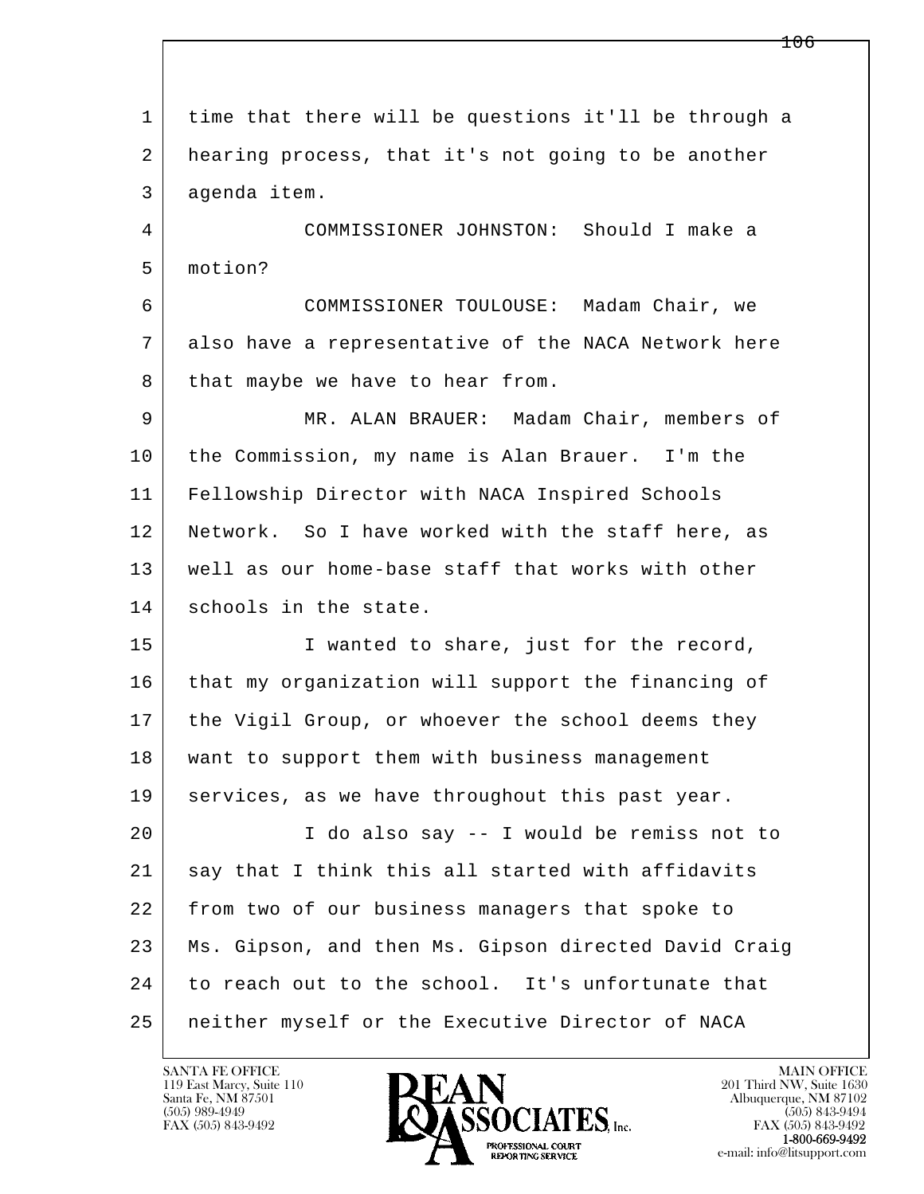1 time that there will be questions it'll be through a
2 hearing process, that it's not going to be another
3 agenda item.

4 COMMISSIONER JOHNSTON: Should I make a
5 motion?

6 COMMISSIONER TOULOUSE: Madam Chair, we
7 also have a representative of the NACA Network here
8 that maybe we have to hear from.

9 MR. ALAN BRAUER: Madam Chair, members of
10 the Commission, my name is Alan Brauer. I'm the
11 Fellowship Director with NACA Inspired Schools
12 Network. So I have worked with the staff here, as
13 well as our home-base staff that works with other
14 schools in the state.

15 I wanted to share, just for the record,
16 that my organization will support the financing of
17 the Vigil Group, or whoever the school deems they
18 want to support them with business management
19 services, as we have throughout this past year.

20 I do also say -- I would be remiss not to
21 say that I think this all started with affidavits
22 from two of our business managers that spoke to
23 Ms. Gipson, and then Ms. Gipson directed David Craig
24 to reach out to the school. It's unfortunate that
25 neither myself or the Executive Director of NACA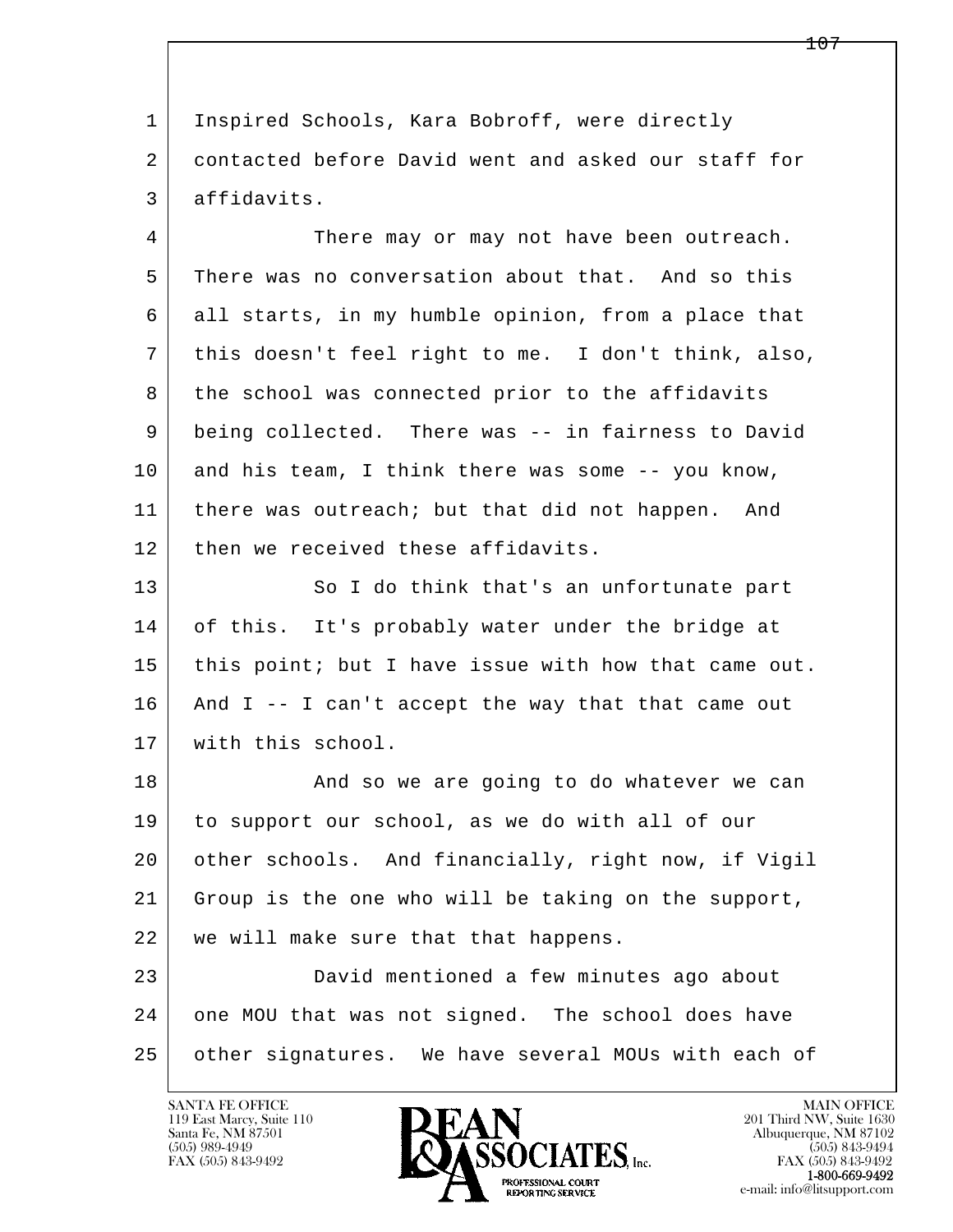1 Inspired Schools, Kara Bobroff, were directly
2 contacted before David went and asked our staff for
3 affidavits.

4 There may or may not have been outreach.
5 There was no conversation about that. And so this
6 all starts, in my humble opinion, from a place that
7 this doesn't feel right to me. I don't think, also,
8 the school was connected prior to the affidavits
9 being collected. There was -- in fairness to David
10 and his team, I think there was some -- you know,
11 there was outreach; but that did not happen. And
12 then we received these affidavits.

13 So I do think that's an unfortunate part
14 of this. It's probably water under the bridge at
15 this point; but I have issue with how that came out.
16 And I -- I can't accept the way that that came out
17 with this school.

18 And so we are going to do whatever we can
19 to support our school, as we do with all of our
20 other schools. And financially, right now, if Vigil
21 Group is the one who will be taking on the support,
22 we will make sure that that happens.

23 David mentioned a few minutes ago about
24 one MOU that was not signed. The school does have
25 other signatures. We have several MOUs with each of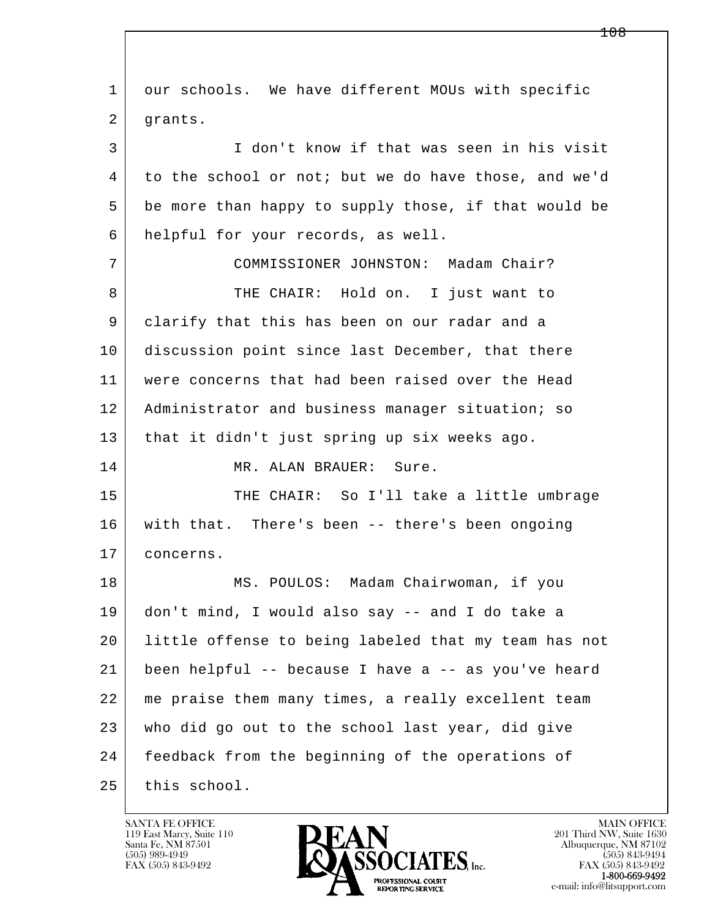1 our schools. We have different MOUs with specific
2 grants.

3 I don't know if that was seen in his visit
4 to the school or not; but we do have those, and we'd
5 be more than happy to supply those, if that would be
6 helpful for your records, as well.

7 COMMISSIONER JOHNSTON: Madam Chair?

8 THE CHAIR: Hold on. I just want to
9 clarify that this has been on our radar and a
10 discussion point since last December, that there
11 were concerns that had been raised over the Head
12 Administrator and business manager situation; so
13 that it didn't just spring up six weeks ago.

14 MR. ALAN BRAUER: Sure.

15 THE CHAIR: So I'll take a little umbrage
16 with that. There's been -- there's been ongoing
17 concerns.

18 MS. POULOS: Madam Chairwoman, if you
19 don't mind, I would also say -- and I do take a
20 little offense to being labeled that my team has not
21 been helpful -- because I have a -- as you've heard
22 me praise them many times, a really excellent team
23 who did go out to the school last year, did give
24 feedback from the beginning of the operations of
25 this school.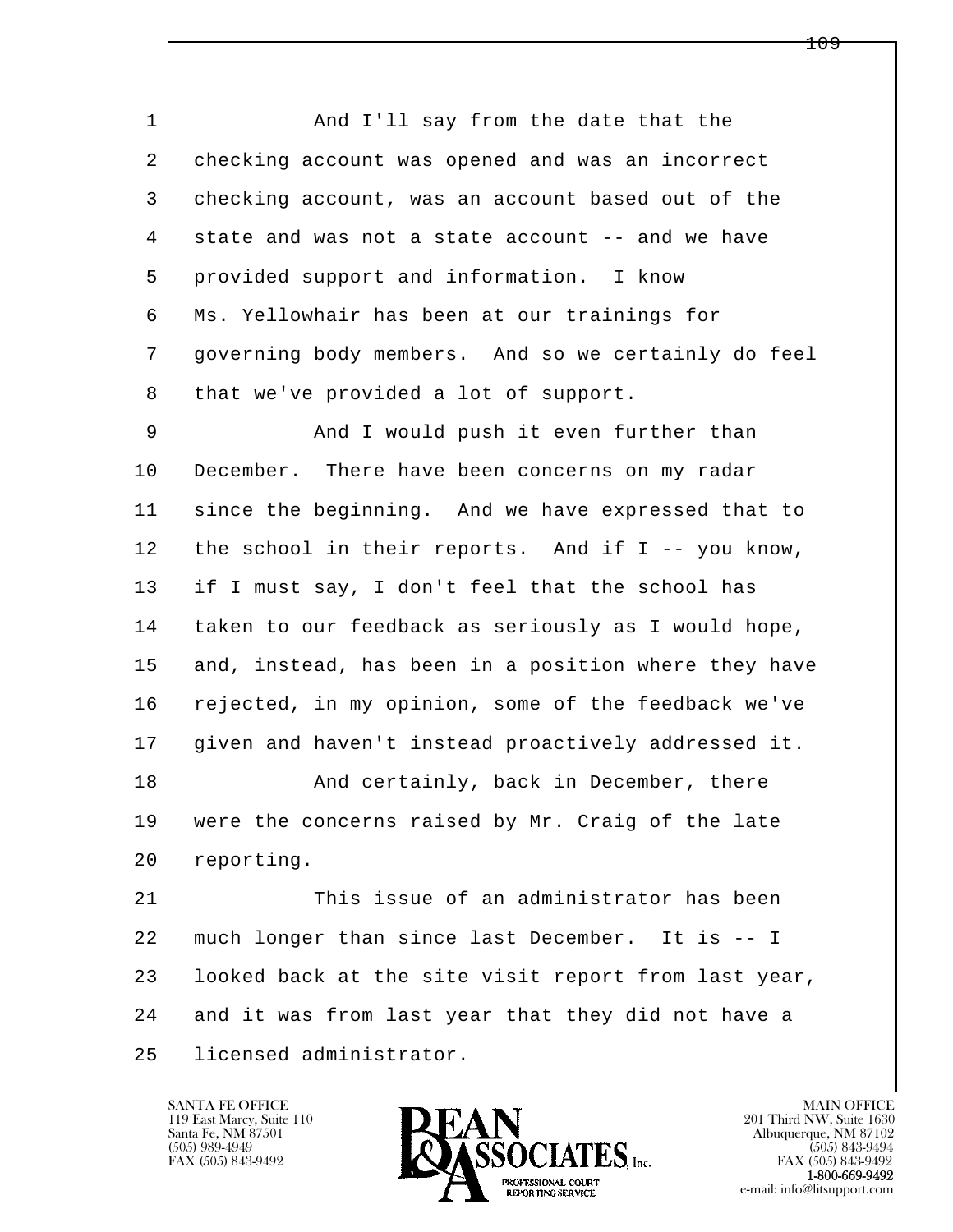1 And I'll say from the date that the
2 checking account was opened and was an incorrect
3 checking account, was an account based out of the
4 state and was not a state account -- and we have
5 provided support and information. I know
6 Ms. Yellowhair has been at our trainings for
7 governing body members. And so we certainly do feel
8 that we've provided a lot of support.
9 And I would push it even further than
10 December. There have been concerns on my radar
11 since the beginning. And we have expressed that to
12 the school in their reports. And if I -- you know,
13 if I must say, I don't feel that the school has
14 taken to our feedback as seriously as I would hope,
15 and, instead, has been in a position where they have
16 rejected, in my opinion, some of the feedback we've
17 given and haven't instead proactively addressed it.
18 And certainly, back in December, there
19 were the concerns raised by Mr. Craig of the late
20 reporting.
21 This issue of an administrator has been
22 much longer than since last December. It is -- I
23 looked back at the site visit report from last year,
24 and it was from last year that they did not have a
25 licensed administrator.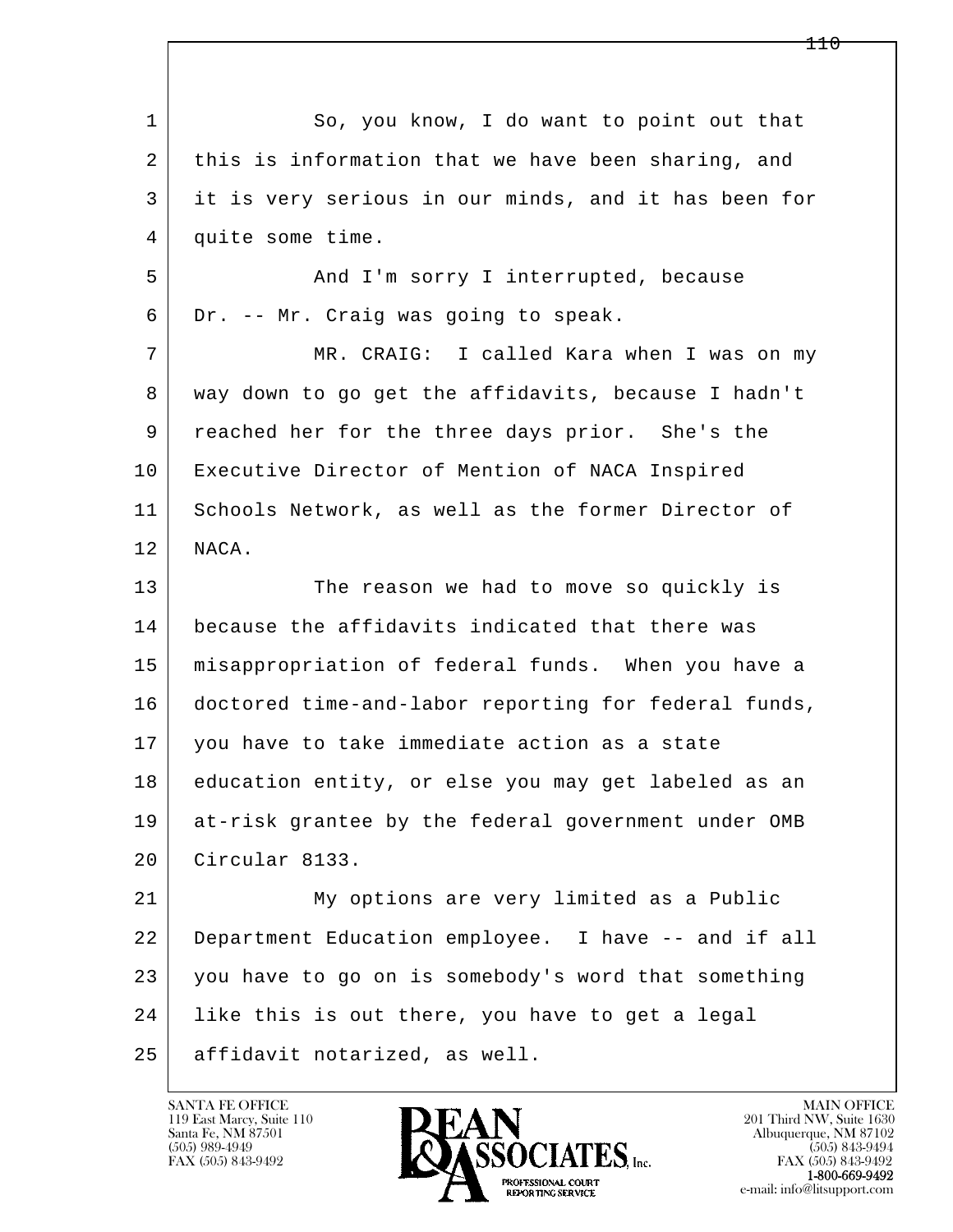So, you know, I do want to point out that this is information that we have been sharing, and it is very serious in our minds, and it has been for quite some time.

And I'm sorry I interrupted, because Dr. -- Mr. Craig was going to speak.

MR. CRAIG: I called Kara when I was on my way down to go get the affidavits, because I hadn't reached her for the three days prior. She's the Executive Director of Mention of NACA Inspired Schools Network, as well as the former Director of NACA.

The reason we had to move so quickly is because the affidavits indicated that there was misappropriation of federal funds. When you have a doctored time-and-labor reporting for federal funds, you have to take immediate action as a state education entity, or else you may get labeled as an at-risk grantee by the federal government under OMB Circular 8133.

My options are very limited as a Public Department Education employee. I have -- and if all you have to go on is somebody's word that something like this is out there, you have to get a legal affidavit notarized, as well.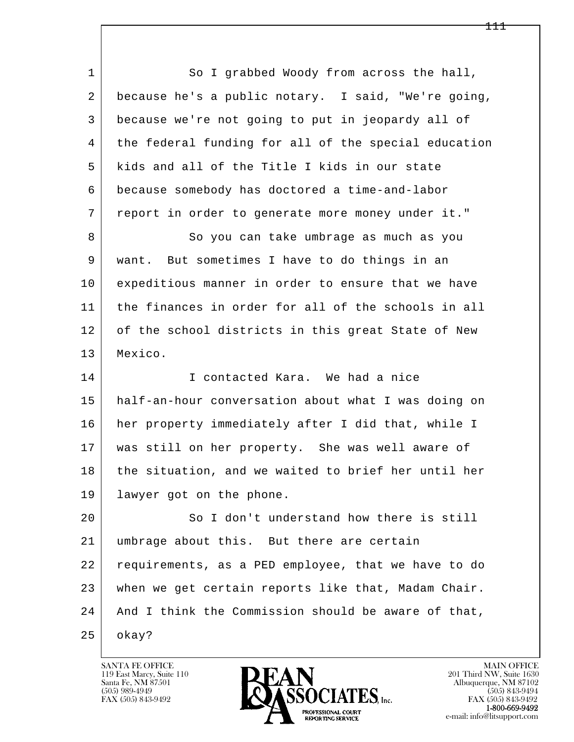So I grabbed Woody from across the hall, because he's a public notary. I said, "We're going, because we're not going to put in jeopardy all of the federal funding for all of the special education kids and all of the Title I kids in our state because somebody has doctored a time-and-labor report in order to generate more money under it."

So you can take umbrage as much as you want. But sometimes I have to do things in an expeditious manner in order to ensure that we have the finances in order for all of the schools in all of the school districts in this great State of New Mexico.

I contacted Kara. We had a nice half-an-hour conversation about what I was doing on her property immediately after I did that, while I was still on her property. She was well aware of the situation, and we waited to brief her until her lawyer got on the phone.

So I don't understand how there is still umbrage about this. But there are certain requirements, as a PED employee, that we have to do when we get certain reports like that, Madam Chair. And I think the Commission should be aware of that, okay?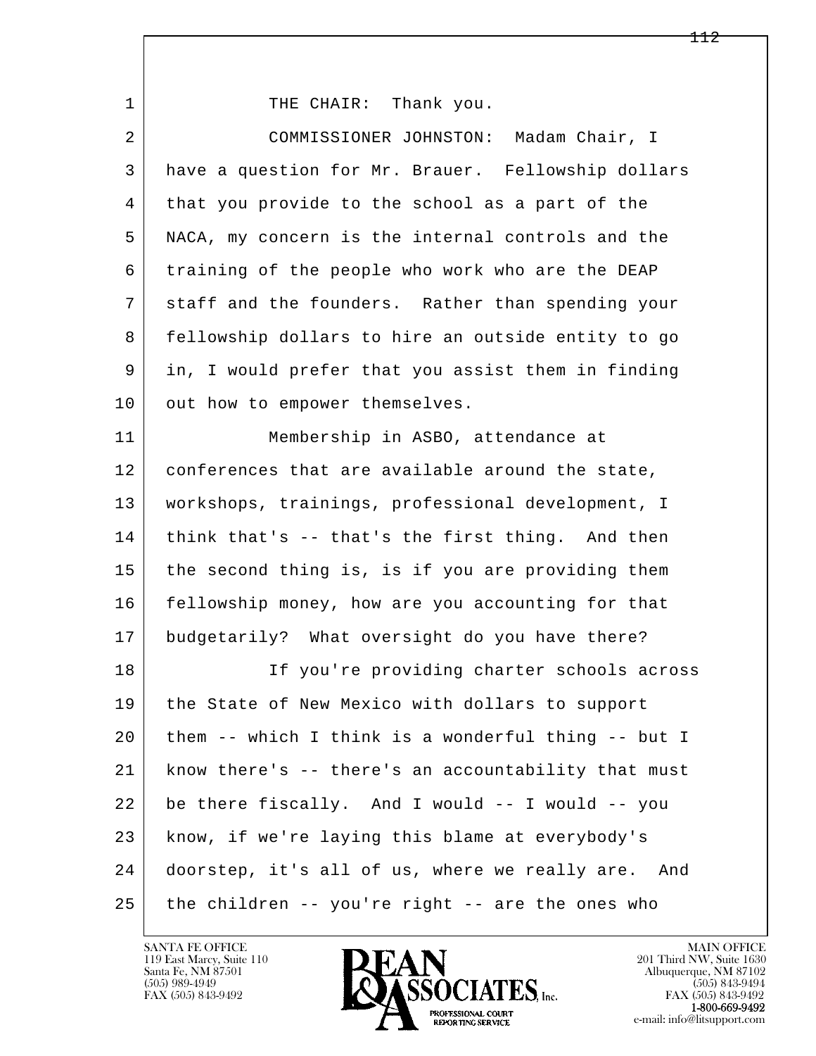THE CHAIR: Thank you.

COMMISSIONER JOHNSTON: Madam Chair, I have a question for Mr. Brauer. Fellowship dollars that you provide to the school as a part of the NACA, my concern is the internal controls and the training of the people who work who are the DEAP staff and the founders. Rather than spending your fellowship dollars to hire an outside entity to go in, I would prefer that you assist them in finding out how to empower themselves.

Membership in ASBO, attendance at conferences that are available around the state, workshops, trainings, professional development, I think that's -- that's the first thing. And then the second thing is, is if you are providing them fellowship money, how are you accounting for that budgetarily? What oversight do you have there?

If you're providing charter schools across the State of New Mexico with dollars to support them -- which I think is a wonderful thing -- but I know there's -- there's an accountability that must be there fiscally. And I would -- I would -- you know, if we're laying this blame at everybody's doorstep, it's all of us, where we really are. And the children -- you're right -- are the ones who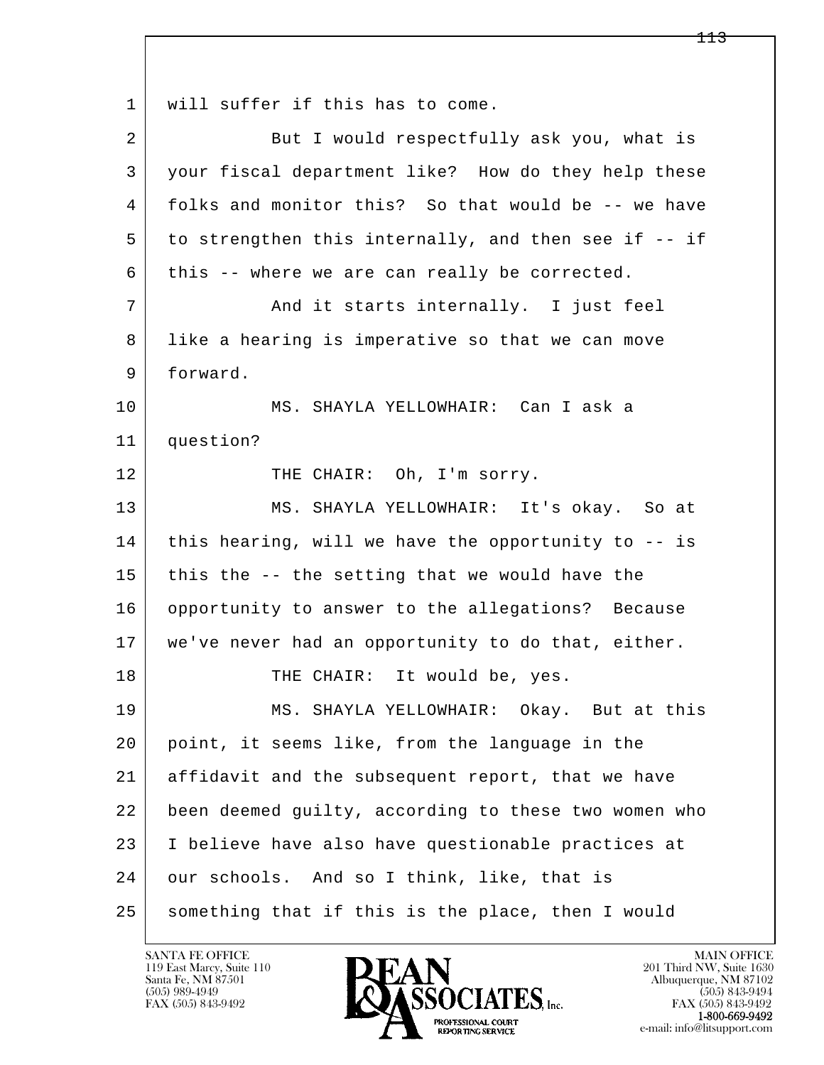1 will suffer if this has to come.

2 But I would respectfully ask you, what is
3 your fiscal department like? How do they help these
4 folks and monitor this? So that would be -- we have
5 to strengthen this internally, and then see if -- if
6 this -- where we are can really be corrected.

7 And it starts internally. I just feel
8 like a hearing is imperative so that we can move
9 forward.

10 MS. SHAYLA YELLOWHAIR: Can I ask a
11 question?

12 THE CHAIR: Oh, I'm sorry.

13 MS. SHAYLA YELLOWHAIR: It's okay. So at
14 this hearing, will we have the opportunity to -- is
15 this the -- the setting that we would have the
16 opportunity to answer to the allegations? Because
17 we've never had an opportunity to do that, either.

18 THE CHAIR: It would be, yes.

19 MS. SHAYLA YELLOWHAIR: Okay. But at this
20 point, it seems like, from the language in the
21 affidavit and the subsequent report, that we have
22 been deemed guilty, according to these two women who
23 I believe have also have questionable practices at
24 our schools. And so I think, like, that is
25 something that if this is the place, then I would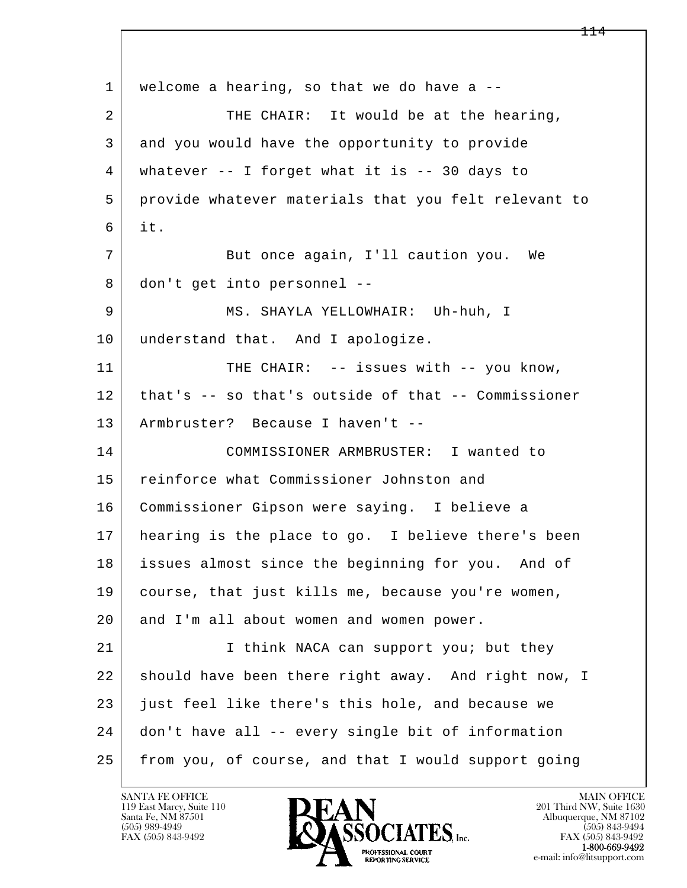1 welcome a hearing, so that we do have a --

2 THE CHAIR: It would be at the hearing,

3 and you would have the opportunity to provide

4 whatever -- I forget what it is -- 30 days to

5 provide whatever materials that you felt relevant to

6 it.

7 But once again, I'll caution you. We

8 don't get into personnel --

9 MS. SHAYLA YELLOWHAIR: Uh-huh, I

10 understand that. And I apologize.

11 THE CHAIR: -- issues with -- you know,

12 that's -- so that's outside of that -- Commissioner

13 Armbruster? Because I haven't --

14 COMMISSIONER ARMBRUSTER: I wanted to

15 reinforce what Commissioner Johnston and

16 Commissioner Gipson were saying. I believe a

17 hearing is the place to go. I believe there's been

18 issues almost since the beginning for you. And of

19 course, that just kills me, because you're women,

20 and I'm all about women and women power.

21 I think NACA can support you; but they

22 should have been there right away. And right now, I

23 just feel like there's this hole, and because we

24 don't have all -- every single bit of information

25 from you, of course, and that I would support going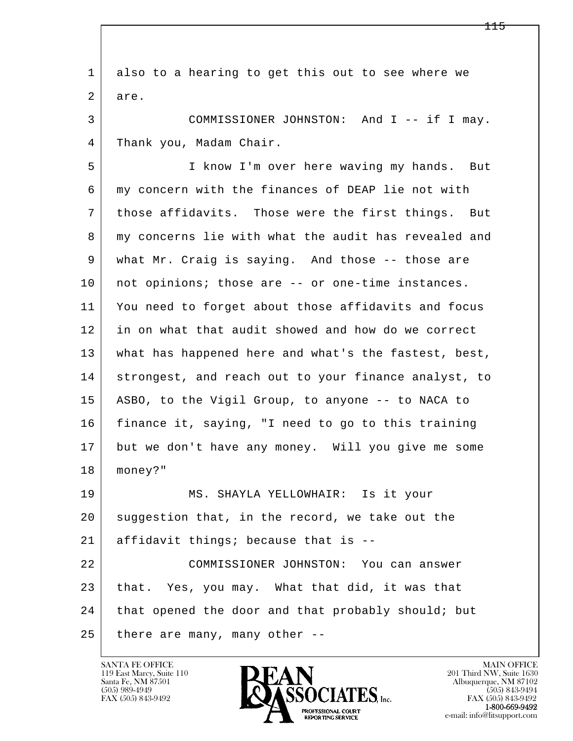also to a hearing to get this out to see where we are.

COMMISSIONER JOHNSTON: And I -- if I may. Thank you, Madam Chair.

I know I'm over here waving my hands. But my concern with the finances of DEAP lie not with those affidavits. Those were the first things. But my concerns lie with what the audit has revealed and what Mr. Craig is saying. And those -- those are not opinions; those are -- or one-time instances. You need to forget about those affidavits and focus in on what that audit showed and how do we correct what has happened here and what's the fastest, best, strongest, and reach out to your finance analyst, to ASBO, to the Vigil Group, to anyone -- to NACA to finance it, saying, "I need to go to this training but we don't have any money. Will you give me some money?"

MS. SHAYLA YELLOWHAIR: Is it your suggestion that, in the record, we take out the affidavit things; because that is --

COMMISSIONER JOHNSTON: You can answer that. Yes, you may. What that did, it was that that opened the door and that probably should; but there are many, many other --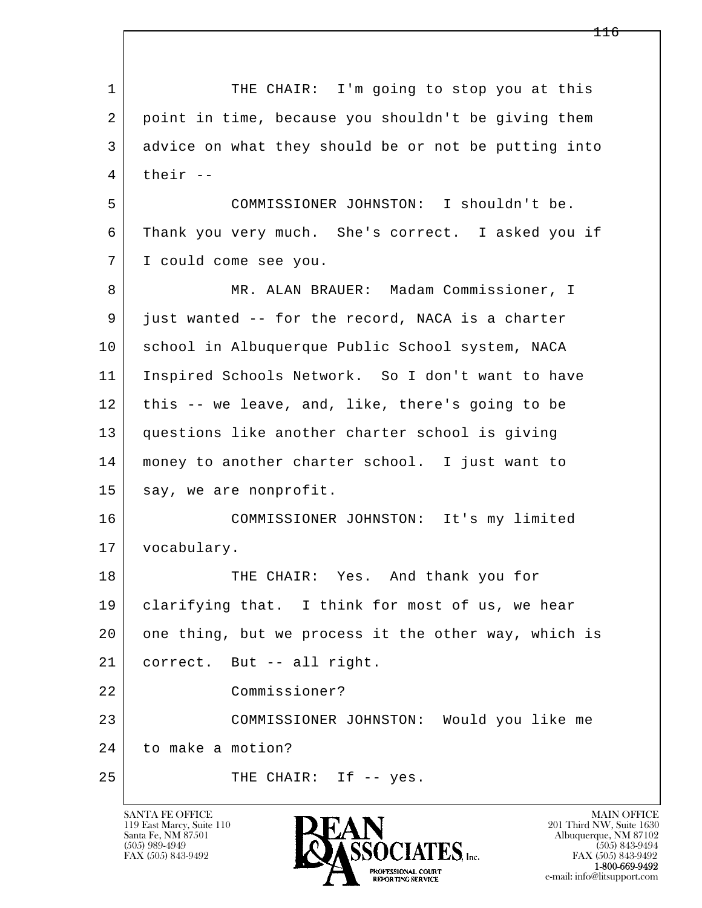THE CHAIR: I'm going to stop you at this point in time, because you shouldn't be giving them advice on what they should be or not be putting into their --

COMMISSIONER JOHNSTON: I shouldn't be. Thank you very much. She's correct. I asked you if I could come see you.

MR. ALAN BRAUER: Madam Commissioner, I just wanted -- for the record, NACA is a charter school in Albuquerque Public School system, NACA Inspired Schools Network. So I don't want to have this -- we leave, and, like, there's going to be questions like another charter school is giving money to another charter school. I just want to say, we are nonprofit.

COMMISSIONER JOHNSTON: It's my limited vocabulary.

THE CHAIR: Yes. And thank you for clarifying that. I think for most of us, we hear one thing, but we process it the other way, which is correct. But -- all right.

Commissioner?

COMMISSIONER JOHNSTON: Would you like me to make a motion?

THE CHAIR: If -- yes.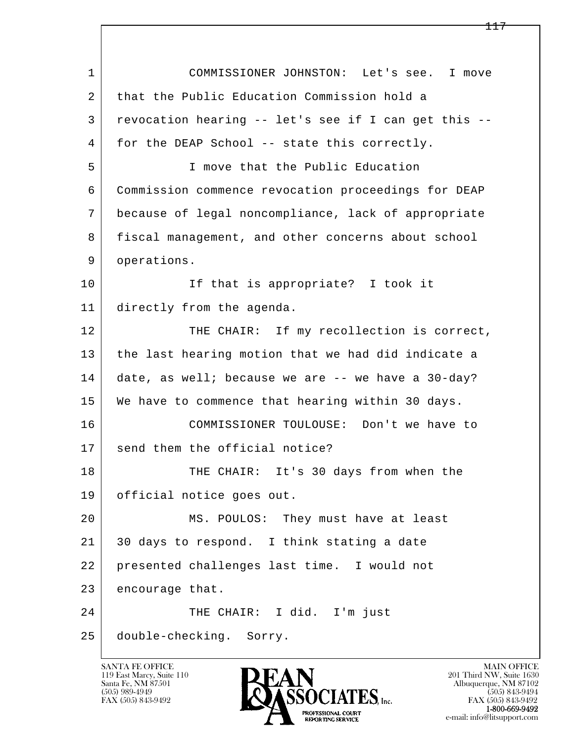1 COMMISSIONER JOHNSTON: Let's see. I move
2 that the Public Education Commission hold a
3 revocation hearing -- let's see if I can get this --
4 for the DEAP School -- state this correctly.
5 I move that the Public Education
6 Commission commence revocation proceedings for DEAP
7 because of legal noncompliance, lack of appropriate
8 fiscal management, and other concerns about school
9 operations.
10 If that is appropriate? I took it
11 directly from the agenda.
12 THE CHAIR: If my recollection is correct,
13 the last hearing motion that we had did indicate a
14 date, as well; because we are -- we have a 30-day?
15 We have to commence that hearing within 30 days.
16 COMMISSIONER TOULOUSE: Don't we have to
17 send them the official notice?
18 THE CHAIR: It's 30 days from when the
19 official notice goes out.
20 MS. POULOS: They must have at least
21 30 days to respond. I think stating a date
22 presented challenges last time. I would not
23 encourage that.
24 THE CHAIR: I did. I'm just
25 double-checking. Sorry.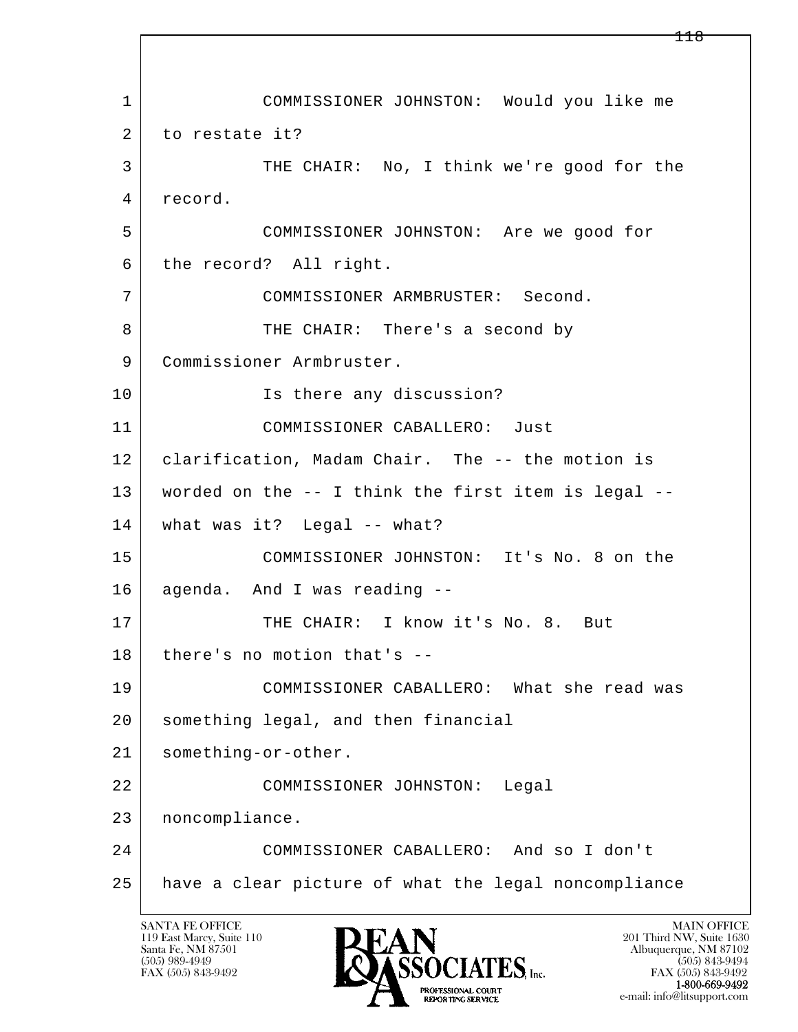1 COMMISSIONER JOHNSTON: Would you like me
2 to restate it?
3 THE CHAIR: No, I think we're good for the
4 record.
5 COMMISSIONER JOHNSTON: Are we good for
6 the record? All right.
7 COMMISSIONER ARMBRUSTER: Second.
8 THE CHAIR: There's a second by
9 Commissioner Armbruster.
10 Is there any discussion?
11 COMMISSIONER CABALLERO: Just
12 clarification, Madam Chair. The -- the motion is
13 worded on the -- I think the first item is legal --
14 what was it? Legal -- what?
15 COMMISSIONER JOHNSTON: It's No. 8 on the
16 agenda. And I was reading --
17 THE CHAIR: I know it's No. 8. But
18 there's no motion that's --
19 COMMISSIONER CABALLERO: What she read was
20 something legal, and then financial
21 something-or-other.
22 COMMISSIONER JOHNSTON: Legal
23 noncompliance.
24 COMMISSIONER CABALLERO: And so I don't
25 have a clear picture of what the legal noncompliance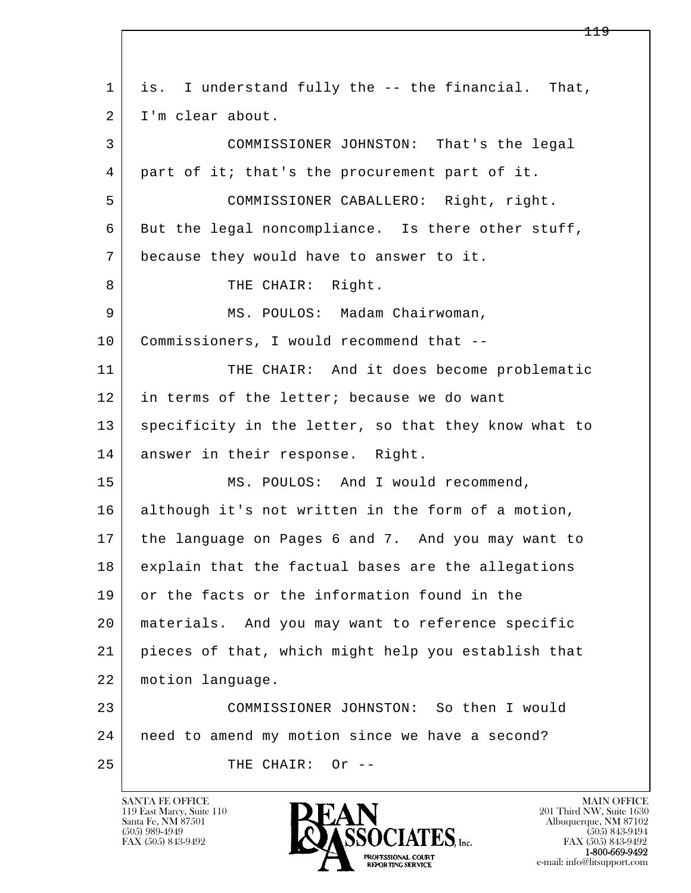1 is. I understand fully the -- the financial. That,
2 I'm clear about.
3 COMMISSIONER JOHNSTON: That's the legal
4 part of it; that's the procurement part of it.
5 COMMISSIONER CABALLERO: Right, right.
6 But the legal noncompliance. Is there other stuff,
7 because they would have to answer to it.
8 THE CHAIR: Right.
9 MS. POULOS: Madam Chairwoman,
10 Commissioners, I would recommend that --
11 THE CHAIR: And it does become problematic
12 in terms of the letter; because we do want
13 specificity in the letter, so that they know what to
14 answer in their response. Right.
15 MS. POULOS: And I would recommend,
16 although it's not written in the form of a motion,
17 the language on Pages 6 and 7. And you may want to
18 explain that the factual bases are the allegations
19 or the facts or the information found in the
20 materials. And you may want to reference specific
21 pieces of that, which might help you establish that
22 motion language.
23 COMMISSIONER JOHNSTON: So then I would
24 need to amend my motion since we have a second?
25 THE CHAIR: Or --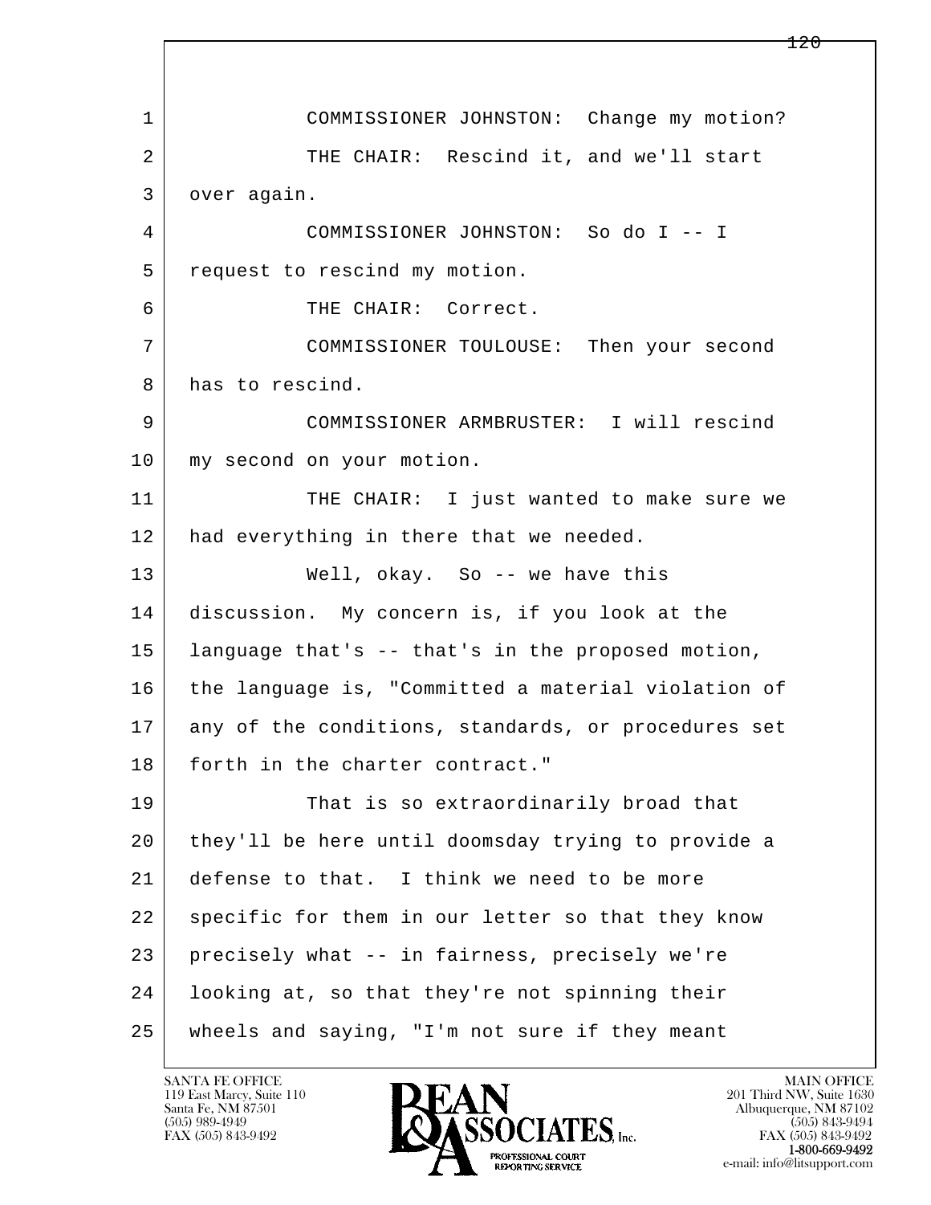COMMISSIONER JOHNSTON: Change my motion?

THE CHAIR: Rescind it, and we'll start over again.

COMMISSIONER JOHNSTON: So do I -- I request to rescind my motion.

THE CHAIR: Correct.

COMMISSIONER TOULOUSE: Then your second has to rescind.

COMMISSIONER ARMBRUSTER: I will rescind my second on your motion.

THE CHAIR: I just wanted to make sure we had everything in there that we needed.

Well, okay. So -- we have this discussion. My concern is, if you look at the language that's -- that's in the proposed motion, the language is, "Committed a material violation of any of the conditions, standards, or procedures set forth in the charter contract."

That is so extraordinarily broad that they'll be here until doomsday trying to provide a defense to that. I think we need to be more specific for them in our letter so that they know precisely what -- in fairness, precisely we're looking at, so that they're not spinning their wheels and saying, "I'm not sure if they meant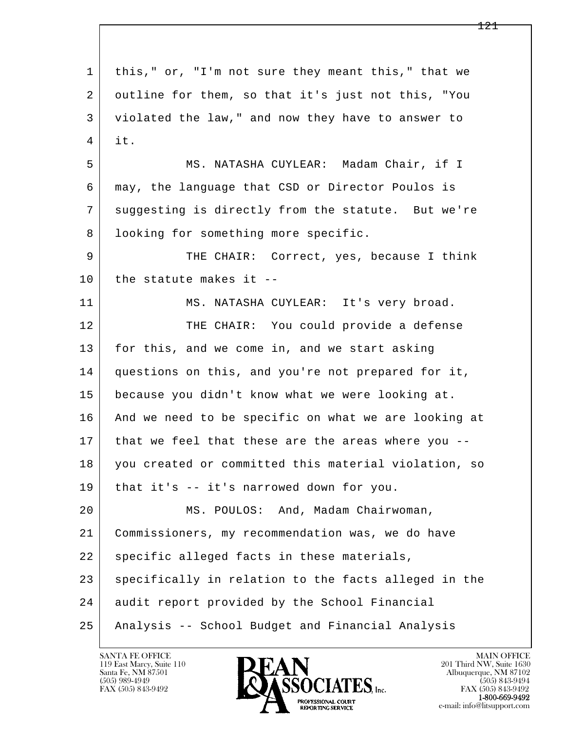1 this," or, "I'm not sure they meant this," that we
2 outline for them, so that it's just not this, "You
3 violated the law," and now they have to answer to
4 it.

5 MS. NATASHA CUYLEAR: Madam Chair, if I
6 may, the language that CSD or Director Poulos is
7 suggesting is directly from the statute. But we're
8 looking for something more specific.

9 THE CHAIR: Correct, yes, because I think
10 the statute makes it --

11 MS. NATASHA CUYLEAR: It's very broad.

12 THE CHAIR: You could provide a defense
13 for this, and we come in, and we start asking
14 questions on this, and you're not prepared for it,
15 because you didn't know what we were looking at.
16 And we need to be specific on what we are looking at
17 that we feel that these are the areas where you --
18 you created or committed this material violation, so
19 that it's -- it's narrowed down for you.

20 MS. POULOS: And, Madam Chairwoman,
21 Commissioners, my recommendation was, we do have
22 specific alleged facts in these materials,
23 specifically in relation to the facts alleged in the
24 audit report provided by the School Financial
25 Analysis -- School Budget and Financial Analysis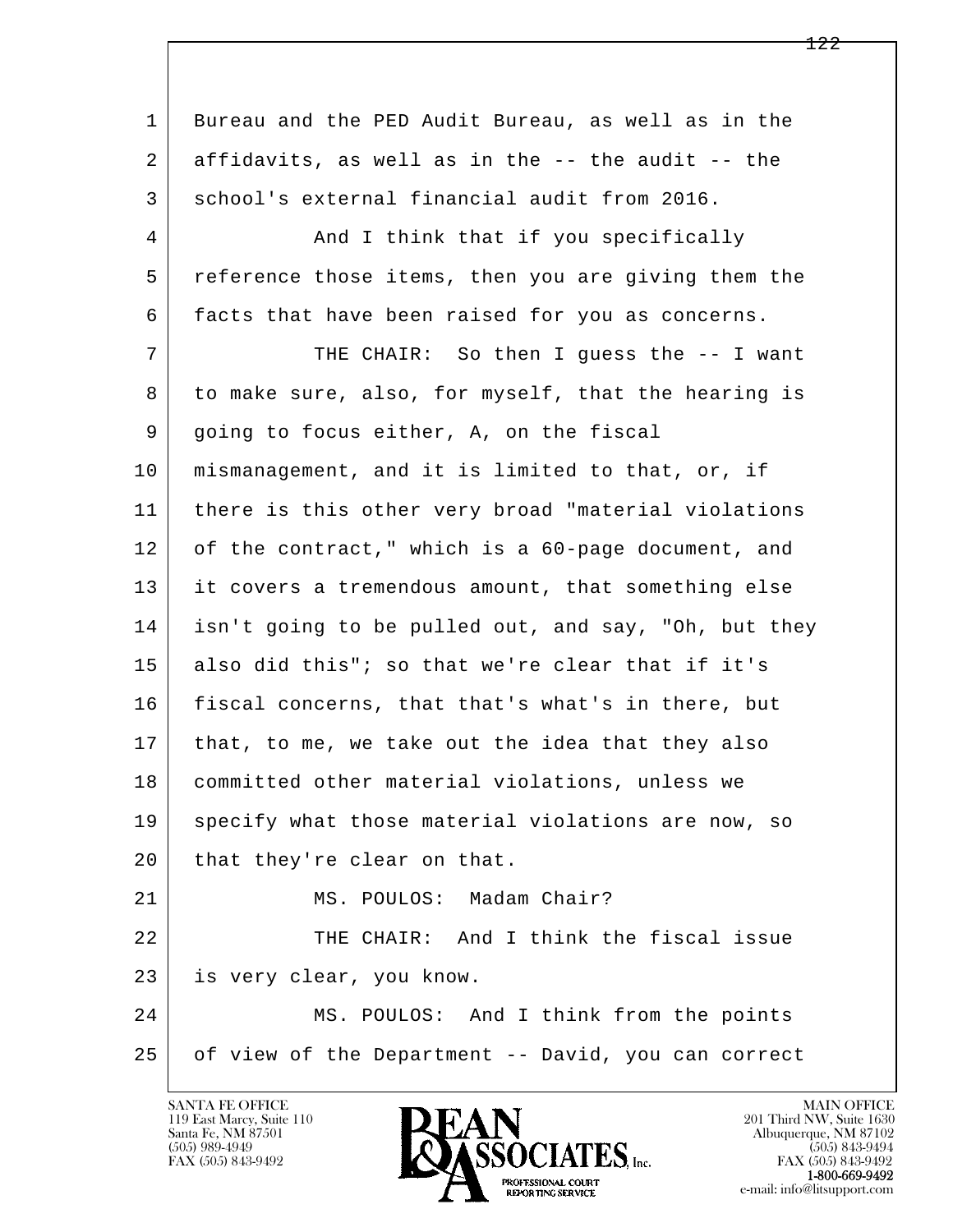Bureau and the PED Audit Bureau, as well as in the affidavits, as well as in the -- the audit -- the school's external financial audit from 2016.

And I think that if you specifically reference those items, then you are giving them the facts that have been raised for you as concerns.

THE CHAIR: So then I guess the -- I want to make sure, also, for myself, that the hearing is going to focus either, A, on the fiscal mismanagement, and it is limited to that, or, if there is this other very broad "material violations of the contract," which is a 60-page document, and it covers a tremendous amount, that something else isn't going to be pulled out, and say, "Oh, but they also did this"; so that we're clear that if it's fiscal concerns, that that's what's in there, but that, to me, we take out the idea that they also committed other material violations, unless we specify what those material violations are now, so that they're clear on that.

MS. POULOS: Madam Chair?

THE CHAIR: And I think the fiscal issue is very clear, you know.

MS. POULOS: And I think from the points of view of the Department -- David, you can correct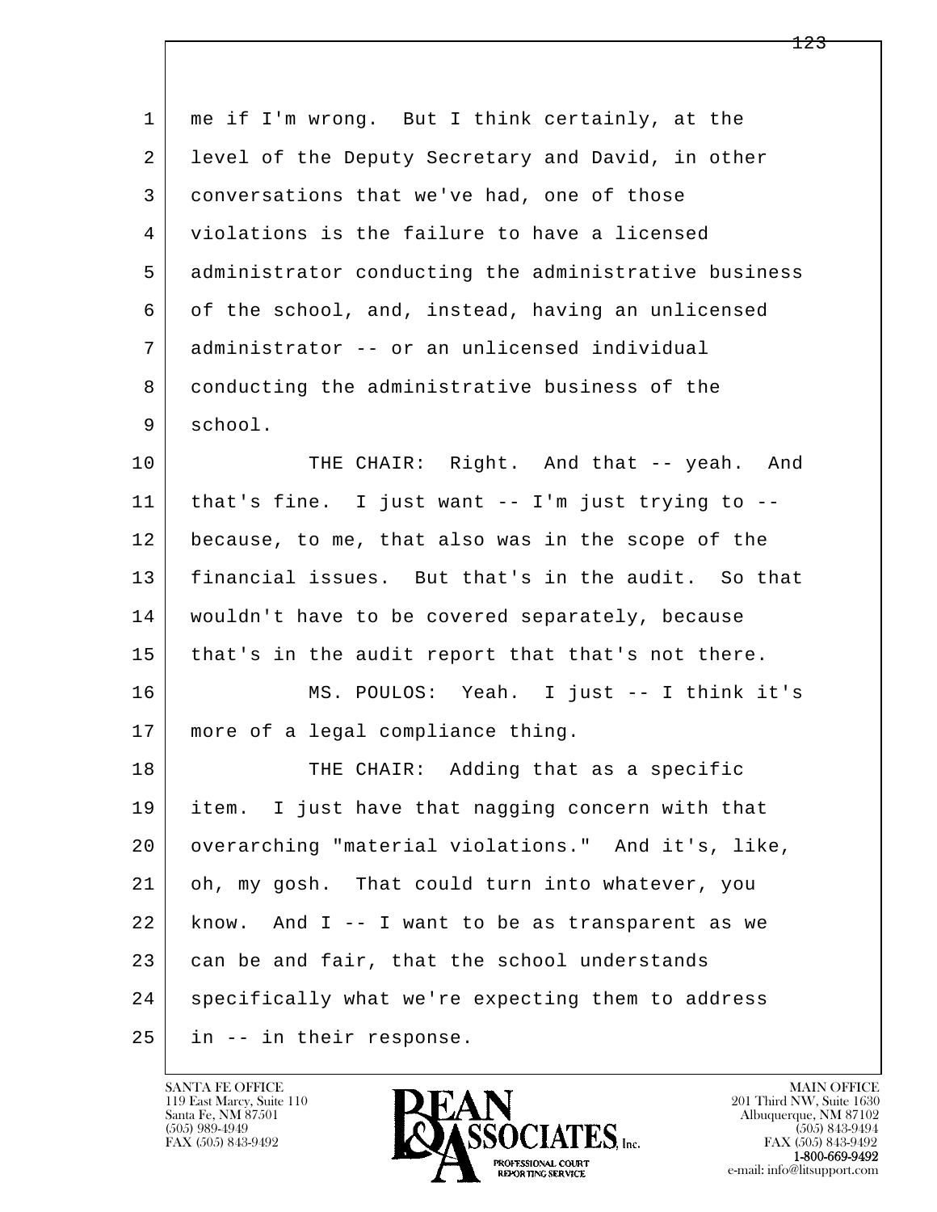1 me if I'm wrong. But I think certainly, at the
2 level of the Deputy Secretary and David, in other
3 conversations that we've had, one of those
4 violations is the failure to have a licensed
5 administrator conducting the administrative business
6 of the school, and, instead, having an unlicensed
7 administrator -- or an unlicensed individual
8 conducting the administrative business of the
9 school.

10 THE CHAIR: Right. And that -- yeah. And
11 that's fine. I just want -- I'm just trying to --
12 because, to me, that also was in the scope of the
13 financial issues. But that's in the audit. So that
14 wouldn't have to be covered separately, because
15 that's in the audit report that that's not there.

16 MS. POULOS: Yeah. I just -- I think it's
17 more of a legal compliance thing.

18 THE CHAIR: Adding that as a specific
19 item. I just have that nagging concern with that
20 overarching "material violations." And it's, like,
21 oh, my gosh. That could turn into whatever, you
22 know. And I -- I want to be as transparent as we
23 can be and fair, that the school understands
24 specifically what we're expecting them to address
25 in -- in their response.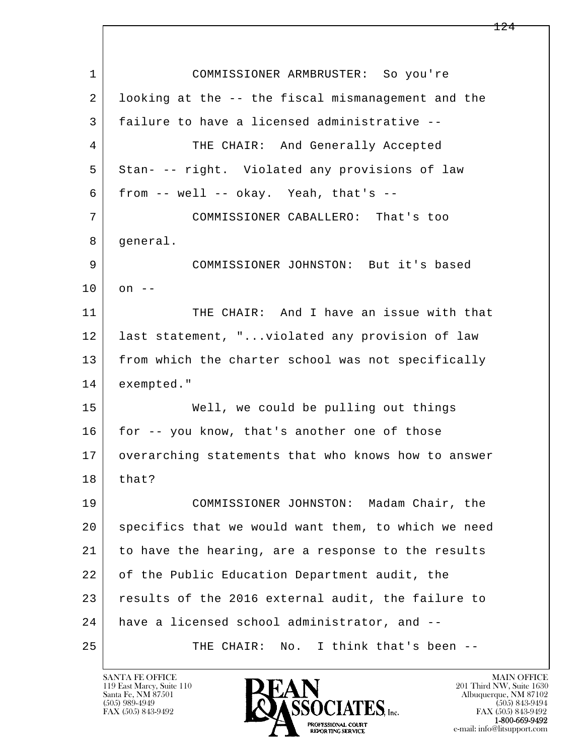1 COMMISSIONER ARMBRUSTER: So you're
2 looking at the -- the fiscal mismanagement and the
3 failure to have a licensed administrative --
4 THE CHAIR: And Generally Accepted
5 Stan- -- right. Violated any provisions of law
6 from -- well -- okay. Yeah, that's --
7 COMMISSIONER CABALLERO: That's too
8 general.
9 COMMISSIONER JOHNSTON: But it's based
10 on --
11 THE CHAIR: And I have an issue with that
12 last statement, "...violated any provision of law
13 from which the charter school was not specifically
14 exempted."
15 Well, we could be pulling out things
16 for -- you know, that's another one of those
17 overarching statements that who knows how to answer
18 that?
19 COMMISSIONER JOHNSTON: Madam Chair, the
20 specifics that we would want them, to which we need
21 to have the hearing, are a response to the results
22 of the Public Education Department audit, the
23 results of the 2016 external audit, the failure to
24 have a licensed school administrator, and --
25 THE CHAIR: No. I think that's been --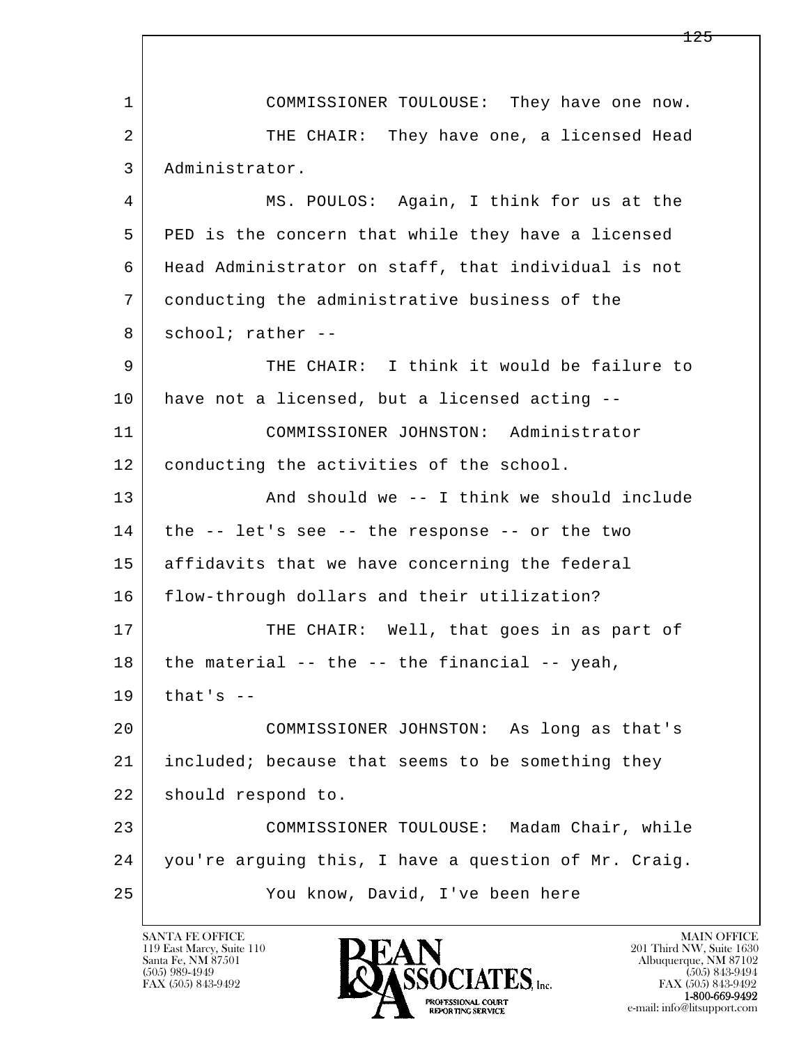COMMISSIONER TOULOUSE: They have one now.

THE CHAIR: They have one, a licensed Head Administrator.

MS. POULOS: Again, I think for us at the PED is the concern that while they have a licensed Head Administrator on staff, that individual is not conducting the administrative business of the school; rather --

THE CHAIR: I think it would be failure to have not a licensed, but a licensed acting --

COMMISSIONER JOHNSTON: Administrator conducting the activities of the school.

And should we -- I think we should include the -- let's see -- the response -- or the two affidavits that we have concerning the federal flow-through dollars and their utilization?

THE CHAIR: Well, that goes in as part of the material -- the -- the financial -- yeah, that's --

COMMISSIONER JOHNSTON: As long as that's included; because that seems to be something they should respond to.

COMMISSIONER TOULOUSE: Madam Chair, while you're arguing this, I have a question of Mr. Craig.

You know, David, I've been here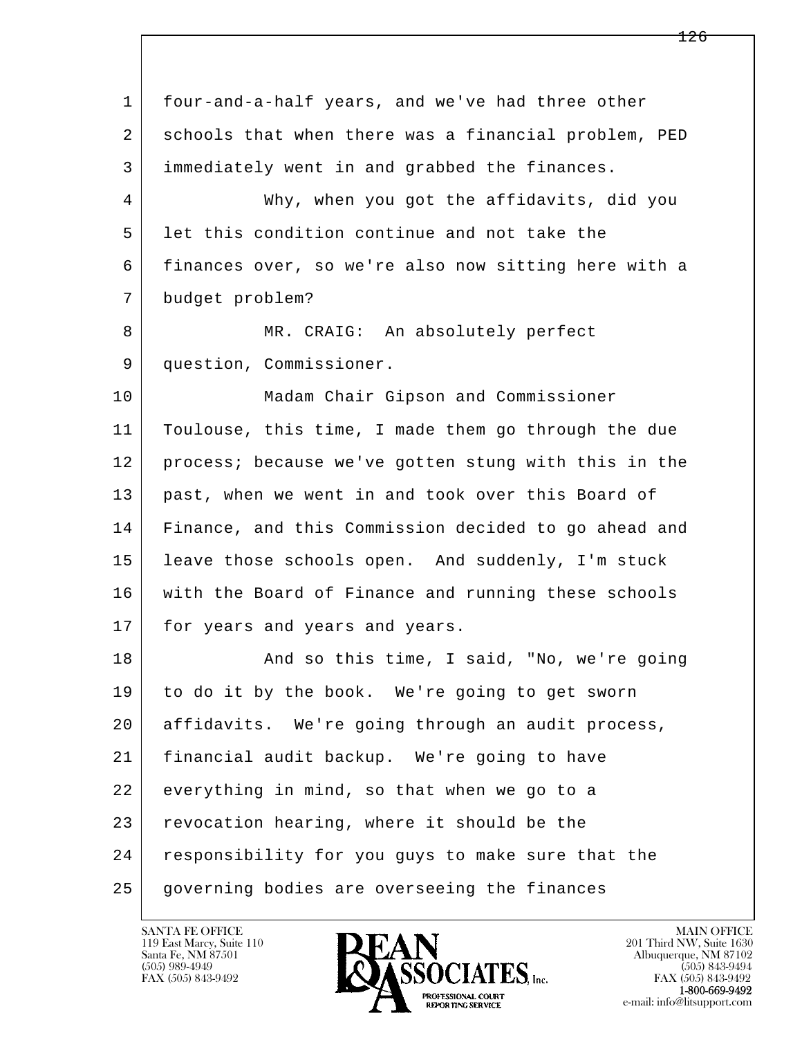four-and-a-half years, and we've had three other schools that when there was a financial problem, PED immediately went in and grabbed the finances.

Why, when you got the affidavits, did you let this condition continue and not take the finances over, so we're also now sitting here with a budget problem?

MR. CRAIG: An absolutely perfect question, Commissioner.

Madam Chair Gipson and Commissioner Toulouse, this time, I made them go through the due process; because we've gotten stung with this in the past, when we went in and took over this Board of Finance, and this Commission decided to go ahead and leave those schools open. And suddenly, I'm stuck with the Board of Finance and running these schools for years and years and years.

And so this time, I said, "No, we're going to do it by the book. We're going to get sworn affidavits. We're going through an audit process, financial audit backup. We're going to have everything in mind, so that when we go to a revocation hearing, where it should be the responsibility for you guys to make sure that the governing bodies are overseeing the finances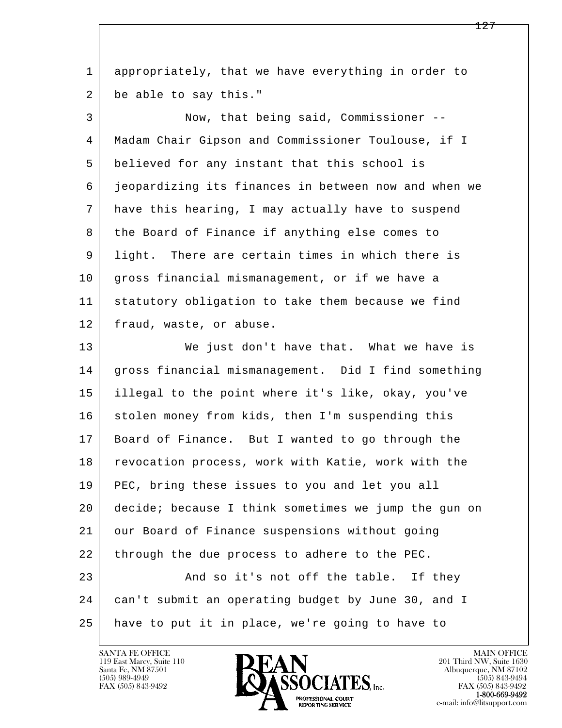1 appropriately, that we have everything in order to
2 be able to say this."

3 Now, that being said, Commissioner --
4 Madam Chair Gipson and Commissioner Toulouse, if I
5 believed for any instant that this school is
6 jeopardizing its finances in between now and when we
7 have this hearing, I may actually have to suspend
8 the Board of Finance if anything else comes to
9 light. There are certain times in which there is
10 gross financial mismanagement, or if we have a
11 statutory obligation to take them because we find
12 fraud, waste, or abuse.

13 We just don't have that. What we have is
14 gross financial mismanagement. Did I find something
15 illegal to the point where it's like, okay, you've
16 stolen money from kids, then I'm suspending this
17 Board of Finance. But I wanted to go through the
18 revocation process, work with Katie, work with the
19 PEC, bring these issues to you and let you all
20 decide; because I think sometimes we jump the gun on
21 our Board of Finance suspensions without going
22 through the due process to adhere to the PEC.

23 And so it's not off the table. If they
24 can't submit an operating budget by June 30, and I
25 have to put it in place, we're going to have to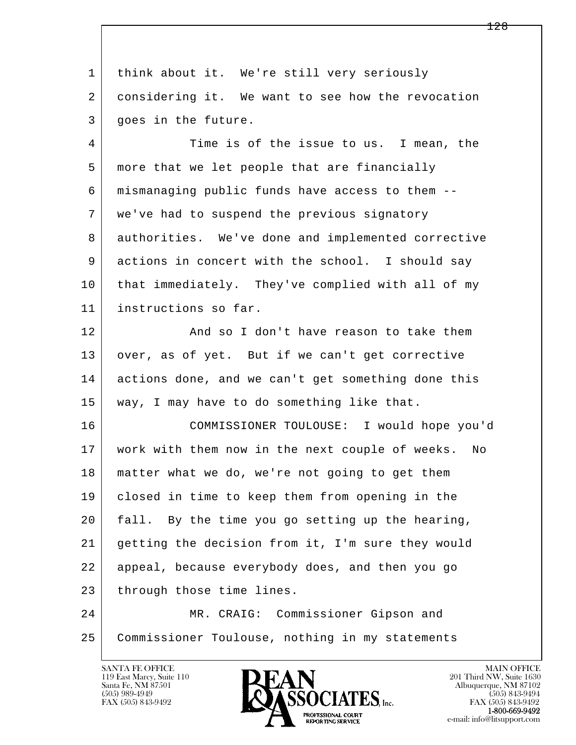1 think about it. We're still very seriously
2 considering it. We want to see how the revocation
3 goes in the future.

4 Time is of the issue to us. I mean, the
5 more that we let people that are financially
6 mismanaging public funds have access to them --
7 we've had to suspend the previous signatory
8 authorities. We've done and implemented corrective
9 actions in concert with the school. I should say
10 that immediately. They've complied with all of my
11 instructions so far.

12 And so I don't have reason to take them
13 over, as of yet. But if we can't get corrective
14 actions done, and we can't get something done this
15 way, I may have to do something like that.

16 COMMISSIONER TOULOUSE: I would hope you'd
17 work with them now in the next couple of weeks. No
18 matter what we do, we're not going to get them
19 closed in time to keep them from opening in the
20 fall. By the time you go setting up the hearing,
21 getting the decision from it, I'm sure they would
22 appeal, because everybody does, and then you go
23 through those time lines.

24 MR. CRAIG: Commissioner Gipson and
25 Commissioner Toulouse, nothing in my statements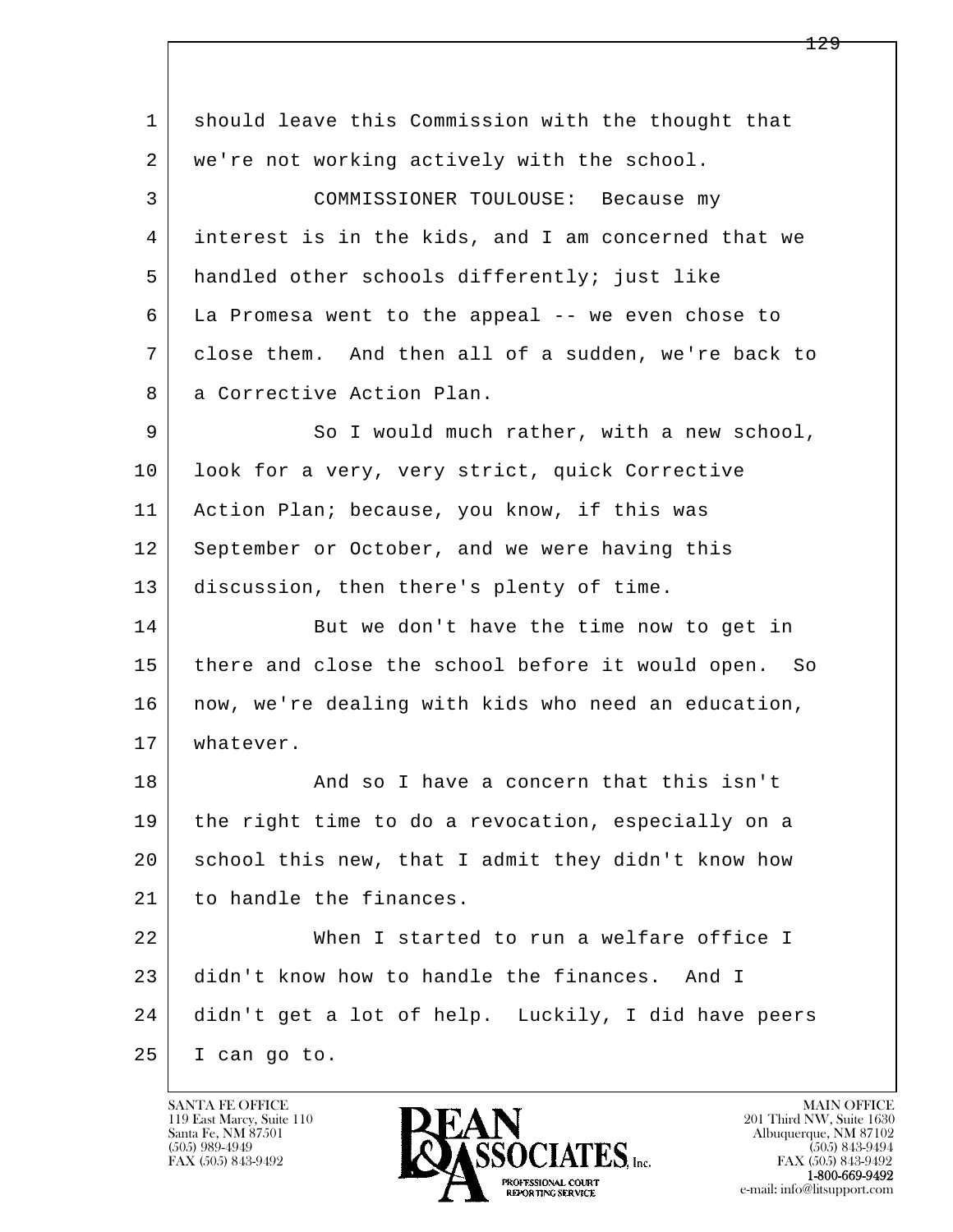should leave this Commission with the thought that we're not working actively with the school.

COMMISSIONER TOULOUSE: Because my interest is in the kids, and I am concerned that we handled other schools differently; just like La Promesa went to the appeal -- we even chose to close them. And then all of a sudden, we're back to a Corrective Action Plan.

So I would much rather, with a new school, look for a very, very strict, quick Corrective Action Plan; because, you know, if this was September or October, and we were having this discussion, then there's plenty of time.

But we don't have the time now to get in there and close the school before it would open. So now, we're dealing with kids who need an education, whatever.

And so I have a concern that this isn't the right time to do a revocation, especially on a school this new, that I admit they didn't know how to handle the finances.

When I started to run a welfare office I didn't know how to handle the finances. And I didn't get a lot of help. Luckily, I did have peers I can go to.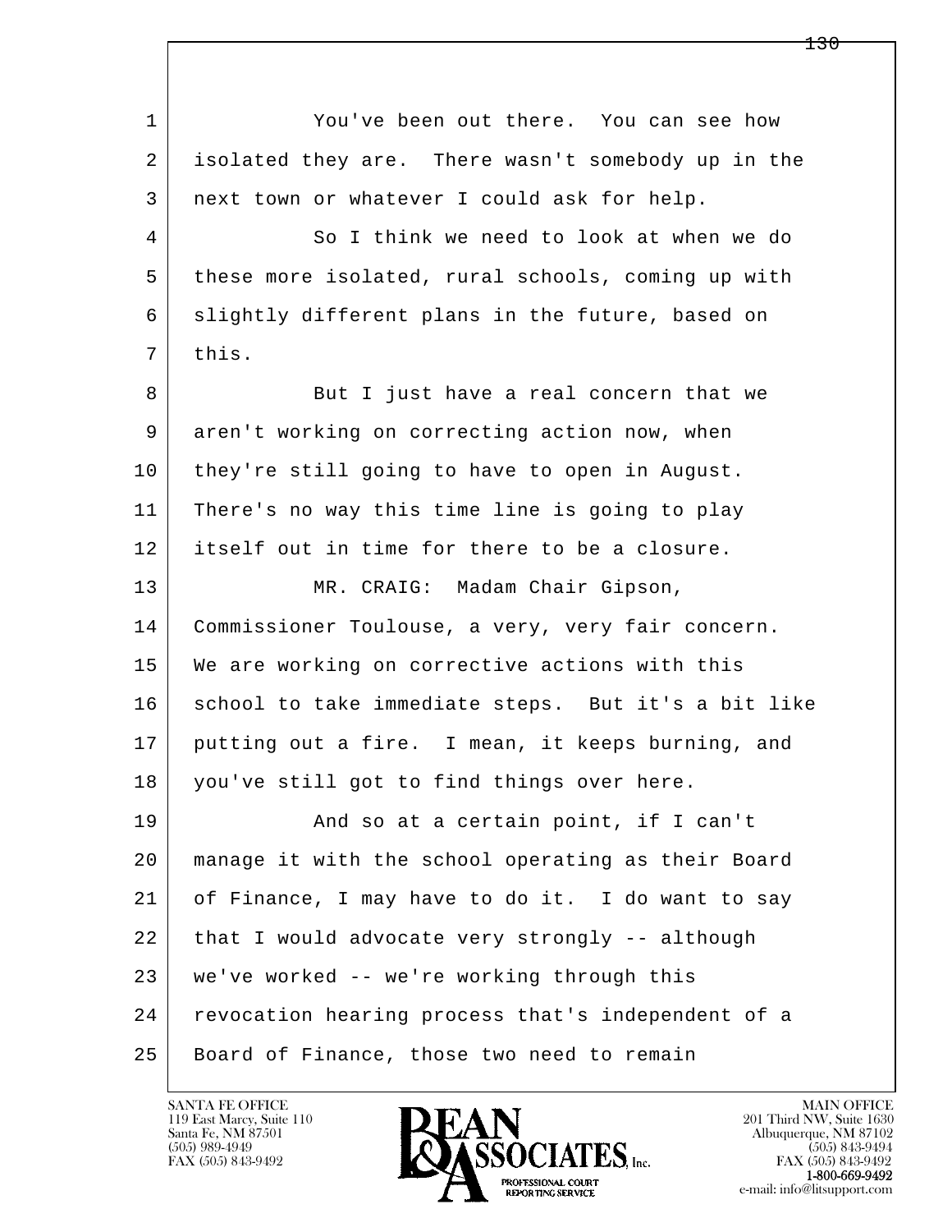You've been out there. You can see how isolated they are. There wasn't somebody up in the next town or whatever I could ask for help.

So I think we need to look at when we do these more isolated, rural schools, coming up with slightly different plans in the future, based on this.

But I just have a real concern that we aren't working on correcting action now, when they're still going to have to open in August. There's no way this time line is going to play itself out in time for there to be a closure.

MR. CRAIG: Madam Chair Gipson, Commissioner Toulouse, a very, very fair concern. We are working on corrective actions with this school to take immediate steps. But it's a bit like putting out a fire. I mean, it keeps burning, and you've still got to find things over here.

And so at a certain point, if I can't manage it with the school operating as their Board of Finance, I may have to do it. I do want to say that I would advocate very strongly -- although we've worked -- we're working through this revocation hearing process that's independent of a Board of Finance, those two need to remain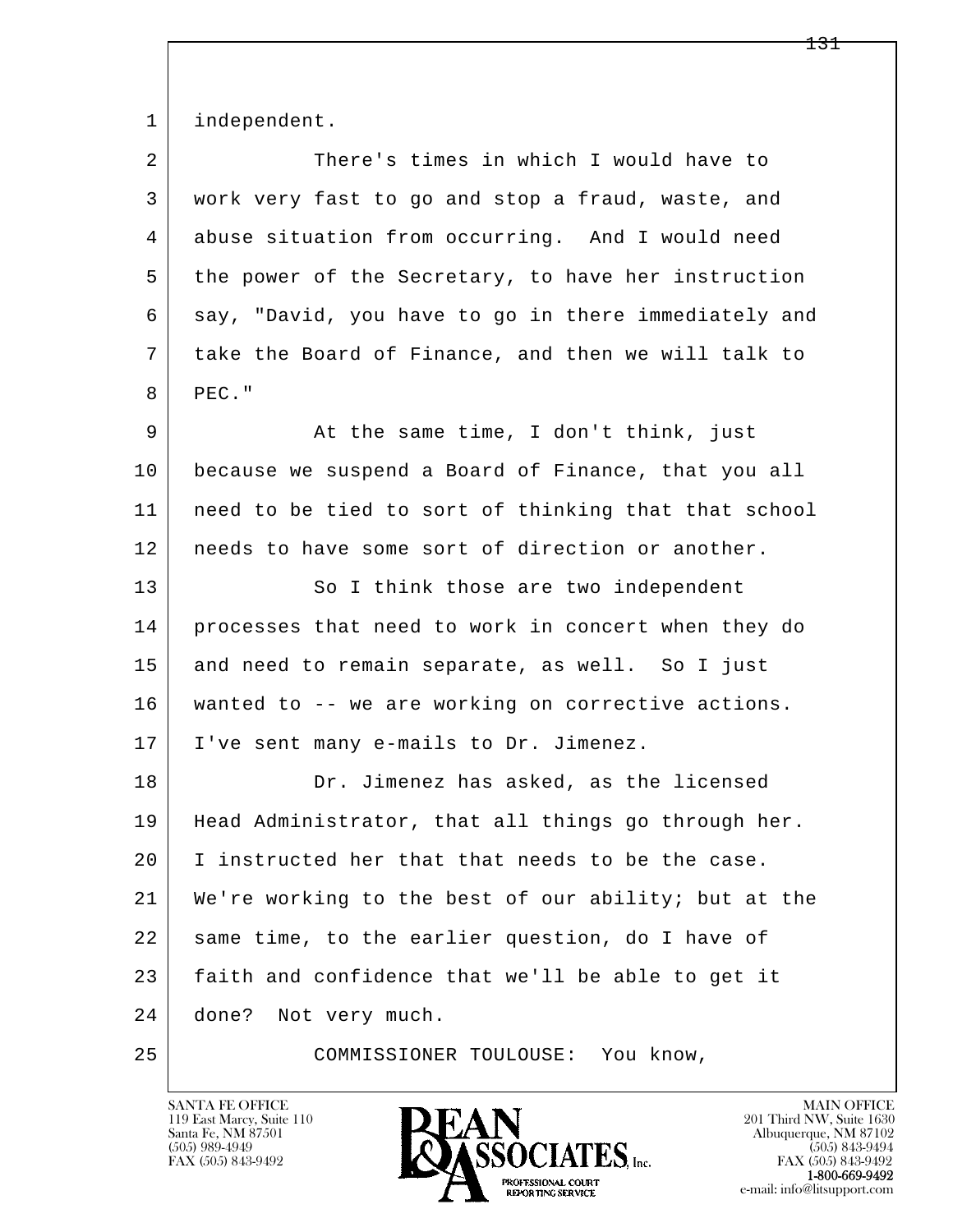independent.

There's times in which I would have to work very fast to go and stop a fraud, waste, and abuse situation from occurring. And I would need the power of the Secretary, to have her instruction say, "David, you have to go in there immediately and take the Board of Finance, and then we will talk to PEC."

At the same time, I don't think, just because we suspend a Board of Finance, that you all need to be tied to sort of thinking that that school needs to have some sort of direction or another.

So I think those are two independent processes that need to work in concert when they do and need to remain separate, as well. So I just wanted to -- we are working on corrective actions. I've sent many e-mails to Dr. Jimenez.

Dr. Jimenez has asked, as the licensed Head Administrator, that all things go through her. I instructed her that that needs to be the case. We're working to the best of our ability; but at the same time, to the earlier question, do I have of faith and confidence that we'll be able to get it done? Not very much.

COMMISSIONER TOULOUSE: You know,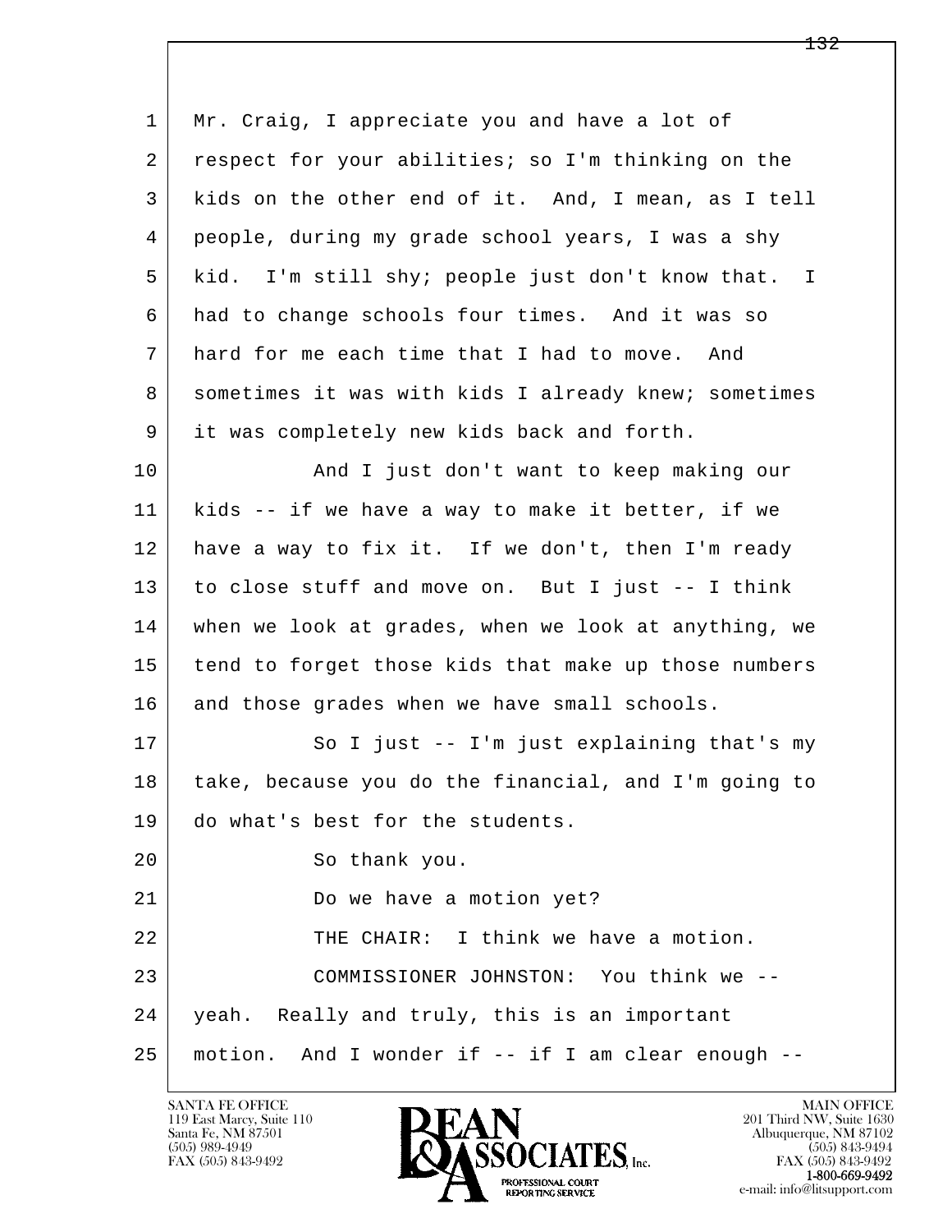1 Mr. Craig, I appreciate you and have a lot of
2 respect for your abilities; so I'm thinking on the
3 kids on the other end of it. And, I mean, as I tell
4 people, during my grade school years, I was a shy
5 kid. I'm still shy; people just don't know that. I
6 had to change schools four times. And it was so
7 hard for me each time that I had to move. And
8 sometimes it was with kids I already knew; sometimes
9 it was completely new kids back and forth.
10 And I just don't want to keep making our
11 kids -- if we have a way to make it better, if we
12 have a way to fix it. If we don't, then I'm ready
13 to close stuff and move on. But I just -- I think
14 when we look at grades, when we look at anything, we
15 tend to forget those kids that make up those numbers
16 and those grades when we have small schools.
17 So I just -- I'm just explaining that's my
18 take, because you do the financial, and I'm going to
19 do what's best for the students.
20 So thank you.
21 Do we have a motion yet?
22 THE CHAIR: I think we have a motion.
23 COMMISSIONER JOHNSTON: You think we --
24 yeah. Really and truly, this is an important
25 motion. And I wonder if -- if I am clear enough --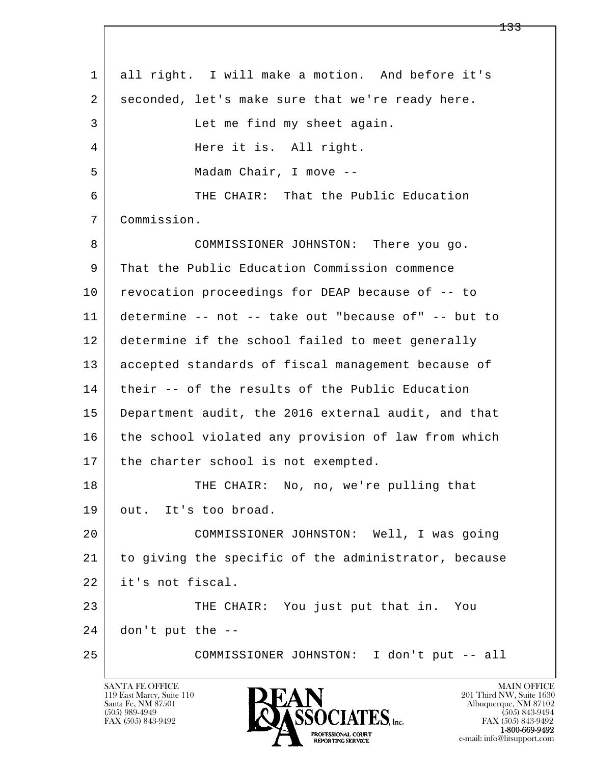1 all right. I will make a motion. And before it's
2 seconded, let's make sure that we're ready here.
3 Let me find my sheet again.
4 Here it is. All right.
5 Madam Chair, I move --
6 THE CHAIR: That the Public Education
7 Commission.
8 COMMISSIONER JOHNSTON: There you go.
9 That the Public Education Commission commence
10 revocation proceedings for DEAP because of -- to
11 determine -- not -- take out "because of" -- but to
12 determine if the school failed to meet generally
13 accepted standards of fiscal management because of
14 their -- of the results of the Public Education
15 Department audit, the 2016 external audit, and that
16 the school violated any provision of law from which
17 the charter school is not exempted.
18 THE CHAIR: No, no, we're pulling that
19 out. It's too broad.
20 COMMISSIONER JOHNSTON: Well, I was going
21 to giving the specific of the administrator, because
22 it's not fiscal.
23 THE CHAIR: You just put that in. You
24 don't put the --
25 COMMISSIONER JOHNSTON: I don't put -- all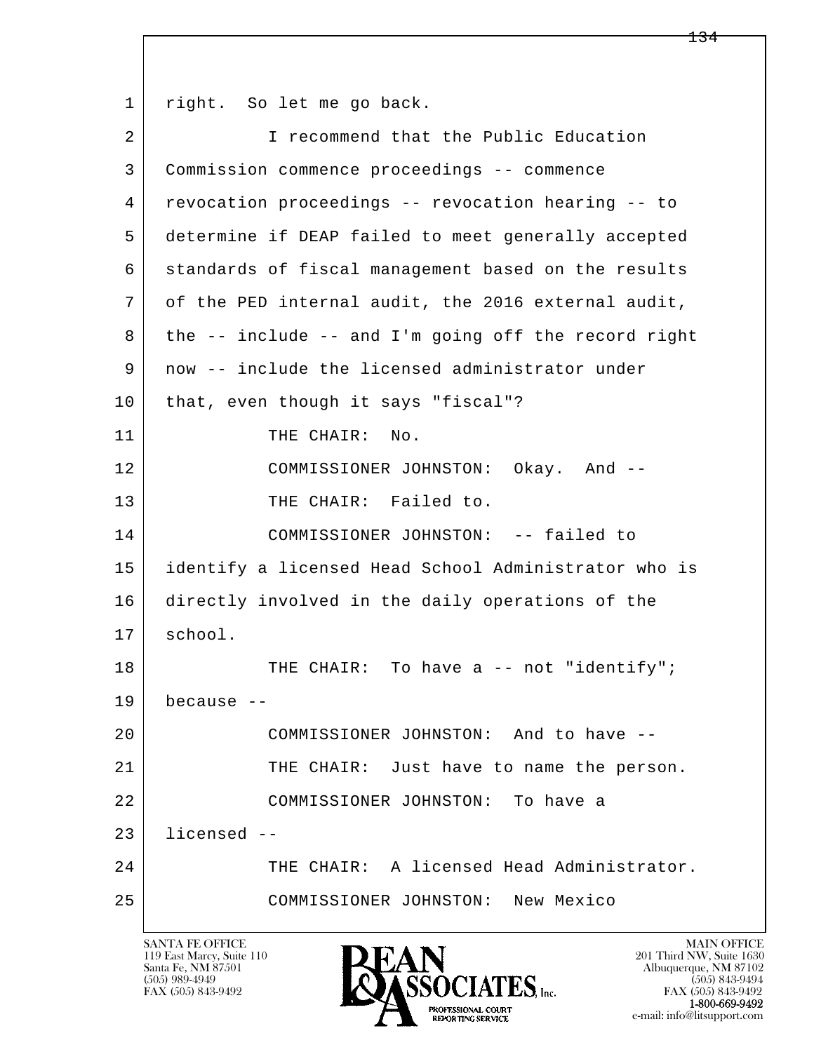1 right. So let me go back.

2 I recommend that the Public Education

3 Commission commence proceedings -- commence

4 revocation proceedings -- revocation hearing -- to

5 determine if DEAP failed to meet generally accepted

6 standards of fiscal management based on the results

7 of the PED internal audit, the 2016 external audit,

8 the -- include -- and I'm going off the record right

9 now -- include the licensed administrator under

10 that, even though it says "fiscal"?

11 THE CHAIR: No.

12 COMMISSIONER JOHNSTON: Okay. And --

13 THE CHAIR: Failed to.

14 COMMISSIONER JOHNSTON: -- failed to

15 identify a licensed Head School Administrator who is

16 directly involved in the daily operations of the

17 school.

18 THE CHAIR: To have a -- not "identify";

19 because --

20 COMMISSIONER JOHNSTON: And to have --

21 THE CHAIR: Just have to name the person.

22 COMMISSIONER JOHNSTON: To have a

23 licensed --

24 THE CHAIR: A licensed Head Administrator.

25 COMMISSIONER JOHNSTON: New Mexico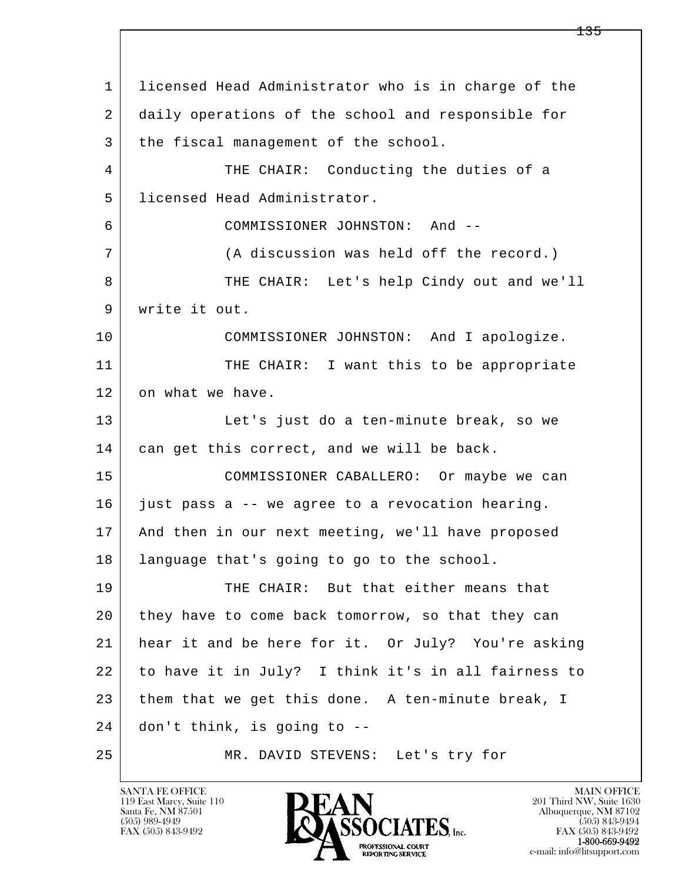1 licensed Head Administrator who is in charge of the
2 daily operations of the school and responsible for
3 the fiscal management of the school.

4 THE CHAIR: Conducting the duties of a
5 licensed Head Administrator.

6 COMMISSIONER JOHNSTON: And --

7 (A discussion was held off the record.)

8 THE CHAIR: Let's help Cindy out and we'll
9 write it out.

10 COMMISSIONER JOHNSTON: And I apologize.

11 THE CHAIR: I want this to be appropriate
12 on what we have.

13 Let's just do a ten-minute break, so we
14 can get this correct, and we will be back.

15 COMMISSIONER CABALLERO: Or maybe we can
16 just pass a -- we agree to a revocation hearing.
17 And then in our next meeting, we'll have proposed
18 language that's going to go to the school.

19 THE CHAIR: But that either means that
20 they have to come back tomorrow, so that they can
21 hear it and be here for it. Or July? You're asking
22 to have it in July? I think it's in all fairness to
23 them that we get this done. A ten-minute break, I
24 don't think, is going to --

25 MR. DAVID STEVENS: Let's try for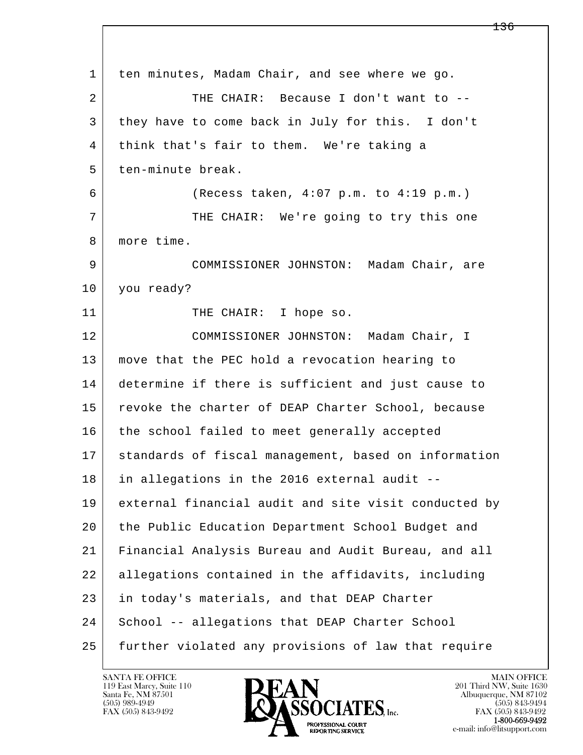1 ten minutes, Madam Chair, and see where we go.

2 THE CHAIR: Because I don't want to --

3 they have to come back in July for this. I don't

4 think that's fair to them. We're taking a

5 ten-minute break.

6 (Recess taken, 4:07 p.m. to 4:19 p.m.)

7 THE CHAIR: We're going to try this one

8 more time.

9 COMMISSIONER JOHNSTON: Madam Chair, are

10 you ready?

11 THE CHAIR: I hope so.

12 COMMISSIONER JOHNSTON: Madam Chair, I

13 move that the PEC hold a revocation hearing to

14 determine if there is sufficient and just cause to

15 revoke the charter of DEAP Charter School, because

16 the school failed to meet generally accepted

17 standards of fiscal management, based on information

18 in allegations in the 2016 external audit --

19 external financial audit and site visit conducted by

20 the Public Education Department School Budget and

21 Financial Analysis Bureau and Audit Bureau, and all

22 allegations contained in the affidavits, including

23 in today's materials, and that DEAP Charter

24 School -- allegations that DEAP Charter School

25 further violated any provisions of law that require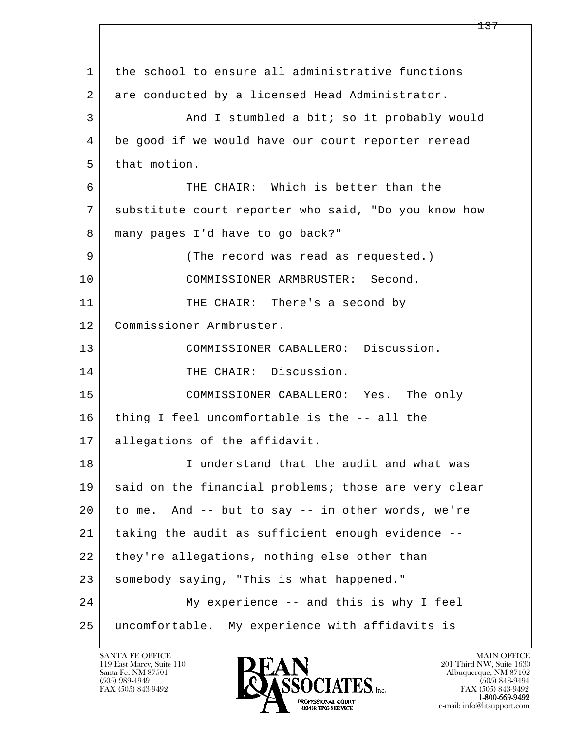1 the school to ensure all administrative functions
2 are conducted by a licensed Head Administrator.
3 And I stumbled a bit; so it probably would
4 be good if we would have our court reporter reread
5 that motion.
6 THE CHAIR: Which is better than the
7 substitute court reporter who said, "Do you know how
8 many pages I'd have to go back?"
9 (The record was read as requested.)
10 COMMISSIONER ARMBRUSTER: Second.
11 THE CHAIR: There's a second by
12 Commissioner Armbruster.
13 COMMISSIONER CABALLERO: Discussion.
14 THE CHAIR: Discussion.
15 COMMISSIONER CABALLERO: Yes. The only
16 thing I feel uncomfortable is the -- all the
17 allegations of the affidavit.
18 I understand that the audit and what was
19 said on the financial problems; those are very clear
20 to me. And -- but to say -- in other words, we're
21 taking the audit as sufficient enough evidence --
22 they're allegations, nothing else other than
23 somebody saying, "This is what happened."
24 My experience -- and this is why I feel
25 uncomfortable. My experience with affidavits is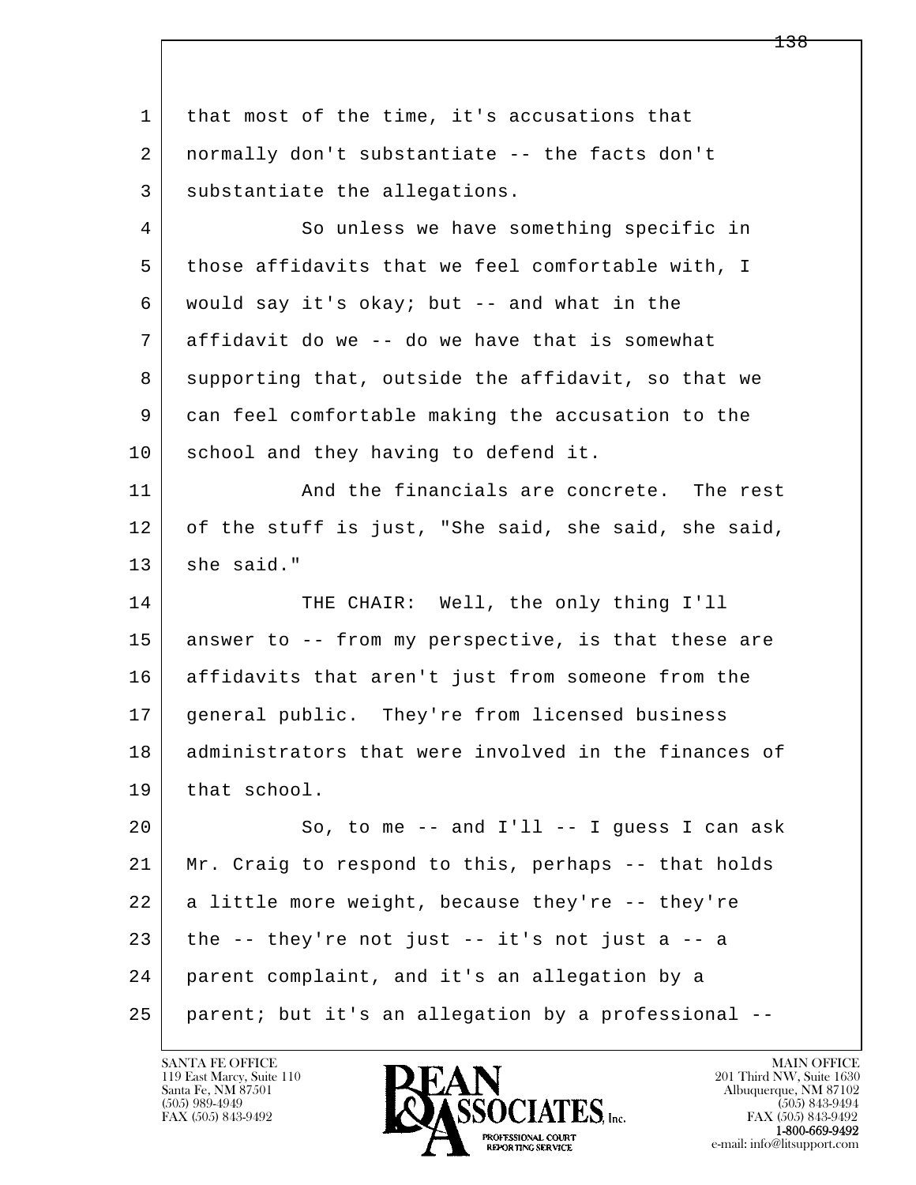that most of the time, it's accusations that normally don't substantiate -- the facts don't substantiate the allegations.

So unless we have something specific in those affidavits that we feel comfortable with, I would say it's okay; but -- and what in the affidavit do we -- do we have that is somewhat supporting that, outside the affidavit, so that we can feel comfortable making the accusation to the school and they having to defend it.

And the financials are concrete. The rest of the stuff is just, "She said, she said, she said, she said."

THE CHAIR: Well, the only thing I'll answer to -- from my perspective, is that these are affidavits that aren't just from someone from the general public. They're from licensed business administrators that were involved in the finances of that school.

So, to me -- and I'll -- I guess I can ask Mr. Craig to respond to this, perhaps -- that holds a little more weight, because they're -- they're the -- they're not just -- it's not just a -- a parent complaint, and it's an allegation by a parent; but it's an allegation by a professional --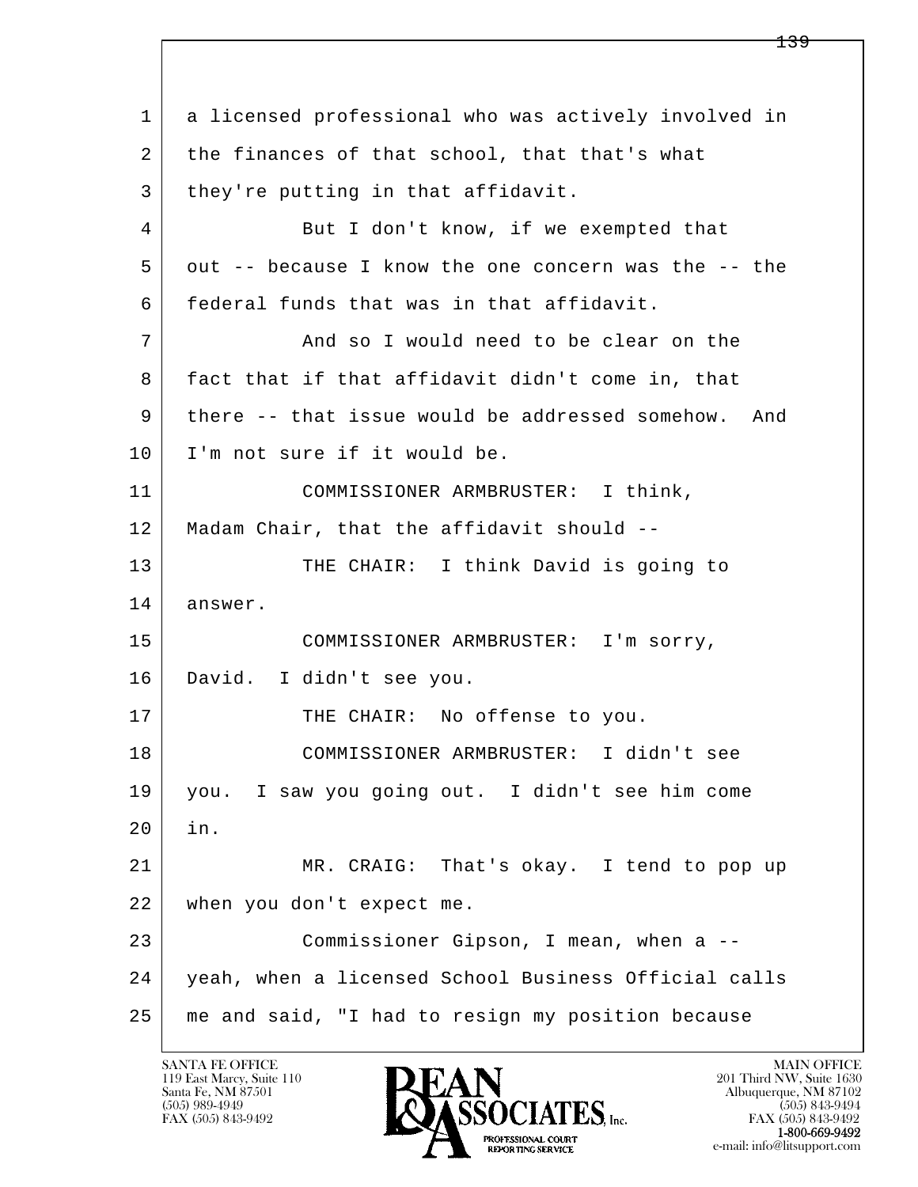a licensed professional who was actively involved in the finances of that school, that that's what they're putting in that affidavit.

But I don't know, if we exempted that out -- because I know the one concern was the -- the federal funds that was in that affidavit.

And so I would need to be clear on the fact that if that affidavit didn't come in, that there -- that issue would be addressed somehow. And I'm not sure if it would be.

COMMISSIONER ARMBRUSTER: I think, Madam Chair, that the affidavit should --

THE CHAIR: I think David is going to answer.

COMMISSIONER ARMBRUSTER: I'm sorry, David. I didn't see you.

THE CHAIR: No offense to you.

COMMISSIONER ARMBRUSTER: I didn't see you. I saw you going out. I didn't see him come in.

MR. CRAIG: That's okay. I tend to pop up when you don't expect me.

Commissioner Gipson, I mean, when a -- yeah, when a licensed School Business Official calls me and said, "I had to resign my position because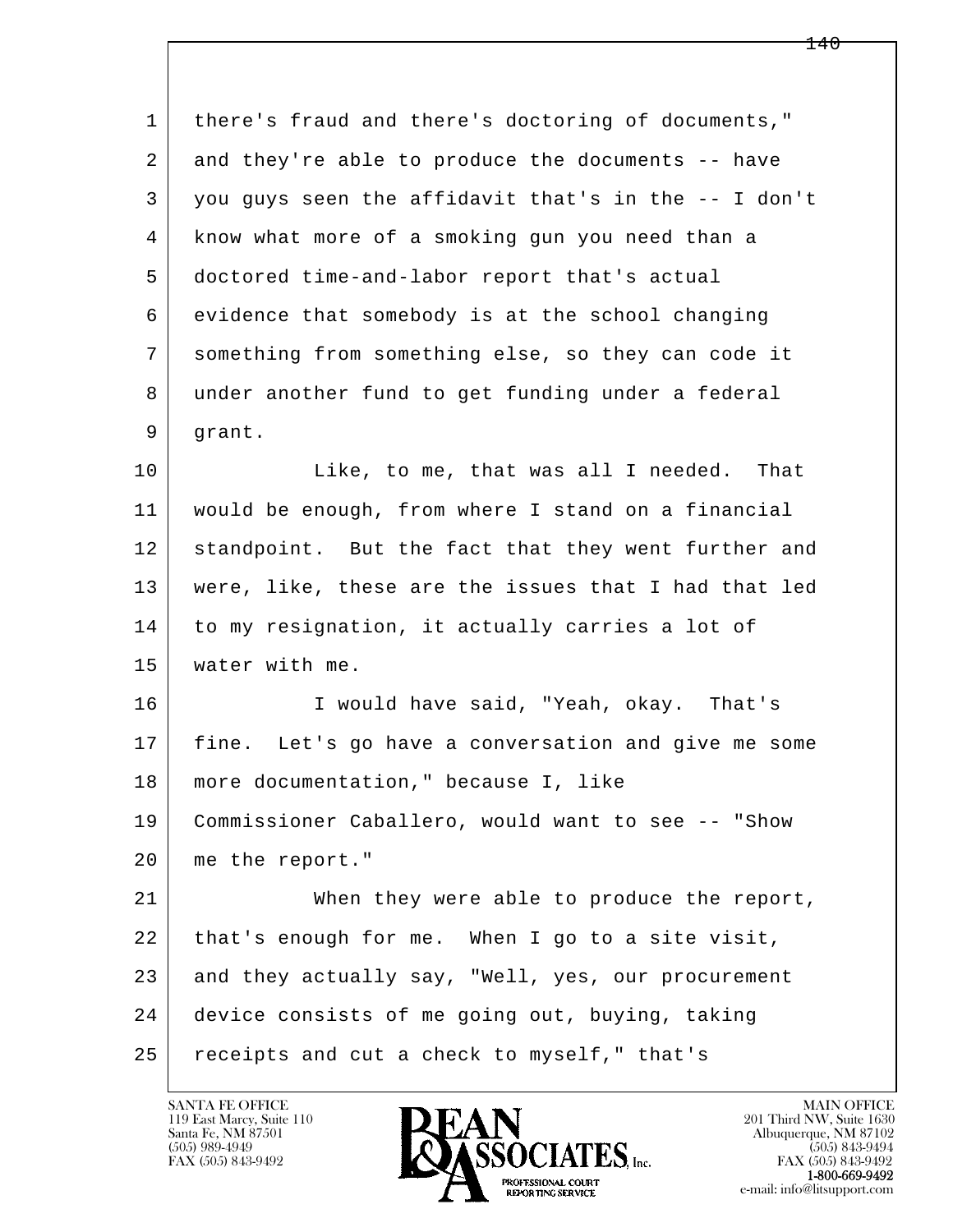1 there's fraud and there's doctoring of documents,"
2 and they're able to produce the documents -- have
3 you guys seen the affidavit that's in the -- I don't
4 know what more of a smoking gun you need than a
5 doctored time-and-labor report that's actual
6 evidence that somebody is at the school changing
7 something from something else, so they can code it
8 under another fund to get funding under a federal
9 grant.

10 Like, to me, that was all I needed. That
11 would be enough, from where I stand on a financial
12 standpoint. But the fact that they went further and
13 were, like, these are the issues that I had that led
14 to my resignation, it actually carries a lot of
15 water with me.

16 I would have said, "Yeah, okay. That's
17 fine. Let's go have a conversation and give me some
18 more documentation," because I, like
19 Commissioner Caballero, would want to see -- "Show
20 me the report."

21 When they were able to produce the report,
22 that's enough for me. When I go to a site visit,
23 and they actually say, "Well, yes, our procurement
24 device consists of me going out, buying, taking
25 receipts and cut a check to myself," that's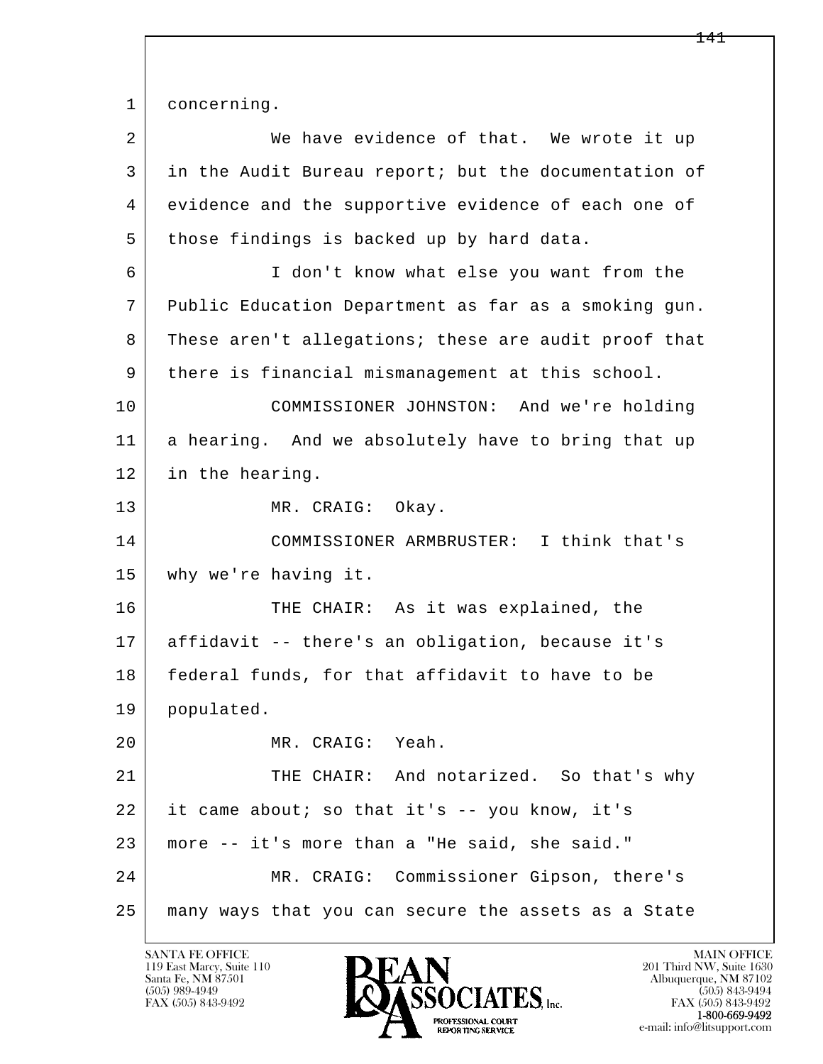concerning.

We have evidence of that. We wrote it up in the Audit Bureau report; but the documentation of evidence and the supportive evidence of each one of those findings is backed up by hard data.

I don't know what else you want from the Public Education Department as far as a smoking gun. These aren't allegations; these are audit proof that there is financial mismanagement at this school.

COMMISSIONER JOHNSTON: And we're holding a hearing. And we absolutely have to bring that up in the hearing.

MR. CRAIG: Okay.

COMMISSIONER ARMBRUSTER: I think that's why we're having it.

THE CHAIR: As it was explained, the affidavit -- there's an obligation, because it's federal funds, for that affidavit to have to be populated.

MR. CRAIG: Yeah.

THE CHAIR: And notarized. So that's why it came about; so that it's -- you know, it's more -- it's more than a "He said, she said."

MR. CRAIG: Commissioner Gipson, there's many ways that you can secure the assets as a State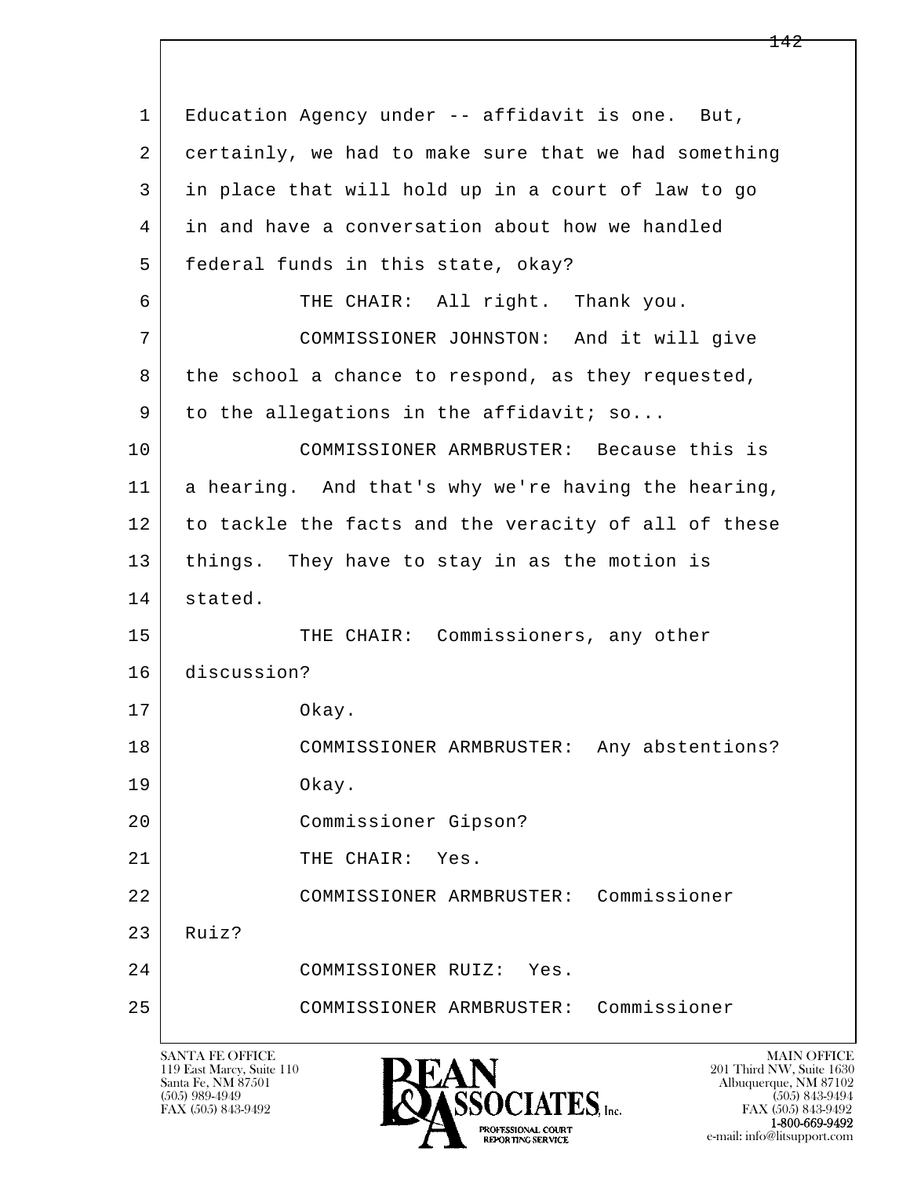1 Education Agency under -- affidavit is one. But,
2 certainly, we had to make sure that we had something
3 in place that will hold up in a court of law to go
4 in and have a conversation about how we handled
5 federal funds in this state, okay?

6 THE CHAIR: All right. Thank you.

7 COMMISSIONER JOHNSTON: And it will give
8 the school a chance to respond, as they requested,
9 to the allegations in the affidavit; so...

10 COMMISSIONER ARMBRUSTER: Because this is
11 a hearing. And that's why we're having the hearing,
12 to tackle the facts and the veracity of all of these
13 things. They have to stay in as the motion is
14 stated.

15 THE CHAIR: Commissioners, any other
16 discussion?

17 Okay.

18 COMMISSIONER ARMBRUSTER: Any abstentions?

19 Okay.

20 Commissioner Gipson?

21 THE CHAIR: Yes.

22 COMMISSIONER ARMBRUSTER: Commissioner
23 Ruiz?

24 COMMISSIONER RUIZ: Yes.

25 COMMISSIONER ARMBRUSTER: Commissioner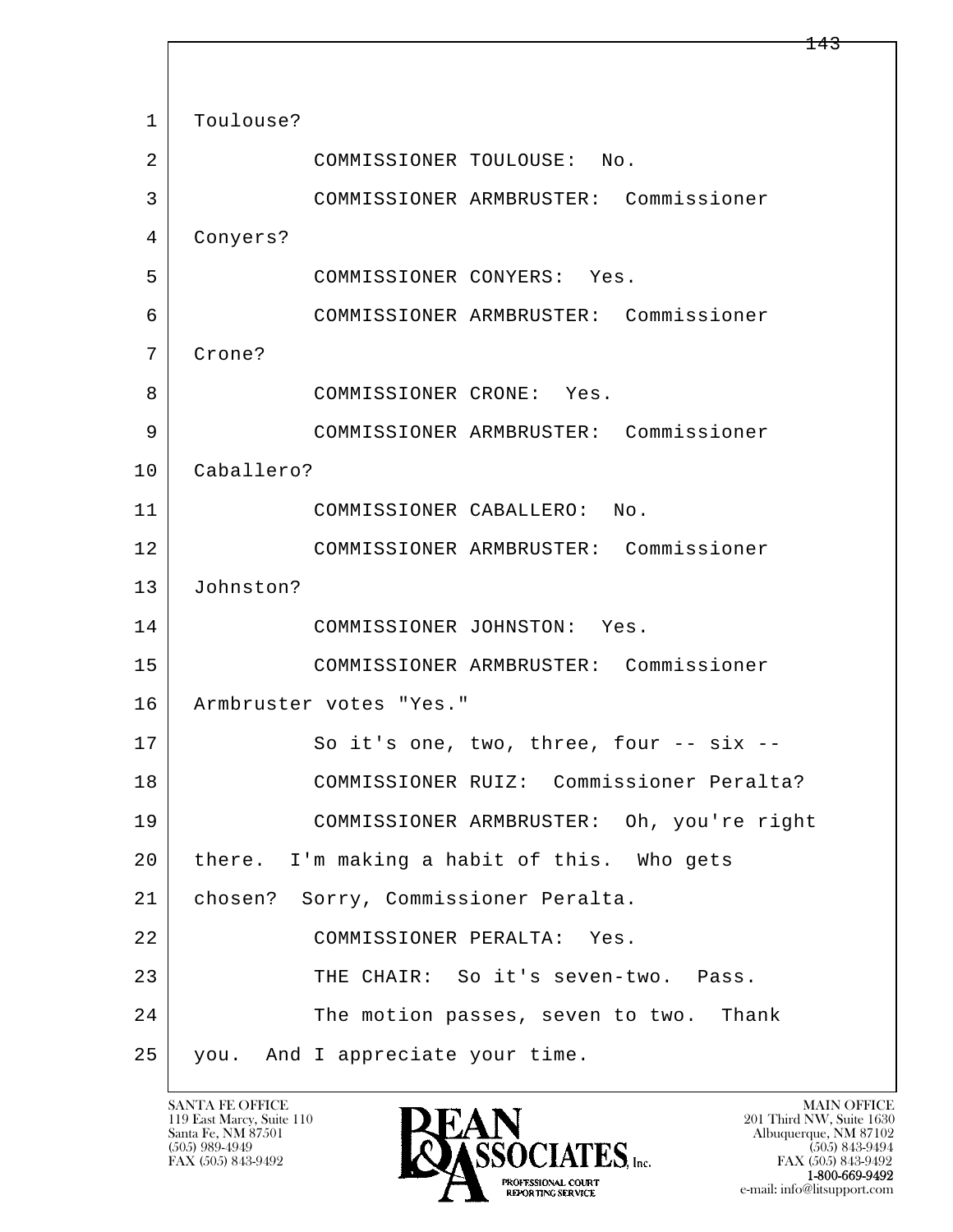1 Toulouse?

2 COMMISSIONER TOULOUSE: No.

3 COMMISSIONER ARMBRUSTER: Commissioner

4 Conyers?

5 COMMISSIONER CONYERS: Yes.

6 COMMISSIONER ARMBRUSTER: Commissioner

7 Crone?

8 COMMISSIONER CRONE: Yes.

9 COMMISSIONER ARMBRUSTER: Commissioner

10 Caballero?

11 COMMISSIONER CABALLERO: No.

12 COMMISSIONER ARMBRUSTER: Commissioner

13 Johnston?

14 COMMISSIONER JOHNSTON: Yes.

15 COMMISSIONER ARMBRUSTER: Commissioner

16 Armbruster votes "Yes."

17 So it's one, two, three, four -- six --

18 COMMISSIONER RUIZ: Commissioner Peralta?

19 COMMISSIONER ARMBRUSTER: Oh, you're right

20 there. I'm making a habit of this. Who gets

21 chosen? Sorry, Commissioner Peralta.

22 COMMISSIONER PERALTA: Yes.

23 THE CHAIR: So it's seven-two. Pass.

24 The motion passes, seven to two. Thank

25 you. And I appreciate your time.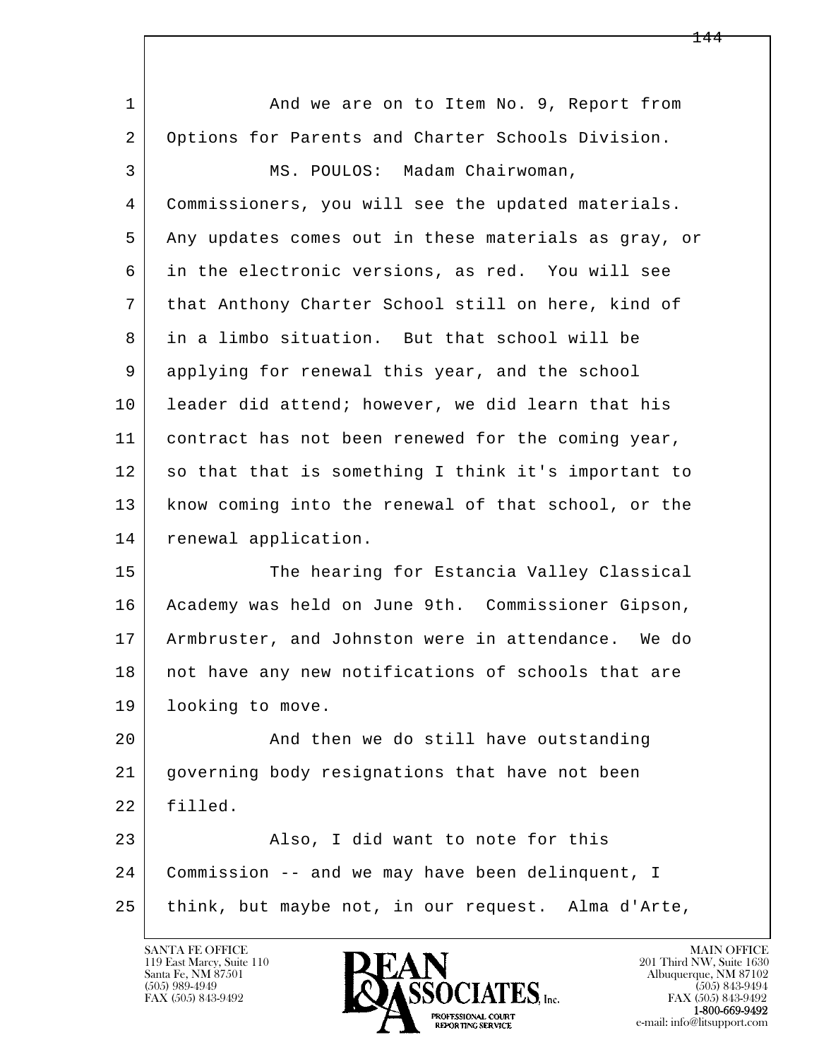1 And we are on to Item No. 9, Report from
2 Options for Parents and Charter Schools Division.
3 MS. POULOS: Madam Chairwoman,
4 Commissioners, you will see the updated materials.
5 Any updates comes out in these materials as gray, or
6 in the electronic versions, as red. You will see
7 that Anthony Charter School still on here, kind of
8 in a limbo situation. But that school will be
9 applying for renewal this year, and the school
10 leader did attend; however, we did learn that his
11 contract has not been renewed for the coming year,
12 so that that is something I think it's important to
13 know coming into the renewal of that school, or the
14 renewal application.
15 The hearing for Estancia Valley Classical
16 Academy was held on June 9th. Commissioner Gipson,
17 Armbruster, and Johnston were in attendance. We do
18 not have any new notifications of schools that are
19 looking to move.
20 And then we do still have outstanding
21 governing body resignations that have not been
22 filled.
23 Also, I did want to note for this
24 Commission -- and we may have been delinquent, I
25 think, but maybe not, in our request. Alma d'Arte,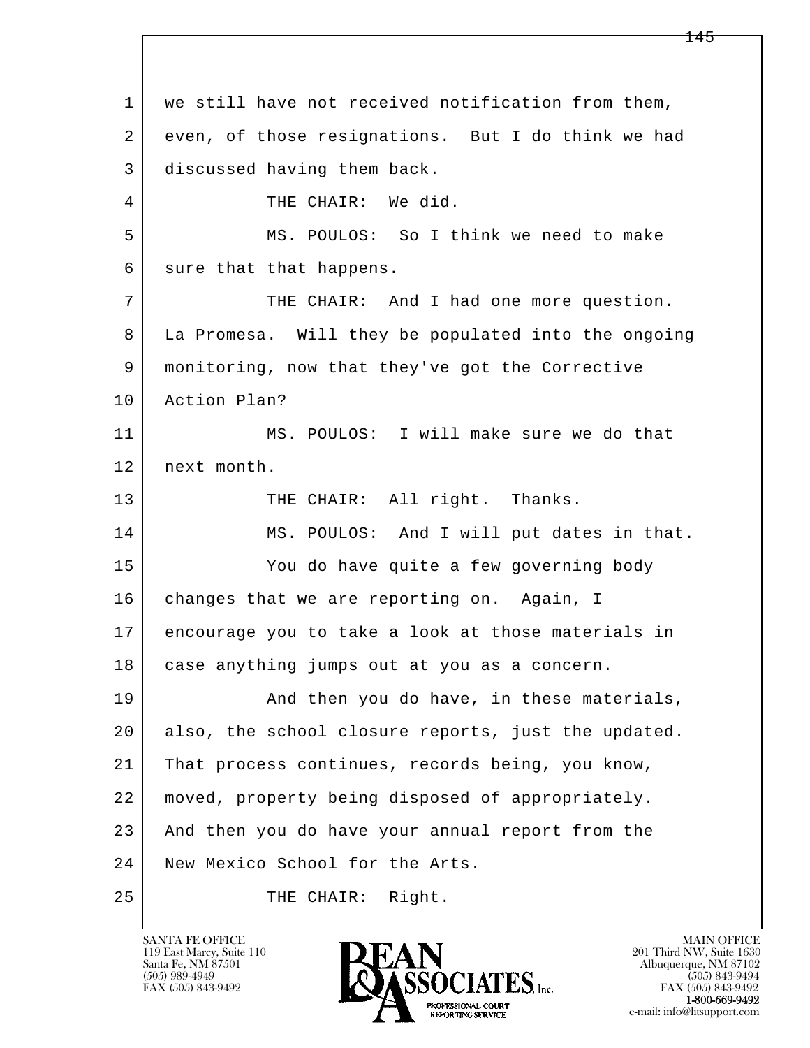1 we still have not received notification from them,
2 even, of those resignations. But I do think we had
3 discussed having them back.
4 THE CHAIR: We did.
5 MS. POULOS: So I think we need to make
6 sure that that happens.
7 THE CHAIR: And I had one more question.
8 La Promesa. Will they be populated into the ongoing
9 monitoring, now that they've got the Corrective
10 Action Plan?
11 MS. POULOS: I will make sure we do that
12 next month.
13 THE CHAIR: All right. Thanks.
14 MS. POULOS: And I will put dates in that.
15 You do have quite a few governing body
16 changes that we are reporting on. Again, I
17 encourage you to take a look at those materials in
18 case anything jumps out at you as a concern.
19 And then you do have, in these materials,
20 also, the school closure reports, just the updated.
21 That process continues, records being, you know,
22 moved, property being disposed of appropriately.
23 And then you do have your annual report from the
24 New Mexico School for the Arts.
25 THE CHAIR: Right.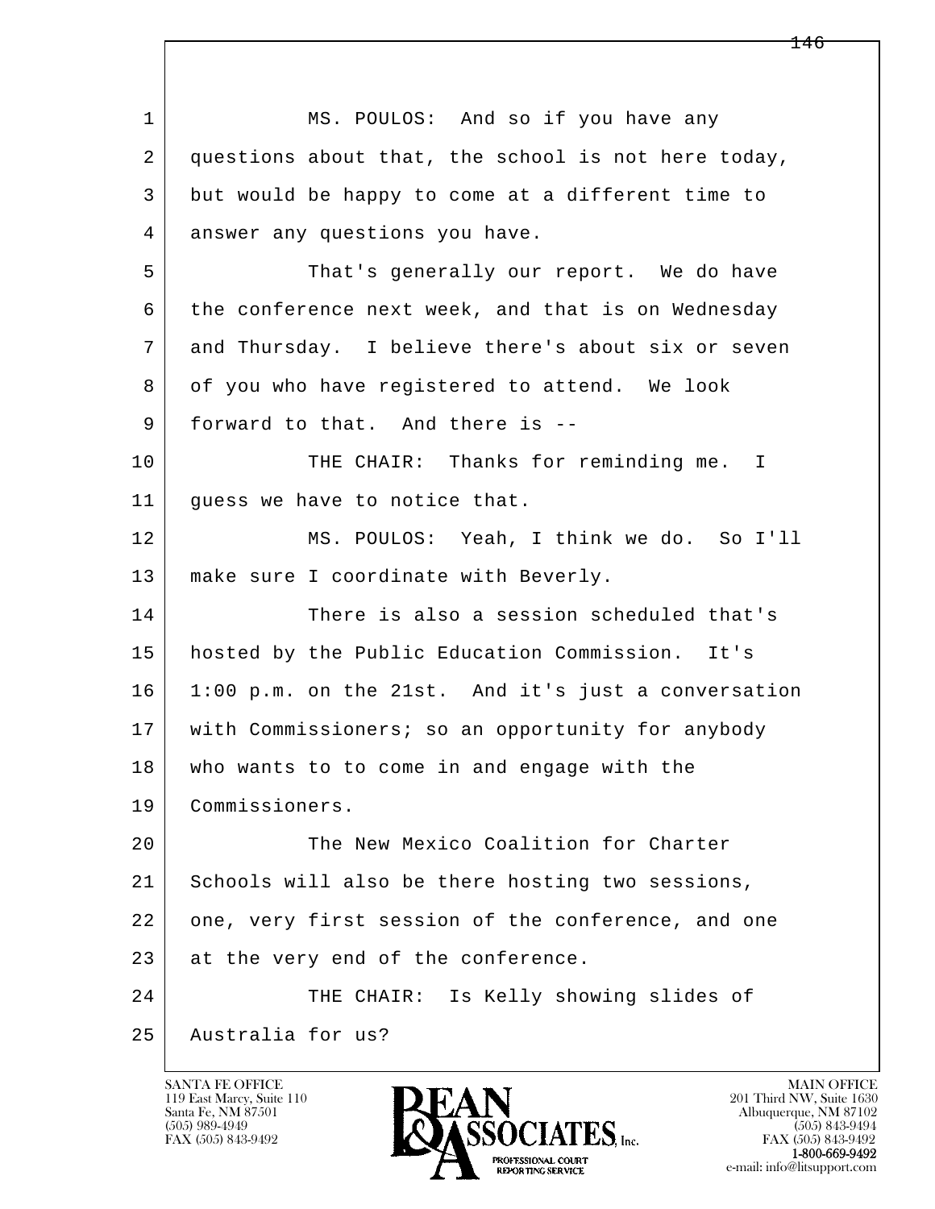1 MS. POULOS: And so if you have any
2 questions about that, the school is not here today,
3 but would be happy to come at a different time to
4 answer any questions you have.
5 That's generally our report. We do have
6 the conference next week, and that is on Wednesday
7 and Thursday. I believe there's about six or seven
8 of you who have registered to attend. We look
9 forward to that. And there is --
10 THE CHAIR: Thanks for reminding me. I
11 guess we have to notice that.
12 MS. POULOS: Yeah, I think we do. So I'll
13 make sure I coordinate with Beverly.
14 There is also a session scheduled that's
15 hosted by the Public Education Commission. It's
16 1:00 p.m. on the 21st. And it's just a conversation
17 with Commissioners; so an opportunity for anybody
18 who wants to to come in and engage with the
19 Commissioners.
20 The New Mexico Coalition for Charter
21 Schools will also be there hosting two sessions,
22 one, very first session of the conference, and one
23 at the very end of the conference.
24 THE CHAIR: Is Kelly showing slides of
25 Australia for us?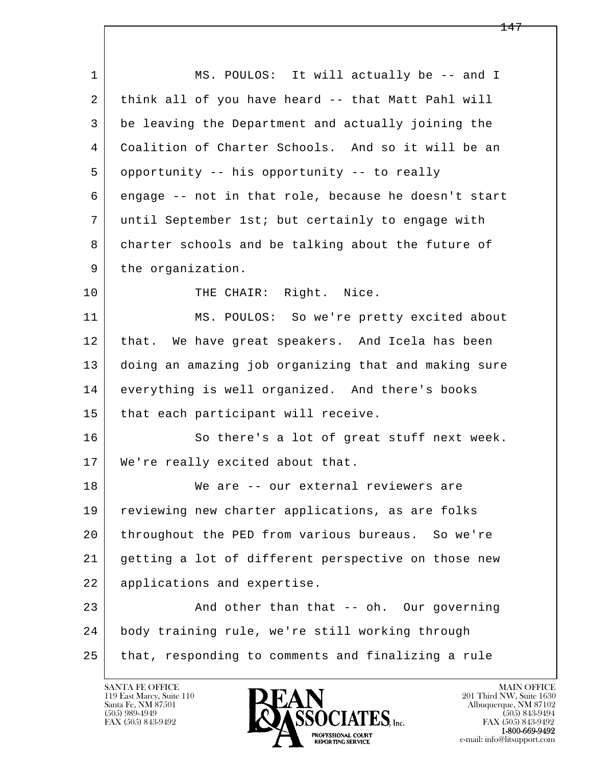MS. POULOS: It will actually be -- and I think all of you have heard -- that Matt Pahl will be leaving the Department and actually joining the Coalition of Charter Schools. And so it will be an opportunity -- his opportunity -- to really engage -- not in that role, because he doesn't start until September 1st; but certainly to engage with charter schools and be talking about the future of the organization.

THE CHAIR: Right. Nice.

MS. POULOS: So we're pretty excited about that. We have great speakers. And Icela has been doing an amazing job organizing that and making sure everything is well organized. And there's books that each participant will receive.

So there's a lot of great stuff next week. We're really excited about that.

We are -- our external reviewers are reviewing new charter applications, as are folks throughout the PED from various bureaus. So we're getting a lot of different perspective on those new applications and expertise.

And other than that -- oh. Our governing body training rule, we're still working through that, responding to comments and finalizing a rule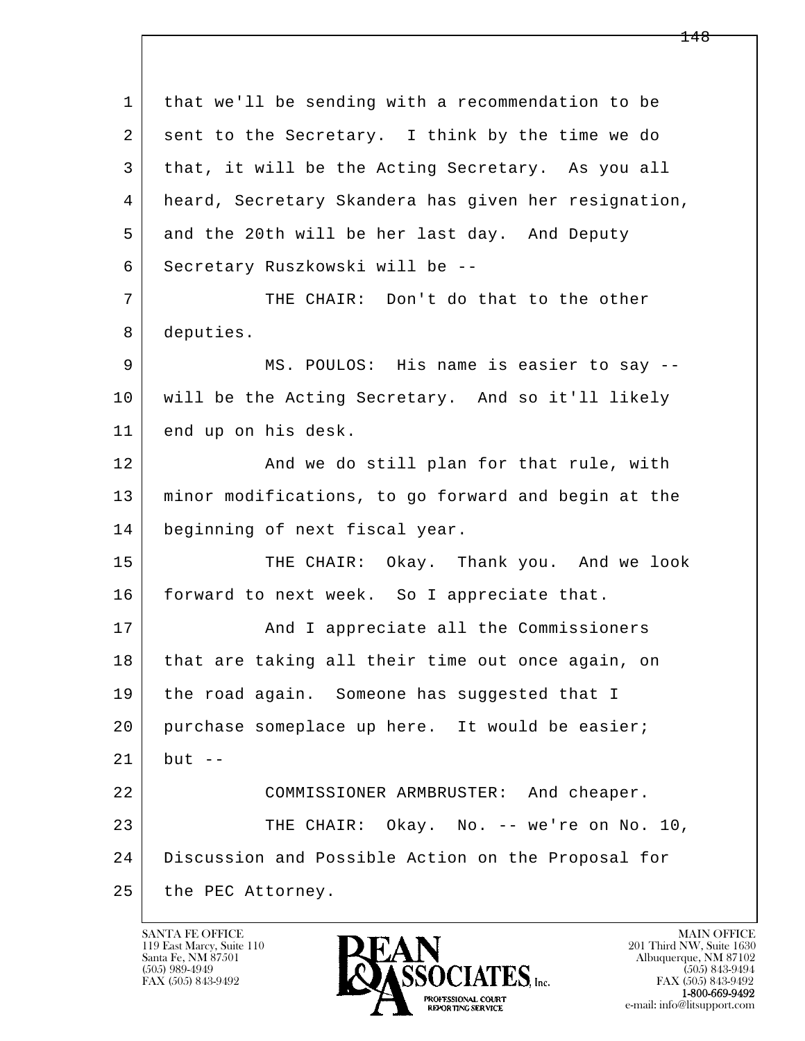1 that we'll be sending with a recommendation to be
2 sent to the Secretary. I think by the time we do
3 that, it will be the Acting Secretary. As you all
4 heard, Secretary Skandera has given her resignation,
5 and the 20th will be her last day. And Deputy
6 Secretary Ruszkowski will be --

7 THE CHAIR: Don't do that to the other
8 deputies.

9 MS. POULOS: His name is easier to say --
10 will be the Acting Secretary. And so it'll likely
11 end up on his desk.

12 And we do still plan for that rule, with
13 minor modifications, to go forward and begin at the
14 beginning of next fiscal year.

15 THE CHAIR: Okay. Thank you. And we look
16 forward to next week. So I appreciate that.

17 And I appreciate all the Commissioners
18 that are taking all their time out once again, on
19 the road again. Someone has suggested that I
20 purchase someplace up here. It would be easier;
21 but --

22 COMMISSIONER ARMBRUSTER: And cheaper.

23 THE CHAIR: Okay. No. -- we're on No. 10,
24 Discussion and Possible Action on the Proposal for
25 the PEC Attorney.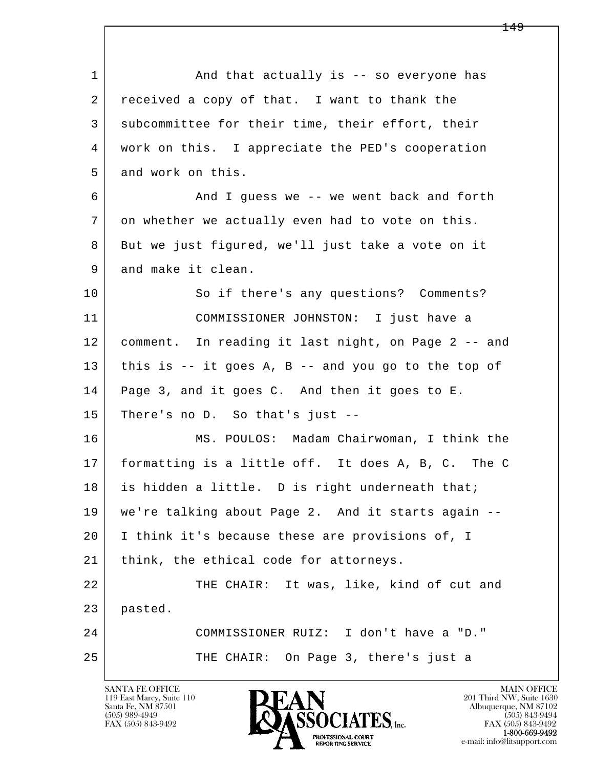1 And that actually is -- so everyone has
2 received a copy of that. I want to thank the
3 subcommittee for their time, their effort, their
4 work on this. I appreciate the PED's cooperation
5 and work on this.
6 And I guess we -- we went back and forth
7 on whether we actually even had to vote on this.
8 But we just figured, we'll just take a vote on it
9 and make it clean.
10 So if there's any questions? Comments?
11 COMMISSIONER JOHNSTON: I just have a
12 comment. In reading it last night, on Page 2 -- and
13 this is -- it goes A, B -- and you go to the top of
14 Page 3, and it goes C. And then it goes to E.
15 There's no D. So that's just --
16 MS. POULOS: Madam Chairwoman, I think the
17 formatting is a little off. It does A, B, C. The C
18 is hidden a little. D is right underneath that;
19 we're talking about Page 2. And it starts again --
20 I think it's because these are provisions of, I
21 think, the ethical code for attorneys.
22 THE CHAIR: It was, like, kind of cut and
23 pasted.
24 COMMISSIONER RUIZ: I don't have a "D."
25 THE CHAIR: On Page 3, there's just a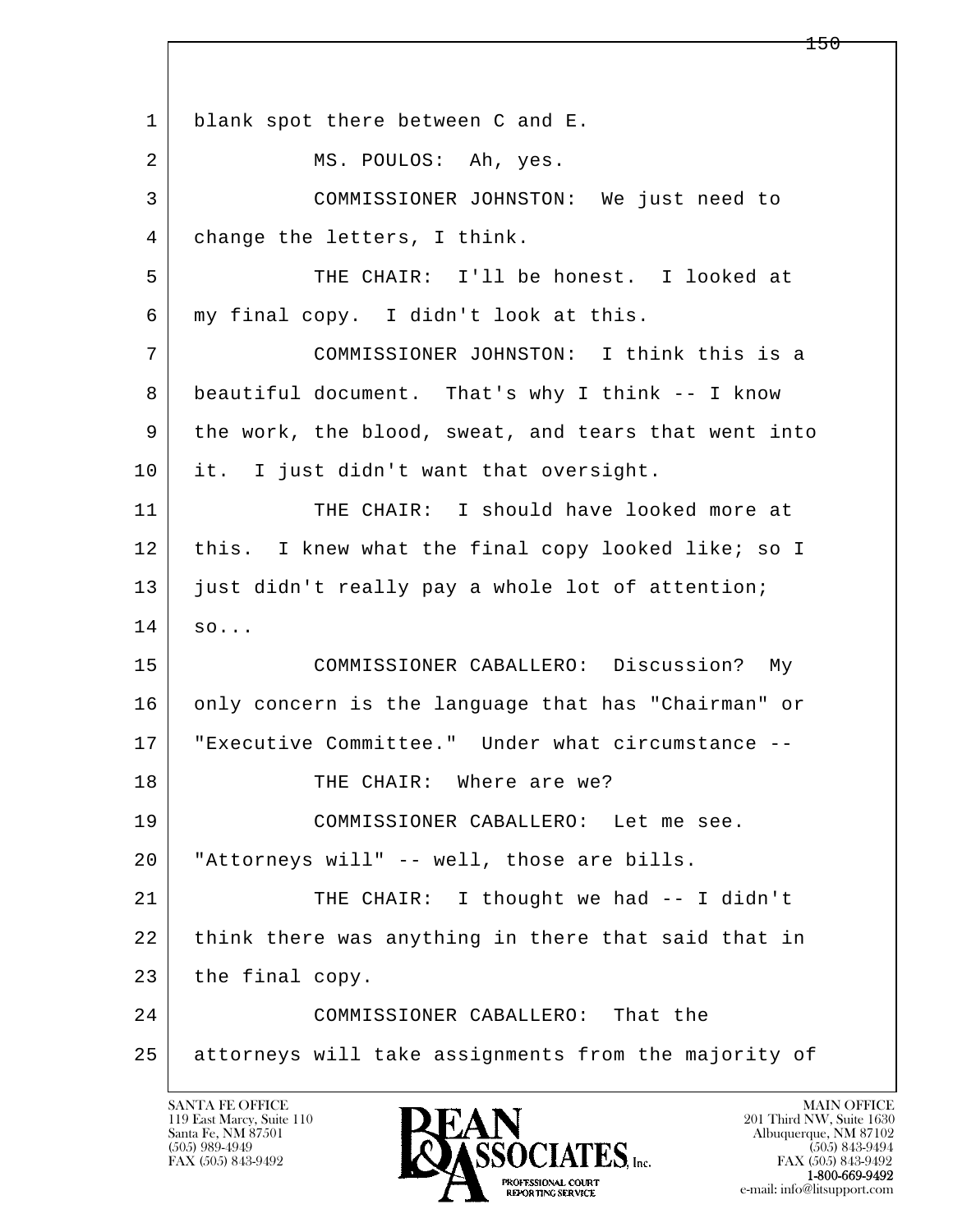1 blank spot there between C and E.

2 MS. POULOS: Ah, yes.

3 COMMISSIONER JOHNSTON: We just need to

4 change the letters, I think.

5 THE CHAIR: I'll be honest. I looked at

6 my final copy. I didn't look at this.

7 COMMISSIONER JOHNSTON: I think this is a

8 beautiful document. That's why I think -- I know

9 the work, the blood, sweat, and tears that went into

10 it. I just didn't want that oversight.

11 THE CHAIR: I should have looked more at

12 this. I knew what the final copy looked like; so I

13 just didn't really pay a whole lot of attention;

14 so...

15 COMMISSIONER CABALLERO: Discussion? My

16 only concern is the language that has "Chairman" or

17 "Executive Committee." Under what circumstance --

18 THE CHAIR: Where are we?

19 COMMISSIONER CABALLERO: Let me see.

20 "Attorneys will" -- well, those are bills.

21 THE CHAIR: I thought we had -- I didn't

22 think there was anything in there that said that in

23 the final copy.

24 COMMISSIONER CABALLERO: That the

25 attorneys will take assignments from the majority of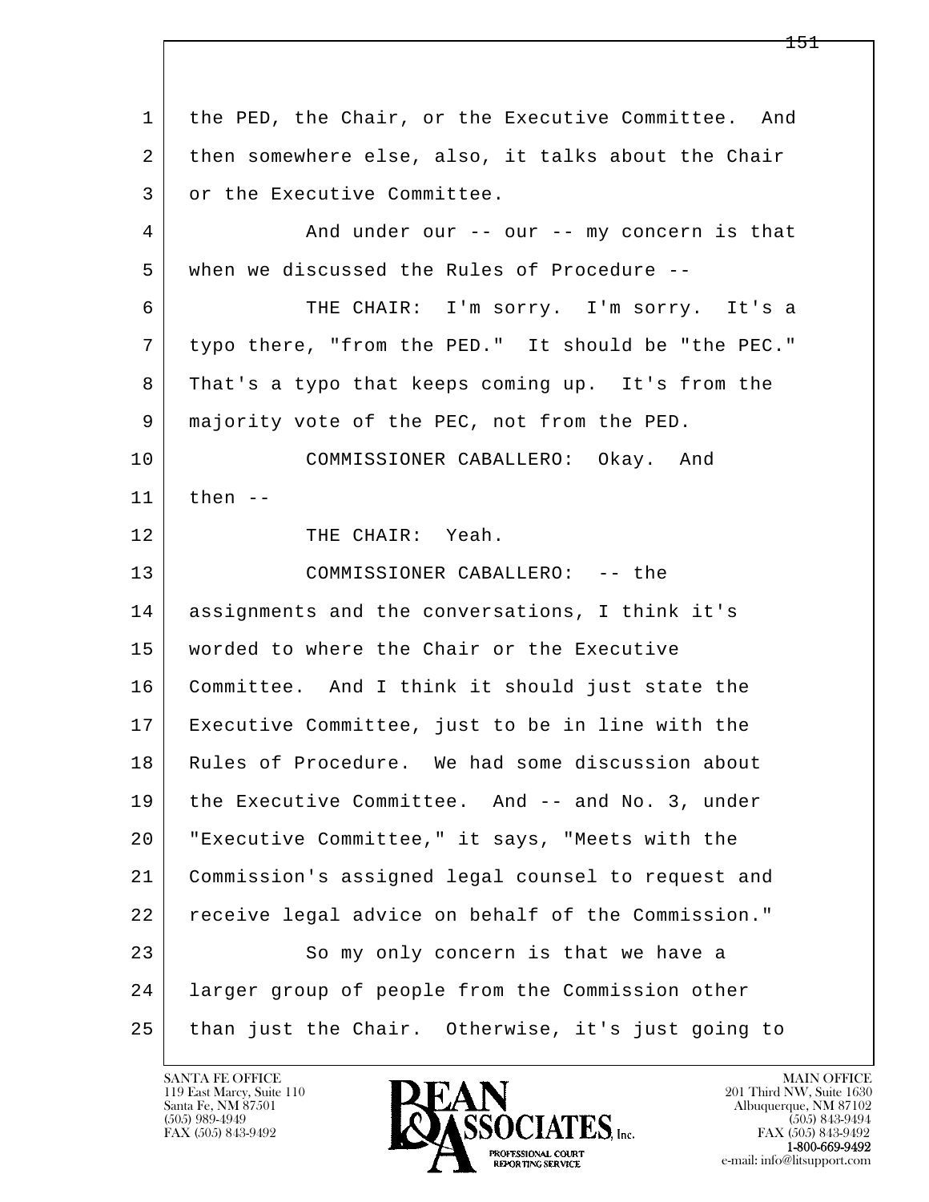the PED, the Chair, or the Executive Committee. And then somewhere else, also, it talks about the Chair or the Executive Committee.

And under our -- our -- my concern is that when we discussed the Rules of Procedure --

THE CHAIR: I'm sorry. I'm sorry. It's a typo there, "from the PED." It should be "the PEC." That's a typo that keeps coming up. It's from the majority vote of the PEC, not from the PED.

COMMISSIONER CABALLERO: Okay. And then --

THE CHAIR: Yeah.

COMMISSIONER CABALLERO: -- the assignments and the conversations, I think it's worded to where the Chair or the Executive Committee. And I think it should just state the Executive Committee, just to be in line with the Rules of Procedure. We had some discussion about the Executive Committee. And -- and No. 3, under "Executive Committee," it says, "Meets with the Commission's assigned legal counsel to request and receive legal advice on behalf of the Commission."

So my only concern is that we have a larger group of people from the Commission other than just the Chair. Otherwise, it's just going to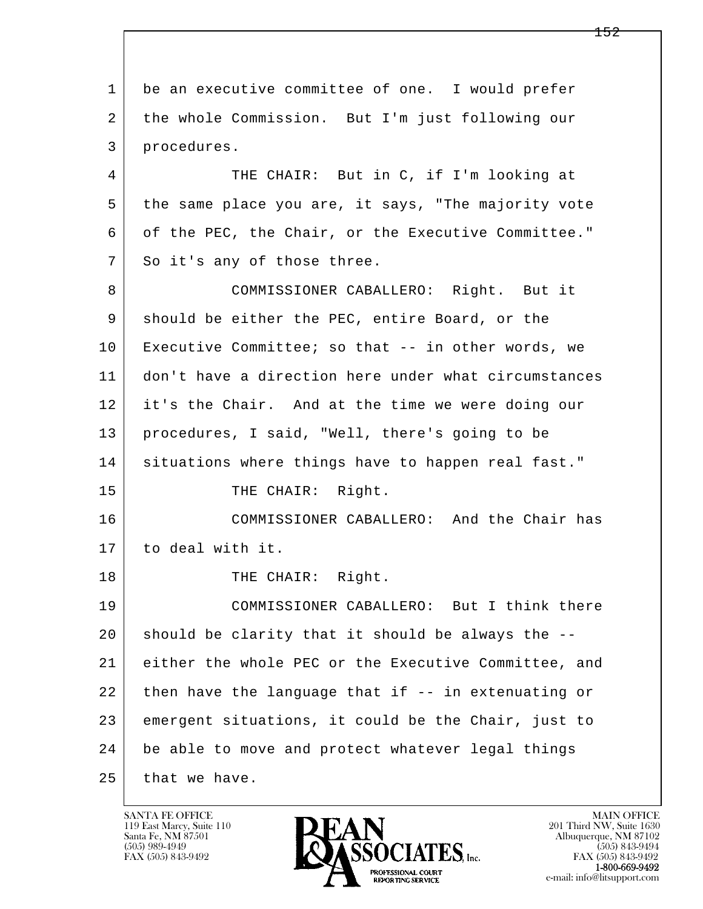1 be an executive committee of one. I would prefer
2 the whole Commission. But I'm just following our
3 procedures.

4 THE CHAIR: But in C, if I'm looking at
5 the same place you are, it says, "The majority vote
6 of the PEC, the Chair, or the Executive Committee."
7 So it's any of those three.

8 COMMISSIONER CABALLERO: Right. But it
9 should be either the PEC, entire Board, or the
10 Executive Committee; so that -- in other words, we
11 don't have a direction here under what circumstances
12 it's the Chair. And at the time we were doing our
13 procedures, I said, "Well, there's going to be
14 situations where things have to happen real fast."

15 THE CHAIR: Right.

16 COMMISSIONER CABALLERO: And the Chair has
17 to deal with it.

18 THE CHAIR: Right.

19 COMMISSIONER CABALLERO: But I think there
20 should be clarity that it should be always the --
21 either the whole PEC or the Executive Committee, and
22 then have the language that if -- in extenuating or
23 emergent situations, it could be the Chair, just to
24 be able to move and protect whatever legal things
25 that we have.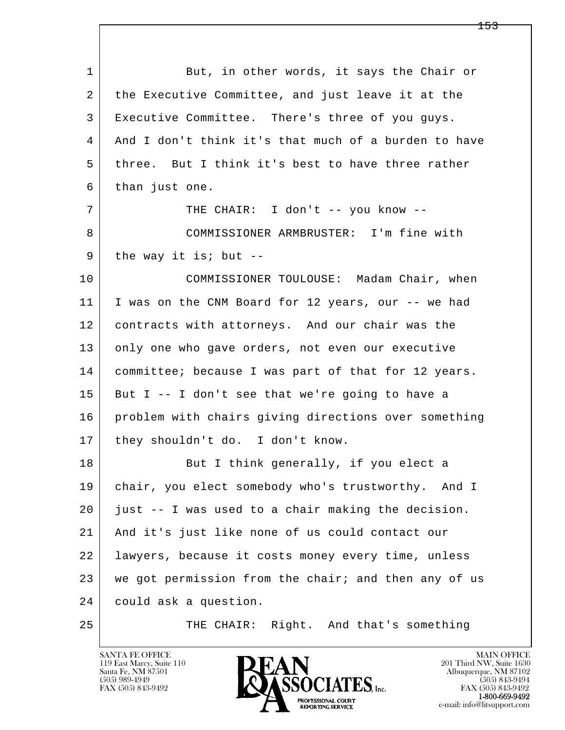1 But, in other words, it says the Chair or
2 the Executive Committee, and just leave it at the
3 Executive Committee. There's three of you guys.
4 And I don't think it's that much of a burden to have
5 three. But I think it's best to have three rather
6 than just one.
7 THE CHAIR: I don't -- you know --
8 COMMISSIONER ARMBRUSTER: I'm fine with
9 the way it is; but --
10 COMMISSIONER TOULOUSE: Madam Chair, when
11 I was on the CNM Board for 12 years, our -- we had
12 contracts with attorneys. And our chair was the
13 only one who gave orders, not even our executive
14 committee; because I was part of that for 12 years.
15 But I -- I don't see that we're going to have a
16 problem with chairs giving directions over something
17 they shouldn't do. I don't know.
18 But I think generally, if you elect a
19 chair, you elect somebody who's trustworthy. And I
20 just -- I was used to a chair making the decision.
21 And it's just like none of us could contact our
22 lawyers, because it costs money every time, unless
23 we got permission from the chair; and then any of us
24 could ask a question.
25 THE CHAIR: Right. And that's something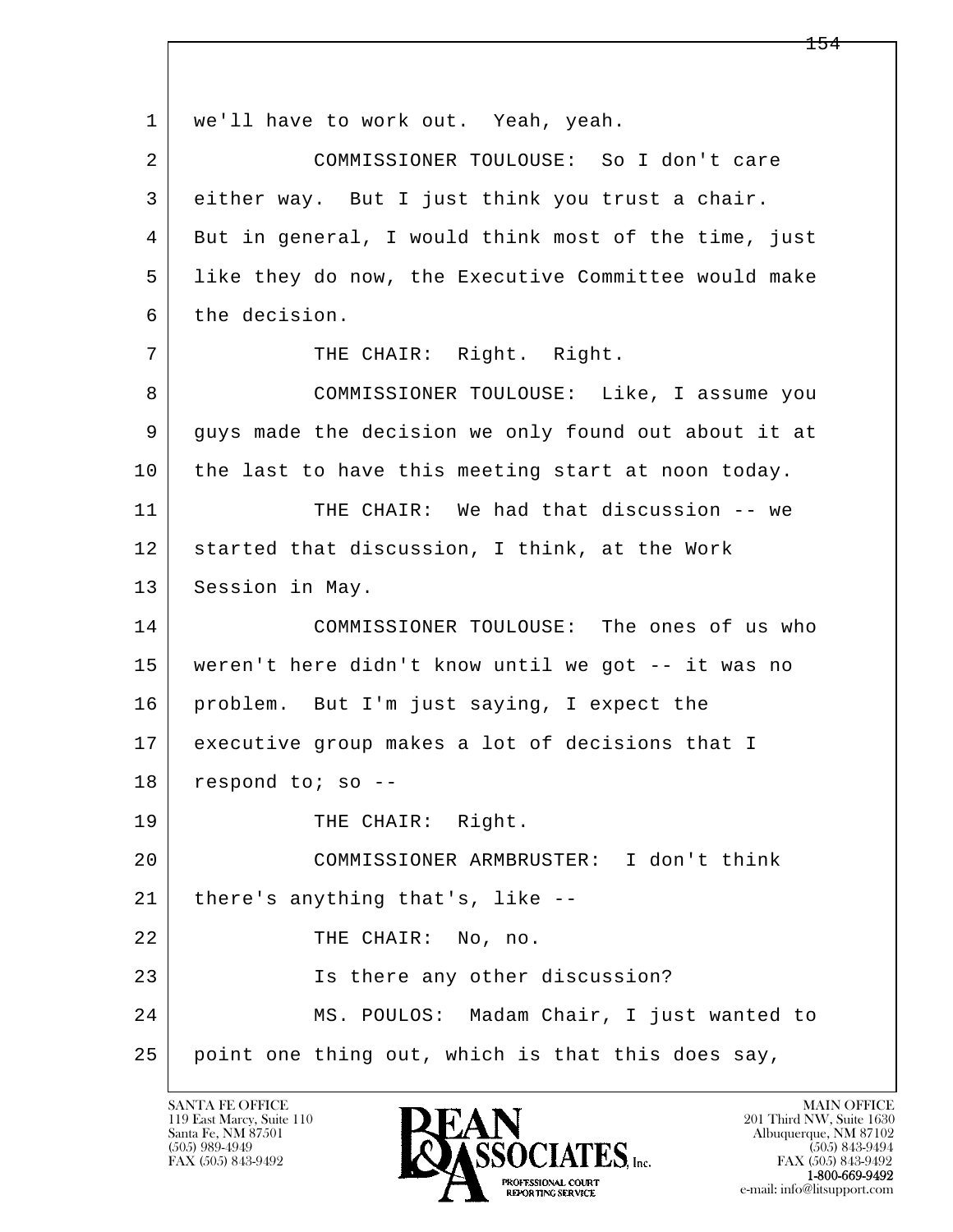1 we'll have to work out. Yeah, yeah.

2 COMMISSIONER TOULOUSE: So I don't care

3 either way. But I just think you trust a chair.

4 But in general, I would think most of the time, just

5 like they do now, the Executive Committee would make

6 the decision.

7 THE CHAIR: Right. Right.

8 COMMISSIONER TOULOUSE: Like, I assume you

9 guys made the decision we only found out about it at

10 the last to have this meeting start at noon today.

11 THE CHAIR: We had that discussion -- we

12 started that discussion, I think, at the Work

13 Session in May.

14 COMMISSIONER TOULOUSE: The ones of us who

15 weren't here didn't know until we got -- it was no

16 problem. But I'm just saying, I expect the

17 executive group makes a lot of decisions that I

18 respond to; so --

19 THE CHAIR: Right.

20 COMMISSIONER ARMBRUSTER: I don't think

21 there's anything that's, like --

22 THE CHAIR: No, no.

23 Is there any other discussion?

24 MS. POULOS: Madam Chair, I just wanted to

25 point one thing out, which is that this does say,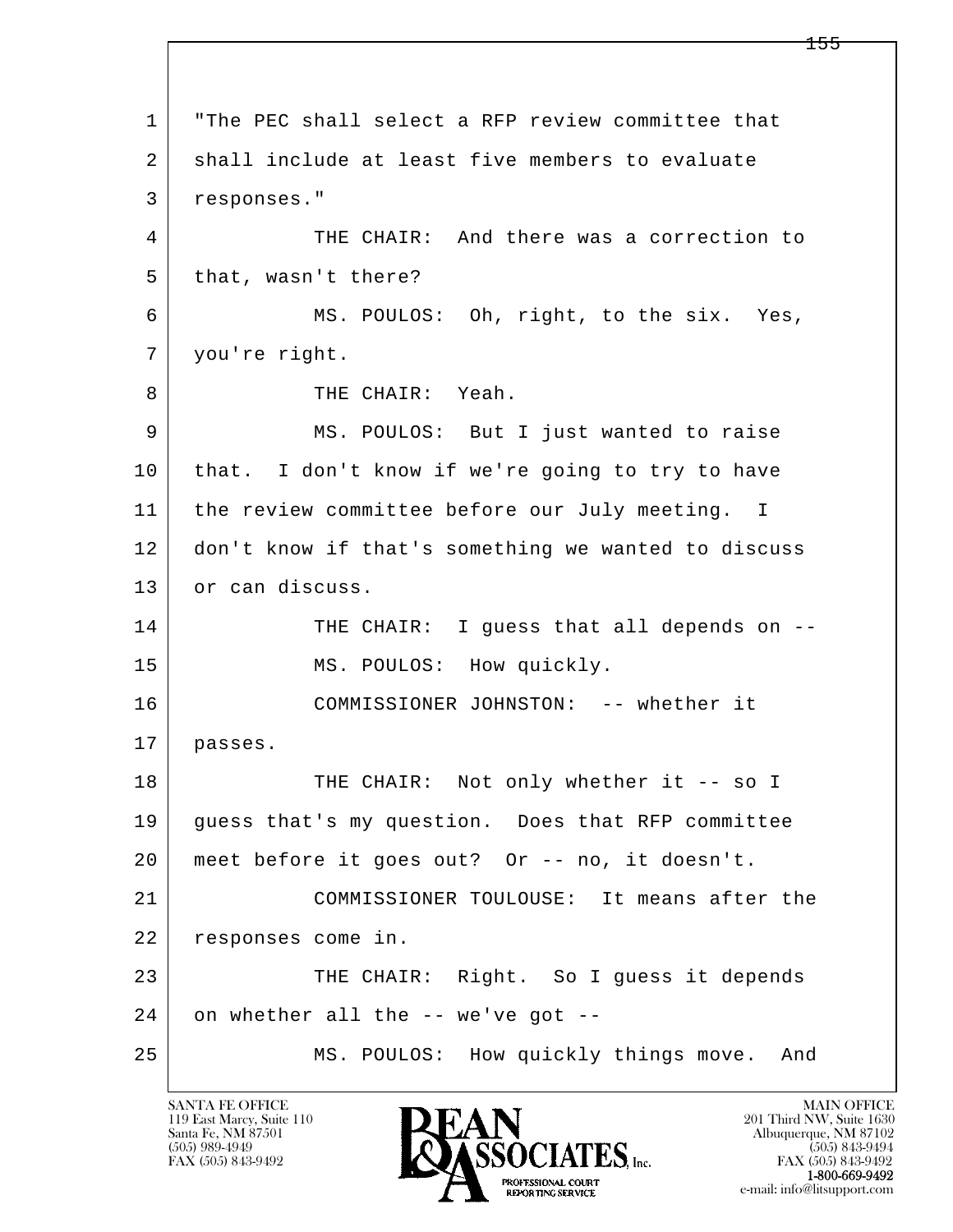1 "The PEC shall select a RFP review committee that
2 shall include at least five members to evaluate
3 responses."

4 THE CHAIR: And there was a correction to
5 that, wasn't there?

6 MS. POULOS: Oh, right, to the six. Yes,
7 you're right.

8 THE CHAIR: Yeah.

9 MS. POULOS: But I just wanted to raise
10 that. I don't know if we're going to try to have
11 the review committee before our July meeting. I
12 don't know if that's something we wanted to discuss
13 or can discuss.

14 THE CHAIR: I guess that all depends on --

15 MS. POULOS: How quickly.

16 COMMISSIONER JOHNSTON: -- whether it
17 passes.

18 THE CHAIR: Not only whether it -- so I
19 guess that's my question. Does that RFP committee
20 meet before it goes out? Or -- no, it doesn't.

21 COMMISSIONER TOULOUSE: It means after the
22 responses come in.

23 THE CHAIR: Right. So I guess it depends
24 on whether all the -- we've got --

25 MS. POULOS: How quickly things move. And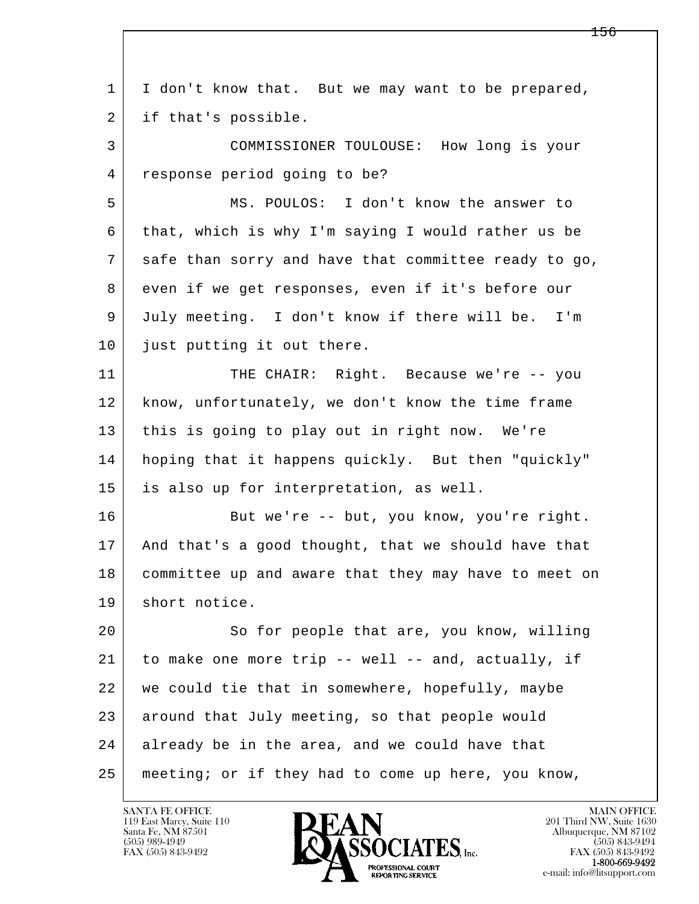1 I don't know that. But we may want to be prepared,
2 if that's possible.

3 COMMISSIONER TOULOUSE: How long is your
4 response period going to be?

5 MS. POULOS: I don't know the answer to
6 that, which is why I'm saying I would rather us be
7 safe than sorry and have that committee ready to go,
8 even if we get responses, even if it's before our
9 July meeting. I don't know if there will be. I'm
10 just putting it out there.

11 THE CHAIR: Right. Because we're -- you
12 know, unfortunately, we don't know the time frame
13 this is going to play out in right now. We're
14 hoping that it happens quickly. But then "quickly"
15 is also up for interpretation, as well.

16 But we're -- but, you know, you're right.
17 And that's a good thought, that we should have that
18 committee up and aware that they may have to meet on
19 short notice.

20 So for people that are, you know, willing
21 to make one more trip -- well -- and, actually, if
22 we could tie that in somewhere, hopefully, maybe
23 around that July meeting, so that people would
24 already be in the area, and we could have that
25 meeting; or if they had to come up here, you know,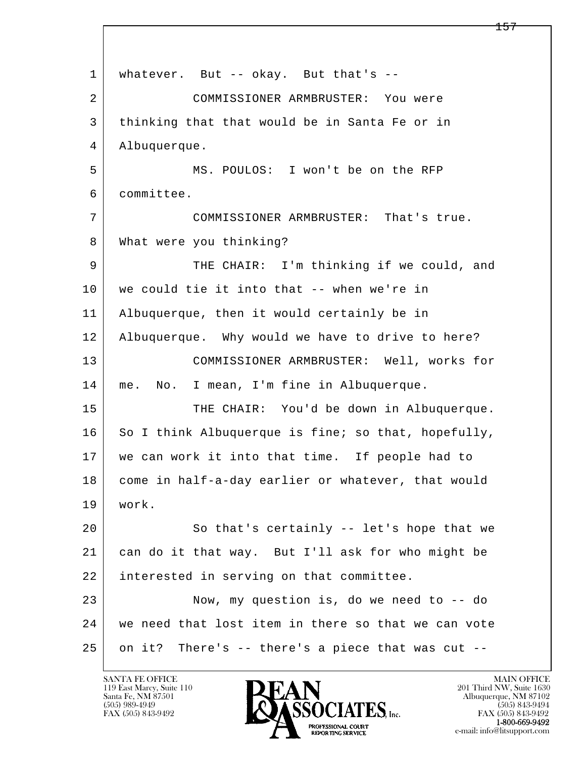1 whatever. But -- okay. But that's --

2 COMMISSIONER ARMBRUSTER: You were

3 thinking that that would be in Santa Fe or in

4 Albuquerque.

5 MS. POULOS: I won't be on the RFP

6 committee.

7 COMMISSIONER ARMBRUSTER: That's true.

8 What were you thinking?

9 THE CHAIR: I'm thinking if we could, and

10 we could tie it into that -- when we're in

11 Albuquerque, then it would certainly be in

12 Albuquerque. Why would we have to drive to here?

13 COMMISSIONER ARMBRUSTER: Well, works for

14 me. No. I mean, I'm fine in Albuquerque.

15 THE CHAIR: You'd be down in Albuquerque.

16 So I think Albuquerque is fine; so that, hopefully,

17 we can work it into that time. If people had to

18 come in half-a-day earlier or whatever, that would

19 work.

20 So that's certainly -- let's hope that we

21 can do it that way. But I'll ask for who might be

22 interested in serving on that committee.

23 Now, my question is, do we need to -- do

24 we need that lost item in there so that we can vote

25 on it? There's -- there's a piece that was cut --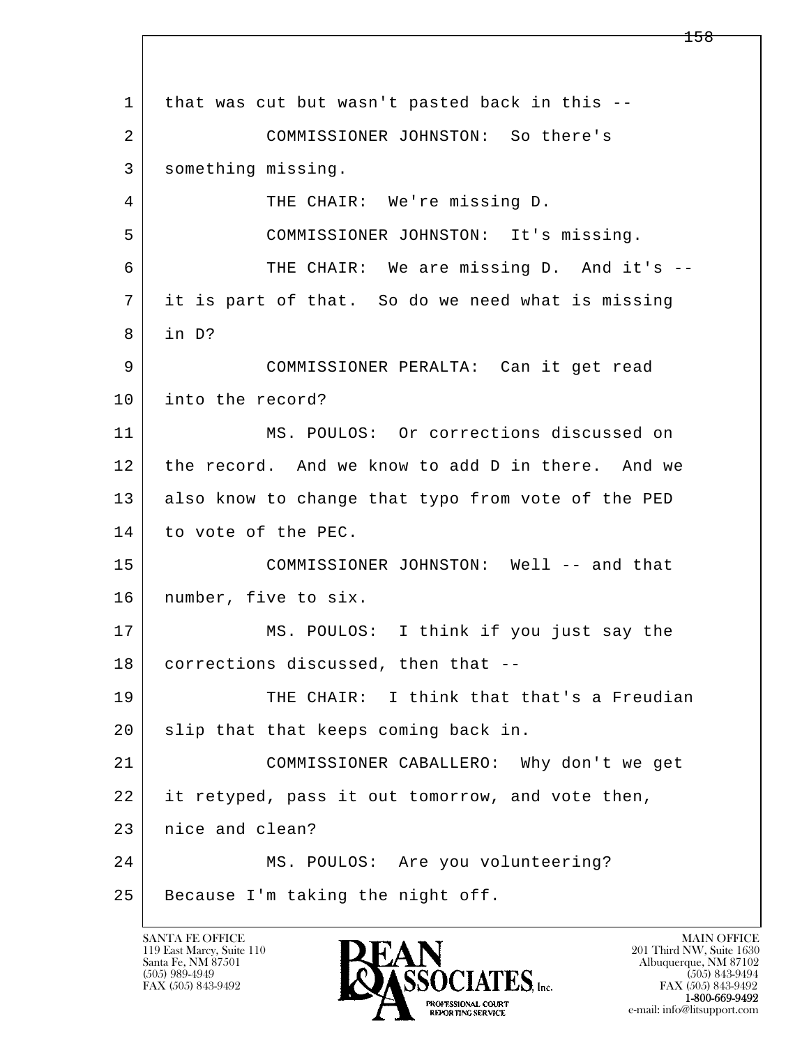1 that was cut but wasn't pasted back in this --

2 COMMISSIONER JOHNSTON: So there's

3 something missing.

4 THE CHAIR: We're missing D.

5 COMMISSIONER JOHNSTON: It's missing.

6 THE CHAIR: We are missing D. And it's --

7 it is part of that. So do we need what is missing

8 in D?

9 COMMISSIONER PERALTA: Can it get read

10 into the record?

11 MS. POULOS: Or corrections discussed on

12 the record. And we know to add D in there. And we

13 also know to change that typo from vote of the PED

14 to vote of the PEC.

15 COMMISSIONER JOHNSTON: Well -- and that

16 number, five to six.

17 MS. POULOS: I think if you just say the

18 corrections discussed, then that --

19 THE CHAIR: I think that that's a Freudian

20 slip that that keeps coming back in.

21 COMMISSIONER CABALLERO: Why don't we get

22 it retyped, pass it out tomorrow, and vote then,

23 nice and clean?

24 MS. POULOS: Are you volunteering?

25 Because I'm taking the night off.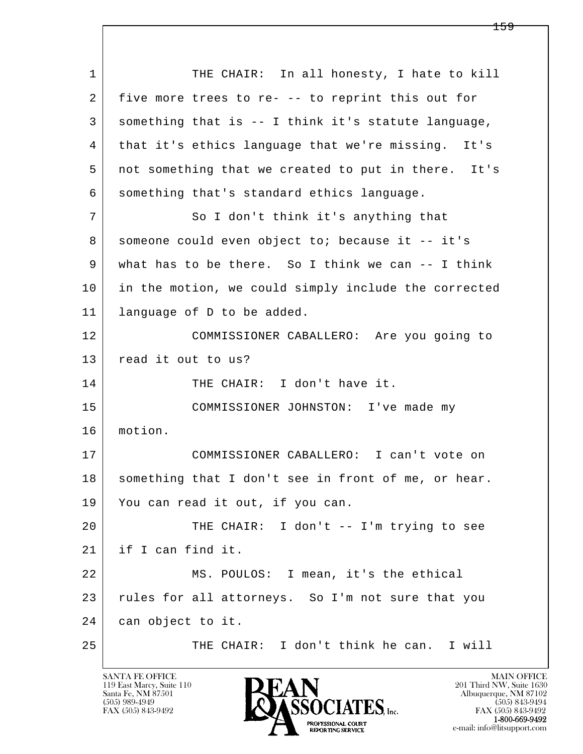1 THE CHAIR: In all honesty, I hate to kill
2 five more trees to re- -- to reprint this out for
3 something that is -- I think it's statute language,
4 that it's ethics language that we're missing. It's
5 not something that we created to put in there. It's
6 something that's standard ethics language.
7 So I don't think it's anything that
8 someone could even object to; because it -- it's
9 what has to be there. So I think we can -- I think
10 in the motion, we could simply include the corrected
11 language of D to be added.
12 COMMISSIONER CABALLERO: Are you going to
13 read it out to us?
14 THE CHAIR: I don't have it.
15 COMMISSIONER JOHNSTON: I've made my
16 motion.
17 COMMISSIONER CABALLERO: I can't vote on
18 something that I don't see in front of me, or hear.
19 You can read it out, if you can.
20 THE CHAIR: I don't -- I'm trying to see
21 if I can find it.
22 MS. POULOS: I mean, it's the ethical
23 rules for all attorneys. So I'm not sure that you
24 can object to it.
25 THE CHAIR: I don't think he can. I will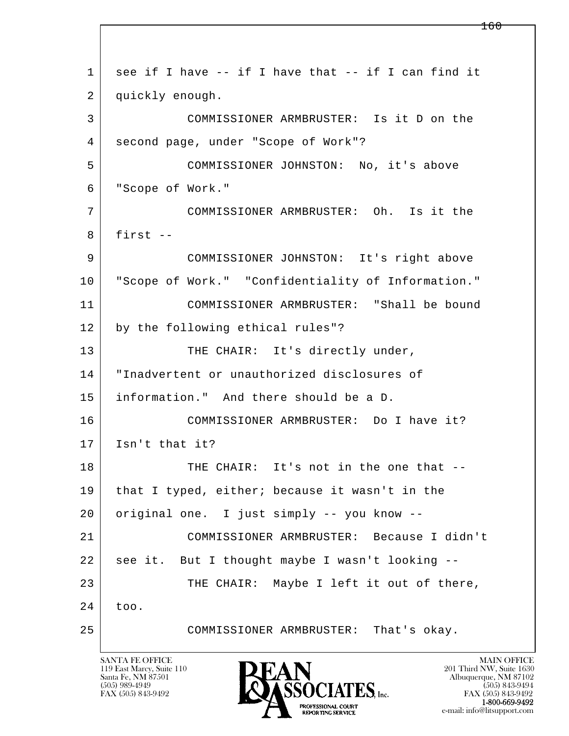1 see if I have -- if I have that -- if I can find it
2 quickly enough.
3 COMMISSIONER ARMBRUSTER: Is it D on the
4 second page, under "Scope of Work"?
5 COMMISSIONER JOHNSTON: No, it's above
6 "Scope of Work."
7 COMMISSIONER ARMBRUSTER: Oh. Is it the
8 first --
9 COMMISSIONER JOHNSTON: It's right above
10 "Scope of Work." "Confidentiality of Information."
11 COMMISSIONER ARMBRUSTER: "Shall be bound
12 by the following ethical rules"?
13 THE CHAIR: It's directly under,
14 "Inadvertent or unauthorized disclosures of
15 information." And there should be a D.
16 COMMISSIONER ARMBRUSTER: Do I have it?
17 Isn't that it?
18 THE CHAIR: It's not in the one that --
19 that I typed, either; because it wasn't in the
20 original one. I just simply -- you know --
21 COMMISSIONER ARMBRUSTER: Because I didn't
22 see it. But I thought maybe I wasn't looking --
23 THE CHAIR: Maybe I left it out of there,
24 too.
25 COMMISSIONER ARMBRUSTER: That's okay.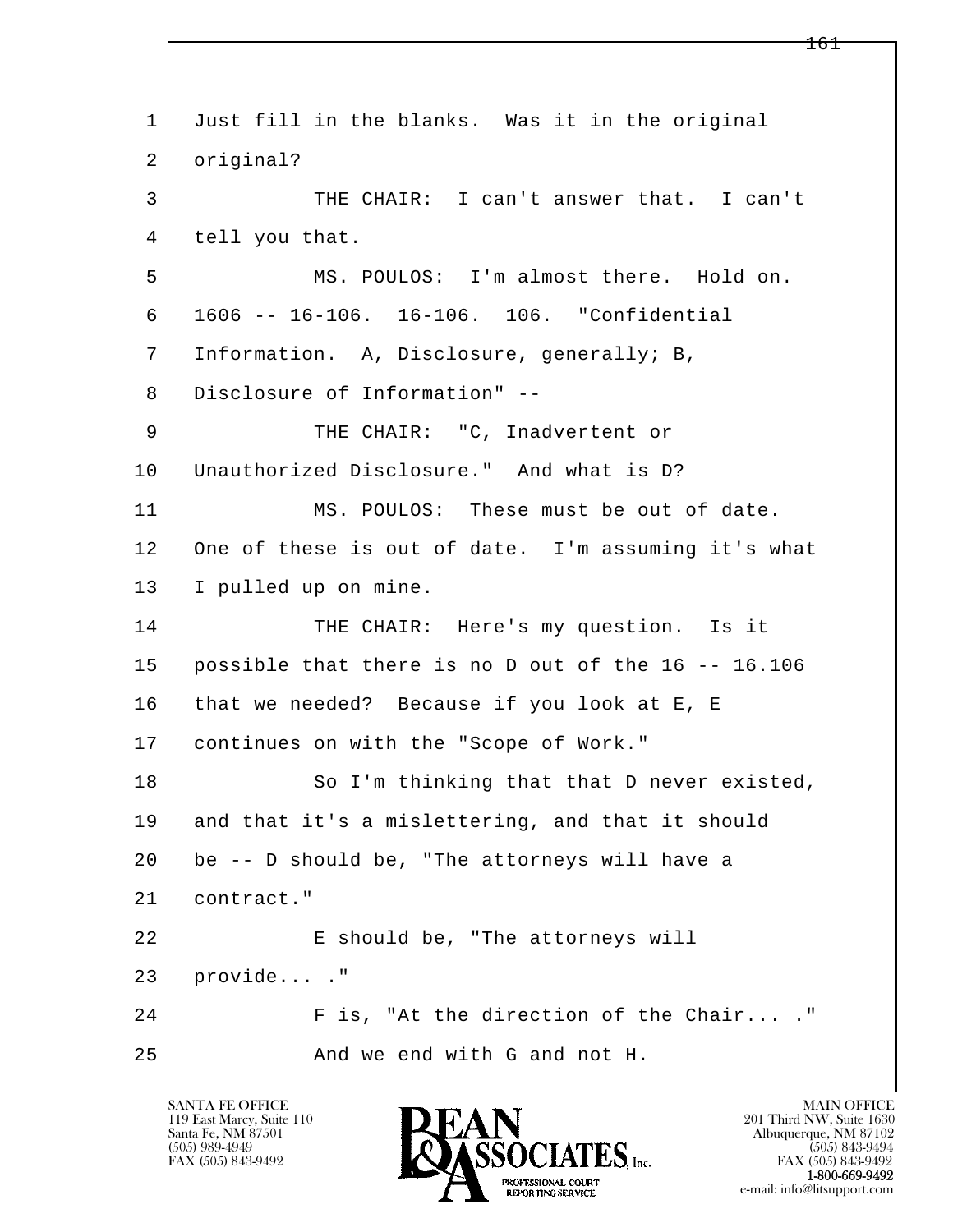1 Just fill in the blanks. Was it in the original
2 original?
3 THE CHAIR: I can't answer that. I can't
4 tell you that.
5 MS. POULOS: I'm almost there. Hold on.
6 1606 -- 16-106. 16-106. 106. "Confidential
7 Information. A, Disclosure, generally; B,
8 Disclosure of Information" --
9 THE CHAIR: "C, Inadvertent or
10 Unauthorized Disclosure." And what is D?
11 MS. POULOS: These must be out of date.
12 One of these is out of date. I'm assuming it's what
13 I pulled up on mine.
14 THE CHAIR: Here's my question. Is it
15 possible that there is no D out of the 16 -- 16.106
16 that we needed? Because if you look at E, E
17 continues on with the "Scope of Work."
18 So I'm thinking that that D never existed,
19 and that it's a mislettering, and that it should
20 be -- D should be, "The attorneys will have a
21 contract."
22 E should be, "The attorneys will
23 provide... ."
24 F is, "At the direction of the Chair... ."
25 And we end with G and not H.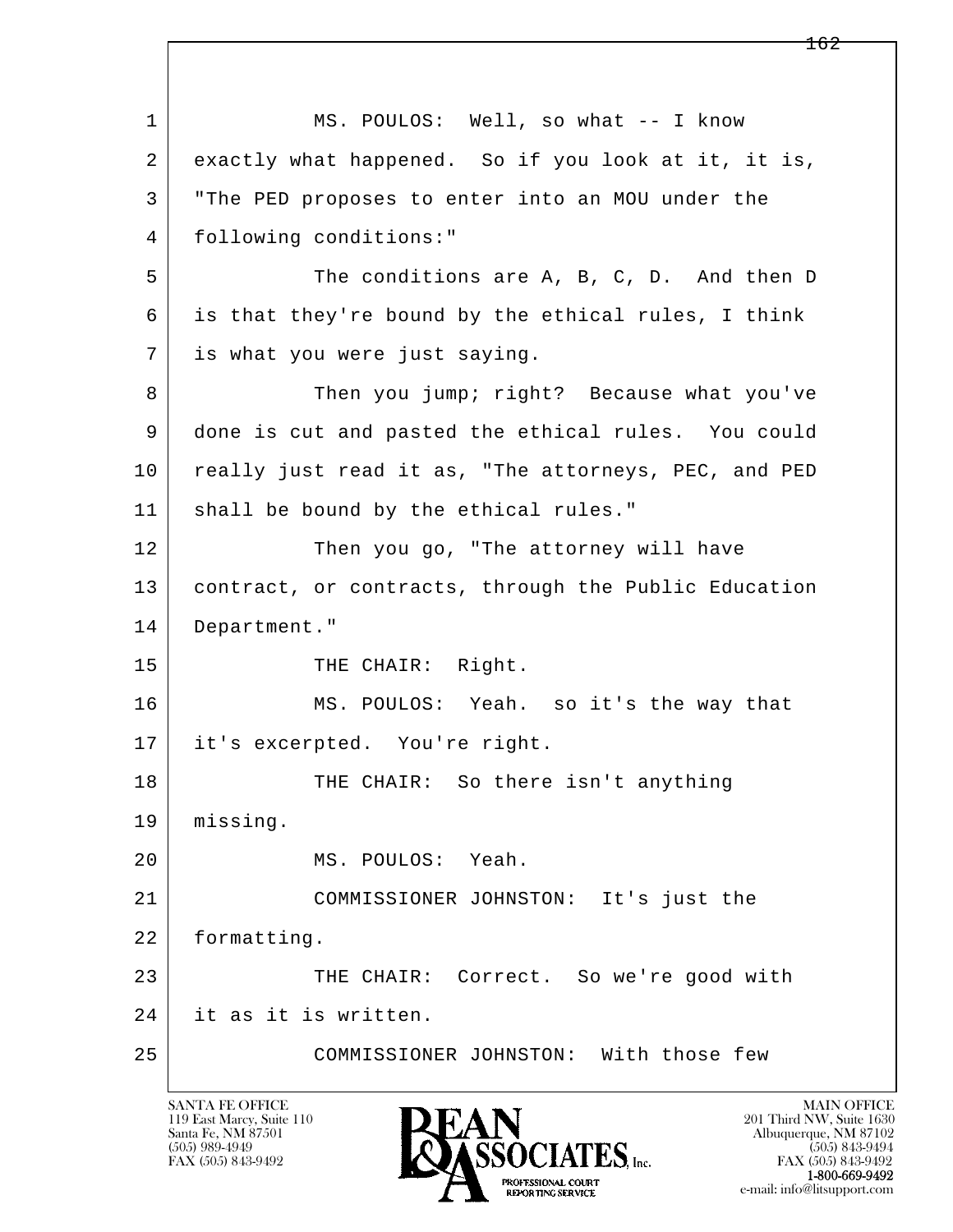1 MS. POULOS: Well, so what -- I know
2 exactly what happened. So if you look at it, it is,
3 "The PED proposes to enter into an MOU under the
4 following conditions:"
5 The conditions are A, B, C, D. And then D
6 is that they're bound by the ethical rules, I think
7 is what you were just saying.
8 Then you jump; right? Because what you've
9 done is cut and pasted the ethical rules. You could
10 really just read it as, "The attorneys, PEC, and PED
11 shall be bound by the ethical rules."
12 Then you go, "The attorney will have
13 contract, or contracts, through the Public Education
14 Department."
15 THE CHAIR: Right.
16 MS. POULOS: Yeah. so it's the way that
17 it's excerpted. You're right.
18 THE CHAIR: So there isn't anything
19 missing.
20 MS. POULOS: Yeah.
21 COMMISSIONER JOHNSTON: It's just the
22 formatting.
23 THE CHAIR: Correct. So we're good with
24 it as it is written.
25 COMMISSIONER JOHNSTON: With those few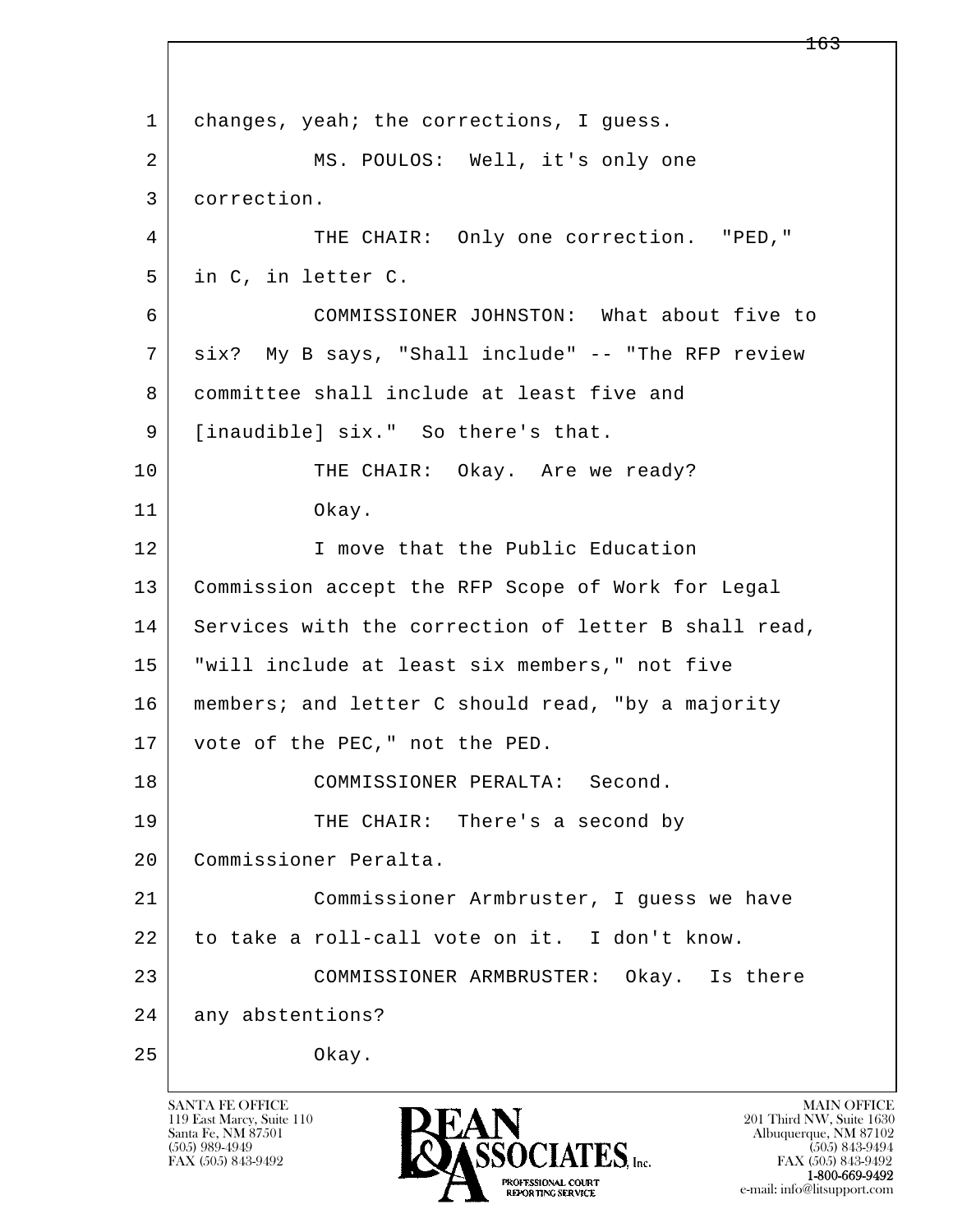1 changes, yeah; the corrections, I guess.

2 MS. POULOS: Well, it's only one

3 correction.

4 THE CHAIR: Only one correction. "PED,"

5 in C, in letter C.

6 COMMISSIONER JOHNSTON: What about five to

7 six? My B says, "Shall include" -- "The RFP review

8 committee shall include at least five and

9 [inaudible] six." So there's that.

10 THE CHAIR: Okay. Are we ready?

11 Okay.

12 I move that the Public Education

13 Commission accept the RFP Scope of Work for Legal

14 Services with the correction of letter B shall read,

15 "will include at least six members," not five

16 members; and letter C should read, "by a majority

17 vote of the PEC," not the PED.

18 COMMISSIONER PERALTA: Second.

19 THE CHAIR: There's a second by

20 Commissioner Peralta.

21 Commissioner Armbruster, I guess we have

22 to take a roll-call vote on it. I don't know.

23 COMMISSIONER ARMBRUSTER: Okay. Is there

24 any abstentions?

25 Okay.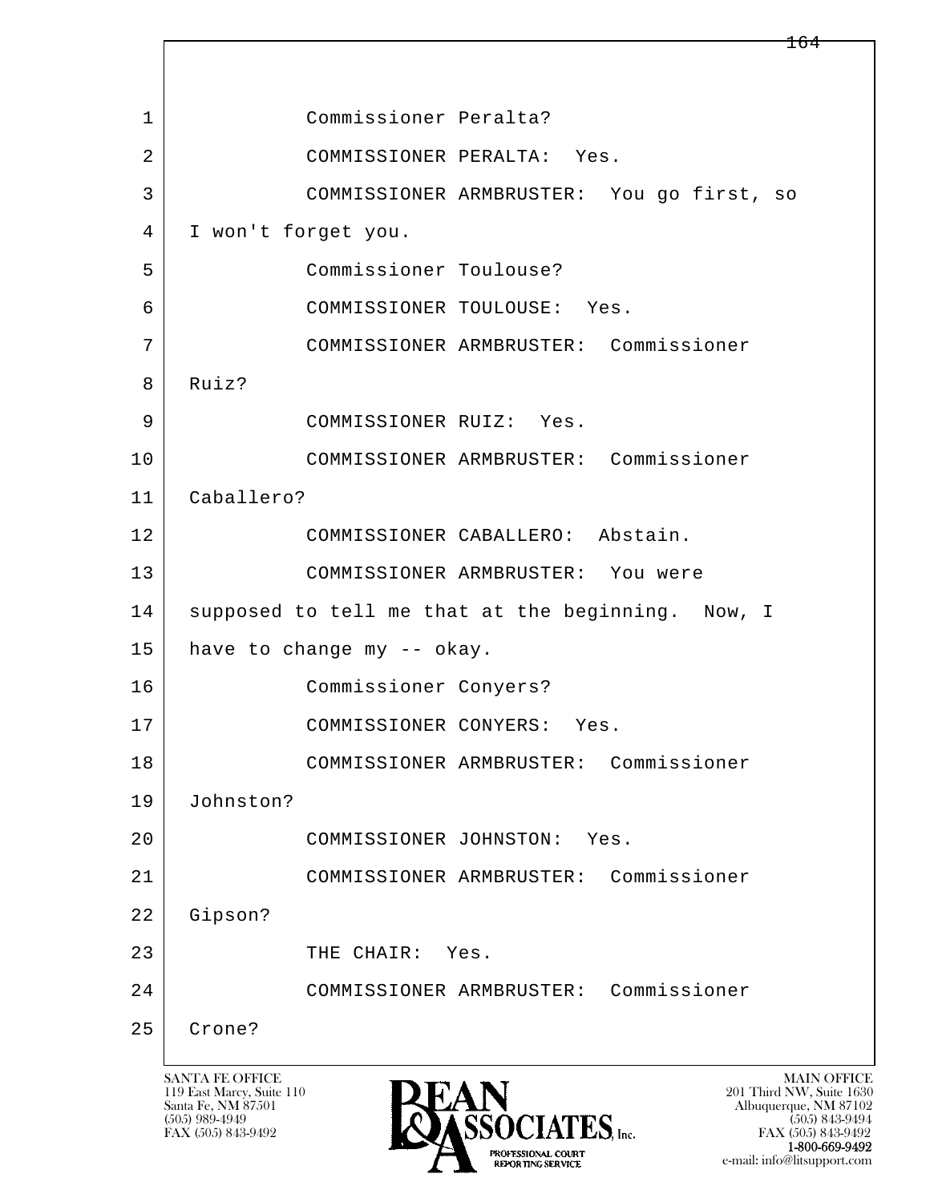1 Commissioner Peralta?

2 COMMISSIONER PERALTA: Yes.

3 COMMISSIONER ARMBRUSTER: You go first, so

4 I won't forget you.

5 Commissioner Toulouse?

6 COMMISSIONER TOULOUSE: Yes.

7 COMMISSIONER ARMBRUSTER: Commissioner

8 Ruiz?

9 COMMISSIONER RUIZ: Yes.

10 COMMISSIONER ARMBRUSTER: Commissioner

11 Caballero?

12 COMMISSIONER CABALLERO: Abstain.

13 COMMISSIONER ARMBRUSTER: You were

14 supposed to tell me that at the beginning. Now, I

15 have to change my -- okay.

16 Commissioner Conyers?

17 COMMISSIONER CONYERS: Yes.

18 COMMISSIONER ARMBRUSTER: Commissioner

19 Johnston?

20 COMMISSIONER JOHNSTON: Yes.

21 COMMISSIONER ARMBRUSTER: Commissioner

22 Gipson?

23 THE CHAIR: Yes.

24 COMMISSIONER ARMBRUSTER: Commissioner

25 Crone?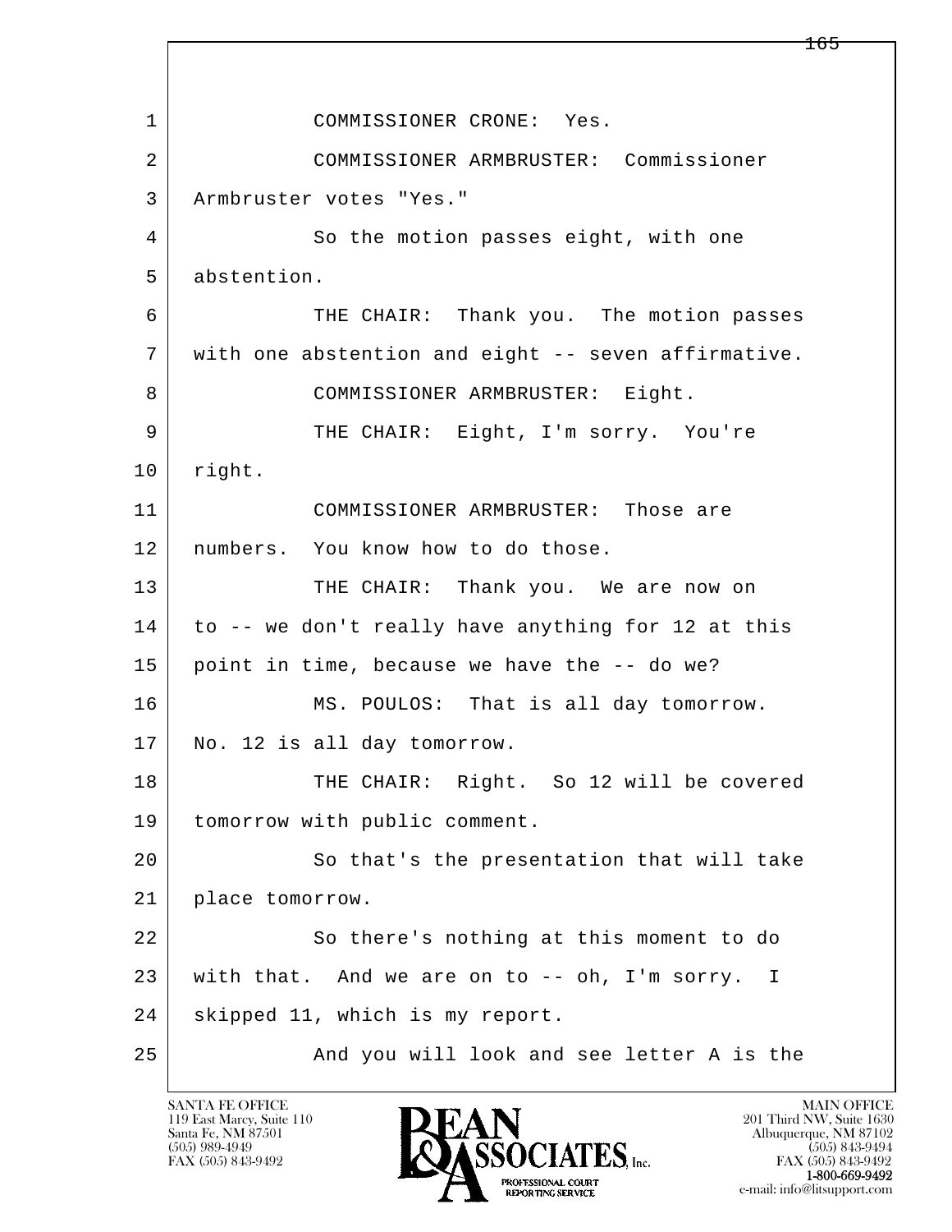1 COMMISSIONER CRONE: Yes.

2 COMMISSIONER ARMBRUSTER: Commissioner

3 Armbruster votes "Yes."

4 So the motion passes eight, with one

5 abstention.

6 THE CHAIR: Thank you. The motion passes

7 with one abstention and eight -- seven affirmative.

8 COMMISSIONER ARMBRUSTER: Eight.

9 THE CHAIR: Eight, I'm sorry. You're

10 right.

11 COMMISSIONER ARMBRUSTER: Those are

12 numbers. You know how to do those.

13 THE CHAIR: Thank you. We are now on

14 to -- we don't really have anything for 12 at this

15 point in time, because we have the -- do we?

16 MS. POULOS: That is all day tomorrow.

17 No. 12 is all day tomorrow.

18 THE CHAIR: Right. So 12 will be covered

19 tomorrow with public comment.

20 So that's the presentation that will take

21 place tomorrow.

22 So there's nothing at this moment to do

23 with that. And we are on to -- oh, I'm sorry. I

24 skipped 11, which is my report.

25 And you will look and see letter A is the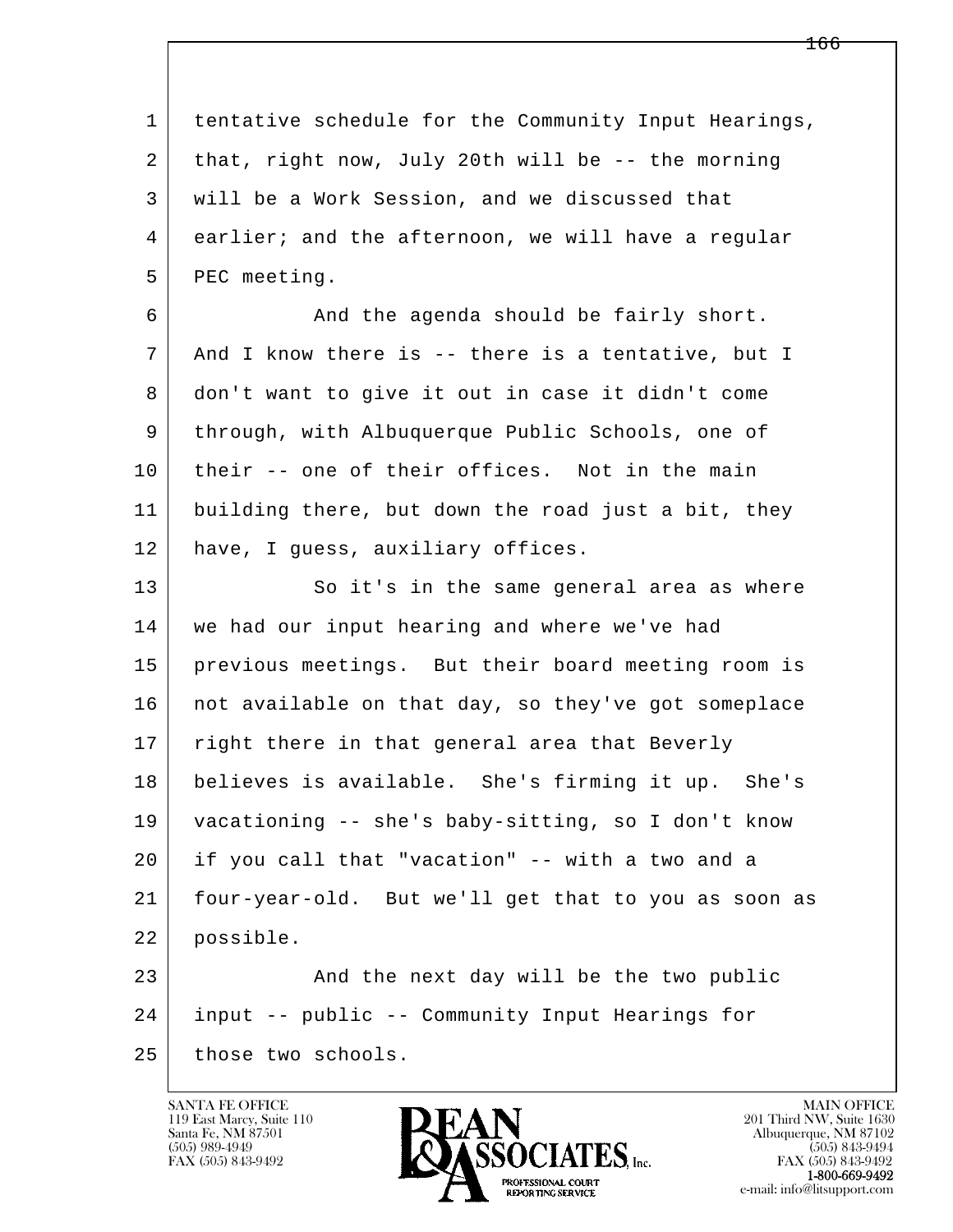tentative schedule for the Community Input Hearings, that, right now, July 20th will be -- the morning will be a Work Session, and we discussed that earlier; and the afternoon, we will have a regular PEC meeting.

And the agenda should be fairly short. And I know there is -- there is a tentative, but I don't want to give it out in case it didn't come through, with Albuquerque Public Schools, one of their -- one of their offices. Not in the main building there, but down the road just a bit, they have, I guess, auxiliary offices.

So it's in the same general area as where we had our input hearing and where we've had previous meetings. But their board meeting room is not available on that day, so they've got someplace right there in that general area that Beverly believes is available. She's firming it up. She's vacationing -- she's baby-sitting, so I don't know if you call that "vacation" -- with a two and a four-year-old. But we'll get that to you as soon as possible.

And the next day will be the two public input -- public -- Community Input Hearings for those two schools.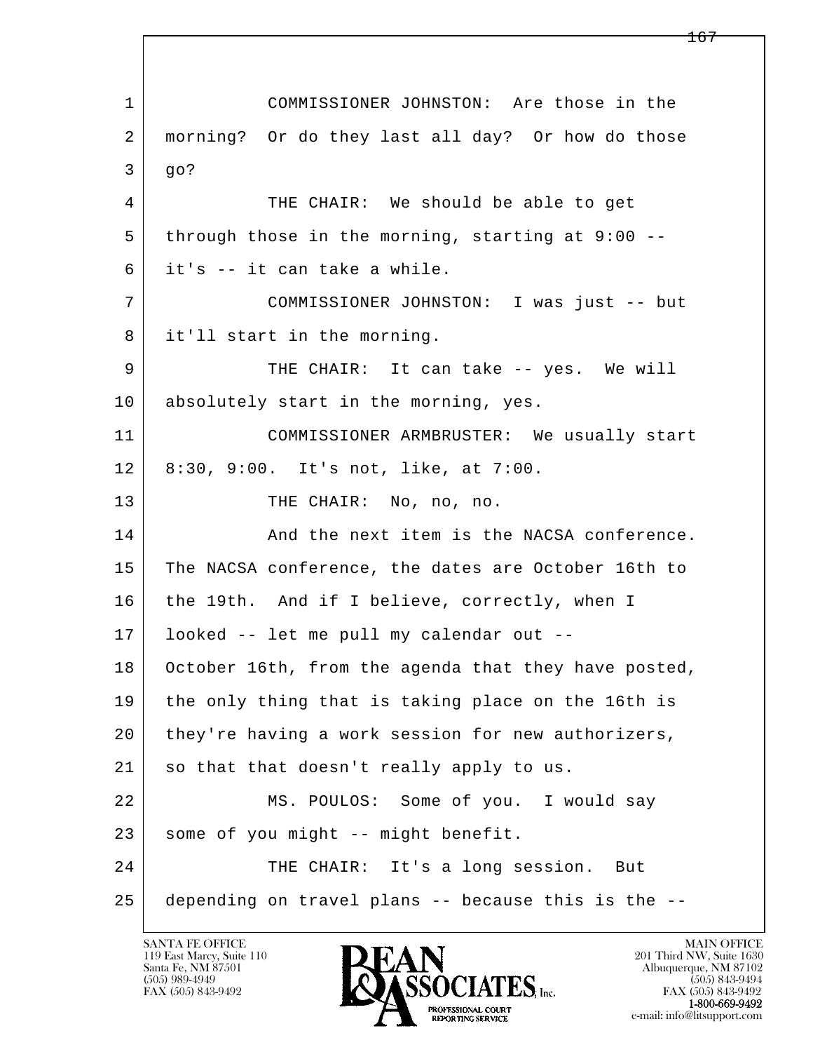1 COMMISSIONER JOHNSTON: Are those in the
2 morning? Or do they last all day? Or how do those
3 go?
4 THE CHAIR: We should be able to get
5 through those in the morning, starting at 9:00 --
6 it's -- it can take a while.
7 COMMISSIONER JOHNSTON: I was just -- but
8 it'll start in the morning.
9 THE CHAIR: It can take -- yes. We will
10 absolutely start in the morning, yes.
11 COMMISSIONER ARMBRUSTER: We usually start
12 8:30, 9:00. It's not, like, at 7:00.
13 THE CHAIR: No, no, no.
14 And the next item is the NACSA conference.
15 The NACSA conference, the dates are October 16th to
16 the 19th. And if I believe, correctly, when I
17 looked -- let me pull my calendar out --
18 October 16th, from the agenda that they have posted,
19 the only thing that is taking place on the 16th is
20 they're having a work session for new authorizers,
21 so that that doesn't really apply to us.
22 MS. POULOS: Some of you. I would say
23 some of you might -- might benefit.
24 THE CHAIR: It's a long session. But
25 depending on travel plans -- because this is the --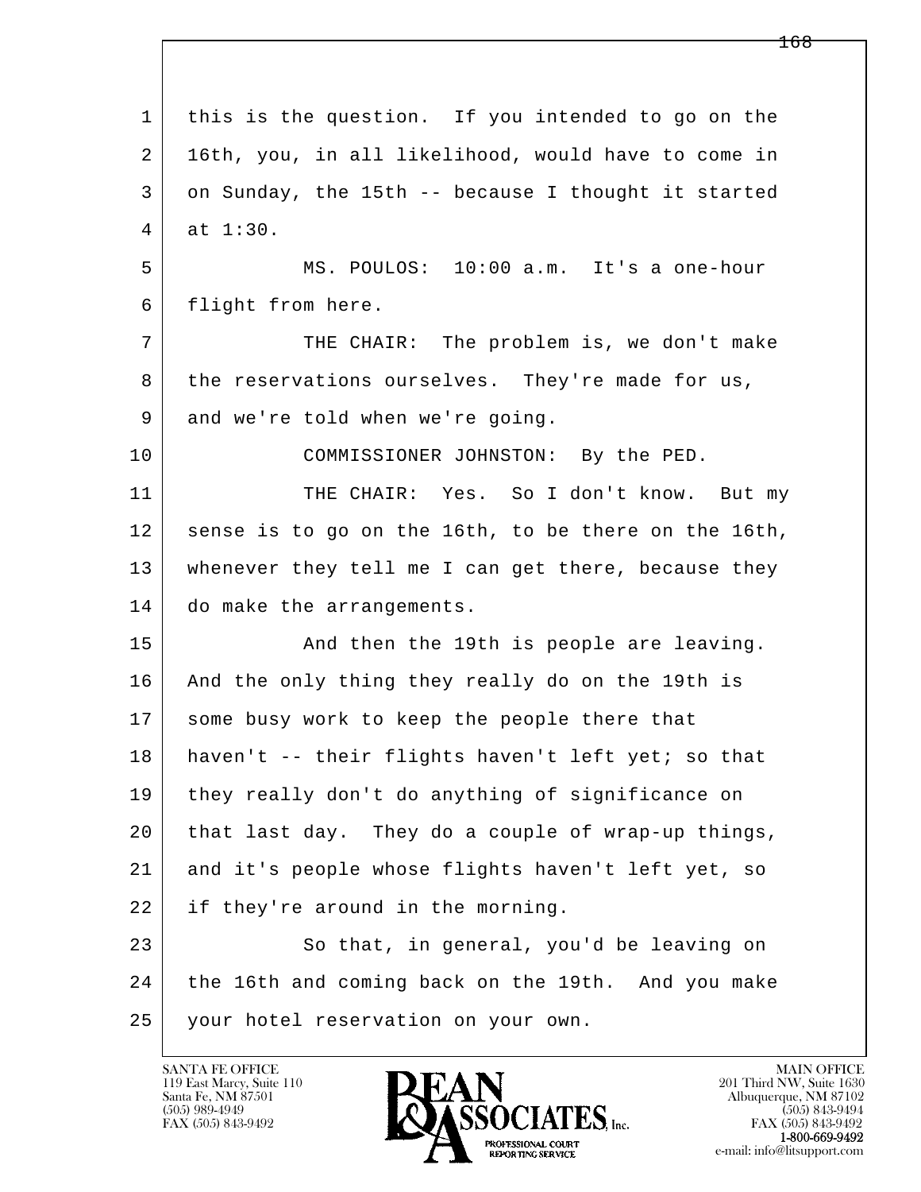1 this is the question. If you intended to go on the
2 16th, you, in all likelihood, would have to come in
3 on Sunday, the 15th -- because I thought it started
4 at 1:30.

5 MS. POULOS: 10:00 a.m. It's a one-hour
6 flight from here.

7 THE CHAIR: The problem is, we don't make
8 the reservations ourselves. They're made for us,
9 and we're told when we're going.

10 COMMISSIONER JOHNSTON: By the PED.

11 THE CHAIR: Yes. So I don't know. But my
12 sense is to go on the 16th, to be there on the 16th,
13 whenever they tell me I can get there, because they
14 do make the arrangements.

15 And then the 19th is people are leaving.
16 And the only thing they really do on the 19th is
17 some busy work to keep the people there that
18 haven't -- their flights haven't left yet; so that
19 they really don't do anything of significance on
20 that last day. They do a couple of wrap-up things,
21 and it's people whose flights haven't left yet, so
22 if they're around in the morning.

23 So that, in general, you'd be leaving on
24 the 16th and coming back on the 19th. And you make
25 your hotel reservation on your own.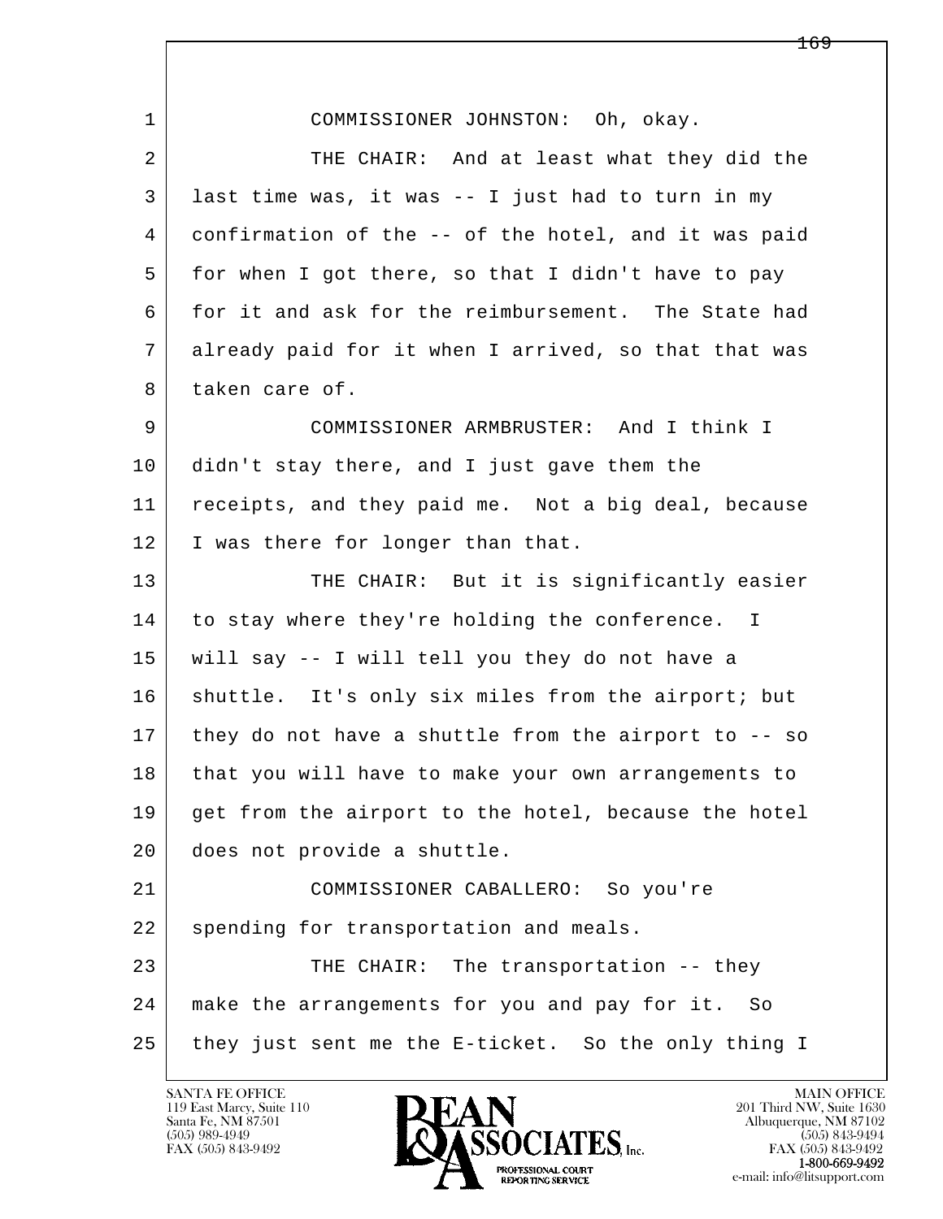1 COMMISSIONER JOHNSTON: Oh, okay.

2 THE CHAIR: And at least what they did the
3 last time was, it was -- I just had to turn in my
4 confirmation of the -- of the hotel, and it was paid
5 for when I got there, so that I didn't have to pay
6 for it and ask for the reimbursement. The State had
7 already paid for it when I arrived, so that that was
8 taken care of.

9 COMMISSIONER ARMBRUSTER: And I think I
10 didn't stay there, and I just gave them the
11 receipts, and they paid me. Not a big deal, because
12 I was there for longer than that.

13 THE CHAIR: But it is significantly easier
14 to stay where they're holding the conference. I
15 will say -- I will tell you they do not have a
16 shuttle. It's only six miles from the airport; but
17 they do not have a shuttle from the airport to -- so
18 that you will have to make your own arrangements to
19 get from the airport to the hotel, because the hotel
20 does not provide a shuttle.

21 COMMISSIONER CABALLERO: So you're
22 spending for transportation and meals.

23 THE CHAIR: The transportation -- they
24 make the arrangements for you and pay for it. So
25 they just sent me the E-ticket. So the only thing I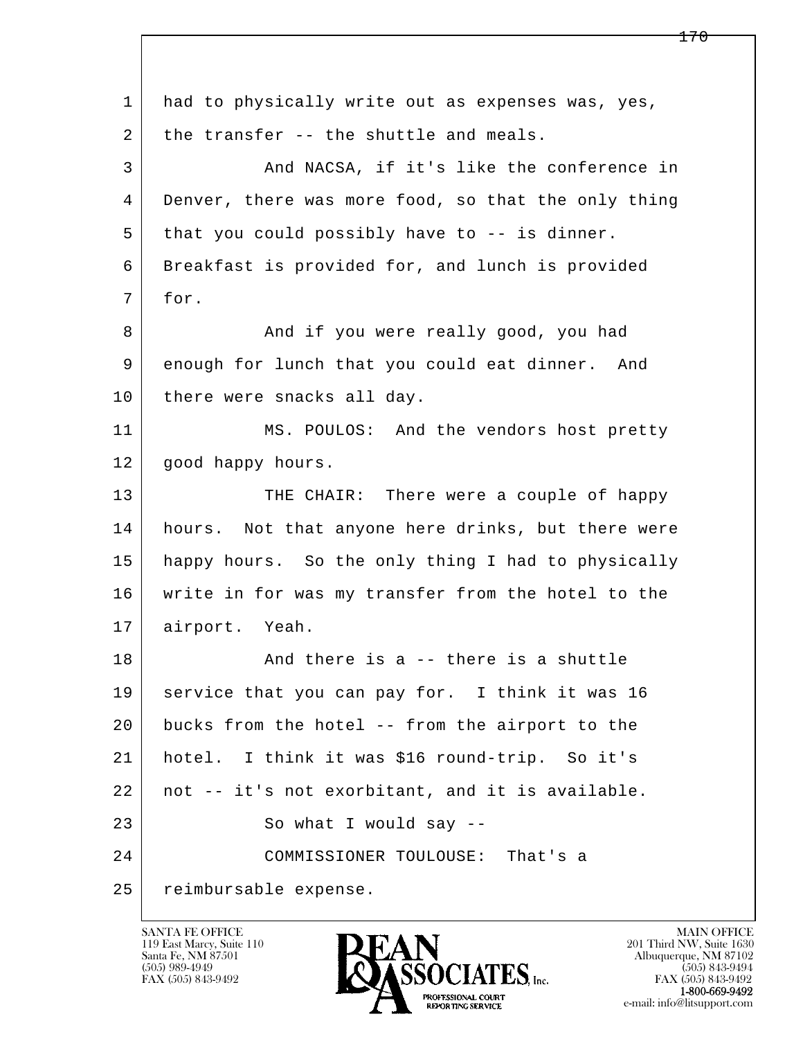1 had to physically write out as expenses was, yes,
2 the transfer -- the shuttle and meals.
3 And NACSA, if it's like the conference in
4 Denver, there was more food, so that the only thing
5 that you could possibly have to -- is dinner.
6 Breakfast is provided for, and lunch is provided
7 for.
8 And if you were really good, you had
9 enough for lunch that you could eat dinner. And
10 there were snacks all day.
11 MS. POULOS: And the vendors host pretty
12 good happy hours.
13 THE CHAIR: There were a couple of happy
14 hours. Not that anyone here drinks, but there were
15 happy hours. So the only thing I had to physically
16 write in for was my transfer from the hotel to the
17 airport. Yeah.
18 And there is a -- there is a shuttle
19 service that you can pay for. I think it was 16
20 bucks from the hotel -- from the airport to the
21 hotel. I think it was $16 round-trip. So it's
22 not -- it's not exorbitant, and it is available.
23 So what I would say --
24 COMMISSIONER TOULOUSE: That's a
25 reimbursable expense.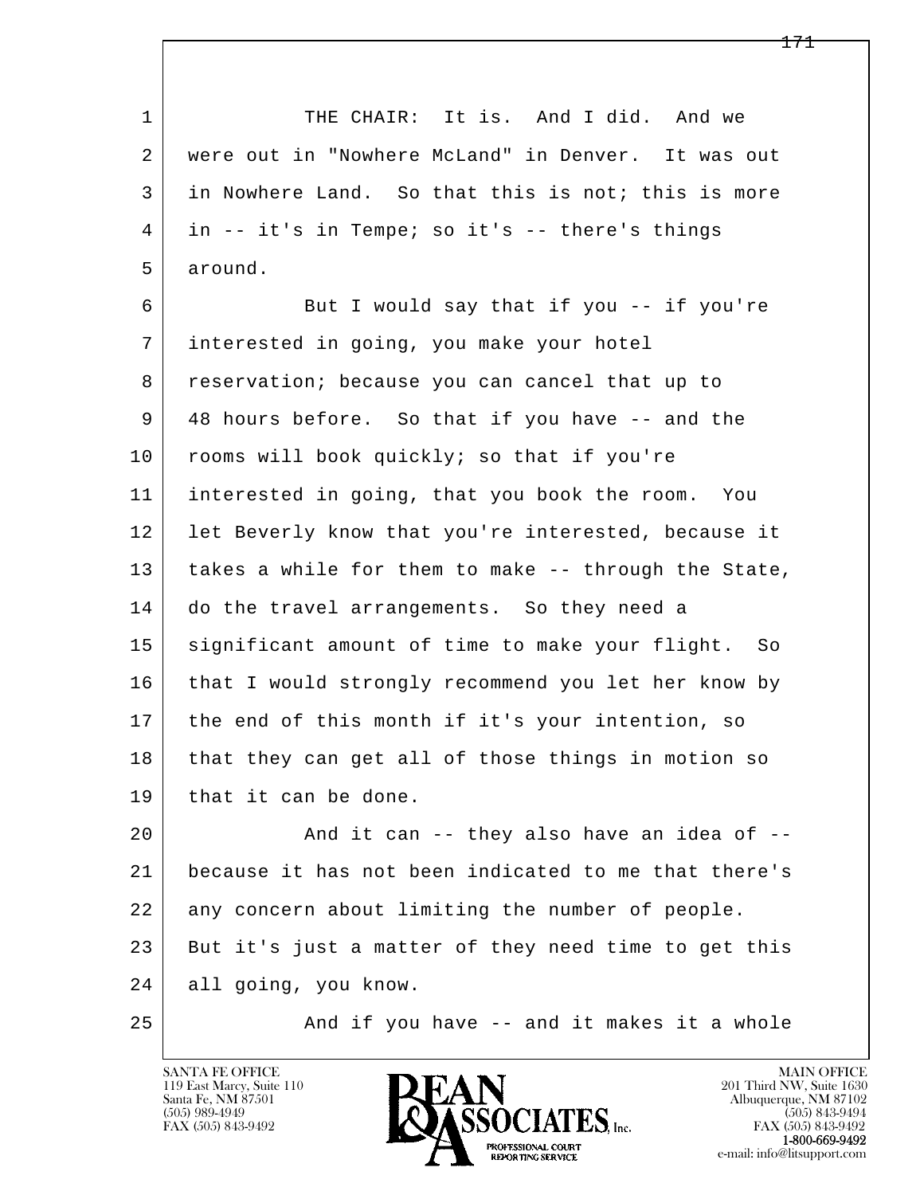1 THE CHAIR: It is. And I did. And we
2 were out in "Nowhere McLand" in Denver. It was out
3 in Nowhere Land. So that this is not; this is more
4 in -- it's in Tempe; so it's -- there's things
5 around.
6 But I would say that if you -- if you're
7 interested in going, you make your hotel
8 reservation; because you can cancel that up to
9 48 hours before. So that if you have -- and the
10 rooms will book quickly; so that if you're
11 interested in going, that you book the room. You
12 let Beverly know that you're interested, because it
13 takes a while for them to make -- through the State,
14 do the travel arrangements. So they need a
15 significant amount of time to make your flight. So
16 that I would strongly recommend you let her know by
17 the end of this month if it's your intention, so
18 that they can get all of those things in motion so
19 that it can be done.
20 And it can -- they also have an idea of --
21 because it has not been indicated to me that there's
22 any concern about limiting the number of people.
23 But it's just a matter of they need time to get this
24 all going, you know.
25 And if you have -- and it makes it a whole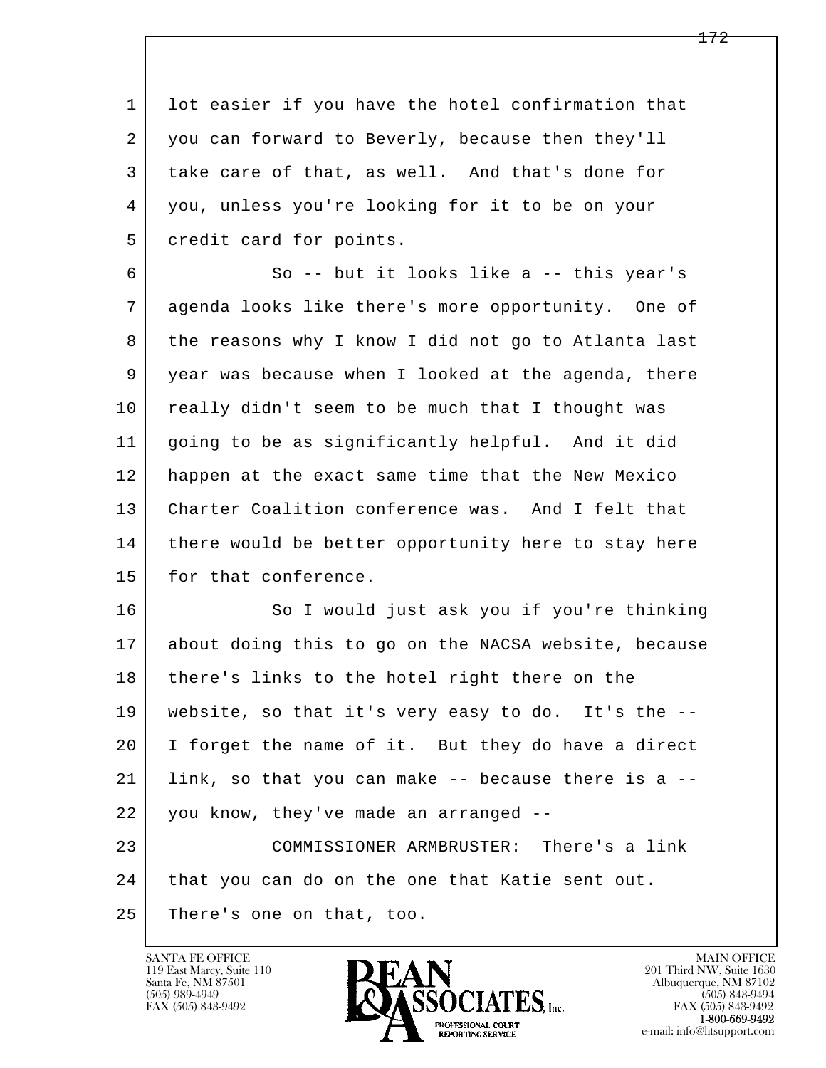1 lot easier if you have the hotel confirmation that
2 you can forward to Beverly, because then they'll
3 take care of that, as well. And that's done for
4 you, unless you're looking for it to be on your
5 credit card for points.

6 So -- but it looks like a -- this year's
7 agenda looks like there's more opportunity. One of
8 the reasons why I know I did not go to Atlanta last
9 year was because when I looked at the agenda, there
10 really didn't seem to be much that I thought was
11 going to be as significantly helpful. And it did
12 happen at the exact same time that the New Mexico
13 Charter Coalition conference was. And I felt that
14 there would be better opportunity here to stay here
15 for that conference.

16 So I would just ask you if you're thinking
17 about doing this to go on the NACSA website, because
18 there's links to the hotel right there on the
19 website, so that it's very easy to do. It's the --
20 I forget the name of it. But they do have a direct
21 link, so that you can make -- because there is a --
22 you know, they've made an arranged --

23 COMMISSIONER ARMBRUSTER: There's a link
24 that you can do on the one that Katie sent out.
25 There's one on that, too.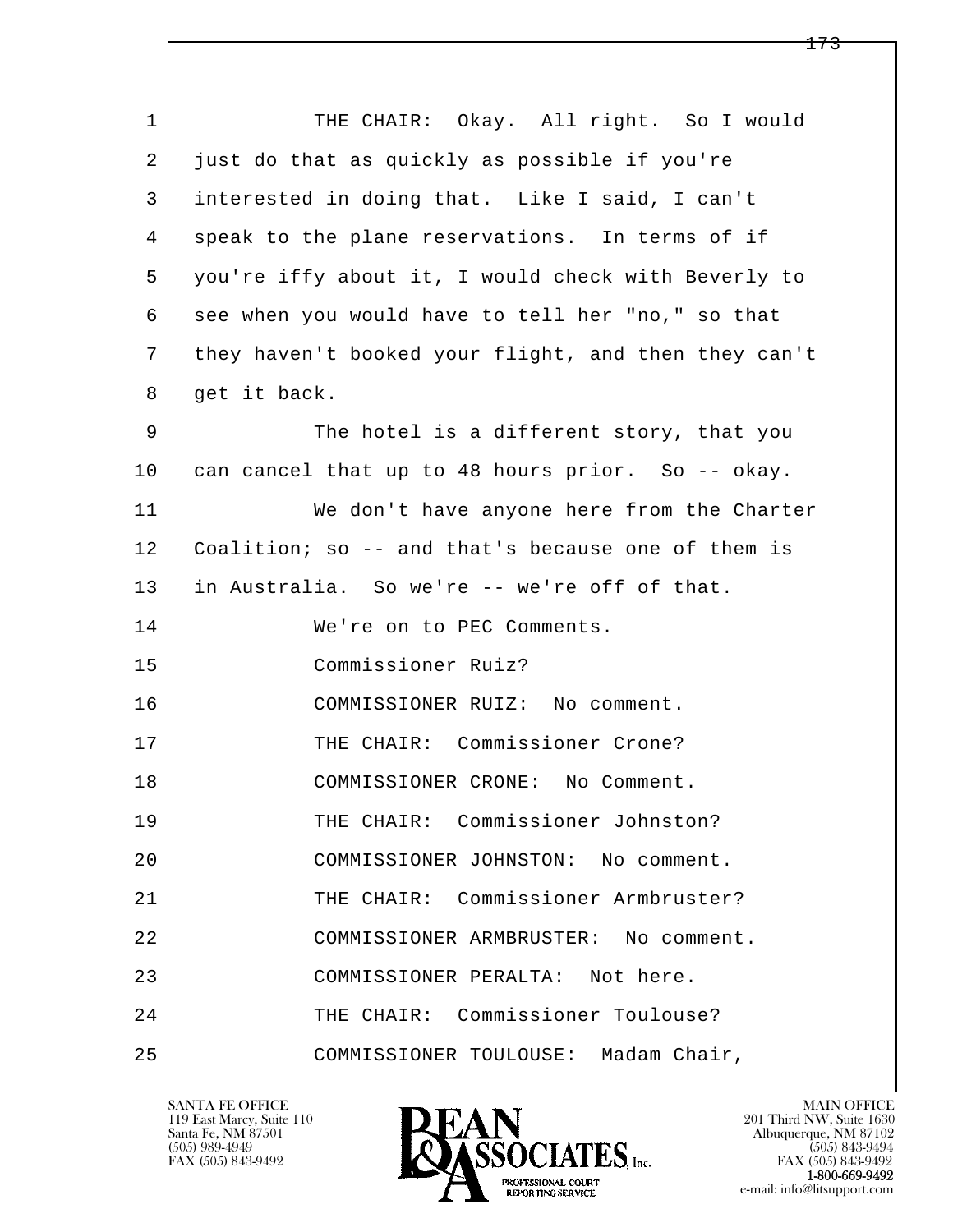THE CHAIR: Okay. All right. So I would just do that as quickly as possible if you're interested in doing that. Like I said, I can't speak to the plane reservations. In terms of if you're iffy about it, I would check with Beverly to see when you would have to tell her "no," so that they haven't booked your flight, and then they can't get it back.

The hotel is a different story, that you can cancel that up to 48 hours prior. So -- okay.

We don't have anyone here from the Charter Coalition; so -- and that's because one of them is in Australia. So we're -- we're off of that.

We're on to PEC Comments.

Commissioner Ruiz?

COMMISSIONER RUIZ: No comment.

THE CHAIR: Commissioner Crone?

COMMISSIONER CRONE: No Comment.

THE CHAIR: Commissioner Johnston?

COMMISSIONER JOHNSTON: No comment.

THE CHAIR: Commissioner Armbruster?

COMMISSIONER ARMBRUSTER: No comment.

COMMISSIONER PERALTA: Not here.

THE CHAIR: Commissioner Toulouse?

COMMISSIONER TOULOUSE: Madam Chair,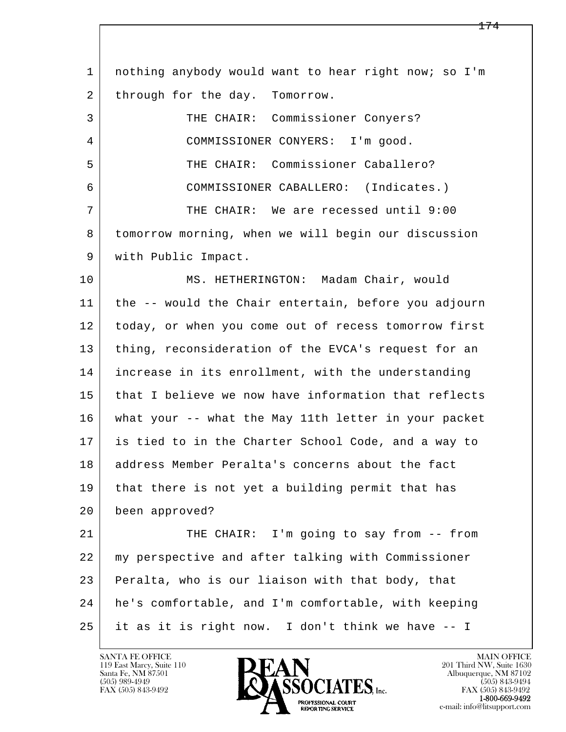1 nothing anybody would want to hear right now; so I'm
2 through for the day. Tomorrow.

3 THE CHAIR: Commissioner Conyers?

4 COMMISSIONER CONYERS: I'm good.

5 THE CHAIR: Commissioner Caballero?

6 COMMISSIONER CABALLERO: (Indicates.)

7 THE CHAIR: We are recessed until 9:00
8 tomorrow morning, when we will begin our discussion
9 with Public Impact.

10 MS. HETHERINGTON: Madam Chair, would
11 the -- would the Chair entertain, before you adjourn
12 today, or when you come out of recess tomorrow first
13 thing, reconsideration of the EVCA's request for an
14 increase in its enrollment, with the understanding
15 that I believe we now have information that reflects
16 what your -- what the May 11th letter in your packet
17 is tied to in the Charter School Code, and a way to
18 address Member Peralta's concerns about the fact
19 that there is not yet a building permit that has
20 been approved?

21 THE CHAIR: I'm going to say from -- from
22 my perspective and after talking with Commissioner
23 Peralta, who is our liaison with that body, that
24 he's comfortable, and I'm comfortable, with keeping
25 it as it is right now. I don't think we have -- I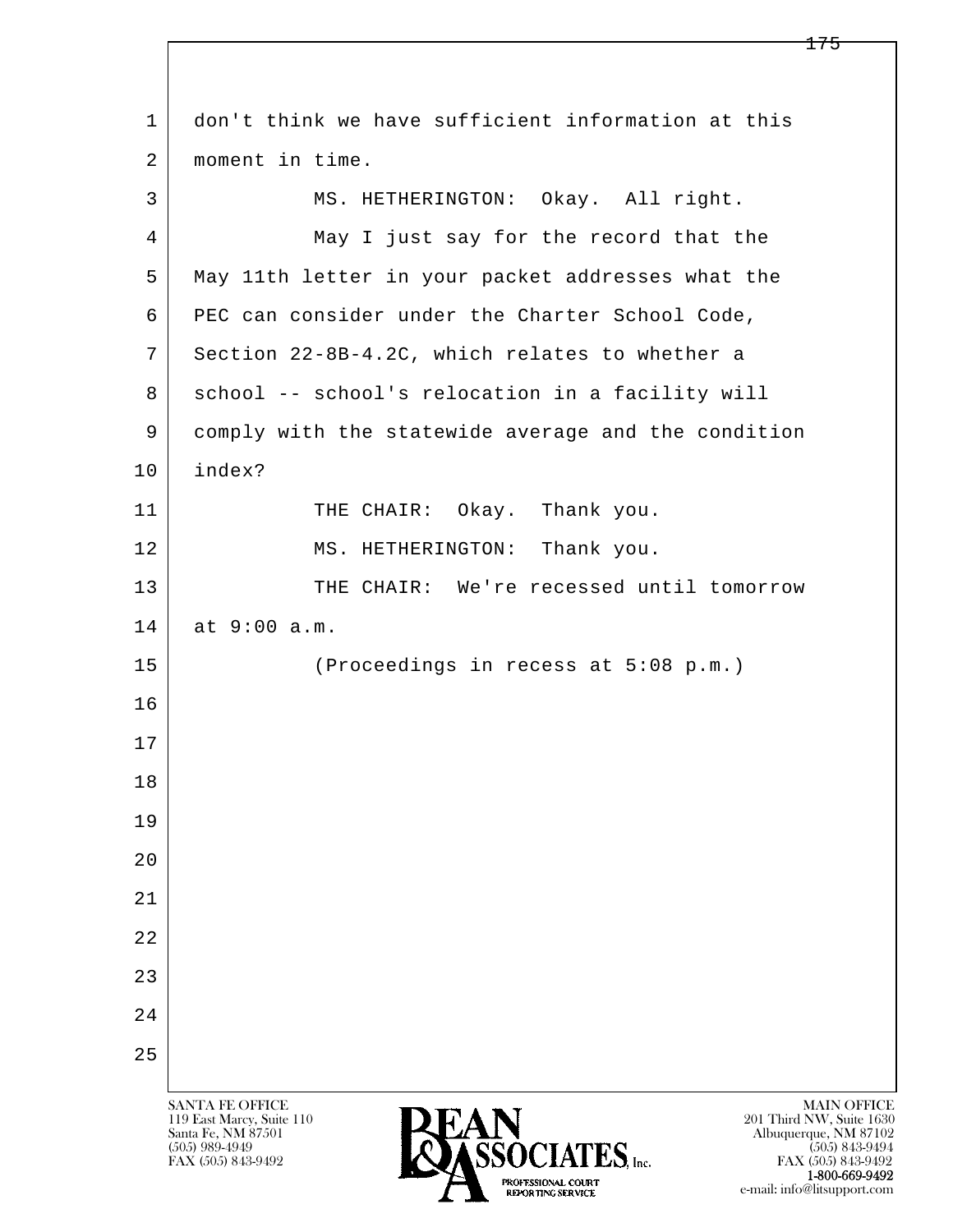don't think we have sufficient information at this moment in time.

MS. HETHERINGTON: Okay. All right.

May I just say for the record that the May 11th letter in your packet addresses what the PEC can consider under the Charter School Code, Section 22-8B-4.2C, which relates to whether a school -- school's relocation in a facility will comply with the statewide average and the condition index?

THE CHAIR: Okay. Thank you.

MS. HETHERINGTON: Thank you.

THE CHAIR: We're recessed until tomorrow at 9:00 a.m.

(Proceedings in recess at 5:08 p.m.)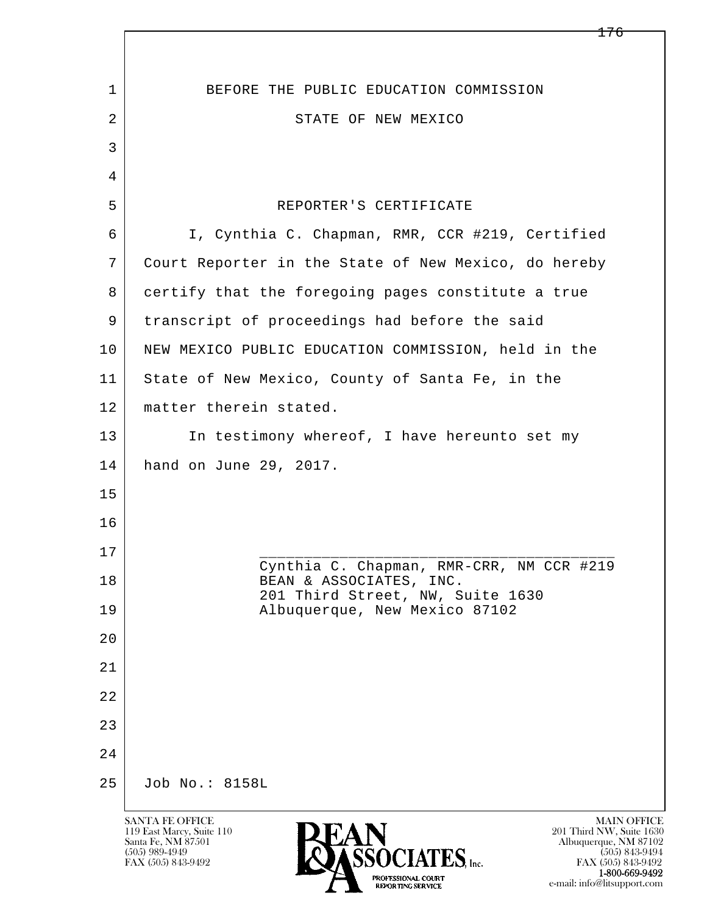BEFORE THE PUBLIC EDUCATION COMMISSION

STATE OF NEW MEXICO

REPORTER'S CERTIFICATE

I, Cynthia C. Chapman, RMR, CCR #219, Certified Court Reporter in the State of New Mexico, do hereby certify that the foregoing pages constitute a true transcript of proceedings had before the said NEW MEXICO PUBLIC EDUCATION COMMISSION, held in the State of New Mexico, County of Santa Fe, in the matter therein stated.

In testimony whereof, I have hereunto set my hand on June 29, 2017.

_________________________________________
Cynthia C. Chapman, RMR-CRR, NM CCR #219
BEAN & ASSOCIATES, INC.
201 Third Street, NW, Suite 1630
Albuquerque, New Mexico 87102

Job No.: 8158L